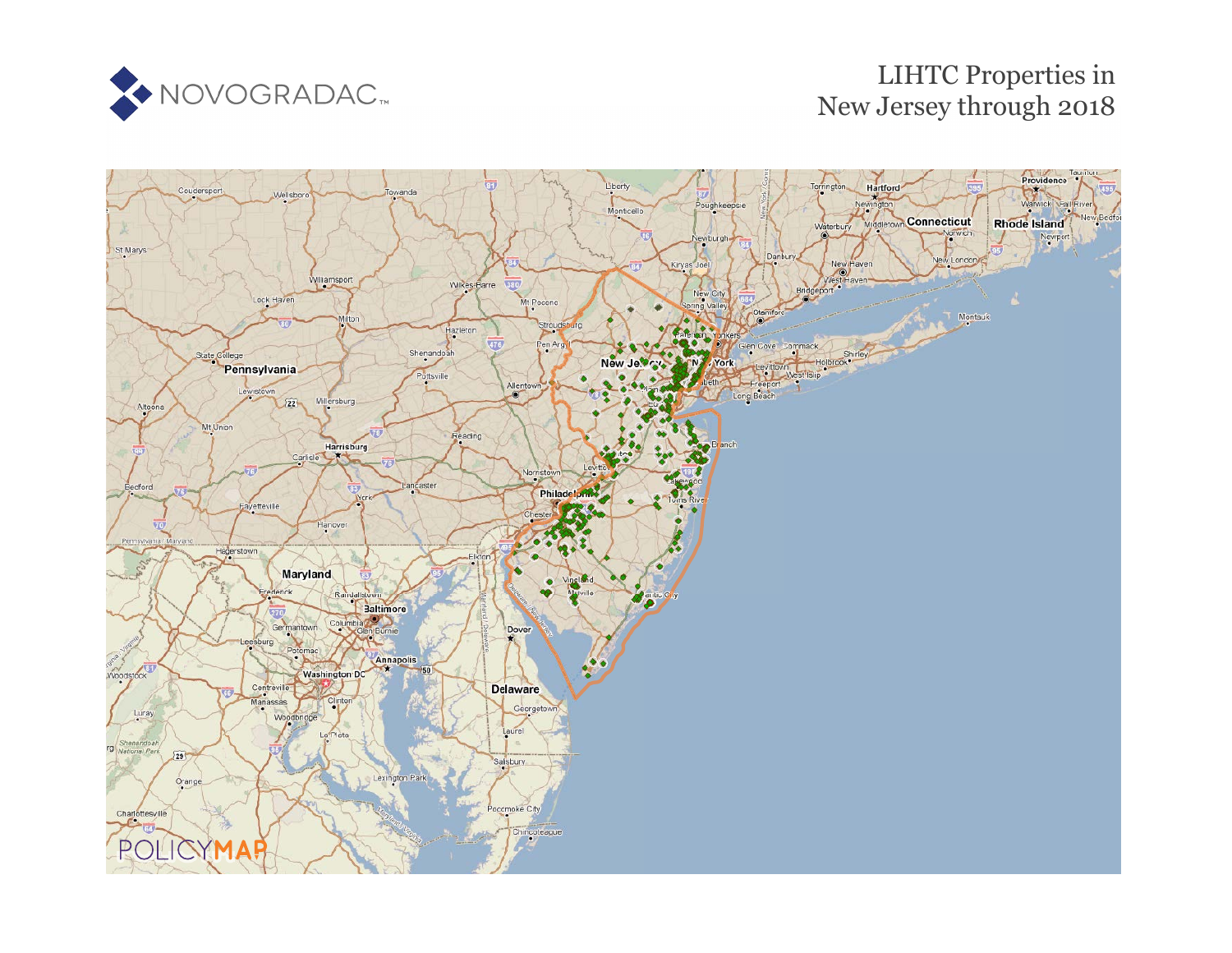NOVOGRADAC

# LIHTC Properties in New Jersey through 2018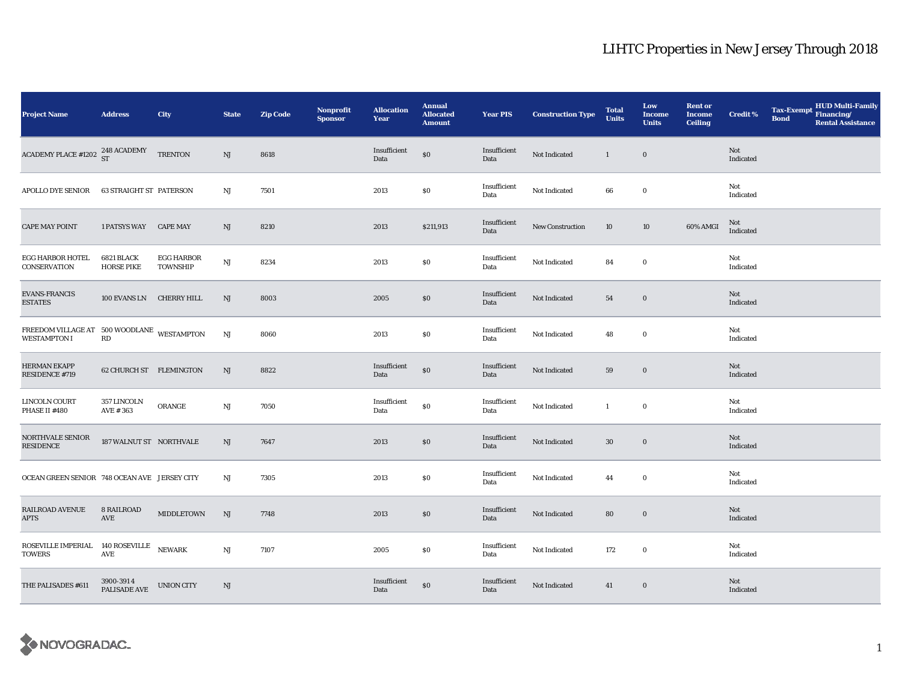# LIHTC Properties in New Jersey Through 2018

| Project Name | Address | City | State | Zip Code | Nonprofit Sponsor | Allocation Year | Annual Allocated Amount | Year PIS | Construction Type | Total Units | Low Income Units | Rent or Income Ceiling | Credit % | Tax-Exempt Bond | HUD Multi-Family Financing/ Rental Assistance |
|---|---|---|---|---|---|---|---|---|---|---|---|---|---|---|---|
| ACADEMY PLACE #1202 | 248 ACADEMY ST | TRENTON | NJ | 8618 | | Insufficient Data | $0 | Insufficient Data | Not Indicated | 1 | 0 | | Not Indicated | | |
| APOLLO DYE SENIOR | 63 STRAIGHT ST | PATERSON | NJ | 7501 | | 2013 | $0 | Insufficient Data | Not Indicated | 66 | 0 | | Not Indicated | | |
| CAPE MAY POINT | 1 PATSYS WAY | CAPE MAY | NJ | 8210 | | 2013 | $211,913 | Insufficient Data | New Construction | 10 | 10 | 60% AMGI | Not Indicated | | |
| EGG HARBOR HOTEL CONSERVATION | 6821 BLACK HORSE PIKE | EGG HARBOR TOWNSHIP | NJ | 8234 | | 2013 | $0 | Insufficient Data | Not Indicated | 84 | 0 | | Not Indicated | | |
| EVANS-FRANCIS ESTATES | 100 EVANS LN | CHERRY HILL | NJ | 8003 | | 2005 | $0 | Insufficient Data | Not Indicated | 54 | 0 | | Not Indicated | | |
| FREEDOM VILLAGE AT WESTAMPTON I | 500 WOODLANE RD | WESTAMPTON | NJ | 8060 | | 2013 | $0 | Insufficient Data | Not Indicated | 48 | 0 | | Not Indicated | | |
| HERMAN EKAPP RESIDENCE #719 | 62 CHURCH ST | FLEMINGTON | NJ | 8822 | | Insufficient Data | $0 | Insufficient Data | Not Indicated | 59 | 0 | | Not Indicated | | |
| LINCOLN COURT PHASE II #480 | 357 LINCOLN AVE # 363 | ORANGE | NJ | 7050 | | Insufficient Data | $0 | Insufficient Data | Not Indicated | 1 | 0 | | Not Indicated | | |
| NORTHVALE SENIOR RESIDENCE | 187 WALNUT ST | NORTHVALE | NJ | 7647 | | 2013 | $0 | Insufficient Data | Not Indicated | 30 | 0 | | Not Indicated | | |
| OCEAN GREEN SENIOR | 748 OCEAN AVE | JERSEY CITY | NJ | 7305 | | 2013 | $0 | Insufficient Data | Not Indicated | 44 | 0 | | Not Indicated | | |
| RAILROAD AVENUE APTS | 8 RAILROAD AVE | MIDDLETOWN | NJ | 7748 | | 2013 | $0 | Insufficient Data | Not Indicated | 80 | 0 | | Not Indicated | | |
| ROSEVILLE IMPERIAL TOWERS | 140 ROSEVILLE AVE | NEWARK | NJ | 7107 | | 2005 | $0 | Insufficient Data | Not Indicated | 172 | 0 | | Not Indicated | | |
| THE PALISADES #611 | 3900-3914 PALISADE AVE | UNION CITY | NJ | | | Insufficient Data | $0 | Insufficient Data | Not Indicated | 41 | 0 | | Not Indicated | | |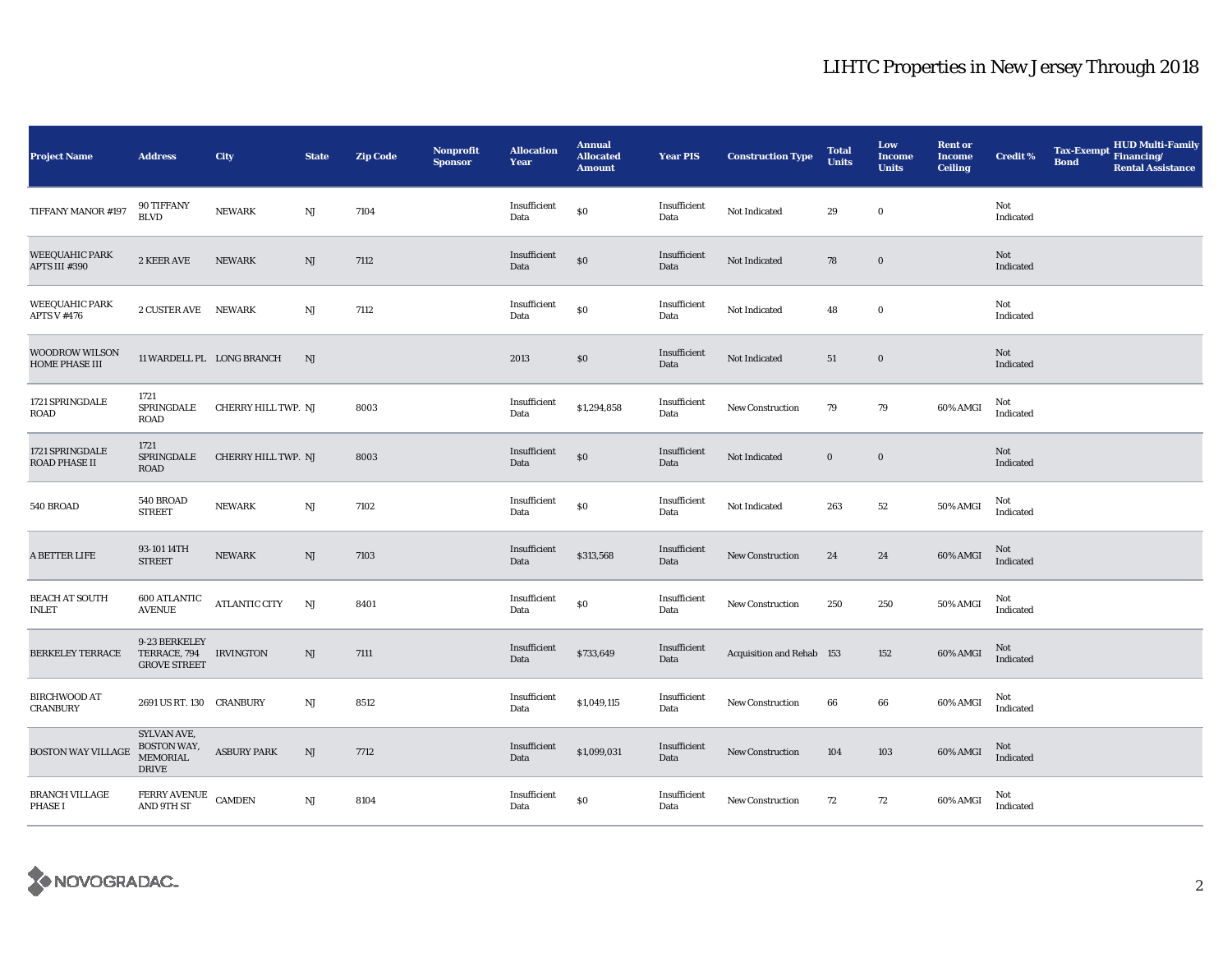# LIHTC Properties in New Jersey Through 2018

| Project Name | Address | City | State | Zip Code | Nonprofit Sponsor | Allocation Year | Annual Allocated Amount | Year PIS | Construction Type | Total Units | Low Income Units | Rent or Income Ceiling | Credit % | Tax-Exempt Bond | HUD Multi-Family Financing/ Rental Assistance |
|---|---|---|---|---|---|---|---|---|---|---|---|---|---|---|---|
| TIFFANY MANOR #197 | 90 TIFFANY BLVD | NEWARK | NJ | 7104 | | Insufficient Data | $0 | Insufficient Data | Not Indicated | 29 | 0 | | Not Indicated | | |
| WEEQUAHIC PARK APTS III #390 | 2 KEER AVE | NEWARK | NJ | 7112 | | Insufficient Data | $0 | Insufficient Data | Not Indicated | 78 | 0 | | Not Indicated | | |
| WEEQUAHIC PARK APTS V #476 | 2 CUSTER AVE | NEWARK | NJ | 7112 | | Insufficient Data | $0 | Insufficient Data | Not Indicated | 48 | 0 | | Not Indicated | | |
| WOODROW WILSON HOME PHASE III | 11 WARDELL PL | LONG BRANCH | NJ | | | 2013 | $0 | Insufficient Data | Not Indicated | 51 | 0 | | Not Indicated | | |
| 1721 SPRINGDALE ROAD | 1721 SPRINGDALE ROAD | CHERRY HILL TWP. | NJ | 8003 | | Insufficient Data | $1,294,858 | Insufficient Data | New Construction | 79 | 79 | 60% AMGI | Not Indicated | | |
| 1721 SPRINGDALE ROAD PHASE II | 1721 SPRINGDALE ROAD | CHERRY HILL TWP. | NJ | 8003 | | Insufficient Data | $0 | Insufficient Data | Not Indicated | 0 | 0 | | Not Indicated | | |
| 540 BROAD | 540 BROAD STREET | NEWARK | NJ | 7102 | | Insufficient Data | $0 | Insufficient Data | Not Indicated | 263 | 52 | 50% AMGI | Not Indicated | | |
| A BETTER LIFE | 93-101 14TH STREET | NEWARK | NJ | 7103 | | Insufficient Data | $313,568 | Insufficient Data | New Construction | 24 | 24 | 60% AMGI | Not Indicated | | |
| BEACH AT SOUTH INLET | 600 ATLANTIC AVENUE | ATLANTIC CITY | NJ | 8401 | | Insufficient Data | $0 | Insufficient Data | New Construction | 250 | 250 | 50% AMGI | Not Indicated | | |
| BERKELEY TERRACE | 9-23 BERKELEY TERRACE, 794 GROVE STREET | IRVINGTON | NJ | 7111 | | Insufficient Data | $733,649 | Insufficient Data | Acquisition and Rehab | 153 | 152 | 60% AMGI | Not Indicated | | |
| BIRCHWOOD AT CRANBURY | 2691 US RT. 130 | CRANBURY | NJ | 8512 | | Insufficient Data | $1,049,115 | Insufficient Data | New Construction | 66 | 66 | 60% AMGI | Not Indicated | | |
| BOSTON WAY VILLAGE | SYLVAN AVE, BOSTON WAY, MEMORIAL DRIVE | ASBURY PARK | NJ | 7712 | | Insufficient Data | $1,099,031 | Insufficient Data | New Construction | 104 | 103 | 60% AMGI | Not Indicated | | |
| BRANCH VILLAGE PHASE I | FERRY AVENUE AND 9TH ST | CAMDEN | NJ | 8104 | | Insufficient Data | $0 | Insufficient Data | New Construction | 72 | 72 | 60% AMGI | Not Indicated | | |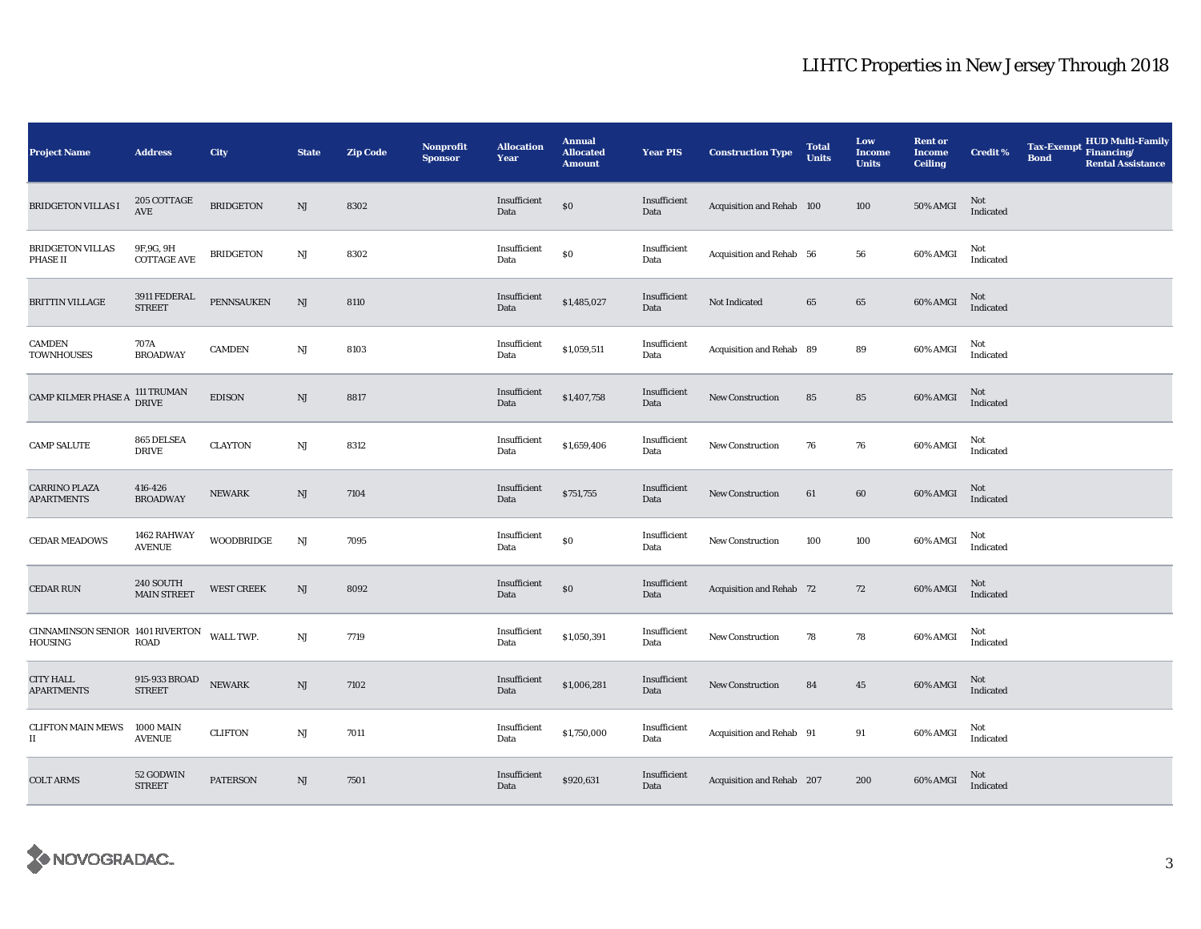# LIHTC Properties in New Jersey Through 2018

| Project Name | Address | City | State | Zip Code | Nonprofit Sponsor | Allocation Year | Annual Allocated Amount | Year PIS | Construction Type | Total Units | Low Income Units | Rent or Income Ceiling | Credit % | Tax-Exempt Bond | HUD Multi-Family Financing/ Rental Assistance |
|---|---|---|---|---|---|---|---|---|---|---|---|---|---|---|---|
| BRIDGETON VILLAS I | 205 COTTAGE AVE | BRIDGETON | NJ | 8302 | | Insufficient Data | $0 | Insufficient Data | Acquisition and Rehab | 100 | 100 | 50% AMGI | Not Indicated | | |
| BRIDGETON VILLAS PHASE II | 9F,9G, 9H COTTAGE AVE | BRIDGETON | NJ | 8302 | | Insufficient Data | $0 | Insufficient Data | Acquisition and Rehab | 56 | 56 | 60% AMGI | Not Indicated | | |
| BRITTIN VILLAGE | 3911 FEDERAL STREET | PENNSAUKEN | NJ | 8110 | | Insufficient Data | $1,485,027 | Insufficient Data | Not Indicated | 65 | 65 | 60% AMGI | Not Indicated | | |
| CAMDEN TOWNHOUSES | 707A BROADWAY | CAMDEN | NJ | 8103 | | Insufficient Data | $1,059,511 | Insufficient Data | Acquisition and Rehab | 89 | 89 | 60% AMGI | Not Indicated | | |
| CAMP KILMER PHASE A | 111 TRUMAN DRIVE | EDISON | NJ | 8817 | | Insufficient Data | $1,407,758 | Insufficient Data | New Construction | 85 | 85 | 60% AMGI | Not Indicated | | |
| CAMP SALUTE | 865 DELSEA DRIVE | CLAYTON | NJ | 8312 | | Insufficient Data | $1,659,406 | Insufficient Data | New Construction | 76 | 76 | 60% AMGI | Not Indicated | | |
| CARRINO PLAZA APARTMENTS | 416-426 BROADWAY | NEWARK | NJ | 7104 | | Insufficient Data | $751,755 | Insufficient Data | New Construction | 61 | 60 | 60% AMGI | Not Indicated | | |
| CEDAR MEADOWS | 1462 RAHWAY AVENUE | WOODBRIDGE | NJ | 7095 | | Insufficient Data | $0 | Insufficient Data | New Construction | 100 | 100 | 60% AMGI | Not Indicated | | |
| CEDAR RUN | 240 SOUTH MAIN STREET | WEST CREEK | NJ | 8092 | | Insufficient Data | $0 | Insufficient Data | Acquisition and Rehab | 72 | 72 | 60% AMGI | Not Indicated | | |
| CINNAMINSON SENIOR HOUSING | 1401 RIVERTON ROAD | WALL TWP. | NJ | 7719 | | Insufficient Data | $1,050,391 | Insufficient Data | New Construction | 78 | 78 | 60% AMGI | Not Indicated | | |
| CITY HALL APARTMENTS | 915-933 BROAD STREET | NEWARK | NJ | 7102 | | Insufficient Data | $1,006,281 | Insufficient Data | New Construction | 84 | 45 | 60% AMGI | Not Indicated | | |
| CLIFTON MAIN MEWS II | 1000 MAIN AVENUE | CLIFTON | NJ | 7011 | | Insufficient Data | $1,750,000 | Insufficient Data | Acquisition and Rehab | 91 | 91 | 60% AMGI | Not Indicated | | |
| COLT ARMS | 52 GODWIN STREET | PATERSON | NJ | 7501 | | Insufficient Data | $920,631 | Insufficient Data | Acquisition and Rehab | 207 | 200 | 60% AMGI | Not Indicated | | |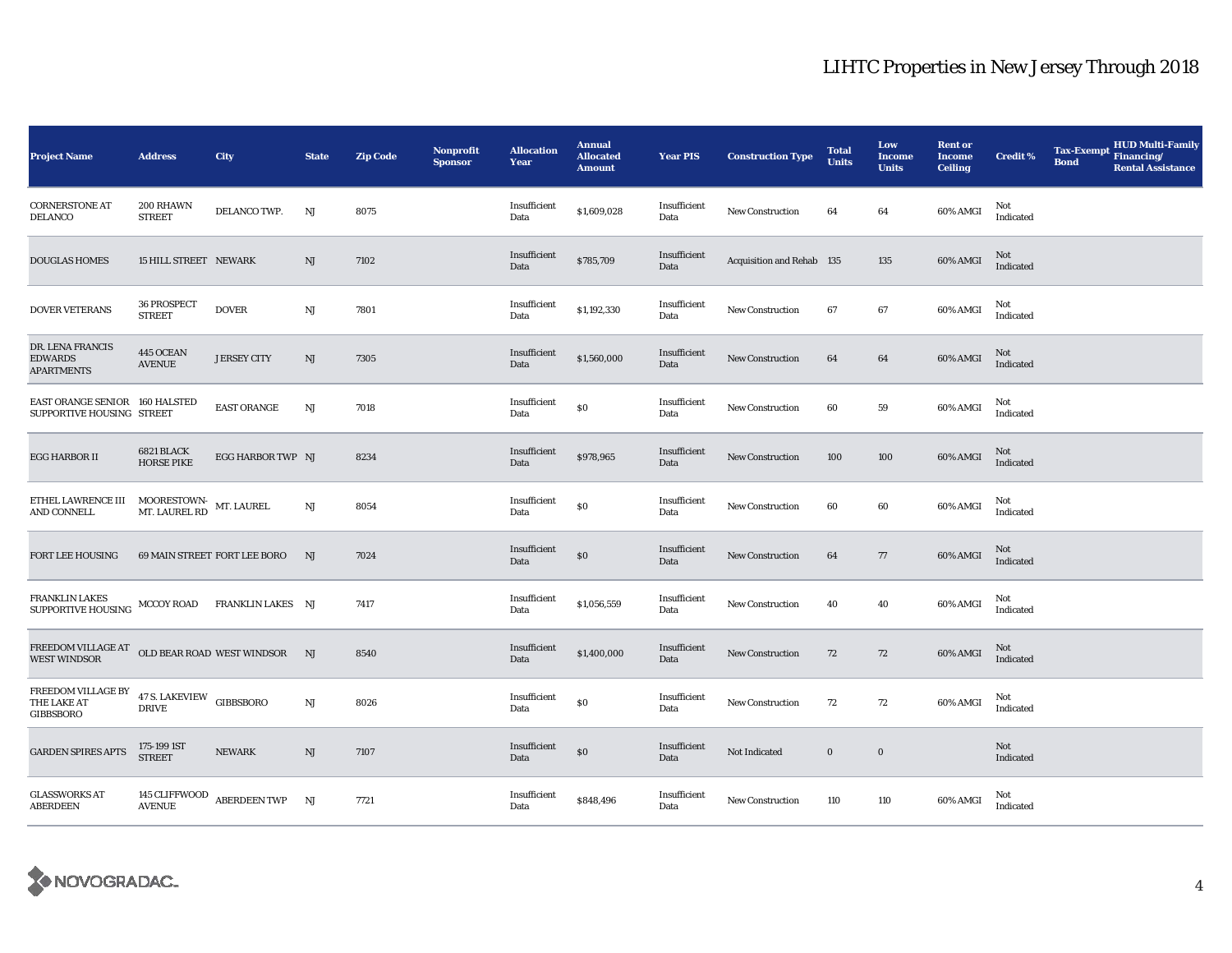# LIHTC Properties in New Jersey Through 2018

| Project Name | Address | City | State | Zip Code | Nonprofit Sponsor | Allocation Year | Annual Allocated Amount | Year PIS | Construction Type | Total Units | Low Income Units | Rent or Income Ceiling | Credit % | Tax-Exempt Bond | HUD Multi-Family Financing/ Rental Assistance |
|---|---|---|---|---|---|---|---|---|---|---|---|---|---|---|---|
| CORNERSTONE AT DELANCO | 200 RHAWN STREET | DELANCO TWP. | NJ | 8075 | | Insufficient Data | $1,609,028 | Insufficient Data | New Construction | 64 | 64 | 60% AMGI | Not Indicated | | |
| DOUGLAS HOMES | 15 HILL STREET | NEWARK | NJ | 7102 | | Insufficient Data | $785,709 | Insufficient Data | Acquisition and Rehab | 135 | 135 | 60% AMGI | Not Indicated | | |
| DOVER VETERANS | 36 PROSPECT STREET | DOVER | NJ | 7801 | | Insufficient Data | $1,192,330 | Insufficient Data | New Construction | 67 | 67 | 60% AMGI | Not Indicated | | |
| DR. LENA FRANCIS EDWARDS APARTMENTS | 445 OCEAN AVENUE | JERSEY CITY | NJ | 7305 | | Insufficient Data | $1,560,000 | Insufficient Data | New Construction | 64 | 64 | 60% AMGI | Not Indicated | | |
| EAST ORANGE SENIOR SUPPORTIVE HOUSING | 160 HALSTED STREET | EAST ORANGE | NJ | 7018 | | Insufficient Data | $0 | Insufficient Data | New Construction | 60 | 59 | 60% AMGI | Not Indicated | | |
| EGG HARBOR II | 6821 BLACK HORSE PIKE | EGG HARBOR TWP | NJ | 8234 | | Insufficient Data | $978,965 | Insufficient Data | New Construction | 100 | 100 | 60% AMGI | Not Indicated | | |
| ETHEL LAWRENCE III AND CONNELL | MOORESTOWN-MT. LAUREL RD | MT. LAUREL | NJ | 8054 | | Insufficient Data | $0 | Insufficient Data | New Construction | 60 | 60 | 60% AMGI | Not Indicated | | |
| FORT LEE HOUSING | 69 MAIN STREET | FORT LEE BORO | NJ | 7024 | | Insufficient Data | $0 | Insufficient Data | New Construction | 64 | 77 | 60% AMGI | Not Indicated | | |
| FRANKLIN LAKES SUPPORTIVE HOUSING | MCCOY ROAD | FRANKLIN LAKES | NJ | 7417 | | Insufficient Data | $1,056,559 | Insufficient Data | New Construction | 40 | 40 | 60% AMGI | Not Indicated | | |
| FREEDOM VILLAGE AT WEST WINDSOR | OLD BEAR ROAD | WEST WINDSOR | NJ | 8540 | | Insufficient Data | $1,400,000 | Insufficient Data | New Construction | 72 | 72 | 60% AMGI | Not Indicated | | |
| FREEDOM VILLAGE BY THE LAKE AT GIBBSBORO | 47 S. LAKEVIEW DRIVE | GIBBSBORO | NJ | 8026 | | Insufficient Data | $0 | Insufficient Data | New Construction | 72 | 72 | 60% AMGI | Not Indicated | | |
| GARDEN SPIRES APTS | 175-199 1ST STREET | NEWARK | NJ | 7107 | | Insufficient Data | $0 | Insufficient Data | Not Indicated | 0 | 0 | | Not Indicated | | |
| GLASSWORKS AT ABERDEEN | 145 CLIFFWOOD AVENUE | ABERDEEN TWP | NJ | 7721 | | Insufficient Data | $848,496 | Insufficient Data | New Construction | 110 | 110 | 60% AMGI | Not Indicated | | |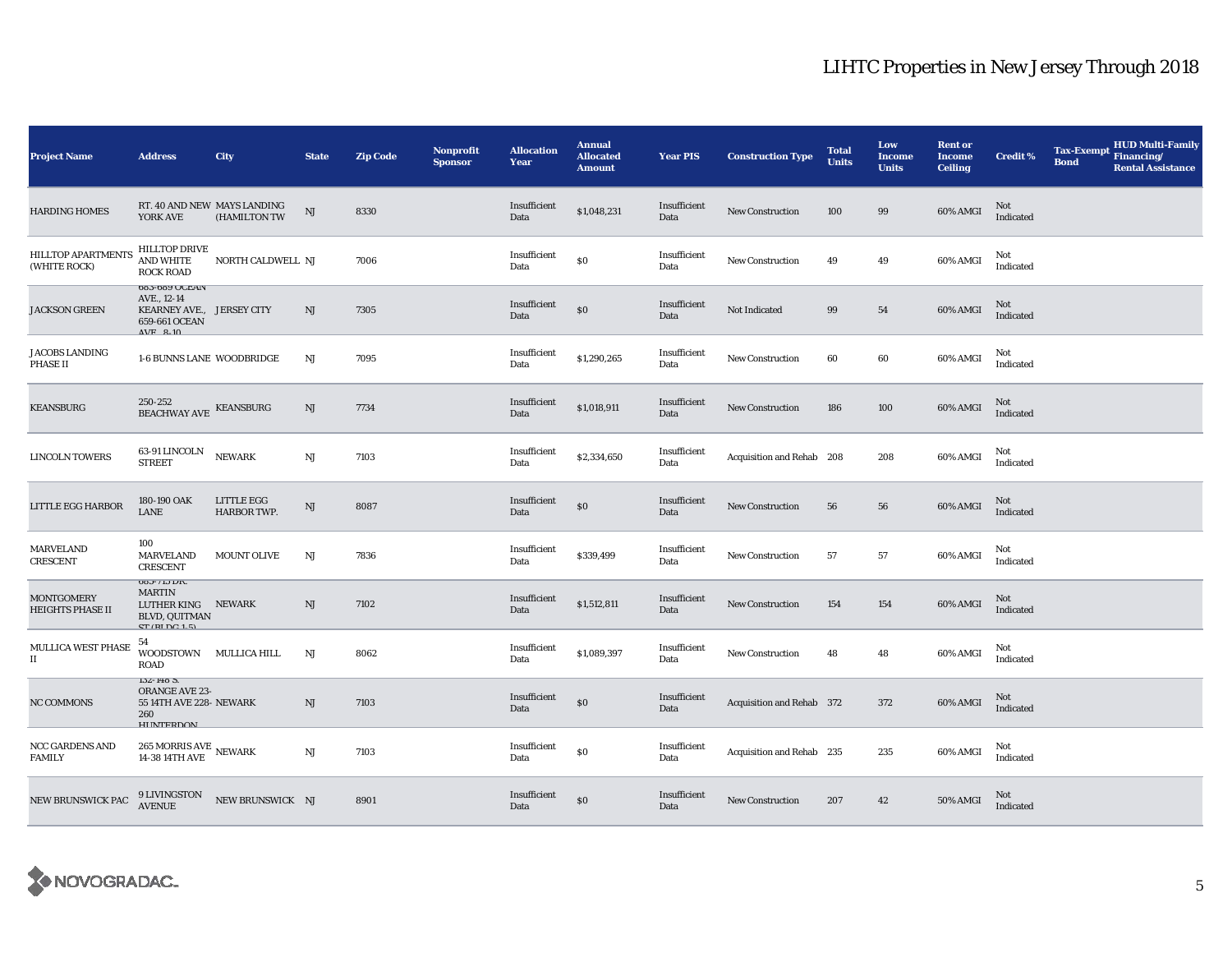# LIHTC Properties in New Jersey Through 2018

| Project Name | Address | City | State | Zip Code | Nonprofit Sponsor | Allocation Year | Annual Allocated Amount | Year PIS | Construction Type | Total Units | Low Income Units | Rent or Income Ceiling | Credit % | Tax-Exempt Bond | HUD Multi-Family Financing/ Rental Assistance |
|---|---|---|---|---|---|---|---|---|---|---|---|---|---|---|---|
| HARDING HOMES | RT. 40 AND NEW YORK AVE | MAYS LANDING (HAMILTON TW | NJ | 8330 | | Insufficient Data | $1,048,231 | Insufficient Data | New Construction | 100 | 99 | 60% AMGI | Not Indicated | | |
| HILLTOP APARTMENTS (WHITE ROCK) | HILLTOP DRIVE AND WHITE ROCK ROAD | NORTH CALDWELL | NJ | 7006 | | Insufficient Data | $0 | Insufficient Data | New Construction | 49 | 49 | 60% AMGI | Not Indicated | | |
| JACKSON GREEN | 683-689 OCEAN AVE., 12-14 KEARNEY AVE., 659-661 OCEAN AVE., 8-10 | JERSEY CITY | NJ | 7305 | | Insufficient Data | $0 | Insufficient Data | Not Indicated | 99 | 54 | 60% AMGI | Not Indicated | | |
| JACOBS LANDING PHASE II | 1-6 BUNNS LANE | WOODBRIDGE | NJ | 7095 | | Insufficient Data | $1,290,265 | Insufficient Data | New Construction | 60 | 60 | 60% AMGI | Not Indicated | | |
| KEANSBURG | 250-252 BEACHWAY AVE | KEANSBURG | NJ | 7734 | | Insufficient Data | $1,018,911 | Insufficient Data | New Construction | 186 | 100 | 60% AMGI | Not Indicated | | |
| LINCOLN TOWERS | 63-91 LINCOLN STREET | NEWARK | NJ | 7103 | | Insufficient Data | $2,334,650 | Insufficient Data | Acquisition and Rehab | 208 | 208 | 60% AMGI | Not Indicated | | |
| LITTLE EGG HARBOR | 180-190 OAK LANE | LITTLE EGG HARBOR TWP. | NJ | 8087 | | Insufficient Data | $0 | Insufficient Data | New Construction | 56 | 56 | 60% AMGI | Not Indicated | | |
| MARVELAND CRESCENT | 100 MARVELAND CRESCENT | MOUNT OLIVE | NJ | 7836 | | Insufficient Data | $339,499 | Insufficient Data | New Construction | 57 | 57 | 60% AMGI | Not Indicated | | |
| MONTGOMERY HEIGHTS PHASE II | 683-713 DR. MARTIN LUTHER KING BLVD, QUITMAN ST (BLDG 1-5) | NEWARK | NJ | 7102 | | Insufficient Data | $1,512,811 | Insufficient Data | New Construction | 154 | 154 | 60% AMGI | Not Indicated | | |
| MULLICA WEST PHASE II | 54 WOODSTOWN ROAD | MULLICA HILL | NJ | 8062 | | Insufficient Data | $1,089,397 | Insufficient Data | New Construction | 48 | 48 | 60% AMGI | Not Indicated | | |
| NC COMMONS | 132-148 S. ORANGE AVE 23-55 14TH AVE 228-260 HUNTERDON | NEWARK | NJ | 7103 | | Insufficient Data | $0 | Insufficient Data | Acquisition and Rehab | 372 | 372 | 60% AMGI | Not Indicated | | |
| NCC GARDENS AND FAMILY | 265 MORRIS AVE 14-38 14TH AVE | NEWARK | NJ | 7103 | | Insufficient Data | $0 | Insufficient Data | Acquisition and Rehab | 235 | 235 | 60% AMGI | Not Indicated | | |
| NEW BRUNSWICK PAC | 9 LIVINGSTON AVENUE | NEW BRUNSWICK | NJ | 8901 | | Insufficient Data | $0 | Insufficient Data | New Construction | 207 | 42 | 50% AMGI | Not Indicated | | |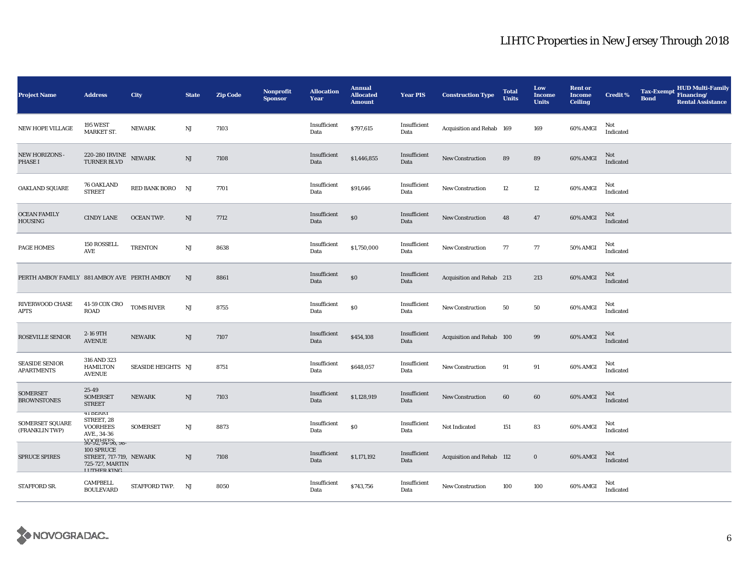# LIHTC Properties in New Jersey Through 2018

| Project Name | Address | City | State | Zip Code | Nonprofit Sponsor | Allocation Year | Annual Allocated Amount | Year PIS | Construction Type | Total Units | Low Income Units | Rent or Income Ceiling | Credit % | Tax-Exempt Bond | HUD Multi-Family Financing/ Rental Assistance |
|---|---|---|---|---|---|---|---|---|---|---|---|---|---|---|---|
| NEW HOPE VILLAGE | 195 WEST MARKET ST. | NEWARK | NJ | 7103 | | Insufficient Data | $797,615 | Insufficient Data | Acquisition and Rehab | 169 | 169 | 60% AMGI | Not Indicated | | |
| NEW HORIZONS - PHASE I | 220-280 IRVINE TURNER BLVD | NEWARK | NJ | 7108 | | Insufficient Data | $1,446,855 | Insufficient Data | New Construction | 89 | 89 | 60% AMGI | Not Indicated | | |
| OAKLAND SQUARE | 76 OAKLAND STREET | RED BANK BORO | NJ | 7701 | | Insufficient Data | $91,646 | Insufficient Data | New Construction | 12 | 12 | 60% AMGI | Not Indicated | | |
| OCEAN FAMILY HOUSING | CINDY LANE | OCEAN TWP. | NJ | 7712 | | Insufficient Data | $0 | Insufficient Data | New Construction | 48 | 47 | 60% AMGI | Not Indicated | | |
| PAGE HOMES | 150 ROSSELL AVE | TRENTON | NJ | 8638 | | Insufficient Data | $1,750,000 | Insufficient Data | New Construction | 77 | 77 | 50% AMGI | Not Indicated | | |
| PERTH AMBOY FAMILY | 881 AMBOY AVE | PERTH AMBOY | NJ | 8861 | | Insufficient Data | $0 | Insufficient Data | Acquisition and Rehab | 213 | 213 | 60% AMGI | Not Indicated | | |
| RIVERWOOD CHASE APTS | 41-59 COX CRO ROAD | TOMS RIVER | NJ | 8755 | | Insufficient Data | $0 | Insufficient Data | New Construction | 50 | 50 | 60% AMGI | Not Indicated | | |
| ROSEVILLE SENIOR | 2-16 9TH AVENUE | NEWARK | NJ | 7107 | | Insufficient Data | $454,108 | Insufficient Data | Acquisition and Rehab | 100 | 99 | 60% AMGI | Not Indicated | | |
| SEASIDE SENIOR APARTMENTS | 316 AND 323 HAMILTON AVENUE | SEASIDE HEIGHTS | NJ | 8751 | | Insufficient Data | $648,057 | Insufficient Data | New Construction | 91 | 91 | 60% AMGI | Not Indicated | | |
| SOMERSET BROWNSTONES | 25-49 SOMERSET STREET | NEWARK | NJ | 7103 | | Insufficient Data | $1,128,919 | Insufficient Data | New Construction | 60 | 60 | 60% AMGI | Not Indicated | | |
| SOMERSET SQUARE (FRANKLIN TWP) | 41 BERRY STREET, 28 VOORHEES AVE., 34-36 VOORHEES | SOMERSET | NJ | 8873 | | Insufficient Data | $0 | Insufficient Data | Not Indicated | 151 | 83 | 60% AMGI | Not Indicated | | |
| SPRUCE SPIRES | 90-92, 94-96, 98-100 SPRUCE STREET, 717-719, 725-727, MARTIN LUTHER KING | NEWARK | NJ | 7108 | | Insufficient Data | $1,171,192 | Insufficient Data | Acquisition and Rehab | 112 | 0 | 60% AMGI | Not Indicated | | |
| STAFFORD SR. | CAMPBELL BOULEVARD | STAFFORD TWP. | NJ | 8050 | | Insufficient Data | $743,756 | Insufficient Data | New Construction | 100 | 100 | 60% AMGI | Not Indicated | | |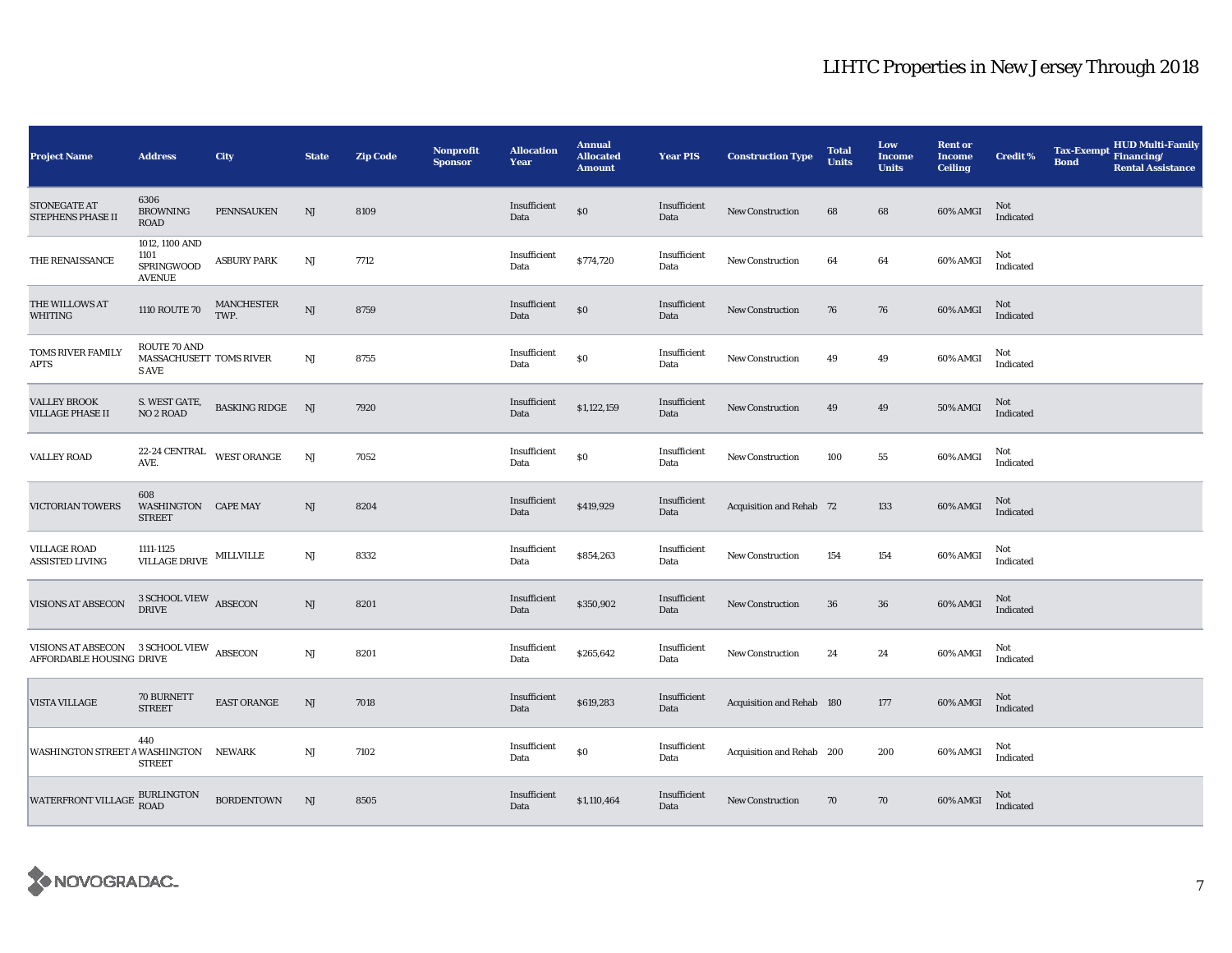# LIHTC Properties in New Jersey Through 2018

| Project Name | Address | City | State | Zip Code | Nonprofit Sponsor | Allocation Year | Annual Allocated Amount | Year PIS | Construction Type | Total Units | Low Income Units | Rent or Income Ceiling | Credit % | Tax-Exempt Bond | HUD Multi-Family Financing/ Rental Assistance |
|---|---|---|---|---|---|---|---|---|---|---|---|---|---|---|---|
| STONEGATE AT STEPHENS PHASE II | 6306 BROWNING ROAD | PENNSAUKEN | NJ | 8109 | | Insufficient Data | $0 | Insufficient Data | New Construction | 68 | 68 | 60% AMGI | Not Indicated | | |
| THE RENAISSANCE | 1012, 1100 AND 1101 SPRINGWOOD AVENUE | ASBURY PARK | NJ | 7712 | | Insufficient Data | $774,720 | Insufficient Data | New Construction | 64 | 64 | 60% AMGI | Not Indicated | | |
| THE WILLOWS AT WHITING | 1110 ROUTE 70 | MANCHESTER TWP. | NJ | 8759 | | Insufficient Data | $0 | Insufficient Data | New Construction | 76 | 76 | 60% AMGI | Not Indicated | | |
| TOMS RIVER FAMILY APTS | ROUTE 70 AND MASSACHUSETTS AVE | TOMS RIVER | NJ | 8755 | | Insufficient Data | $0 | Insufficient Data | New Construction | 49 | 49 | 60% AMGI | Not Indicated | | |
| VALLEY BROOK VILLAGE PHASE II | S. WEST GATE, NO 2 ROAD | BASKING RIDGE | NJ | 7920 | | Insufficient Data | $1,122,159 | Insufficient Data | New Construction | 49 | 49 | 50% AMGI | Not Indicated | | |
| VALLEY ROAD | 22-24 CENTRAL AVE. | WEST ORANGE | NJ | 7052 | | Insufficient Data | $0 | Insufficient Data | New Construction | 100 | 55 | 60% AMGI | Not Indicated | | |
| VICTORIAN TOWERS | 608 WASHINGTON STREET | CAPE MAY | NJ | 8204 | | Insufficient Data | $419,929 | Insufficient Data | Acquisition and Rehab | 72 | 133 | 60% AMGI | Not Indicated | | |
| VILLAGE ROAD ASSISTED LIVING | 1111-1125 VILLAGE DRIVE | MILLVILLE | NJ | 8332 | | Insufficient Data | $854,263 | Insufficient Data | New Construction | 154 | 154 | 60% AMGI | Not Indicated | | |
| VISIONS AT ABSECON | 3 SCHOOL VIEW DRIVE | ABSECON | NJ | 8201 | | Insufficient Data | $350,902 | Insufficient Data | New Construction | 36 | 36 | 60% AMGI | Not Indicated | | |
| VISIONS AT ABSECON AFFORDABLE HOUSING | 3 SCHOOL VIEW DRIVE | ABSECON | NJ | 8201 | | Insufficient Data | $265,642 | Insufficient Data | New Construction | 24 | 24 | 60% AMGI | Not Indicated | | |
| VISTA VILLAGE | 70 BURNETT STREET | EAST ORANGE | NJ | 7018 | | Insufficient Data | $619,283 | Insufficient Data | Acquisition and Rehab | 180 | 177 | 60% AMGI | Not Indicated | | |
| WASHINGTON STREET A | 440 WASHINGTON STREET | NEWARK | NJ | 7102 | | Insufficient Data | $0 | Insufficient Data | Acquisition and Rehab | 200 | 200 | 60% AMGI | Not Indicated | | |
| WATERFRONT VILLAGE | BURLINGTON ROAD | BORDENTOWN | NJ | 8505 | | Insufficient Data | $1,110,464 | Insufficient Data | New Construction | 70 | 70 | 60% AMGI | Not Indicated | | |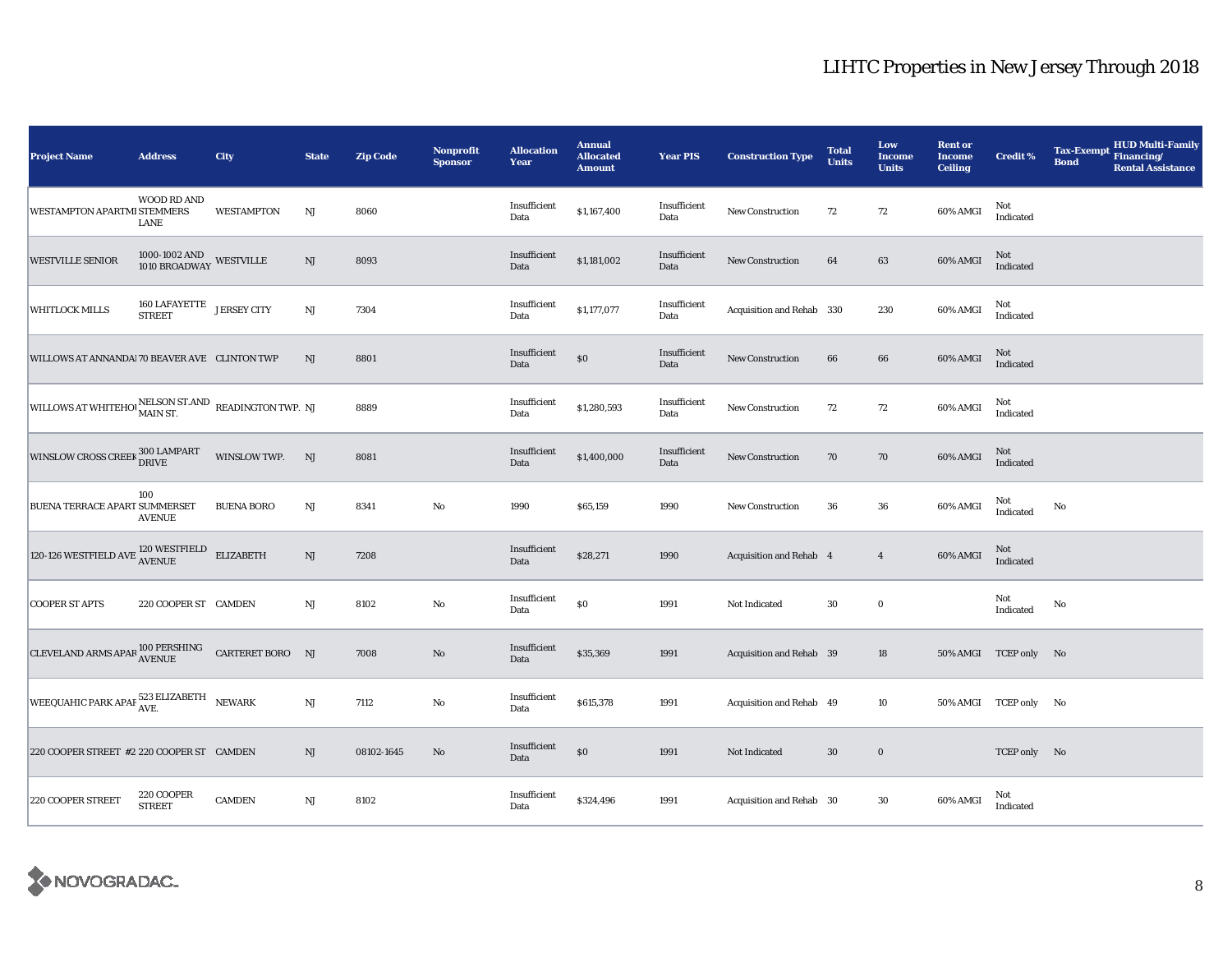# LIHTC Properties in New Jersey Through 2018

| Project Name | Address | City | State | Zip Code | Nonprofit Sponsor | Allocation Year | Annual Allocated Amount | Year PIS | Construction Type | Total Units | Low Income Units | Rent or Income Ceiling | Credit % | Tax-Exempt Bond | HUD Multi-Family Financing/ Rental Assistance |
|---|---|---|---|---|---|---|---|---|---|---|---|---|---|---|---|
| WESTAMPTON APARTMI | WOOD RD AND STEMMERS LANE | WESTAMPTON | NJ | 8060 | | Insufficient Data | $1,167,400 | Insufficient Data | New Construction | 72 | 72 | 60% AMGI | Not Indicated | | |
| WESTVILLE SENIOR | 1000-1002 AND 1010 BROADWAY | WESTVILLE | NJ | 8093 | | Insufficient Data | $1,181,002 | Insufficient Data | New Construction | 64 | 63 | 60% AMGI | Not Indicated | | |
| WHITLOCK MILLS | 160 LAFAYETTE STREET | JERSEY CITY | NJ | 7304 | | Insufficient Data | $1,177,077 | Insufficient Data | Acquisition and Rehab | 330 | 230 | 60% AMGI | Not Indicated | | |
| WILLOWS AT ANNANDAI | 70 BEAVER AVE | CLINTON TWP | NJ | 8801 | | Insufficient Data | $0 | Insufficient Data | New Construction | 66 | 66 | 60% AMGI | Not Indicated | | |
| WILLOWS AT WHITEHOU | NELSON ST.AND MAIN ST. | READINGTON TWP. | NJ | 8889 | | Insufficient Data | $1,280,593 | Insufficient Data | New Construction | 72 | 72 | 60% AMGI | Not Indicated | | |
| WINSLOW CROSS CREEK | 300 LAMPART DRIVE | WINSLOW TWP. | NJ | 8081 | | Insufficient Data | $1,400,000 | Insufficient Data | New Construction | 70 | 70 | 60% AMGI | Not Indicated | | |
| BUENA TERRACE APART | 100 SUMMERSET AVENUE | BUENA BORO | NJ | 8341 | No | 1990 | $65,159 | 1990 | New Construction | 36 | 36 | 60% AMGI | Not Indicated | No | |
| 120-126 WESTFIELD AVE | 120 WESTFIELD AVENUE | ELIZABETH | NJ | 7208 | | Insufficient Data | $28,271 | 1990 | Acquisition and Rehab | 4 | 4 | 60% AMGI | Not Indicated | | |
| COOPER ST APTS | 220 COOPER ST | CAMDEN | NJ | 8102 | No | Insufficient Data | $0 | 1991 | Not Indicated | 30 | 0 | | Not Indicated | No | |
| CLEVELAND ARMS APAR | 100 PERSHING AVENUE | CARTERET BORO | NJ | 7008 | No | Insufficient Data | $35,369 | 1991 | Acquisition and Rehab | 39 | 18 | 50% AMGI | TCEP only | No | |
| WEEQUAHIC PARK APAF | 523 ELIZABETH AVE. | NEWARK | NJ | 7112 | No | Insufficient Data | $615,378 | 1991 | Acquisition and Rehab | 49 | 10 | 50% AMGI | TCEP only | No | |
| 220 COOPER STREET #2 | 220 COOPER ST | CAMDEN | NJ | 08102-1645 | No | Insufficient Data | $0 | 1991 | Not Indicated | 30 | 0 | | TCEP only | No | |
| 220 COOPER STREET | 220 COOPER STREET | CAMDEN | NJ | 8102 | | Insufficient Data | $324,496 | 1991 | Acquisition and Rehab | 30 | 30 | 60% AMGI | Not Indicated | | |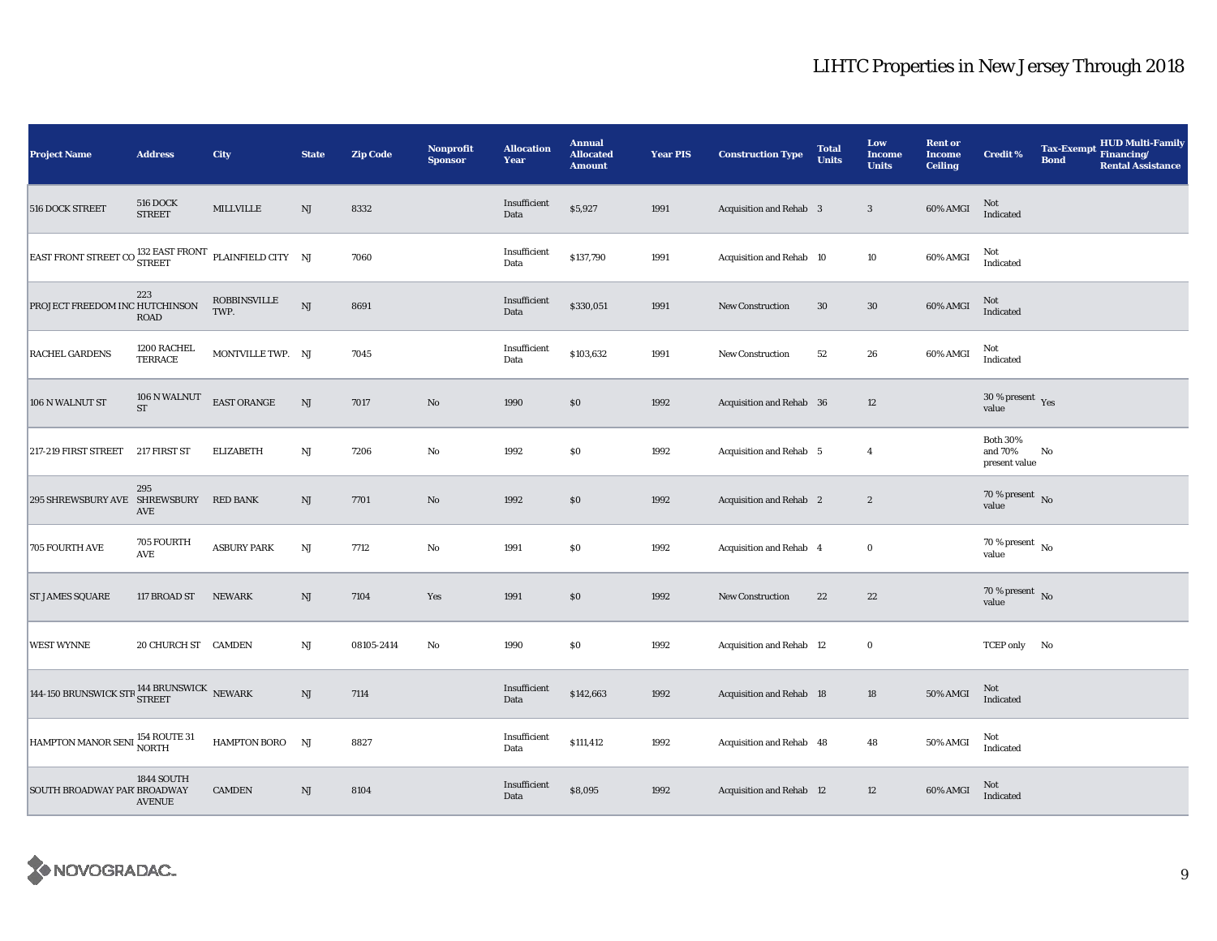# LIHTC Properties in New Jersey Through 2018

| Project Name | Address | City | State | Zip Code | Nonprofit Sponsor | Allocation Year | Annual Allocated Amount | Year PIS | Construction Type | Total Units | Low Income Units | Rent or Income Ceiling | Credit % | Tax-Exempt Bond | HUD Multi-Family Financing/ Rental Assistance |
|---|---|---|---|---|---|---|---|---|---|---|---|---|---|---|---|
| 516 DOCK STREET | 516 DOCK STREET | MILLVILLE | NJ | 8332 | | Insufficient Data | $5,927 | 1991 | Acquisition and Rehab | 3 | 3 | 60% AMGI | Not Indicated | | |
| EAST FRONT STREET CO | 132 EAST FRONT STREET | PLAINFIELD CITY | NJ | 7060 | | Insufficient Data | $137,790 | 1991 | Acquisition and Rehab | 10 | 10 | 60% AMGI | Not Indicated | | |
| PROJECT FREEDOM INC | 223 HUTCHINSON ROAD | ROBBINSVILLE TWP. | NJ | 8691 | | Insufficient Data | $330,051 | 1991 | New Construction | 30 | 30 | 60% AMGI | Not Indicated | | |
| RACHEL GARDENS | 1200 RACHEL TERRACE | MONTVILLE TWP. | NJ | 7045 | | Insufficient Data | $103,632 | 1991 | New Construction | 52 | 26 | 60% AMGI | Not Indicated | | |
| 106 N WALNUT ST | 106 N WALNUT ST | EAST ORANGE | NJ | 7017 | No | 1990 | $0 | 1992 | Acquisition and Rehab | 36 | 12 | | 30 % present value | Yes | |
| 217-219 FIRST STREET | 217 FIRST ST | ELIZABETH | NJ | 7206 | No | 1992 | $0 | 1992 | Acquisition and Rehab | 5 | 4 | | Both 30% and 70% present value | No | |
| 295 SHREWSBURY AVE | 295 SHREWSBURY AVE | RED BANK | NJ | 7701 | No | 1992 | $0 | 1992 | Acquisition and Rehab | 2 | 2 | | 70 % present value | No | |
| 705 FOURTH AVE | 705 FOURTH AVE | ASBURY PARK | NJ | 7712 | No | 1991 | $0 | 1992 | Acquisition and Rehab | 4 | 0 | | 70 % present value | No | |
| ST JAMES SQUARE | 117 BROAD ST | NEWARK | NJ | 7104 | Yes | 1991 | $0 | 1992 | New Construction | 22 | 22 | | 70 % present value | No | |
| WEST WYNNE | 20 CHURCH ST | CAMDEN | NJ | 08105-2414 | No | 1990 | $0 | 1992 | Acquisition and Rehab | 12 | 0 | | TCEP only | No | |
| 144-150 BRUNSWICK STR | 144 BRUNSWICK STREET | NEWARK | NJ | 7114 | | Insufficient Data | $142,663 | 1992 | Acquisition and Rehab | 18 | 18 | 50% AMGI | Not Indicated | | |
| HAMPTON MANOR SENI | 154 ROUTE 31 NORTH | HAMPTON BORO | NJ | 8827 | | Insufficient Data | $111,412 | 1992 | Acquisition and Rehab | 48 | 48 | 50% AMGI | Not Indicated | | |
| SOUTH BROADWAY PAR | 1844 SOUTH BROADWAY AVENUE | CAMDEN | NJ | 8104 | | Insufficient Data | $8,095 | 1992 | Acquisition and Rehab | 12 | 12 | 60% AMGI | Not Indicated | | |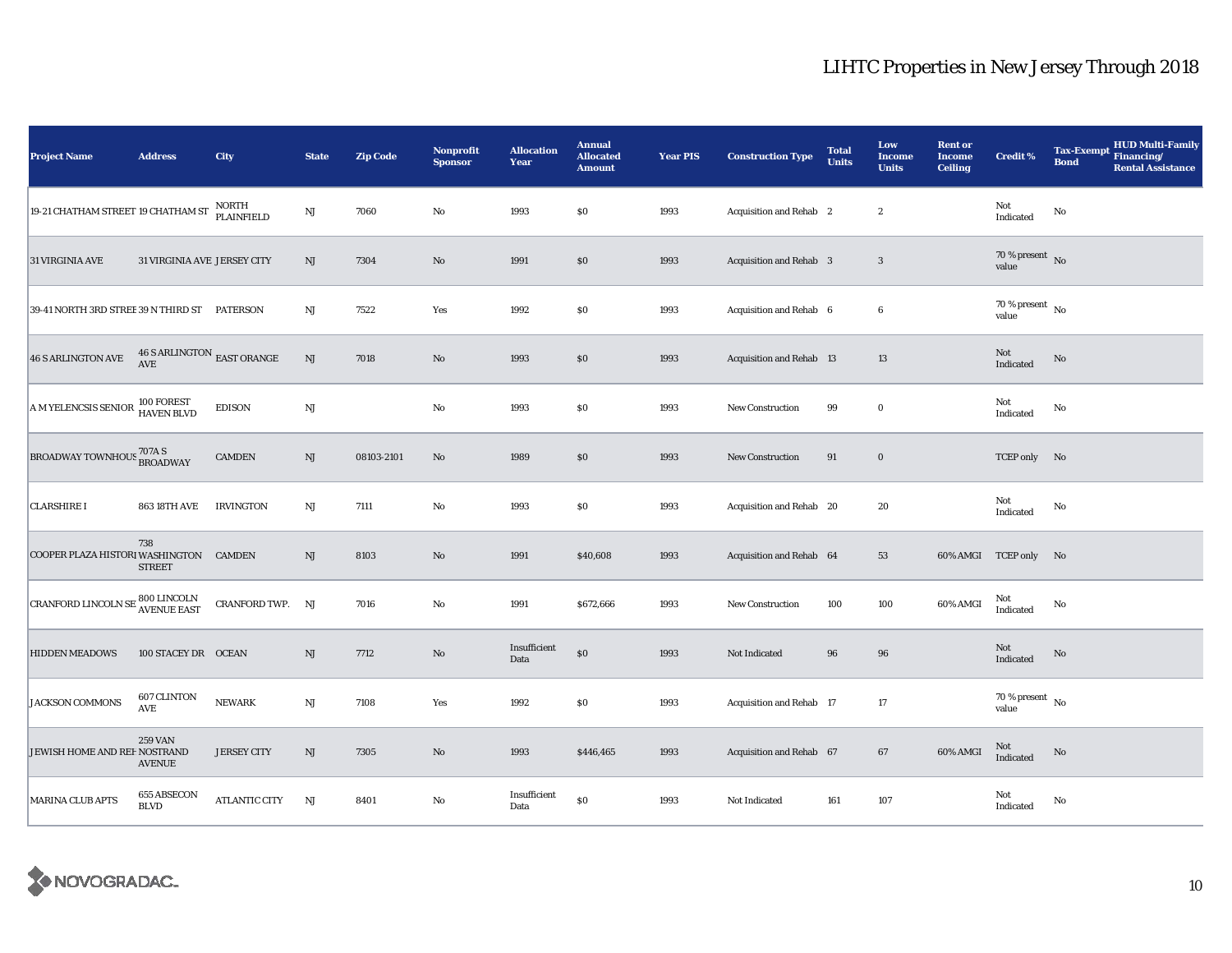# LIHTC Properties in New Jersey Through 2018

| Project Name | Address | City | State | Zip Code | Nonprofit Sponsor | Allocation Year | Annual Allocated Amount | Year PIS | Construction Type | Total Units | Low Income Units | Rent or Income Ceiling | Credit % | Tax-Exempt Bond | HUD Multi-Family Financing/ Rental Assistance |
|---|---|---|---|---|---|---|---|---|---|---|---|---|---|---|---|
| 19-21 CHATHAM STREET | 19 CHATHAM ST | NORTH PLAINFIELD | NJ | 7060 | No | 1993 | $0 | 1993 | Acquisition and Rehab | 2 | 2 | | Not Indicated | No | |
| 31 VIRGINIA AVE | 31 VIRGINIA AVE | JERSEY CITY | NJ | 7304 | No | 1991 | $0 | 1993 | Acquisition and Rehab | 3 | 3 | | 70 % present value | No | |
| 39-41 NORTH 3RD STREE | 39 N THIRD ST | PATERSON | NJ | 7522 | Yes | 1992 | $0 | 1993 | Acquisition and Rehab | 6 | 6 | | 70 % present value | No | |
| 46 S ARLINGTON AVE | 46 S ARLINGTON AVE | EAST ORANGE | NJ | 7018 | No | 1993 | $0 | 1993 | Acquisition and Rehab | 13 | 13 | | Not Indicated | No | |
| A M YELENCSIS SENIOR | 100 FOREST HAVEN BLVD | EDISON | NJ | | No | 1993 | $0 | 1993 | New Construction | 99 | 0 | | Not Indicated | No | |
| BROADWAY TOWNHOUS | 707A S BROADWAY | CAMDEN | NJ | 08103-2101 | No | 1989 | $0 | 1993 | New Construction | 91 | 0 | | TCEP only | No | |
| CLARSHIRE I | 863 18TH AVE | IRVINGTON | NJ | 7111 | No | 1993 | $0 | 1993 | Acquisition and Rehab | 20 | 20 | | Not Indicated | No | |
| COOPER PLAZA HISTORI | 738 WASHINGTON STREET | CAMDEN | NJ | 8103 | No | 1991 | $40,608 | 1993 | Acquisition and Rehab | 64 | 53 | 60% AMGI | TCEP only | No | |
| CRANFORD LINCOLN SE | 800 LINCOLN AVENUE EAST | CRANFORD TWP. | NJ | 7016 | No | 1991 | $672,666 | 1993 | New Construction | 100 | 100 | 60% AMGI | Not Indicated | No | |
| HIDDEN MEADOWS | 100 STACEY DR | OCEAN | NJ | 7712 | No | Insufficient Data | $0 | 1993 | Not Indicated | 96 | 96 | | Not Indicated | No | |
| JACKSON COMMONS | 607 CLINTON AVE | NEWARK | NJ | 7108 | Yes | 1992 | $0 | 1993 | Acquisition and Rehab | 17 | 17 | | 70 % present value | No | |
| JEWISH HOME AND REH | 259 VAN NOSTRAND AVENUE | JERSEY CITY | NJ | 7305 | No | 1993 | $446,465 | 1993 | Acquisition and Rehab | 67 | 67 | 60% AMGI | Not Indicated | No | |
| MARINA CLUB APTS | 655 ABSECON BLVD | ATLANTIC CITY | NJ | 8401 | No | Insufficient Data | $0 | 1993 | Not Indicated | 161 | 107 | | Not Indicated | No | |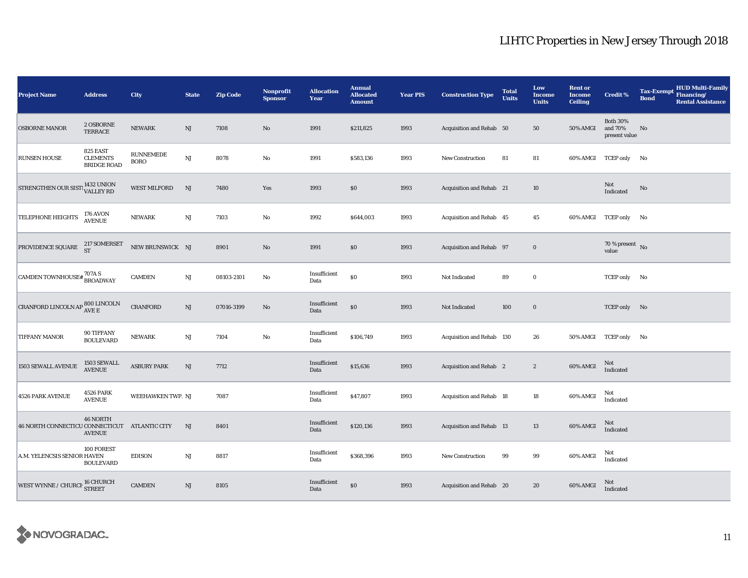# LIHTC Properties in New Jersey Through 2018

| Project Name | Address | City | State | Zip Code | Nonprofit Sponsor | Allocation Year | Annual Allocated Amount | Year PIS | Construction Type | Total Units | Low Income Units | Rent or Income Ceiling | Credit % | Tax-Exempt Bond | HUD Multi-Family Financing/ Rental Assistance |
|---|---|---|---|---|---|---|---|---|---|---|---|---|---|---|---|
| OSBORNE MANOR | 2 OSBORNE TERRACE | NEWARK | NJ | 7108 | No | 1991 | $211,825 | 1993 | Acquisition and Rehab | 50 | 50 | 50% AMGI | Both 30% and 70% present value | No | |
| RUNSEN HOUSE | 825 EAST CLEMENTS BRIDGE ROAD | RUNNEMEDE BORO | NJ | 8078 | No | 1991 | $583,136 | 1993 | New Construction | 81 | 81 | 60% AMGI | TCEP only | No | |
| STRENGTHEN OUR SISTI | 1432 UNION VALLEY RD | WEST MILFORD | NJ | 7480 | Yes | 1993 | $0 | 1993 | Acquisition and Rehab | 21 | 10 | | Not Indicated | No | |
| TELEPHONE HEIGHTS | 176 AVON AVENUE | NEWARK | NJ | 7103 | No | 1992 | $644,003 | 1993 | Acquisition and Rehab | 45 | 45 | 60% AMGI | TCEP only | No | |
| PROVIDENCE SQUARE | 217 SOMERSET ST | NEW BRUNSWICK | NJ | 8901 | No | 1991 | $0 | 1993 | Acquisition and Rehab | 97 | 0 | | 70 % present value | No | |
| CAMDEN TOWNHOUSE# | 707A S BROADWAY | CAMDEN | NJ | 08103-2101 | No | Insufficient Data | $0 | 1993 | Not Indicated | 89 | 0 | | TCEP only | No | |
| CRANFORD LINCOLN AP | 800 LINCOLN AVE E | CRANFORD | NJ | 07016-3199 | No | Insufficient Data | $0 | 1993 | Not Indicated | 100 | 0 | | TCEP only | No | |
| TIFFANY MANOR | 90 TIFFANY BOULEVARD | NEWARK | NJ | 7104 | No | Insufficient Data | $106,749 | 1993 | Acquisition and Rehab | 130 | 26 | 50% AMGI | TCEP only | No | |
| 1503 SEWALL AVENUE | 1503 SEWALL AVENUE | ASBURY PARK | NJ | 7712 | | Insufficient Data | $15,636 | 1993 | Acquisition and Rehab | 2 | 2 | 60% AMGI | Not Indicated | | |
| 4526 PARK AVENUE | 4526 PARK AVENUE | WEEHAWKEN TWP. | NJ | 7087 | | Insufficient Data | $47,807 | 1993 | Acquisition and Rehab | 18 | 18 | 60% AMGI | Not Indicated | | |
| 46 NORTH CONNECTICU | 46 NORTH CONNECTICUT AVENUE | ATLANTIC CITY | NJ | 8401 | | Insufficient Data | $120,136 | 1993 | Acquisition and Rehab | 13 | 13 | 60% AMGI | Not Indicated | | |
| A.M. YELENCSIS SENIOR | 100 FOREST HAVEN BOULEVARD | EDISON | NJ | 8817 | | Insufficient Data | $368,396 | 1993 | New Construction | 99 | 99 | 60% AMGI | Not Indicated | | |
| WEST WYNNE / CHURCH | 16 CHURCH STREET | CAMDEN | NJ | 8105 | | Insufficient Data | $0 | 1993 | Acquisition and Rehab | 20 | 20 | 60% AMGI | Not Indicated | | |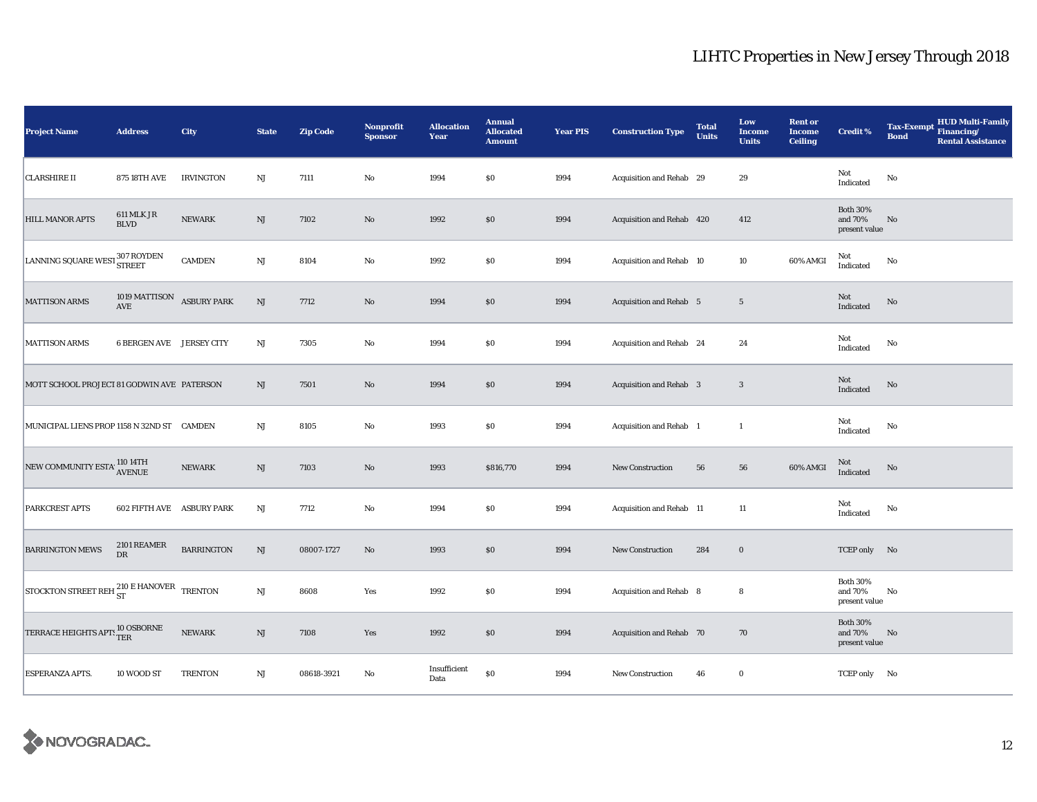# LIHTC Properties in New Jersey Through 2018

| Project Name | Address | City | State | Zip Code | Nonprofit Sponsor | Allocation Year | Annual Allocated Amount | Year PIS | Construction Type | Total Units | Low Income Units | Rent or Income Ceiling | Credit % | Tax-Exempt Bond | HUD Multi-Family Financing/ Rental Assistance |
|---|---|---|---|---|---|---|---|---|---|---|---|---|---|---|---|
| CLARSHIRE II | 875 18TH AVE | IRVINGTON | NJ | 7111 | No | 1994 | $0 | 1994 | Acquisition and Rehab | 29 | 29 | | Not Indicated | No | |
| HILL MANOR APTS | 611 MLK JR BLVD | NEWARK | NJ | 7102 | No | 1992 | $0 | 1994 | Acquisition and Rehab | 420 | 412 | | Both 30% and 70% present value | No | |
| LANNING SQUARE WEST | 307 ROYDEN STREET | CAMDEN | NJ | 8104 | No | 1992 | $0 | 1994 | Acquisition and Rehab | 10 | 10 | 60% AMGI | Not Indicated | No | |
| MATTISON ARMS | 1019 MATTISON AVE | ASBURY PARK | NJ | 7712 | No | 1994 | $0 | 1994 | Acquisition and Rehab | 5 | 5 | | Not Indicated | No | |
| MATTISON ARMS | 6 BERGEN AVE | JERSEY CITY | NJ | 7305 | No | 1994 | $0 | 1994 | Acquisition and Rehab | 24 | 24 | | Not Indicated | No | |
| MOTT SCHOOL PROJECT | 81 GODWIN AVE | PATERSON | NJ | 7501 | No | 1994 | $0 | 1994 | Acquisition and Rehab | 3 | 3 | | Not Indicated | No | |
| MUNICIPAL LIENS PROP | 1158 N 32ND ST | CAMDEN | NJ | 8105 | No | 1993 | $0 | 1994 | Acquisition and Rehab | 1 | 1 | | Not Indicated | No | |
| NEW COMMUNITY ESTA | 110 14TH AVENUE | NEWARK | NJ | 7103 | No | 1993 | $816,770 | 1994 | New Construction | 56 | 56 | 60% AMGI | Not Indicated | No | |
| PARKCREST APTS | 602 FIFTH AVE | ASBURY PARK | NJ | 7712 | No | 1994 | $0 | 1994 | Acquisition and Rehab | 11 | 11 | | Not Indicated | No | |
| BARRINGTON MEWS | 2101 REAMER DR | BARRINGTON | NJ | 08007-1727 | No | 1993 | $0 | 1994 | New Construction | 284 | 0 | | TCEP only | No | |
| STOCKTON STREET REH | 210 E HANOVER ST | TRENTON | NJ | 8608 | Yes | 1992 | $0 | 1994 | Acquisition and Rehab | 8 | 8 | | Both 30% and 70% present value | No | |
| TERRACE HEIGHTS APTS | 10 OSBORNE TER | NEWARK | NJ | 7108 | Yes | 1992 | $0 | 1994 | Acquisition and Rehab | 70 | 70 | | Both 30% and 70% present value | No | |
| ESPERANZA APTS. | 10 WOOD ST | TRENTON | NJ | 08618-3921 | No | Insufficient Data | $0 | 1994 | New Construction | 46 | 0 | | TCEP only | No | |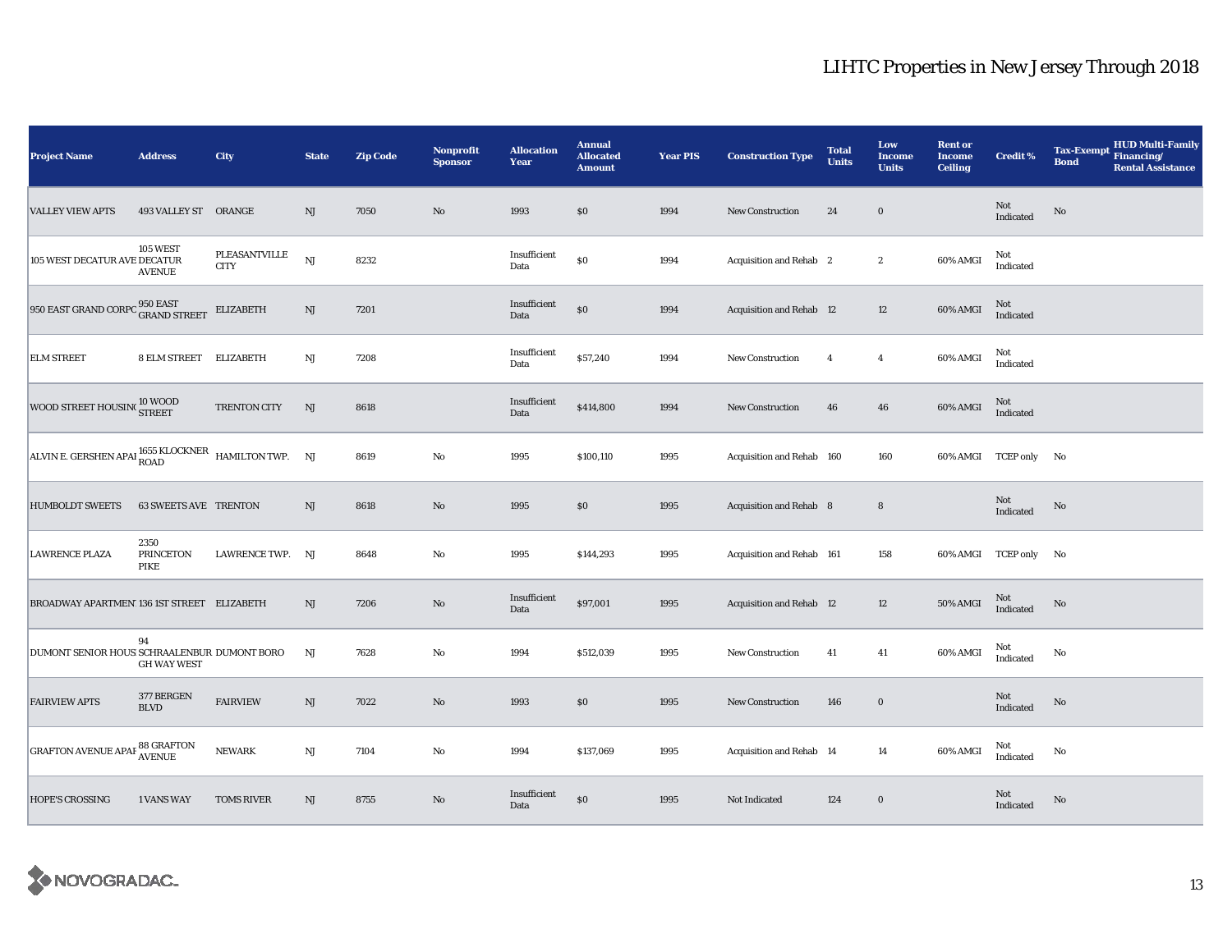# LIHTC Properties in New Jersey Through 2018

| Project Name | Address | City | State | Zip Code | Nonprofit Sponsor | Allocation Year | Annual Allocated Amount | Year PIS | Construction Type | Total Units | Low Income Units | Rent or Income Ceiling | Credit % | Tax-Exempt Bond | HUD Multi-Family Financing/ Rental Assistance |
|---|---|---|---|---|---|---|---|---|---|---|---|---|---|---|---|
| VALLEY VIEW APTS | 493 VALLEY ST | ORANGE | NJ | 7050 | No | 1993 | $0 | 1994 | New Construction | 24 | 0 | | Not Indicated | No | |
| 105 WEST DECATUR AVE | 105 WEST DECATUR AVENUE | PLEASANTVILLE CITY | NJ | 8232 | | Insufficient Data | $0 | 1994 | Acquisition and Rehab | 2 | 2 | 60% AMGI | Not Indicated | | |
| 950 EAST GRAND CORPO | 950 EAST GRAND STREET | ELIZABETH | NJ | 7201 | | Insufficient Data | $0 | 1994 | Acquisition and Rehab | 12 | 12 | 60% AMGI | Not Indicated | | |
| ELM STREET | 8 ELM STREET | ELIZABETH | NJ | 7208 | | Insufficient Data | $57,240 | 1994 | New Construction | 4 | 4 | 60% AMGI | Not Indicated | | |
| WOOD STREET HOUSING | 10 WOOD STREET | TRENTON CITY | NJ | 8618 | | Insufficient Data | $414,800 | 1994 | New Construction | 46 | 46 | 60% AMGI | Not Indicated | | |
| ALVIN E. GERSHEN APAR | 1655 KLOCKNER ROAD | HAMILTON TWP. | NJ | 8619 | No | 1995 | $100,110 | 1995 | Acquisition and Rehab | 160 | 160 | 60% AMGI | TCEP only | No | |
| HUMBOLDT SWEETS | 63 SWEETS AVE | TRENTON | NJ | 8618 | No | 1995 | $0 | 1995 | Acquisition and Rehab | 8 | 8 | | Not Indicated | No | |
| LAWRENCE PLAZA | 2350 PRINCETON PIKE | LAWRENCE TWP. | NJ | 8648 | No | 1995 | $144,293 | 1995 | Acquisition and Rehab | 161 | 158 | 60% AMGI | TCEP only | No | |
| BROADWAY APARTMENT | 136 1ST STREET | ELIZABETH | NJ | 7206 | No | Insufficient Data | $97,001 | 1995 | Acquisition and Rehab | 12 | 12 | 50% AMGI | Not Indicated | No | |
| DUMONT SENIOR HOUS | 94 SCHRAALENBURGH WAY WEST | DUMONT BORO | NJ | 7628 | No | 1994 | $512,039 | 1995 | New Construction | 41 | 41 | 60% AMGI | Not Indicated | No | |
| FAIRVIEW APTS | 377 BERGEN BLVD | FAIRVIEW | NJ | 7022 | No | 1993 | $0 | 1995 | New Construction | 146 | 0 | | Not Indicated | No | |
| GRAFTON AVENUE APAR | 88 GRAFTON AVENUE | NEWARK | NJ | 7104 | No | 1994 | $137,069 | 1995 | Acquisition and Rehab | 14 | 14 | 60% AMGI | Not Indicated | No | |
| HOPE'S CROSSING | 1 VANS WAY | TOMS RIVER | NJ | 8755 | No | Insufficient Data | $0 | 1995 | Not Indicated | 124 | 0 | | Not Indicated | No | |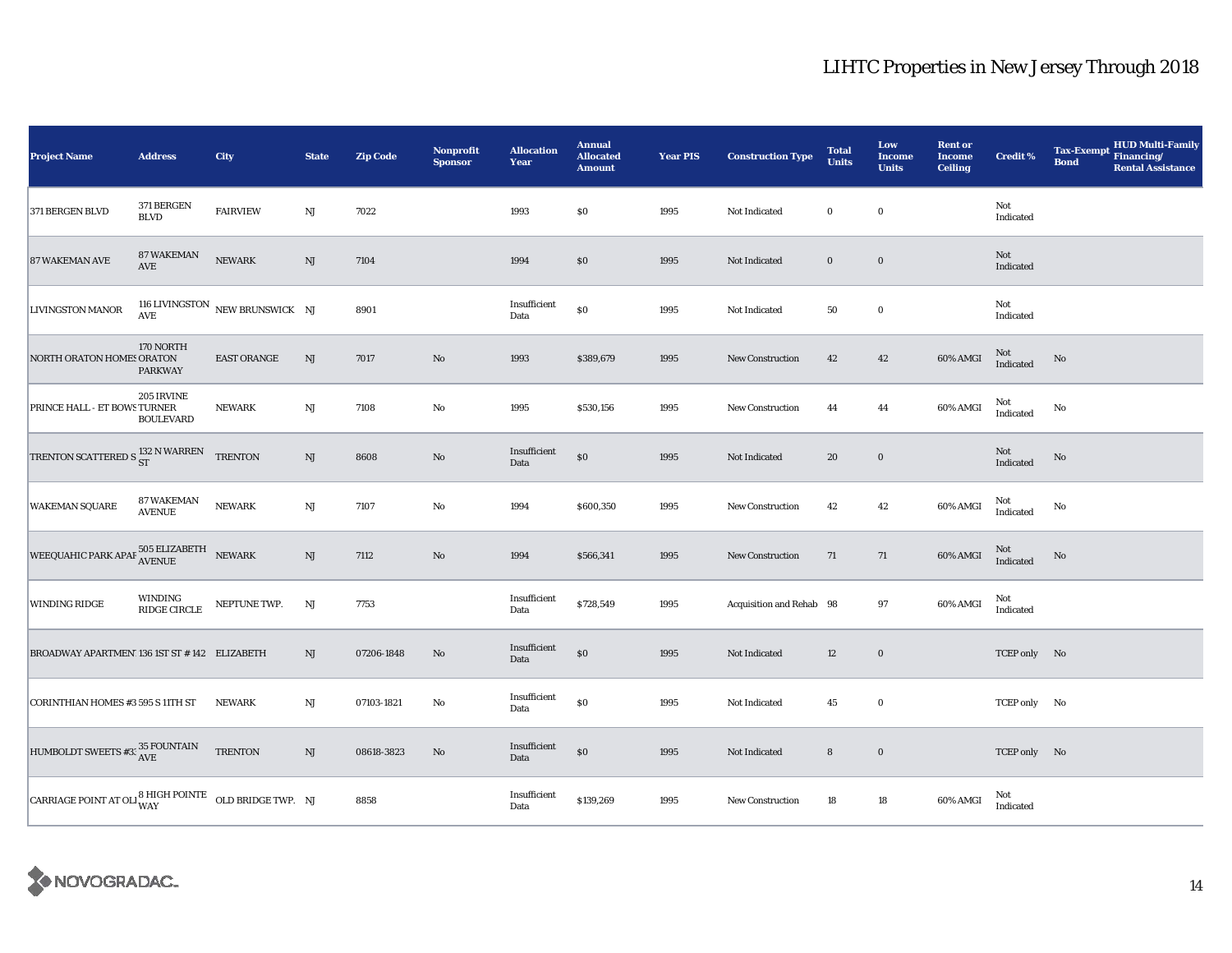# LIHTC Properties in New Jersey Through 2018

| Project Name | Address | City | State | Zip Code | Nonprofit Sponsor | Allocation Year | Annual Allocated Amount | Year PIS | Construction Type | Total Units | Low Income Units | Rent or Income Ceiling | Credit % | Tax-Exempt Bond | HUD Multi-Family Financing/ Rental Assistance |
|---|---|---|---|---|---|---|---|---|---|---|---|---|---|---|---|
| 371 BERGEN BLVD | 371 BERGEN BLVD | FAIRVIEW | NJ | 7022 | | 1993 | $0 | 1995 | Not Indicated | 0 | 0 | | Not Indicated | | |
| 87 WAKEMAN AVE | 87 WAKEMAN AVE | NEWARK | NJ | 7104 | | 1994 | $0 | 1995 | Not Indicated | 0 | 0 | | Not Indicated | | |
| LIVINGSTON MANOR | 116 LIVINGSTON AVE | NEW BRUNSWICK | NJ | 8901 | | Insufficient Data | $0 | 1995 | Not Indicated | 50 | 0 | | Not Indicated | | |
| NORTH ORATON HOMES | 170 NORTH ORATON PARKWAY | EAST ORANGE | NJ | 7017 | No | 1993 | $389,679 | 1995 | New Construction | 42 | 42 | 60% AMGI | Not Indicated | No | |
| PRINCE HALL - ET BOWS | 205 IRVINE TURNER BOULEVARD | NEWARK | NJ | 7108 | No | 1995 | $530,156 | 1995 | New Construction | 44 | 44 | 60% AMGI | Not Indicated | No | |
| TRENTON SCATTERED S | 132 N WARREN ST | TRENTON | NJ | 8608 | No | Insufficient Data | $0 | 1995 | Not Indicated | 20 | 0 | | Not Indicated | No | |
| WAKEMAN SQUARE | 87 WAKEMAN AVENUE | NEWARK | NJ | 7107 | No | 1994 | $600,350 | 1995 | New Construction | 42 | 42 | 60% AMGI | Not Indicated | No | |
| WEEQUAHIC PARK APAF | 505 ELIZABETH AVENUE | NEWARK | NJ | 7112 | No | 1994 | $566,341 | 1995 | New Construction | 71 | 71 | 60% AMGI | Not Indicated | No | |
| WINDING RIDGE | WINDING RIDGE CIRCLE | NEPTUNE TWP. | NJ | 7753 | | Insufficient Data | $728,549 | 1995 | Acquisition and Rehab | 98 | 97 | 60% AMGI | Not Indicated | | |
| BROADWAY APARTMENT | 136 1ST ST # 142 | ELIZABETH | NJ | 07206-1848 | No | Insufficient Data | $0 | 1995 | Not Indicated | 12 | 0 | | TCEP only | No | |
| CORINTHIAN HOMES #3 | 595 S 11TH ST | NEWARK | NJ | 07103-1821 | No | Insufficient Data | $0 | 1995 | Not Indicated | 45 | 0 | | TCEP only | No | |
| HUMBOLDT SWEETS #3 | 35 FOUNTAIN AVE | TRENTON | NJ | 08618-3823 | No | Insufficient Data | $0 | 1995 | Not Indicated | 8 | 0 | | TCEP only | No | |
| CARRIAGE POINT AT OLI | 8 HIGH POINTE WAY | OLD BRIDGE TWP. | NJ | 8858 | | Insufficient Data | $139,269 | 1995 | New Construction | 18 | 18 | 60% AMGI | Not Indicated | | |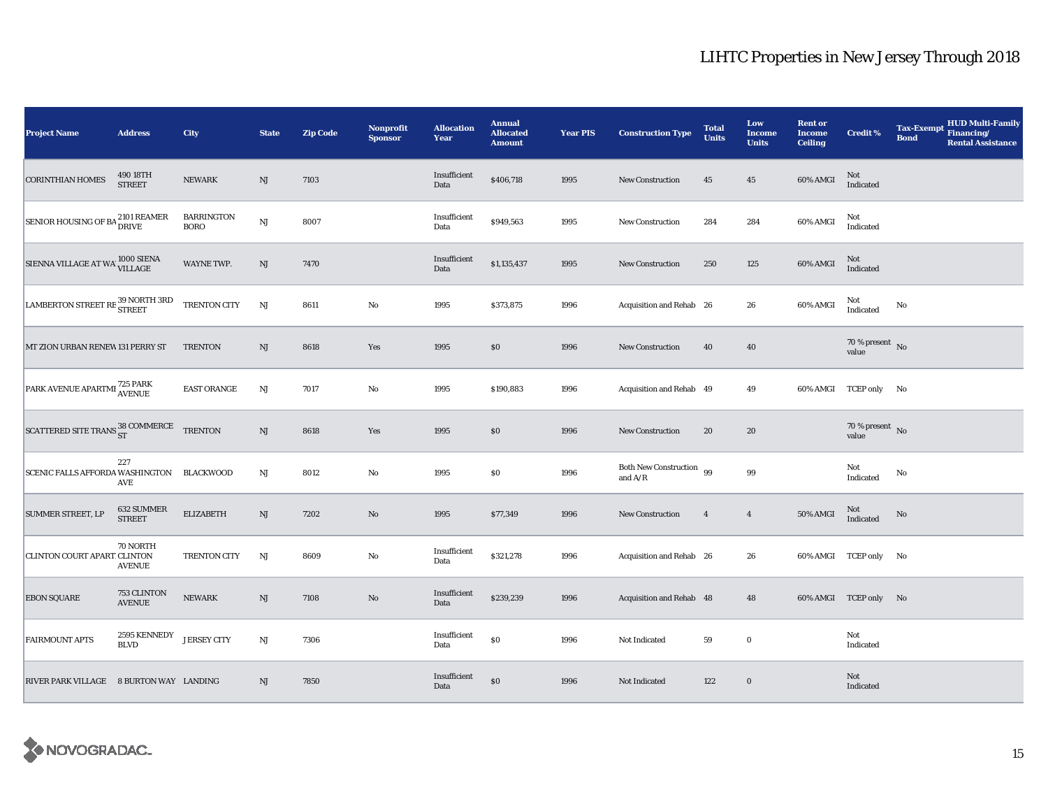# LIHTC Properties in New Jersey Through 2018

| Project Name | Address | City | State | Zip Code | Nonprofit Sponsor | Allocation Year | Annual Allocated Amount | Year PIS | Construction Type | Total Units | Low Income Units | Rent or Income Ceiling | Credit % | Tax-Exempt Bond | HUD Multi-Family Financing/ Rental Assistance |
|---|---|---|---|---|---|---|---|---|---|---|---|---|---|---|---|
| CORINTHIAN HOMES | 490 18TH STREET | NEWARK | NJ | 7103 | | Insufficient Data | $406,718 | 1995 | New Construction | 45 | 45 | 60% AMGI | Not Indicated | | |
| SENIOR HOUSING OF BA | 2101 REAMER DRIVE | BARRINGTON BORO | NJ | 8007 | | Insufficient Data | $949,563 | 1995 | New Construction | 284 | 284 | 60% AMGI | Not Indicated | | |
| SIENNA VILLAGE AT WA | 1000 SIENA VILLAGE | WAYNE TWP. | NJ | 7470 | | Insufficient Data | $1,135,437 | 1995 | New Construction | 250 | 125 | 60% AMGI | Not Indicated | | |
| LAMBERTON STREET RE | 39 NORTH 3RD STREET | TRENTON CITY | NJ | 8611 | No | 1995 | $373,875 | 1996 | Acquisition and Rehab | 26 | 26 | 60% AMGI | Not Indicated | No | |
| MT ZION URBAN RENEW | 131 PERRY ST | TRENTON | NJ | 8618 | Yes | 1995 | $0 | 1996 | New Construction | 40 | 40 | | 70 % present value | No | |
| PARK AVENUE APARTME | 725 PARK AVENUE | EAST ORANGE | NJ | 7017 | No | 1995 | $190,883 | 1996 | Acquisition and Rehab | 49 | 49 | 60% AMGI | TCEP only | No | |
| SCATTERED SITE TRANS | 38 COMMERCE ST | TRENTON | NJ | 8618 | Yes | 1995 | $0 | 1996 | New Construction | 20 | 20 | | 70 % present value | No | |
| SCENIC FALLS AFFORDA | 227 WASHINGTON AVE | BLACKWOOD | NJ | 8012 | No | 1995 | $0 | 1996 | Both New Construction and A/R | 99 | 99 | | Not Indicated | No | |
| SUMMER STREET, LP | 632 SUMMER STREET | ELIZABETH | NJ | 7202 | No | 1995 | $77,349 | 1996 | New Construction | 4 | 4 | 50% AMGI | Not Indicated | No | |
| CLINTON COURT APART. | 70 NORTH CLINTON AVENUE | TRENTON CITY | NJ | 8609 | No | Insufficient Data | $321,278 | 1996 | Acquisition and Rehab | 26 | 26 | 60% AMGI | TCEP only | No | |
| EBON SQUARE | 753 CLINTON AVENUE | NEWARK | NJ | 7108 | No | Insufficient Data | $239,239 | 1996 | Acquisition and Rehab | 48 | 48 | 60% AMGI | TCEP only | No | |
| FAIRMOUNT APTS | 2595 KENNEDY BLVD | JERSEY CITY | NJ | 7306 | | Insufficient Data | $0 | 1996 | Not Indicated | 59 | 0 | | Not Indicated | | |
| RIVER PARK VILLAGE | 8 BURTON WAY | LANDING | NJ | 7850 | | Insufficient Data | $0 | 1996 | Not Indicated | 122 | 0 | | Not Indicated | | |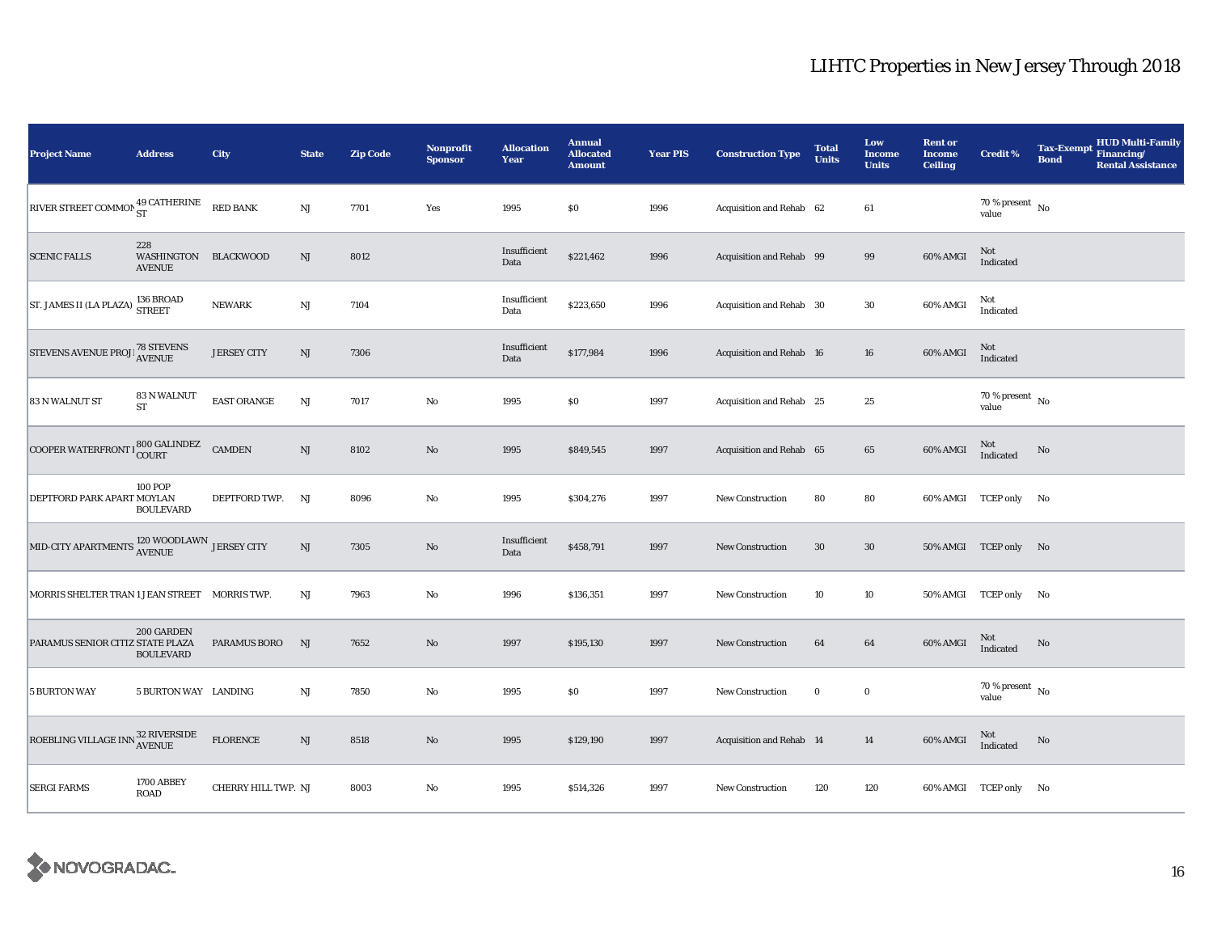# LIHTC Properties in New Jersey Through 2018

| Project Name | Address | City | State | Zip Code | Nonprofit Sponsor | Allocation Year | Annual Allocated Amount | Year PIS | Construction Type | Total Units | Low Income Units | Rent or Income Ceiling | Credit % | Tax-Exempt Bond | HUD Multi-Family Financing/ Rental Assistance |
|---|---|---|---|---|---|---|---|---|---|---|---|---|---|---|---|
| RIVER STREET COMMON | 49 CATHERINE ST | RED BANK | NJ | 7701 | Yes | 1995 | $0 | 1996 | Acquisition and Rehab | 62 | 61 | | 70 % present value | No | |
| SCENIC FALLS | 228 WASHINGTON AVENUE | BLACKWOOD | NJ | 8012 | | Insufficient Data | $221,462 | 1996 | Acquisition and Rehab | 99 | 99 | 60% AMGI | Not Indicated | | |
| ST. JAMES II (LA PLAZA) | 136 BROAD STREET | NEWARK | NJ | 7104 | | Insufficient Data | $223,650 | 1996 | Acquisition and Rehab | 30 | 30 | 60% AMGI | Not Indicated | | |
| STEVENS AVENUE PROJ | 78 STEVENS AVENUE | JERSEY CITY | NJ | 7306 | | Insufficient Data | $177,984 | 1996 | Acquisition and Rehab | 16 | 16 | 60% AMGI | Not Indicated | | |
| 83 N WALNUT ST | 83 N WALNUT ST | EAST ORANGE | NJ | 7017 | No | 1995 | $0 | 1997 | Acquisition and Rehab | 25 | 25 | | 70 % present value | No | |
| COOPER WATERFRONT I | 800 GALINDEZ COURT | CAMDEN | NJ | 8102 | No | 1995 | $849,545 | 1997 | Acquisition and Rehab | 65 | 65 | 60% AMGI | Not Indicated | No | |
| DEPTFORD PARK APART | 100 POP MOYLAN BOULEVARD | DEPTFORD TWP. | NJ | 8096 | No | 1995 | $304,276 | 1997 | New Construction | 80 | 80 | 60% AMGI | TCEP only | No | |
| MID-CITY APARTMENTS | 120 WOODLAWN AVENUE | JERSEY CITY | NJ | 7305 | No | Insufficient Data | $458,791 | 1997 | New Construction | 30 | 30 | 50% AMGI | TCEP only | No | |
| MORRIS SHELTER TRAN | 1 JEAN STREET | MORRIS TWP. | NJ | 7963 | No | 1996 | $136,351 | 1997 | New Construction | 10 | 10 | 50% AMGI | TCEP only | No | |
| PARAMUS SENIOR CITIZ | 200 GARDEN STATE PLAZA BOULEVARD | PARAMUS BORO | NJ | 7652 | No | 1997 | $195,130 | 1997 | New Construction | 64 | 64 | 60% AMGI | Not Indicated | No | |
| 5 BURTON WAY | 5 BURTON WAY | LANDING | NJ | 7850 | No | 1995 | $0 | 1997 | New Construction | 0 | 0 | | 70 % present value | No | |
| ROEBLING VILLAGE INN | 32 RIVERSIDE AVENUE | FLORENCE | NJ | 8518 | No | 1995 | $129,190 | 1997 | Acquisition and Rehab | 14 | 14 | 60% AMGI | Not Indicated | No | |
| SERGI FARMS | 1700 ABBEY ROAD | CHERRY HILL TWP. | NJ | 8003 | No | 1995 | $514,326 | 1997 | New Construction | 120 | 120 | 60% AMGI | TCEP only | No | |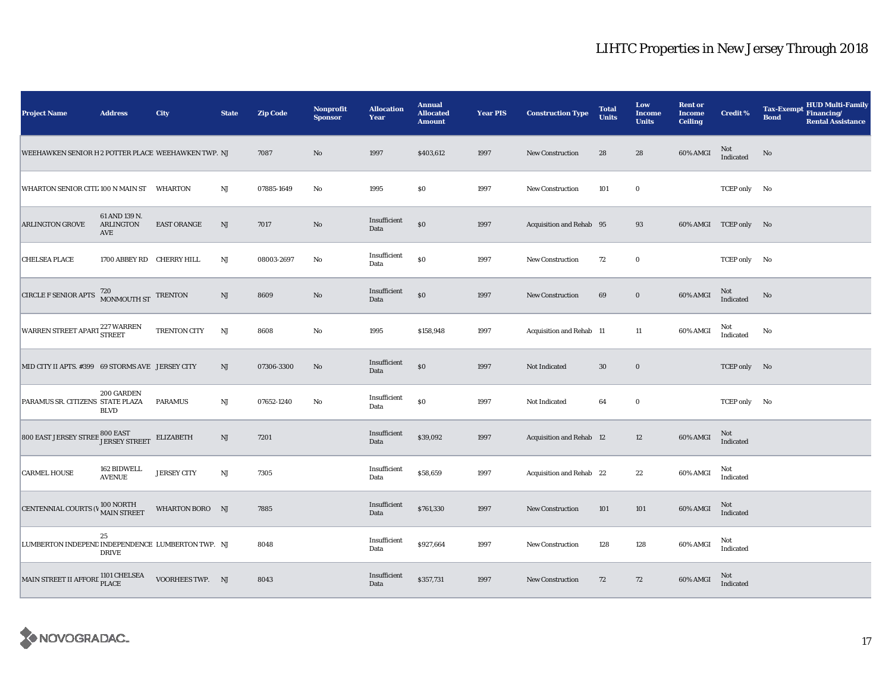# LIHTC Properties in New Jersey Through 2018

| Project Name | Address | City | State | Zip Code | Nonprofit Sponsor | Allocation Year | Annual Allocated Amount | Year PIS | Construction Type | Total Units | Low Income Units | Rent or Income Ceiling | Credit % | Tax-Exempt Bond | HUD Multi-Family Financing/ Rental Assistance |
|---|---|---|---|---|---|---|---|---|---|---|---|---|---|---|---|
| WEEHAWKEN SENIOR H | 2 POTTER PLACE | WEEHAWKEN TWP. | NJ | 7087 | No | 1997 | $403,612 | 1997 | New Construction | 28 | 28 | 60% AMGI | Not Indicated | No | |
| WHARTON SENIOR CITI | 100 N MAIN ST | WHARTON | NJ | 07885-1649 | No | 1995 | $0 | 1997 | New Construction | 101 | 0 | | TCEP only | No | |
| ARLINGTON GROVE | 61 AND 139 N. ARLINGTON AVE | EAST ORANGE | NJ | 7017 | No | Insufficient Data | $0 | 1997 | Acquisition and Rehab | 95 | 93 | 60% AMGI | TCEP only | No | |
| CHELSEA PLACE | 1700 ABBEY RD | CHERRY HILL | NJ | 08003-2697 | No | Insufficient Data | $0 | 1997 | New Construction | 72 | 0 | | TCEP only | No | |
| CIRCLE F SENIOR APTS | 720 MONMOUTH ST | TRENTON | NJ | 8609 | No | Insufficient Data | $0 | 1997 | New Construction | 69 | 0 | 60% AMGI | Not Indicated | No | |
| WARREN STREET APART | 227 WARREN STREET | TRENTON CITY | NJ | 8608 | No | 1995 | $158,948 | 1997 | Acquisition and Rehab | 11 | 11 | 60% AMGI | Not Indicated | No | |
| MID CITY II APTS. #399 | 69 STORMS AVE | JERSEY CITY | NJ | 07306-3300 | No | Insufficient Data | $0 | 1997 | Not Indicated | 30 | 0 | | TCEP only | No | |
| PARAMUS SR. CITIZENS | 200 GARDEN STATE PLAZA BLVD | PARAMUS | NJ | 07652-1240 | No | Insufficient Data | $0 | 1997 | Not Indicated | 64 | 0 | | TCEP only | No | |
| 800 EAST JERSEY STREE | 800 EAST JERSEY STREET | ELIZABETH | NJ | 7201 | | Insufficient Data | $39,092 | 1997 | Acquisition and Rehab | 12 | 12 | 60% AMGI | Not Indicated | | |
| CARMEL HOUSE | 162 BIDWELL AVENUE | JERSEY CITY | NJ | 7305 | | Insufficient Data | $58,659 | 1997 | Acquisition and Rehab | 22 | 22 | 60% AMGI | Not Indicated | | |
| CENTENNIAL COURTS (W | 100 NORTH MAIN STREET | WHARTON BORO | NJ | 7885 | | Insufficient Data | $761,330 | 1997 | New Construction | 101 | 101 | 60% AMGI | Not Indicated | | |
| LUMBERTON INDEPEND | 25 INDEPENDENCE DRIVE | LUMBERTON TWP. | NJ | 8048 | | Insufficient Data | $927,664 | 1997 | New Construction | 128 | 128 | 60% AMGI | Not Indicated | | |
| MAIN STREET II AFFORI | 1101 CHELSEA PLACE | VOORHEES TWP. | NJ | 8043 | | Insufficient Data | $357,731 | 1997 | New Construction | 72 | 72 | 60% AMGI | Not Indicated | | |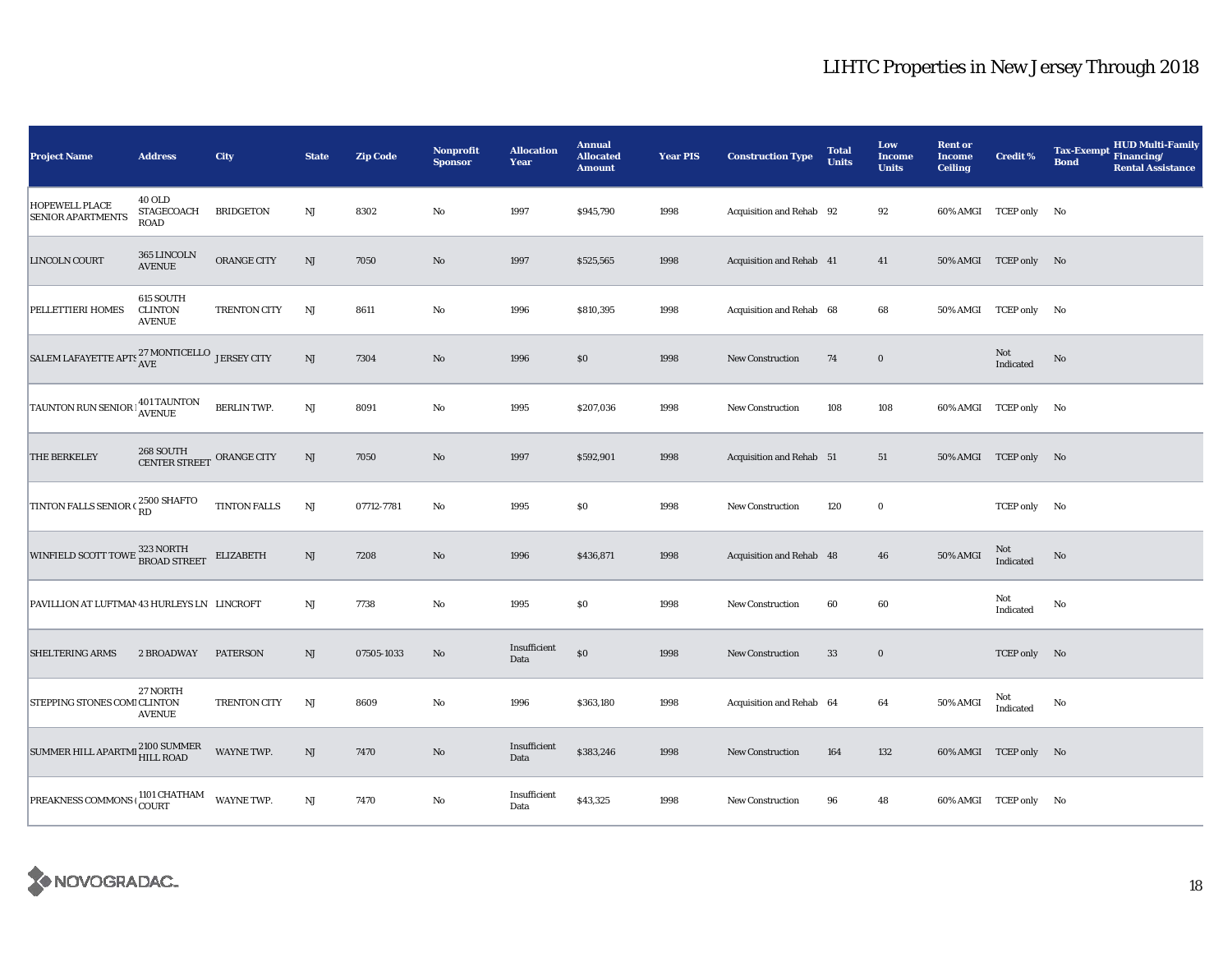# LIHTC Properties in New Jersey Through 2018

| Project Name | Address | City | State | Zip Code | Nonprofit Sponsor | Allocation Year | Annual Allocated Amount | Year PIS | Construction Type | Total Units | Low Income Units | Rent or Income Ceiling | Credit % | Tax-Exempt Bond | HUD Multi-Family Financing/ Rental Assistance |
|---|---|---|---|---|---|---|---|---|---|---|---|---|---|---|---|
| HOPEWELL PLACE SENIOR APARTMENTS | 40 OLD STAGECOACH ROAD | BRIDGETON | NJ | 8302 | No | 1997 | $945,790 | 1998 | Acquisition and Rehab | 92 | 92 | 60% AMGI | TCEP only | No | |
| LINCOLN COURT | 365 LINCOLN AVENUE | ORANGE CITY | NJ | 7050 | No | 1997 | $525,565 | 1998 | Acquisition and Rehab | 41 | 41 | 50% AMGI | TCEP only | No | |
| PELLETTIERI HOMES | 615 SOUTH CLINTON AVENUE | TRENTON CITY | NJ | 8611 | No | 1996 | $810,395 | 1998 | Acquisition and Rehab | 68 | 68 | 50% AMGI | TCEP only | No | |
| SALEM LAFAYETTE APTS | 27 MONTICELLO AVE | JERSEY CITY | NJ | 7304 | No | 1996 | $0 | 1998 | New Construction | 74 | 0 | | Not Indicated | No | |
| TAUNTON RUN SENIOR I | 401 TAUNTON AVENUE | BERLIN TWP. | NJ | 8091 | No | 1995 | $207,036 | 1998 | New Construction | 108 | 108 | 60% AMGI | TCEP only | No | |
| THE BERKELEY | 268 SOUTH CENTER STREET | ORANGE CITY | NJ | 7050 | No | 1997 | $592,901 | 1998 | Acquisition and Rehab | 51 | 51 | 50% AMGI | TCEP only | No | |
| TINTON FALLS SENIOR C | 2500 SHAFTO RD | TINTON FALLS | NJ | 07712-7781 | No | 1995 | $0 | 1998 | New Construction | 120 | 0 | | TCEP only | No | |
| WINFIELD SCOTT TOWE | 323 NORTH BROAD STREET | ELIZABETH | NJ | 7208 | No | 1996 | $436,871 | 1998 | Acquisition and Rehab | 48 | 46 | 50% AMGI | Not Indicated | No | |
| PAVILLION AT LUFTMAN | 43 HURLEYS LN | LINCROFT | NJ | 7738 | No | 1995 | $0 | 1998 | New Construction | 60 | 60 | | Not Indicated | No | |
| SHELTERING ARMS | 2 BROADWAY | PATERSON | NJ | 07505-1033 | No | Insufficient Data | $0 | 1998 | New Construction | 33 | 0 | | TCEP only | No | |
| STEPPING STONES COMI | 27 NORTH CLINTON AVENUE | TRENTON CITY | NJ | 8609 | No | 1996 | $363,180 | 1998 | Acquisition and Rehab | 64 | 64 | 50% AMGI | Not Indicated | No | |
| SUMMER HILL APARTMI | 2100 SUMMER HILL ROAD | WAYNE TWP. | NJ | 7470 | No | Insufficient Data | $383,246 | 1998 | New Construction | 164 | 132 | 60% AMGI | TCEP only | No | |
| PREAKNESS COMMONS ( | 1101 CHATHAM COURT | WAYNE TWP. | NJ | 7470 | No | Insufficient Data | $43,325 | 1998 | New Construction | 96 | 48 | 60% AMGI | TCEP only | No | |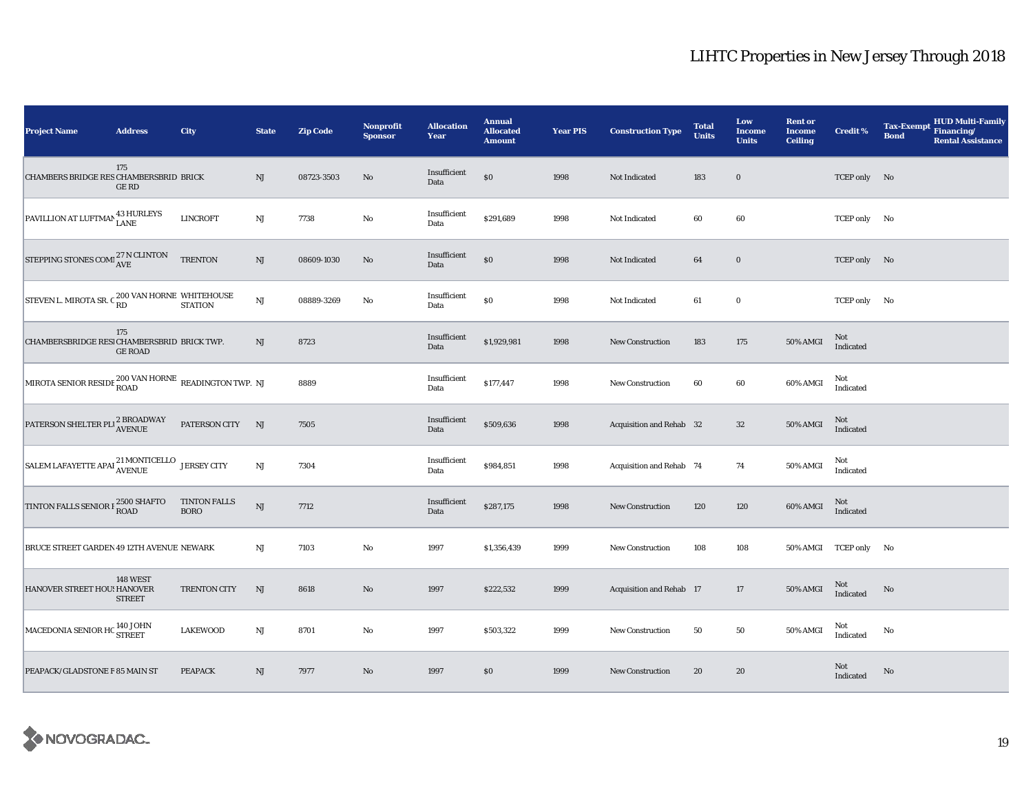# LIHTC Properties in New Jersey Through 2018

| Project Name | Address | City | State | Zip Code | Nonprofit Sponsor | Allocation Year | Annual Allocated Amount | Year PIS | Construction Type | Total Units | Low Income Units | Rent or Income Ceiling | Credit % | Tax-Exempt Bond | HUD Multi-Family Financing/ Rental Assistance |
|---|---|---|---|---|---|---|---|---|---|---|---|---|---|---|---|
| CHAMBERS BRIDGE RES | 175 CHAMBERSBRIDGE RD | BRICK | NJ | 08723-3503 | No | Insufficient Data | $0 | 1998 | Not Indicated | 183 | 0 | | TCEP only | No | |
| PAVILLION AT LUFTMAN | 43 HURLEYS LANE | LINCROFT | NJ | 7738 | No | Insufficient Data | $291,689 | 1998 | Not Indicated | 60 | 60 | | TCEP only | No | |
| STEPPING STONES COM | 27 N CLINTON AVE | TRENTON | NJ | 08609-1030 | No | Insufficient Data | $0 | 1998 | Not Indicated | 64 | 0 | | TCEP only | No | |
| STEVEN L. MIROTA SR. C | 200 VAN HORNE RD | WHITEHOUSE STATION | NJ | 08889-3269 | No | Insufficient Data | $0 | 1998 | Not Indicated | 61 | 0 | | TCEP only | No | |
| CHAMBERSBRIDGE RESI | 175 CHAMBERSBRIDGE ROAD | BRICK TWP. | NJ | 8723 | | Insufficient Data | $1,929,981 | 1998 | New Construction | 183 | 175 | 50% AMGI | Not Indicated | | |
| MIROTA SENIOR RESIDE | 200 VAN HORNE ROAD | READINGTON TWP. | NJ | 8889 | | Insufficient Data | $177,447 | 1998 | New Construction | 60 | 60 | 60% AMGI | Not Indicated | | |
| PATERSON SHELTER PL | 2 BROADWAY AVENUE | PATERSON CITY | NJ | 7505 | | Insufficient Data | $509,636 | 1998 | Acquisition and Rehab | 32 | 32 | 50% AMGI | Not Indicated | | |
| SALEM LAFAYETTE APAI | 21 MONTICELLO AVENUE | JERSEY CITY | NJ | 7304 | | Insufficient Data | $984,851 | 1998 | Acquisition and Rehab | 74 | 74 | 50% AMGI | Not Indicated | | |
| TINTON FALLS SENIOR I | 2500 SHAFTO ROAD | TINTON FALLS BORO | NJ | 7712 | | Insufficient Data | $287,175 | 1998 | New Construction | 120 | 120 | 60% AMGI | Not Indicated | | |
| BRUCE STREET GARDEN | 49 12TH AVENUE | NEWARK | NJ | 7103 | No | 1997 | $1,356,439 | 1999 | New Construction | 108 | 108 | 50% AMGI | TCEP only | No | |
| HANOVER STREET HOUS | 148 WEST HANOVER STREET | TRENTON CITY | NJ | 8618 | No | 1997 | $222,532 | 1999 | Acquisition and Rehab | 17 | 17 | 50% AMGI | Not Indicated | No | |
| MACEDONIA SENIOR HO | 140 JOHN STREET | LAKEWOOD | NJ | 8701 | No | 1997 | $503,322 | 1999 | New Construction | 50 | 50 | 50% AMGI | Not Indicated | No | |
| PEAPACK/GLADSTONE F | 85 MAIN ST | PEAPACK | NJ | 7977 | No | 1997 | $0 | 1999 | New Construction | 20 | 20 | | Not Indicated | No | |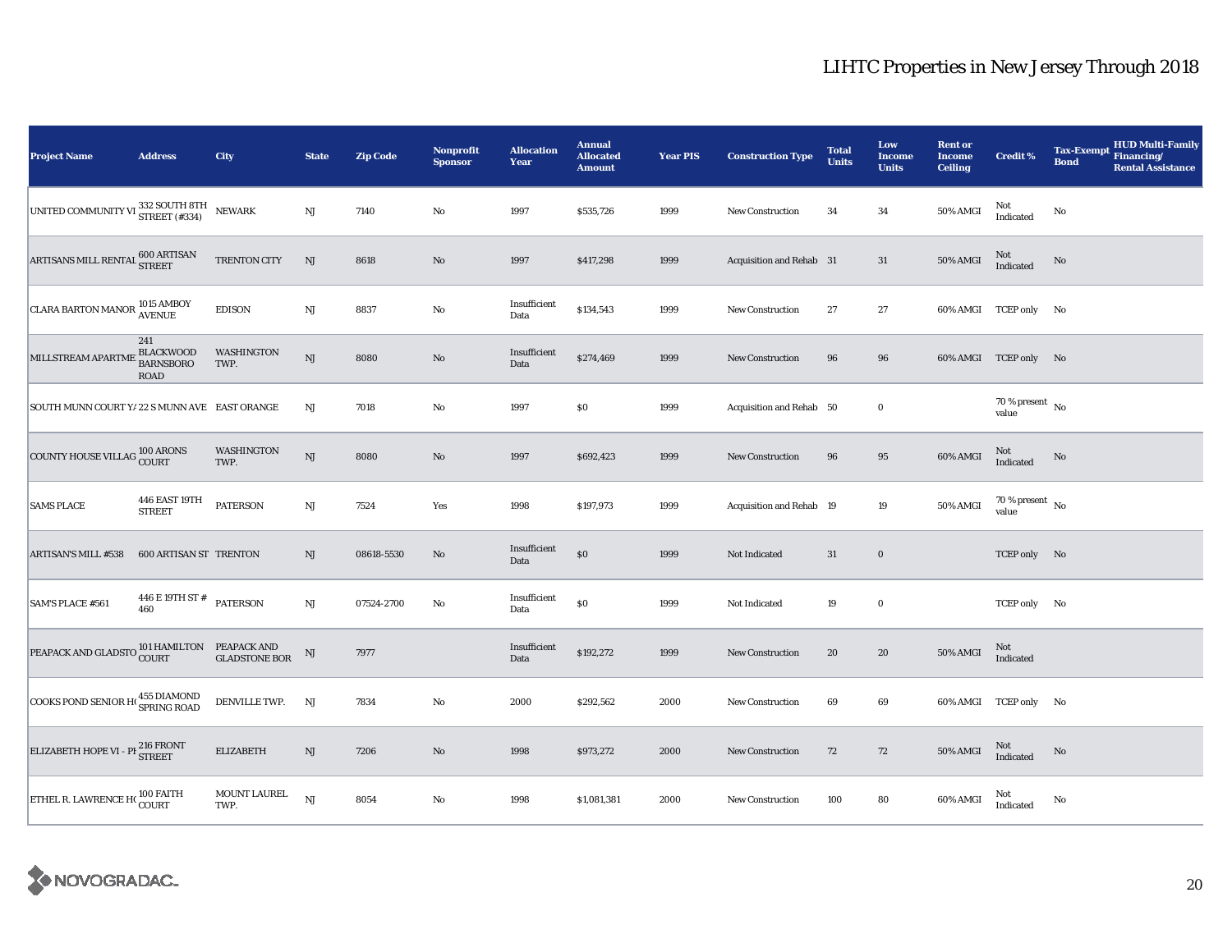# LIHTC Properties in New Jersey Through 2018

| Project Name | Address | City | State | Zip Code | Nonprofit Sponsor | Allocation Year | Annual Allocated Amount | Year PIS | Construction Type | Total Units | Low Income Units | Rent or Income Ceiling | Credit % | Tax-Exempt Bond | HUD Multi-Family Financing/ Rental Assistance |
|---|---|---|---|---|---|---|---|---|---|---|---|---|---|---|---|
| UNITED COMMUNITY VI | 332 SOUTH 8TH STREET (#334) | NEWARK | NJ | 7140 | No | 1997 | $535,726 | 1999 | New Construction | 34 | 34 | 50% AMGI | Not Indicated | No | |
| ARTISANS MILL RENTAL | 600 ARTISAN STREET | TRENTON CITY | NJ | 8618 | No | 1997 | $417,298 | 1999 | Acquisition and Rehab | 31 | 31 | 50% AMGI | Not Indicated | No | |
| CLARA BARTON MANOR | 1015 AMBOY AVENUE | EDISON | NJ | 8837 | No | Insufficient Data | $134,543 | 1999 | New Construction | 27 | 27 | 60% AMGI | TCEP only | No | |
| MILLSTREAM APARTME | 241 BLACKWOOD BARNSBORO ROAD | WASHINGTON TWP. | NJ | 8080 | No | Insufficient Data | $274,469 | 1999 | New Construction | 96 | 96 | 60% AMGI | TCEP only | No | |
| SOUTH MUNN COURT YA | 22 S MUNN AVE | EAST ORANGE | NJ | 7018 | No | 1997 | $0 | 1999 | Acquisition and Rehab | 50 | 0 | | 70 % present value | No | |
| COUNTY HOUSE VILLAG | 100 ARONS COURT | WASHINGTON TWP. | NJ | 8080 | No | 1997 | $692,423 | 1999 | New Construction | 96 | 95 | 60% AMGI | Not Indicated | No | |
| SAMS PLACE | 446 EAST 19TH STREET | PATERSON | NJ | 7524 | Yes | 1998 | $197,973 | 1999 | Acquisition and Rehab | 19 | 19 | 50% AMGI | 70 % present value | No | |
| ARTISAN'S MILL #538 | 600 ARTISAN ST | TRENTON | NJ | 08618-5530 | No | Insufficient Data | $0 | 1999 | Not Indicated | 31 | 0 | | TCEP only | No | |
| SAM'S PLACE #561 | 446 E 19TH ST # 460 | PATERSON | NJ | 07524-2700 | No | Insufficient Data | $0 | 1999 | Not Indicated | 19 | 0 | | TCEP only | No | |
| PEAPACK AND GLADSTO | 101 HAMILTON COURT | PEAPACK AND GLADSTONE BOR | NJ | 7977 | | Insufficient Data | $192,272 | 1999 | New Construction | 20 | 20 | 50% AMGI | Not Indicated | | |
| COOKS POND SENIOR HO | 455 DIAMOND SPRING ROAD | DENVILLE TWP. | NJ | 7834 | No | 2000 | $292,562 | 2000 | New Construction | 69 | 69 | 60% AMGI | TCEP only | No | |
| ELIZABETH HOPE VI - PH | 216 FRONT STREET | ELIZABETH | NJ | 7206 | No | 1998 | $973,272 | 2000 | New Construction | 72 | 72 | 50% AMGI | Not Indicated | No | |
| ETHEL R. LAWRENCE HO | 100 FAITH COURT | MOUNT LAUREL TWP. | NJ | 8054 | No | 1998 | $1,081,381 | 2000 | New Construction | 100 | 80 | 60% AMGI | Not Indicated | No | |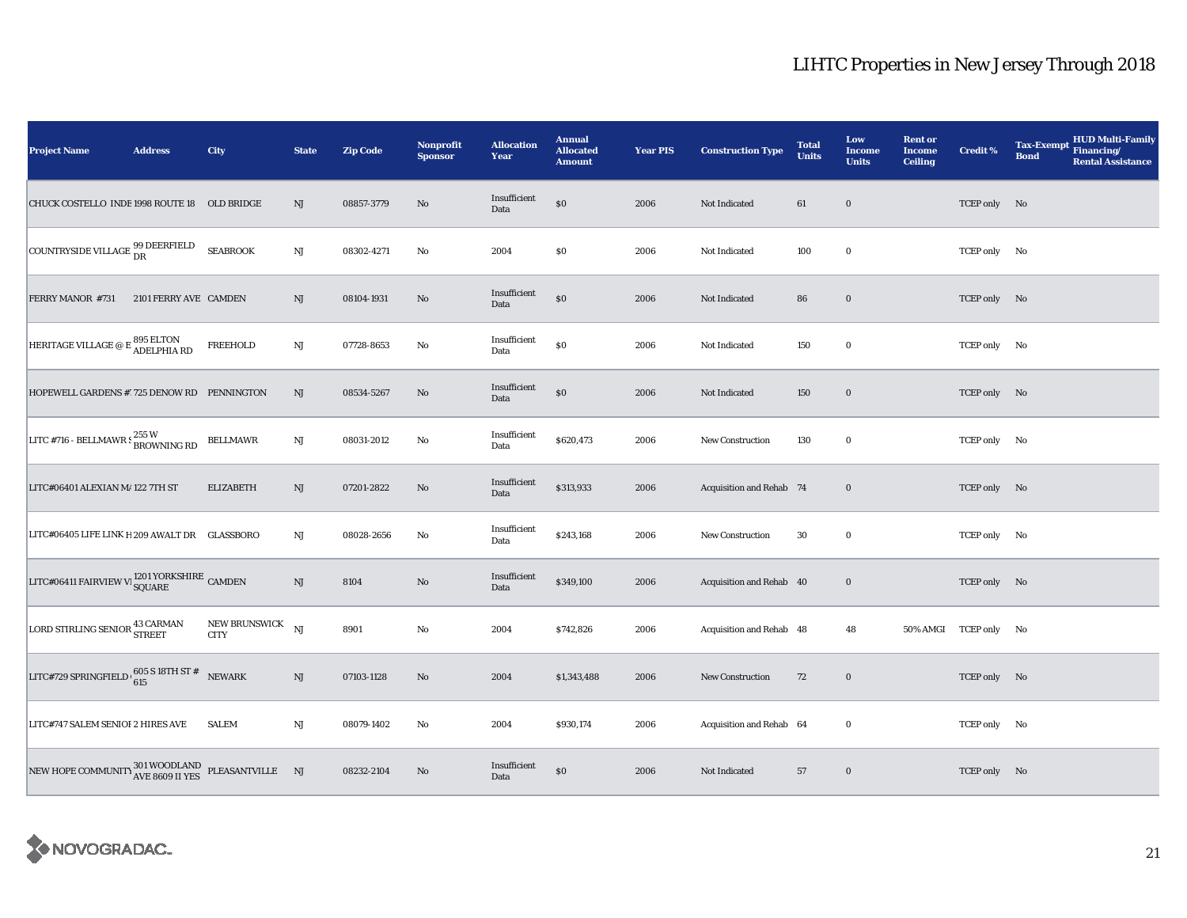# LIHTC Properties in New Jersey Through 2018

| Project Name | Address | City | State | Zip Code | Nonprofit Sponsor | Allocation Year | Annual Allocated Amount | Year PIS | Construction Type | Total Units | Low Income Units | Rent or Income Ceiling | Credit % | Tax-Exempt Bond | HUD Multi-Family Financing/ Rental Assistance |
|---|---|---|---|---|---|---|---|---|---|---|---|---|---|---|---|
| CHUCK COSTELLO INDE | 1998 ROUTE 18 | OLD BRIDGE | NJ | 08857-3779 | No | Insufficient Data | $0 | 2006 | Not Indicated | 61 | 0 | | TCEP only | No | |
| COUNTRYSIDE VILLAGE | 99 DEERFIELD DR | SEABROOK | NJ | 08302-4271 | No | 2004 | $0 | 2006 | Not Indicated | 100 | 0 | | TCEP only | No | |
| FERRY MANOR #731 | 2101 FERRY AVE | CAMDEN | NJ | 08104-1931 | No | Insufficient Data | $0 | 2006 | Not Indicated | 86 | 0 | | TCEP only | No | |
| HERITAGE VILLAGE @ E | 895 ELTON ADELPHIA RD | FREEHOLD | NJ | 07728-8653 | No | Insufficient Data | $0 | 2006 | Not Indicated | 150 | 0 | | TCEP only | No | |
| HOPEWELL GARDENS #7 | 725 DENOW RD | PENNINGTON | NJ | 08534-5267 | No | Insufficient Data | $0 | 2006 | Not Indicated | 150 | 0 | | TCEP only | No | |
| LITC #716 - BELLMAWR S | 255 W BROWNING RD | BELLMAWR | NJ | 08031-2012 | No | Insufficient Data | $620,473 | 2006 | New Construction | 130 | 0 | | TCEP only | No | |
| LITC#06401 ALEXIAN MA | 122 7TH ST | ELIZABETH | NJ | 07201-2822 | No | Insufficient Data | $313,933 | 2006 | Acquisition and Rehab | 74 | 0 | | TCEP only | No | |
| LITC#06405 LIFE LINK H | 209 AWALT DR | GLASSBORO | NJ | 08028-2656 | No | Insufficient Data | $243,168 | 2006 | New Construction | 30 | 0 | | TCEP only | No | |
| LITC#06411 FAIRVIEW VI | 1201 YORKSHIRE SQUARE | CAMDEN | NJ | 8104 | No | Insufficient Data | $349,100 | 2006 | Acquisition and Rehab | 40 | 0 | | TCEP only | No | |
| LORD STIRLING SENIOR | 43 CARMAN STREET | NEW BRUNSWICK CITY | NJ | 8901 | No | 2004 | $742,826 | 2006 | Acquisition and Rehab | 48 | 48 | 50% AMGI | TCEP only | No | |
| LITC#729 SPRINGFIELD | 605 S 18TH ST # 615 | NEWARK | NJ | 07103-1128 | No | 2004 | $1,343,488 | 2006 | New Construction | 72 | 0 | | TCEP only | No | |
| LITC#747 SALEM SENIOR | 2 HIRES AVE | SALEM | NJ | 08079-1402 | No | 2004 | $930,174 | 2006 | Acquisition and Rehab | 64 | 0 | | TCEP only | No | |
| NEW HOPE COMMUNITY | 301 WOODLAND AVE 8609 II YES | PLEASANTVILLE | NJ | 08232-2104 | No | Insufficient Data | $0 | 2006 | Not Indicated | 57 | 0 | | TCEP only | No | |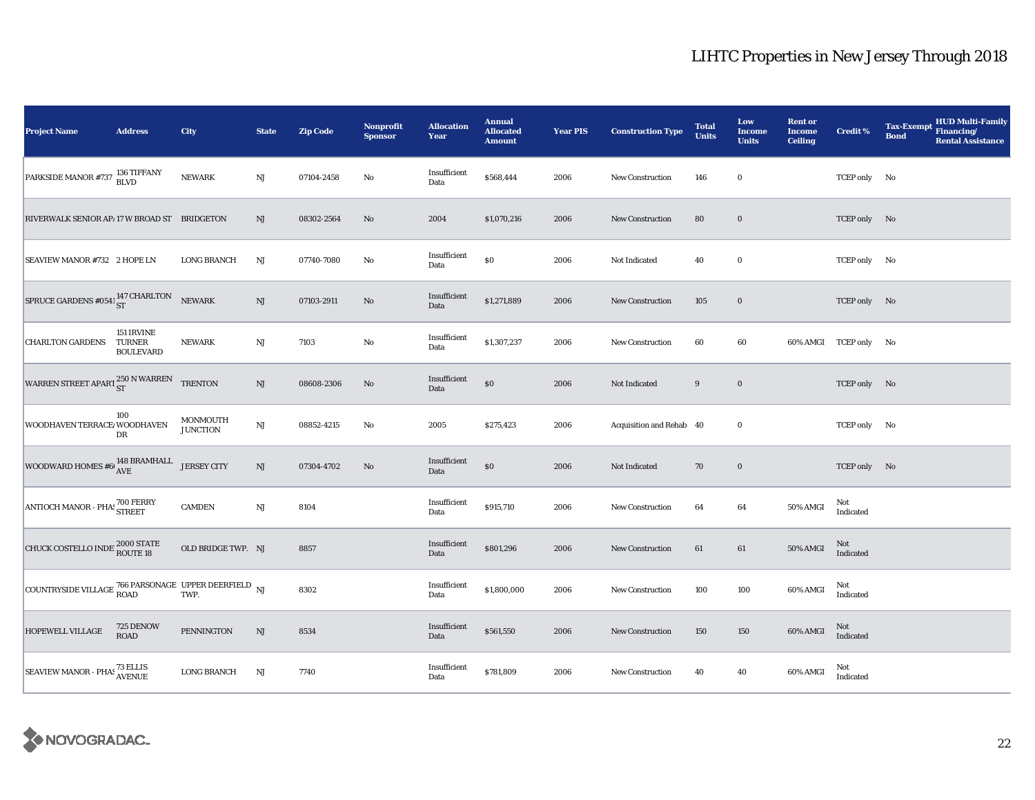# LIHTC Properties in New Jersey Through 2018

| Project Name | Address | City | State | Zip Code | Nonprofit Sponsor | Allocation Year | Annual Allocated Amount | Year PIS | Construction Type | Total Units | Low Income Units | Rent or Income Ceiling | Credit % | Tax-Exempt Bond | HUD Multi-Family Financing/ Rental Assistance |
|---|---|---|---|---|---|---|---|---|---|---|---|---|---|---|---|
| PARKSIDE MANOR #737 | 136 TIFFANY BLVD | NEWARK | NJ | 07104-2458 | No | Insufficient Data | $568,444 | 2006 | New Construction | 146 | 0 | | TCEP only | No | |
| RIVERWALK SENIOR AP/ | 17 W BROAD ST | BRIDGETON | NJ | 08302-2564 | No | 2004 | $1,070,216 | 2006 | New Construction | 80 | 0 | | TCEP only | No | |
| SEAVIEW MANOR #732 | 2 HOPE LN | LONG BRANCH | NJ | 07740-7080 | No | Insufficient Data | $0 | 2006 | Not Indicated | 40 | 0 | | TCEP only | No | |
| SPRUCE GARDENS #0541 | 147 CHARLTON ST | NEWARK | NJ | 07103-2911 | No | Insufficient Data | $1,271,889 | 2006 | New Construction | 105 | 0 | | TCEP only | No | |
| CHARLTON GARDENS | 151 IRVINE TURNER BOULEVARD | NEWARK | NJ | 7103 | No | Insufficient Data | $1,307,237 | 2006 | New Construction | 60 | 60 | 60% AMGI | TCEP only | No | |
| WARREN STREET APART | 250 N WARREN ST | TRENTON | NJ | 08608-2306 | No | Insufficient Data | $0 | 2006 | Not Indicated | 9 | 0 | | TCEP only | No | |
| WOODHAVEN TERRACE/ | 100 WOODHAVEN DR | MONMOUTH JUNCTION | NJ | 08852-4215 | No | 2005 | $275,423 | 2006 | Acquisition and Rehab | 40 | 0 | | TCEP only | No | |
| WOODWARD HOMES #6 | 148 BRAMHALL AVE | JERSEY CITY | NJ | 07304-4702 | No | Insufficient Data | $0 | 2006 | Not Indicated | 70 | 0 | | TCEP only | No | |
| ANTIOCH MANOR - PHAS | 700 FERRY STREET | CAMDEN | NJ | 8104 | | Insufficient Data | $915,710 | 2006 | New Construction | 64 | 64 | 50% AMGI | Not Indicated | | |
| CHUCK COSTELLO INDE | 2000 STATE ROUTE 18 | OLD BRIDGE TWP. | NJ | 8857 | | Insufficient Data | $801,296 | 2006 | New Construction | 61 | 61 | 50% AMGI | Not Indicated | | |
| COUNTRYSIDE VILLAGE | 766 PARSONAGE ROAD | UPPER DEERFIELD TWP. | NJ | 8302 | | Insufficient Data | $1,800,000 | 2006 | New Construction | 100 | 100 | 60% AMGI | Not Indicated | | |
| HOPEWELL VILLAGE | 725 DENOW ROAD | PENNINGTON | NJ | 8534 | | Insufficient Data | $561,550 | 2006 | New Construction | 150 | 150 | 60% AMGI | Not Indicated | | |
| SEAVIEW MANOR - PHAS | 73 ELLIS AVENUE | LONG BRANCH | NJ | 7740 | | Insufficient Data | $781,809 | 2006 | New Construction | 40 | 40 | 60% AMGI | Not Indicated | | |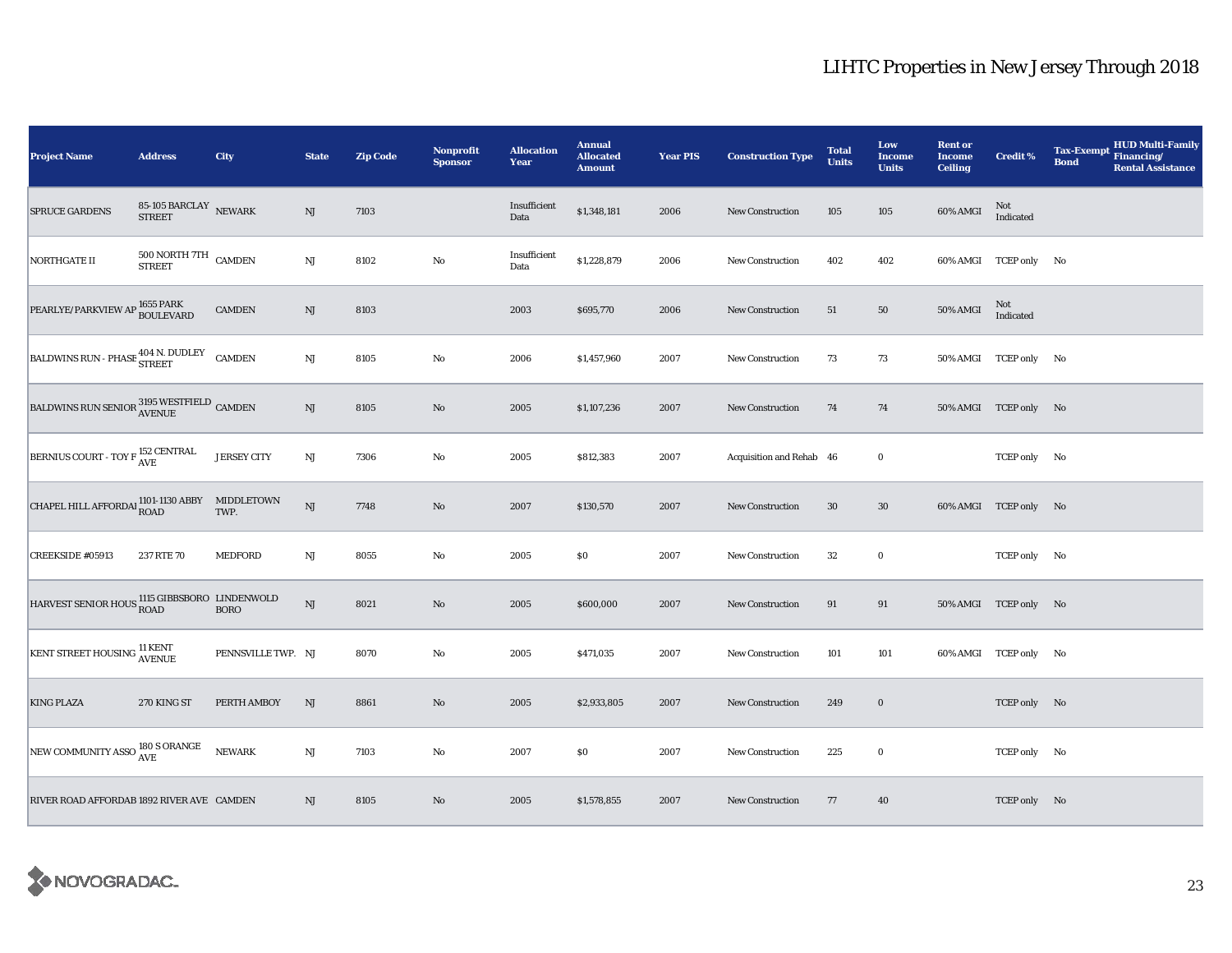# LIHTC Properties in New Jersey Through 2018

| Project Name | Address | City | State | Zip Code | Nonprofit Sponsor | Allocation Year | Annual Allocated Amount | Year PIS | Construction Type | Total Units | Low Income Units | Rent or Income Ceiling | Credit % | Tax-Exempt Bond | HUD Multi-Family Financing/ Rental Assistance |
|---|---|---|---|---|---|---|---|---|---|---|---|---|---|---|---|
| SPRUCE GARDENS | 85-105 BARCLAY STREET | NEWARK | NJ | 7103 | | Insufficient Data | $1,348,181 | 2006 | New Construction | 105 | 105 | 60% AMGI | Not Indicated | | |
| NORTHGATE II | 500 NORTH 7TH STREET | CAMDEN | NJ | 8102 | No | Insufficient Data | $1,228,879 | 2006 | New Construction | 402 | 402 | 60% AMGI | TCEP only | No | |
| PEARLYE/PARKVIEW AP | 1655 PARK BOULEVARD | CAMDEN | NJ | 8103 | | 2003 | $695,770 | 2006 | New Construction | 51 | 50 | 50% AMGI | Not Indicated | | |
| BALDWINS RUN - PHASE | 404 N. DUDLEY STREET | CAMDEN | NJ | 8105 | No | 2006 | $1,457,960 | 2007 | New Construction | 73 | 73 | 50% AMGI | TCEP only | No | |
| BALDWINS RUN SENIOR | 3195 WESTFIELD AVENUE | CAMDEN | NJ | 8105 | No | 2005 | $1,107,236 | 2007 | New Construction | 74 | 74 | 50% AMGI | TCEP only | No | |
| BERNIUS COURT - TOY F | 152 CENTRAL AVE | JERSEY CITY | NJ | 7306 | No | 2005 | $812,383 | 2007 | Acquisition and Rehab | 46 | 0 | | TCEP only | No | |
| CHAPEL HILL AFFORDAI | 1101-1130 ABBY ROAD | MIDDLETOWN TWP. | NJ | 7748 | No | 2007 | $130,570 | 2007 | New Construction | 30 | 30 | 60% AMGI | TCEP only | No | |
| CREEKSIDE #05913 | 237 RTE 70 | MEDFORD | NJ | 8055 | No | 2005 | $0 | 2007 | New Construction | 32 | 0 | | TCEP only | No | |
| HARVEST SENIOR HOUS | 1115 GIBBSBORO ROAD | LINDENWOLD BORO | NJ | 8021 | No | 2005 | $600,000 | 2007 | New Construction | 91 | 91 | 50% AMGI | TCEP only | No | |
| KENT STREET HOUSING | 11 KENT AVENUE | PENNSVILLE TWP. | NJ | 8070 | No | 2005 | $471,035 | 2007 | New Construction | 101 | 101 | 60% AMGI | TCEP only | No | |
| KING PLAZA | 270 KING ST | PERTH AMBOY | NJ | 8861 | No | 2005 | $2,933,805 | 2007 | New Construction | 249 | 0 | | TCEP only | No | |
| NEW COMMUNITY ASSO | 180 S ORANGE AVE | NEWARK | NJ | 7103 | No | 2007 | $0 | 2007 | New Construction | 225 | 0 | | TCEP only | No | |
| RIVER ROAD AFFORDAB | 1892 RIVER AVE | CAMDEN | NJ | 8105 | No | 2005 | $1,578,855 | 2007 | New Construction | 77 | 40 | | TCEP only | No | |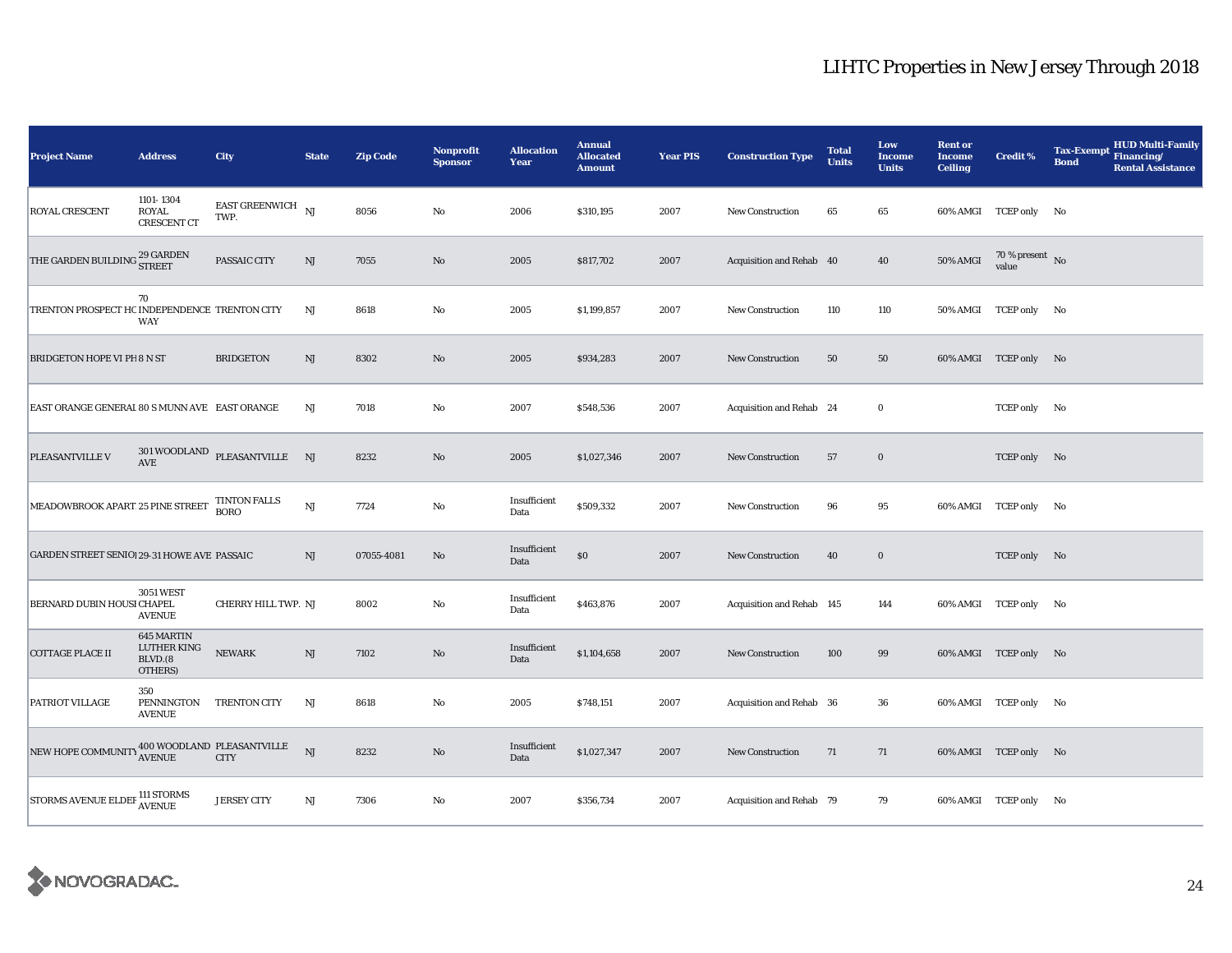# LIHTC Properties in New Jersey Through 2018

| Project Name | Address | City | State | Zip Code | Nonprofit Sponsor | Allocation Year | Annual Allocated Amount | Year PIS | Construction Type | Total Units | Low Income Units | Rent or Income Ceiling | Credit % | Tax-Exempt Bond | HUD Multi-Family Financing/ Rental Assistance |
|---|---|---|---|---|---|---|---|---|---|---|---|---|---|---|---|
| ROYAL CRESCENT | 1101- 1304 ROYAL CRESCENT CT | EAST GREENWICH TWP. | NJ | 8056 | No | 2006 | $310,195 | 2007 | New Construction | 65 | 65 | 60% AMGI | TCEP only | No | |
| THE GARDEN BUILDING | 29 GARDEN STREET | PASSAIC CITY | NJ | 7055 | No | 2005 | $817,702 | 2007 | Acquisition and Rehab | 40 | 40 | 50% AMGI | 70 % present value | No | |
| TRENTON PROSPECT HO | 70 INDEPENDENCE WAY | TRENTON CITY | NJ | 8618 | No | 2005 | $1,199,857 | 2007 | New Construction | 110 | 110 | 50% AMGI | TCEP only | No | |
| BRIDGETON HOPE VI PH | 8 N ST | BRIDGETON | NJ | 8302 | No | 2005 | $934,283 | 2007 | New Construction | 50 | 50 | 60% AMGI | TCEP only | No | |
| EAST ORANGE GENERAL | 80 S MUNN AVE | EAST ORANGE | NJ | 7018 | No | 2007 | $548,536 | 2007 | Acquisition and Rehab | 24 | 0 | | TCEP only | No | |
| PLEASANTVILLE V | 301 WOODLAND AVE | PLEASANTVILLE | NJ | 8232 | No | 2005 | $1,027,346 | 2007 | New Construction | 57 | 0 | | TCEP only | No | |
| MEADOWBROOK APART | 25 PINE STREET | TINTON FALLS BORO | NJ | 7724 | No | Insufficient Data | $509,332 | 2007 | New Construction | 96 | 95 | 60% AMGI | TCEP only | No | |
| GARDEN STREET SENIOI | 29-31 HOWE AVE | PASSAIC | NJ | 07055-4081 | No | Insufficient Data | $0 | 2007 | New Construction | 40 | 0 | | TCEP only | No | |
| BERNARD DUBIN HOUSI | 3051 WEST CHAPEL AVENUE | CHERRY HILL TWP. | NJ | 8002 | No | Insufficient Data | $463,876 | 2007 | Acquisition and Rehab | 145 | 144 | 60% AMGI | TCEP only | No | |
| COTTAGE PLACE II | 645 MARTIN LUTHER KING BLVD.(8 OTHERS) | NEWARK | NJ | 7102 | No | Insufficient Data | $1,104,658 | 2007 | New Construction | 100 | 99 | 60% AMGI | TCEP only | No | |
| PATRIOT VILLAGE | 350 PENNINGTON AVENUE | TRENTON CITY | NJ | 8618 | No | 2005 | $748,151 | 2007 | Acquisition and Rehab | 36 | 36 | 60% AMGI | TCEP only | No | |
| NEW HOPE COMMUNITY | 400 WOODLAND AVENUE | PLEASANTVILLE CITY | NJ | 8232 | No | Insufficient Data | $1,027,347 | 2007 | New Construction | 71 | 71 | 60% AMGI | TCEP only | No | |
| STORMS AVENUE ELDEF | 111 STORMS AVENUE | JERSEY CITY | NJ | 7306 | No | 2007 | $356,734 | 2007 | Acquisition and Rehab | 79 | 79 | 60% AMGI | TCEP only | No | |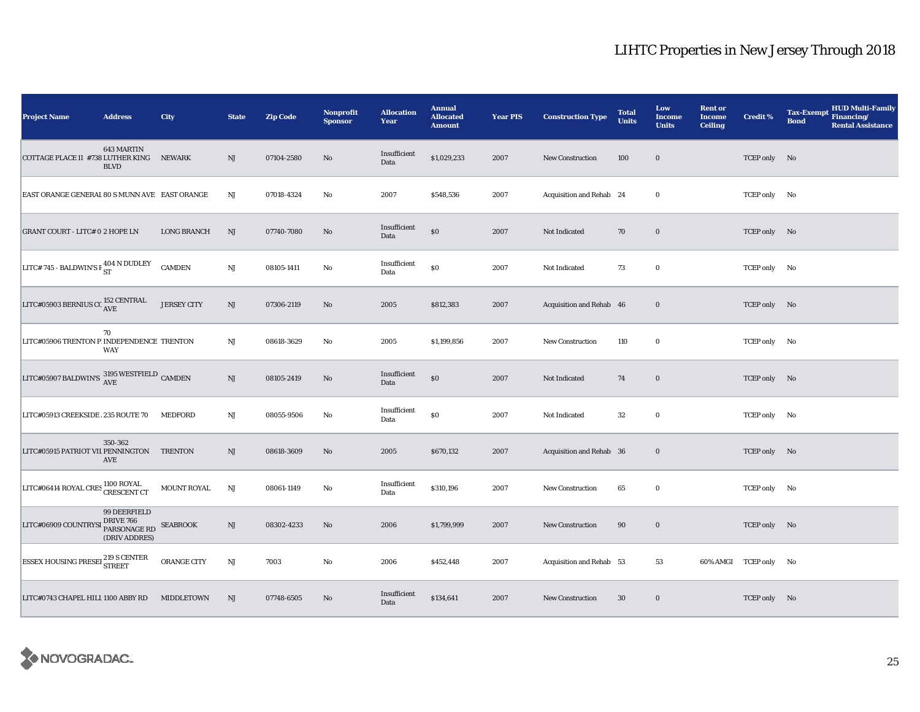# LIHTC Properties in New Jersey Through 2018

| Project Name | Address | City | State | Zip Code | Nonprofit Sponsor | Allocation Year | Annual Allocated Amount | Year PIS | Construction Type | Total Units | Low Income Units | Rent or Income Ceiling | Credit % | Tax-Exempt Bond | HUD Multi-Family Financing/ Rental Assistance |
|---|---|---|---|---|---|---|---|---|---|---|---|---|---|---|---|
| COTTAGE PLACE II #738 | 643 MARTIN LUTHER KING BLVD | NEWARK | NJ | 07104-2580 | No | Insufficient Data | $1,029,233 | 2007 | New Construction | 100 | 0 | | TCEP only | No | |
| EAST ORANGE GENERAL | 80 S MUNN AVE | EAST ORANGE | NJ | 07018-4324 | No | 2007 | $548,536 | 2007 | Acquisition and Rehab | 24 | 0 | | TCEP only | No | |
| GRANT COURT - LITC# 0 | 2 HOPE LN | LONG BRANCH | NJ | 07740-7080 | No | Insufficient Data | $0 | 2007 | Not Indicated | 70 | 0 | | TCEP only | No | |
| LITC# 745 - BALDWIN'S F | 404 N DUDLEY ST | CAMDEN | NJ | 08105-1411 | No | Insufficient Data | $0 | 2007 | Not Indicated | 73 | 0 | | TCEP only | No | |
| LITC#05903 BERNIUS CO | 152 CENTRAL AVE | JERSEY CITY | NJ | 07306-2119 | No | 2005 | $812,383 | 2007 | Acquisition and Rehab | 46 | 0 | | TCEP only | No | |
| LITC#05906 TRENTON P. | 70 INDEPENDENCE WAY | TRENTON | NJ | 08618-3629 | No | 2005 | $1,199,856 | 2007 | New Construction | 110 | 0 | | TCEP only | No | |
| LITC#05907 BALDWIN'S | 3195 WESTFIELD AVE | CAMDEN | NJ | 08105-2419 | No | Insufficient Data | $0 | 2007 | Not Indicated | 74 | 0 | | TCEP only | No | |
| LITC#05913 CREEKSIDE . | 235 ROUTE 70 | MEDFORD | NJ | 08055-9506 | No | Insufficient Data | $0 | 2007 | Not Indicated | 32 | 0 | | TCEP only | No | |
| LITC#05915 PATRIOT VII | 350-362 PENNINGTON AVE | TRENTON | NJ | 08618-3609 | No | 2005 | $670,132 | 2007 | Acquisition and Rehab | 36 | 0 | | TCEP only | No | |
| LITC#06414 ROYAL CRES | 1100 ROYAL CRESCENT CT | MOUNT ROYAL | NJ | 08061-1149 | No | Insufficient Data | $310,196 | 2007 | New Construction | 65 | 0 | | TCEP only | No | |
| LITC#06909 COUNTRYSI | 99 DEERFIELD DRIVE 766 PARSONAGE RD (DRIV ADDRES) | SEABROOK | NJ | 08302-4233 | No | 2006 | $1,799,999 | 2007 | New Construction | 90 | 0 | | TCEP only | No | |
| ESSEX HOUSING PRESEI | 219 S CENTER STREET | ORANGE CITY | NJ | 7003 | No | 2006 | $452,448 | 2007 | Acquisition and Rehab | 53 | 53 | 60% AMGI | TCEP only | No | |
| LITC#0743 CHAPEL HILL | 1100 ABBY RD | MIDDLETOWN | NJ | 07748-6505 | No | Insufficient Data | $134,641 | 2007 | New Construction | 30 | 0 | | TCEP only | No | |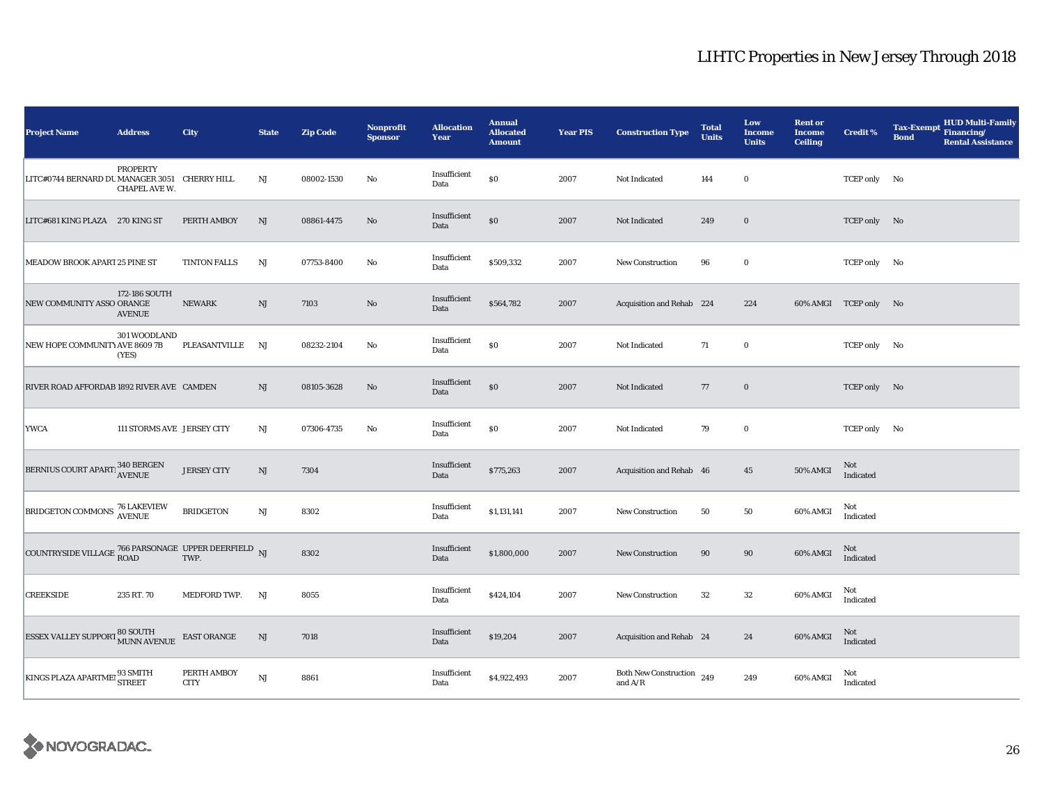## LIHTC Properties in New Jersey Through 2018

| Project Name | Address | City | State | Zip Code | Nonprofit Sponsor | Allocation Year | Annual Allocated Amount | Year PIS | Construction Type | Total Units | Low Income Units | Rent or Income Ceiling | Credit % | Tax-Exempt Bond | HUD Multi-Family Financing/ Rental Assistance |
|---|---|---|---|---|---|---|---|---|---|---|---|---|---|---|---|
| LITC#0744 BERNARD DU | PROPERTY MANAGER 3051 CHAPEL AVE W. | CHERRY HILL | NJ | 08002-1530 | No | Insufficient Data | $0 | 2007 | Not Indicated | 144 | 0 | | TCEP only | No | |
| LITC#681 KING PLAZA | 270 KING ST | PERTH AMBOY | NJ | 08861-4475 | No | Insufficient Data | $0 | 2007 | Not Indicated | 249 | 0 | | TCEP only | No | |
| MEADOW BROOK APART | 25 PINE ST | TINTON FALLS | NJ | 07753-8400 | No | Insufficient Data | $509,332 | 2007 | New Construction | 96 | 0 | | TCEP only | No | |
| NEW COMMUNITY ASSO | 172-186 SOUTH ORANGE AVENUE | NEWARK | NJ | 7103 | No | Insufficient Data | $564,782 | 2007 | Acquisition and Rehab | 224 | 224 | 60% AMGI | TCEP only | No | |
| NEW HOPE COMMUNITY | 301 WOODLAND AVE 8609 7B (YES) | PLEASANTVILLE | NJ | 08232-2104 | No | Insufficient Data | $0 | 2007 | Not Indicated | 71 | 0 | | TCEP only | No | |
| RIVER ROAD AFFORDAB | 1892 RIVER AVE | CAMDEN | NJ | 08105-3628 | No | Insufficient Data | $0 | 2007 | Not Indicated | 77 | 0 | | TCEP only | No | |
| YWCA | 111 STORMS AVE | JERSEY CITY | NJ | 07306-4735 | No | Insufficient Data | $0 | 2007 | Not Indicated | 79 | 0 | | TCEP only | No | |
| BERNIUS COURT APARTI | 340 BERGEN AVENUE | JERSEY CITY | NJ | 7304 | | Insufficient Data | $775,263 | 2007 | Acquisition and Rehab | 46 | 45 | 50% AMGI | Not Indicated | | |
| BRIDGETON COMMONS | 76 LAKEVIEW AVENUE | BRIDGETON | NJ | 8302 | | Insufficient Data | $1,131,141 | 2007 | New Construction | 50 | 50 | 60% AMGI | Not Indicated | | |
| COUNTRYSIDE VILLAGE | 766 PARSONAGE ROAD | UPPER DEERFIELD TWP. | NJ | 8302 | | Insufficient Data | $1,800,000 | 2007 | New Construction | 90 | 90 | 60% AMGI | Not Indicated | | |
| CREEKSIDE | 235 RT. 70 | MEDFORD TWP. | NJ | 8055 | | Insufficient Data | $424,104 | 2007 | New Construction | 32 | 32 | 60% AMGI | Not Indicated | | |
| ESSEX VALLEY SUPPORT | 80 SOUTH MUNN AVENUE | EAST ORANGE | NJ | 7018 | | Insufficient Data | $19,204 | 2007 | Acquisition and Rehab | 24 | 24 | 60% AMGI | Not Indicated | | |
| KINGS PLAZA APARTMEI | 93 SMITH STREET | PERTH AMBOY CITY | NJ | 8861 | | Insufficient Data | $4,922,493 | 2007 | Both New Construction and A/R | 249 | 249 | 60% AMGI | Not Indicated | | |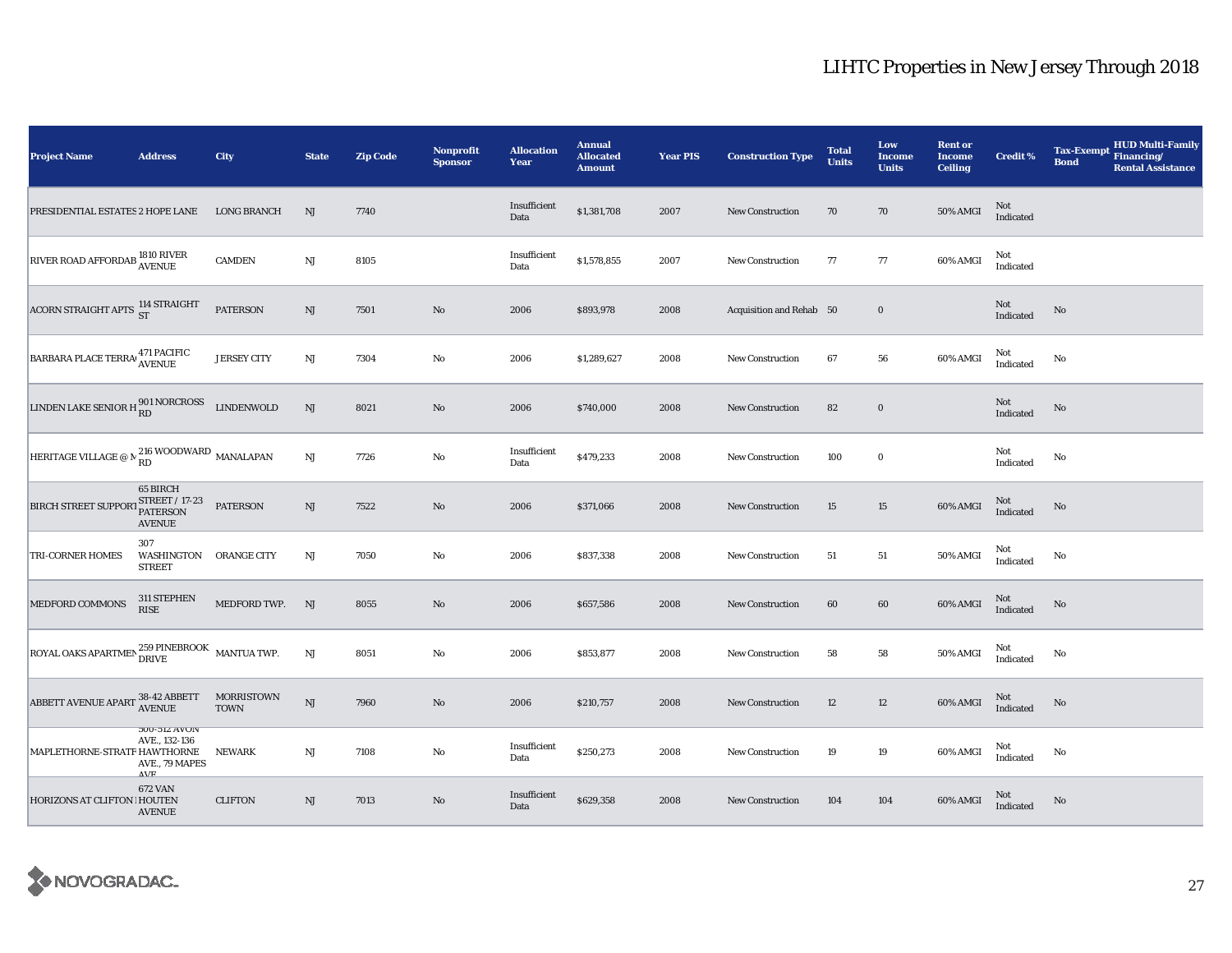# LIHTC Properties in New Jersey Through 2018

| Project Name | Address | City | State | Zip Code | Nonprofit Sponsor | Allocation Year | Annual Allocated Amount | Year PIS | Construction Type | Total Units | Low Income Units | Rent or Income Ceiling | Credit % | Tax-Exempt Bond | HUD Multi-Family Financing/ Rental Assistance |
|---|---|---|---|---|---|---|---|---|---|---|---|---|---|---|---|
| PRESIDENTIAL ESTATES | 2 HOPE LANE | LONG BRANCH | NJ | 7740 | | Insufficient Data | $1,381,708 | 2007 | New Construction | 70 | 70 | 50% AMGI | Not Indicated | | |
| RIVER ROAD AFFORDAB | 1810 RIVER AVENUE | CAMDEN | NJ | 8105 | | Insufficient Data | $1,578,855 | 2007 | New Construction | 77 | 77 | 60% AMGI | Not Indicated | | |
| ACORN STRAIGHT APTS | 114 STRAIGHT ST | PATERSON | NJ | 7501 | No | 2006 | $893,978 | 2008 | Acquisition and Rehab | 50 | 0 | | Not Indicated | No | |
| BARBARA PLACE TERRA | 471 PACIFIC AVENUE | JERSEY CITY | NJ | 7304 | No | 2006 | $1,289,627 | 2008 | New Construction | 67 | 56 | 60% AMGI | Not Indicated | No | |
| LINDEN LAKE SENIOR H | 901 NORCROSS RD | LINDENWOLD | NJ | 8021 | No | 2006 | $740,000 | 2008 | New Construction | 82 | 0 | | Not Indicated | No | |
| HERITAGE VILLAGE @ M | 216 WOODWARD RD | MANALAPAN | NJ | 7726 | No | Insufficient Data | $479,233 | 2008 | New Construction | 100 | 0 | | Not Indicated | No | |
| BIRCH STREET SUPPORT | 65 BIRCH STREET / 17-23 PATERSON AVENUE | PATERSON | NJ | 7522 | No | 2006 | $371,066 | 2008 | New Construction | 15 | 15 | 60% AMGI | Not Indicated | No | |
| TRI-CORNER HOMES | 307 WASHINGTON STREET | ORANGE CITY | NJ | 7050 | No | 2006 | $837,338 | 2008 | New Construction | 51 | 51 | 50% AMGI | Not Indicated | No | |
| MEDFORD COMMONS | 311 STEPHEN RISE | MEDFORD TWP. | NJ | 8055 | No | 2006 | $657,586 | 2008 | New Construction | 60 | 60 | 60% AMGI | Not Indicated | No | |
| ROYAL OAKS APARTMEN | 259 PINEBROOK DRIVE | MANTUA TWP. | NJ | 8051 | No | 2006 | $853,877 | 2008 | New Construction | 58 | 58 | 50% AMGI | Not Indicated | No | |
| ABBETT AVENUE APART | 38-42 ABBETT AVENUE | MORRISTOWN TOWN | NJ | 7960 | No | 2006 | $210,757 | 2008 | New Construction | 12 | 12 | 60% AMGI | Not Indicated | No | |
| MAPLETHORNE-STRATF | 500-512 AVON AVE., 132-136 HAWTHORNE AVE., 79 MAPES AVE. | NEWARK | NJ | 7108 | No | Insufficient Data | $250,273 | 2008 | New Construction | 19 | 19 | 60% AMGI | Not Indicated | No | |
| HORIZONS AT CLIFTON | 672 VAN HOUTEN AVENUE | CLIFTON | NJ | 7013 | No | Insufficient Data | $629,358 | 2008 | New Construction | 104 | 104 | 60% AMGI | Not Indicated | No | |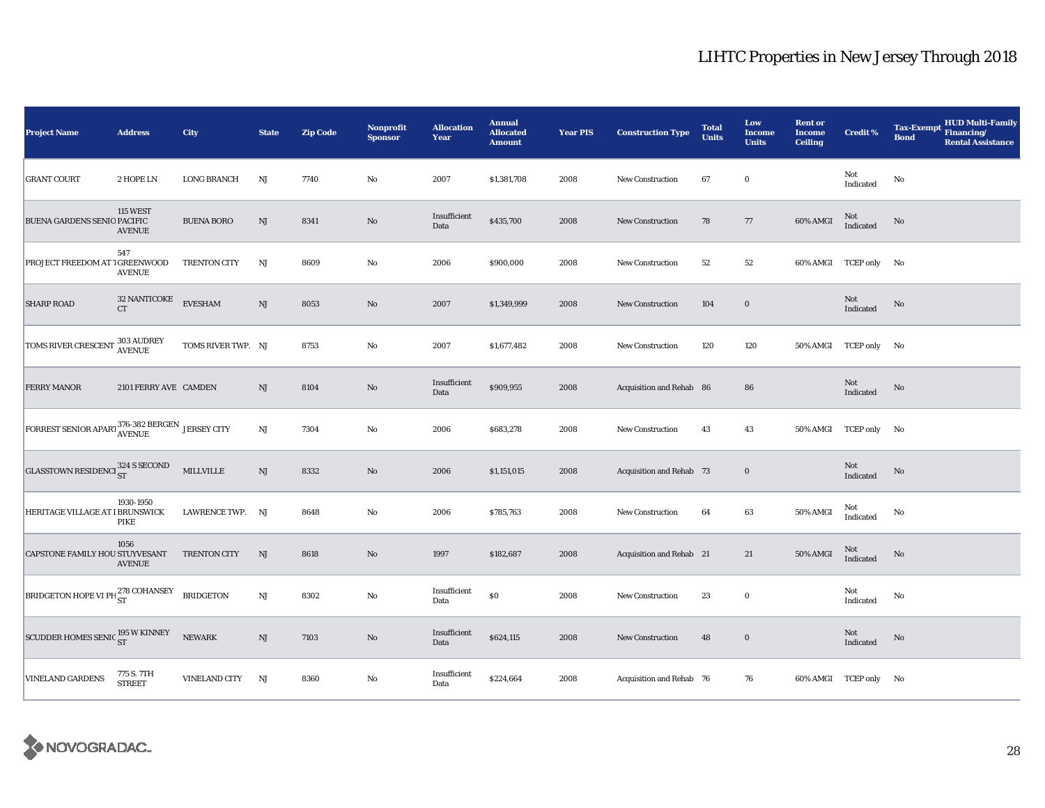# LIHTC Properties in New Jersey Through 2018

| Project Name | Address | City | State | Zip Code | Nonprofit Sponsor | Allocation Year | Annual Allocated Amount | Year PIS | Construction Type | Total Units | Low Income Units | Rent or Income Ceiling | Credit % | Tax-Exempt Bond | HUD Multi-Family Financing/ Rental Assistance |
|---|---|---|---|---|---|---|---|---|---|---|---|---|---|---|---|
| GRANT COURT | 2 HOPE LN | LONG BRANCH | NJ | 7740 | No | 2007 | $1,381,708 | 2008 | New Construction | 67 | 0 | | Not Indicated | No | |
| BUENA GARDENS SENIO | 115 WEST PACIFIC AVENUE | BUENA BORO | NJ | 8341 | No | Insufficient Data | $435,700 | 2008 | New Construction | 78 | 77 | 60% AMGI | Not Indicated | No | |
| PROJECT FREEDOM AT T | 547 GREENWOOD AVENUE | TRENTON CITY | NJ | 8609 | No | 2006 | $900,000 | 2008 | New Construction | 52 | 52 | 60% AMGI | TCEP only | No | |
| SHARP ROAD | 32 NANTICOKE CT | EVESHAM | NJ | 8053 | No | 2007 | $1,349,999 | 2008 | New Construction | 104 | 0 | | Not Indicated | No | |
| TOMS RIVER CRESCENT | 303 AUDREY AVENUE | TOMS RIVER TWP. | NJ | 8753 | No | 2007 | $1,677,482 | 2008 | New Construction | 120 | 120 | 50% AMGI | TCEP only | No | |
| FERRY MANOR | 2101 FERRY AVE | CAMDEN | NJ | 8104 | No | Insufficient Data | $909,955 | 2008 | Acquisition and Rehab | 86 | 86 | | Not Indicated | No | |
| FORREST SENIOR APART | 376-382 BERGEN AVENUE | JERSEY CITY | NJ | 7304 | No | 2006 | $683,278 | 2008 | New Construction | 43 | 43 | 50% AMGI | TCEP only | No | |
| GLASSTOWN RESIDENCI | 324 S SECOND ST | MILLVILLE | NJ | 8332 | No | 2006 | $1,151,015 | 2008 | Acquisition and Rehab | 73 | 0 | | Not Indicated | No | |
| HERITAGE VILLAGE AT L | 1930-1950 BRUNSWICK PIKE | LAWRENCE TWP. | NJ | 8648 | No | 2006 | $785,763 | 2008 | New Construction | 64 | 63 | 50% AMGI | Not Indicated | No | |
| CAPSTONE FAMILY HOU | 1056 STUYVESANT AVENUE | TRENTON CITY | NJ | 8618 | No | 1997 | $182,687 | 2008 | Acquisition and Rehab | 21 | 21 | 50% AMGI | Not Indicated | No | |
| BRIDGETON HOPE VI PH | 278 COHANSEY ST | BRIDGETON | NJ | 8302 | No | Insufficient Data | $0 | 2008 | New Construction | 23 | 0 | | Not Indicated | No | |
| SCUDDER HOMES SENIO | 195 W KINNEY ST | NEWARK | NJ | 7103 | No | Insufficient Data | $624,115 | 2008 | New Construction | 48 | 0 | | Not Indicated | No | |
| VINELAND GARDENS | 775 S. 7TH STREET | VINELAND CITY | NJ | 8360 | No | Insufficient Data | $224,664 | 2008 | Acquisition and Rehab | 76 | 76 | 60% AMGI | TCEP only | No | |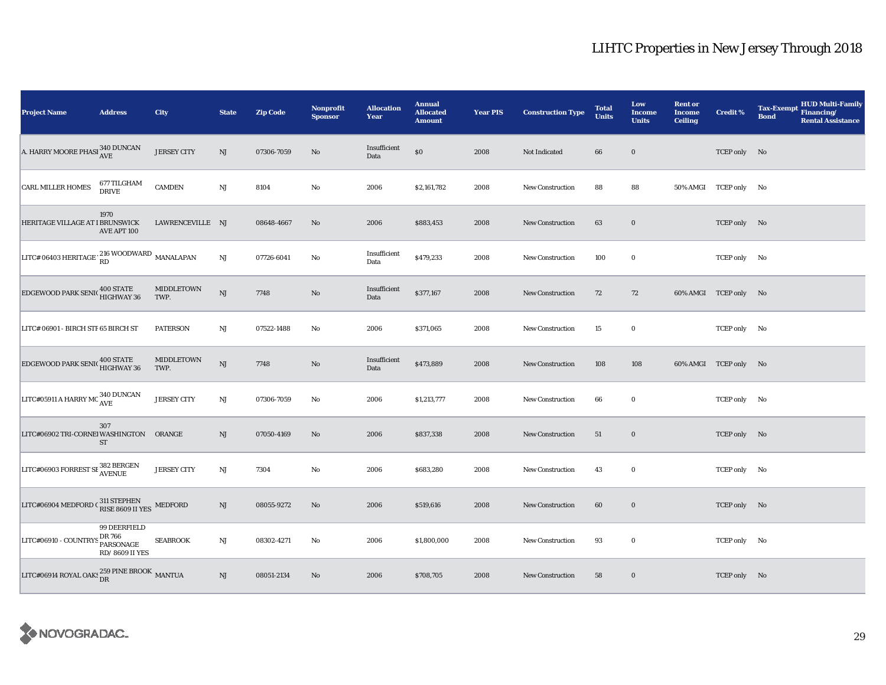# LIHTC Properties in New Jersey Through 2018

| Project Name | Address | City | State | Zip Code | Nonprofit Sponsor | Allocation Year | Annual Allocated Amount | Year PIS | Construction Type | Total Units | Low Income Units | Rent or Income Ceiling | Credit % | Tax-Exempt Bond | HUD Multi-Family Financing/ Rental Assistance |
|---|---|---|---|---|---|---|---|---|---|---|---|---|---|---|---|
| A. HARRY MOORE PHASI | 340 DUNCAN AVE | JERSEY CITY | NJ | 07306-7059 | No | Insufficient Data | $0 | 2008 | Not Indicated | 66 | 0 | | TCEP only | No | |
| CARL MILLER HOMES | 677 TILGHAM DRIVE | CAMDEN | NJ | 8104 | No | 2006 | $2,161,782 | 2008 | New Construction | 88 | 88 | 50% AMGI | TCEP only | No | |
| HERITAGE VILLAGE AT I | 1970 BRUNSWICK AVE APT 100 | LAWRENCEVILLE | NJ | 08648-4667 | No | 2006 | $883,453 | 2008 | New Construction | 63 | 0 | | TCEP only | No | |
| LITC# 06403 HERITAGE ' | 216 WOODWARD RD | MANALAPAN | NJ | 07726-6041 | No | Insufficient Data | $479,233 | 2008 | New Construction | 100 | 0 | | TCEP only | No | |
| EDGEWOOD PARK SENI( | 400 STATE HIGHWAY 36 | MIDDLETOWN TWP. | NJ | 7748 | No | Insufficient Data | $377,167 | 2008 | New Construction | 72 | 72 | 60% AMGI | TCEP only | No | |
| LITC# 06901 - BIRCH STF | 65 BIRCH ST | PATERSON | NJ | 07522-1488 | No | 2006 | $371,065 | 2008 | New Construction | 15 | 0 | | TCEP only | No | |
| EDGEWOOD PARK SENI( | 400 STATE HIGHWAY 36 | MIDDLETOWN TWP. | NJ | 7748 | No | Insufficient Data | $473,889 | 2008 | New Construction | 108 | 108 | 60% AMGI | TCEP only | No | |
| LITC#05911 A HARRY MC | 340 DUNCAN AVE | JERSEY CITY | NJ | 07306-7059 | No | 2006 | $1,213,777 | 2008 | New Construction | 66 | 0 | | TCEP only | No | |
| LITC#06902 TRI-CORNEI | 307 WASHINGTON ST | ORANGE | NJ | 07050-4169 | No | 2006 | $837,338 | 2008 | New Construction | 51 | 0 | | TCEP only | No | |
| LITC#06903 FORREST SE | 382 BERGEN AVENUE | JERSEY CITY | NJ | 7304 | No | 2006 | $683,280 | 2008 | New Construction | 43 | 0 | | TCEP only | No | |
| LITC#06904 MEDFORD ( | 311 STEPHEN RISE 8609 II YES | MEDFORD | NJ | 08055-9272 | No | 2006 | $519,616 | 2008 | New Construction | 60 | 0 | | TCEP only | No | |
| LITC#06910 - COUNTRYS | 99 DEERFIELD DR 766 PARSONAGE RD/ 8609 II YES | SEABROOK | NJ | 08302-4271 | No | 2006 | $1,800,000 | 2008 | New Construction | 93 | 0 | | TCEP only | No | |
| LITC#06914 ROYAL OAKS | 259 PINE BROOK DR | MANTUA | NJ | 08051-2134 | No | 2006 | $708,705 | 2008 | New Construction | 58 | 0 | | TCEP only | No | |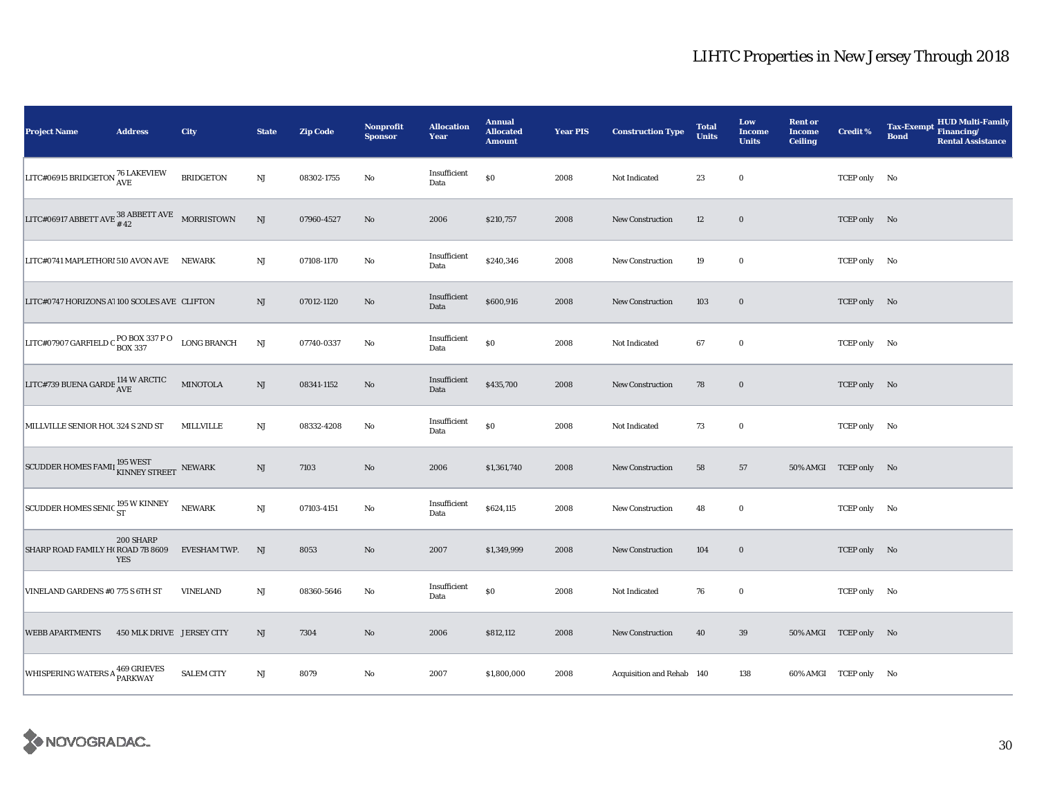# LIHTC Properties in New Jersey Through 2018

| Project Name | Address | City | State | Zip Code | Nonprofit Sponsor | Allocation Year | Annual Allocated Amount | Year PIS | Construction Type | Total Units | Low Income Units | Rent or Income Ceiling | Credit % | Tax-Exempt Bond | HUD Multi-Family Financing/ Rental Assistance |
|---|---|---|---|---|---|---|---|---|---|---|---|---|---|---|---|
| LITC#06915 BRIDGETON | 76 LAKEVIEW AVE | BRIDGETON | NJ | 08302-1755 | No | Insufficient Data | $0 | 2008 | Not Indicated | 23 | 0 | | TCEP only | No | |
| LITC#06917 ABBETT AVE | 38 ABBETT AVE # 42 | MORRISTOWN | NJ | 07960-4527 | No | 2006 | $210,757 | 2008 | New Construction | 12 | 0 | | TCEP only | No | |
| LITC#0741 MAPLETHORI | 510 AVON AVE | NEWARK | NJ | 07108-1170 | No | Insufficient Data | $240,346 | 2008 | New Construction | 19 | 0 | | TCEP only | No | |
| LITC#0747 HORIZONS AT | 100 SCOLES AVE | CLIFTON | NJ | 07012-1120 | No | Insufficient Data | $600,916 | 2008 | New Construction | 103 | 0 | | TCEP only | No | |
| LITC#07907 GARFIELD C | PO BOX 337 P O BOX 337 | LONG BRANCH | NJ | 07740-0337 | No | Insufficient Data | $0 | 2008 | Not Indicated | 67 | 0 | | TCEP only | No | |
| LITC#739 BUENA GARDE | 114 W ARCTIC AVE | MINOTOLA | NJ | 08341-1152 | No | Insufficient Data | $435,700 | 2008 | New Construction | 78 | 0 | | TCEP only | No | |
| MILLVILLE SENIOR HOU | 324 S 2ND ST | MILLVILLE | NJ | 08332-4208 | No | Insufficient Data | $0 | 2008 | Not Indicated | 73 | 0 | | TCEP only | No | |
| SCUDDER HOMES FAMII | 195 WEST KINNEY STREET | NEWARK | NJ | 7103 | No | 2006 | $1,361,740 | 2008 | New Construction | 58 | 57 | 50% AMGI | TCEP only | No | |
| SCUDDER HOMES SENIC | 195 W KINNEY ST | NEWARK | NJ | 07103-4151 | No | Insufficient Data | $624,115 | 2008 | New Construction | 48 | 0 | | TCEP only | No | |
| SHARP ROAD FAMILY H( | 200 SHARP ROAD 7B 8609 YES | EVESHAM TWP. | NJ | 8053 | No | 2007 | $1,349,999 | 2008 | New Construction | 104 | 0 | | TCEP only | No | |
| VINELAND GARDENS #0 | 775 S 6TH ST | VINELAND | NJ | 08360-5646 | No | Insufficient Data | $0 | 2008 | Not Indicated | 76 | 0 | | TCEP only | No | |
| WEBB APARTMENTS | 450 MLK DRIVE | JERSEY CITY | NJ | 7304 | No | 2006 | $812,112 | 2008 | New Construction | 40 | 39 | 50% AMGI | TCEP only | No | |
| WHISPERING WATERS A | 469 GRIEVES PARKWAY | SALEM CITY | NJ | 8079 | No | 2007 | $1,800,000 | 2008 | Acquisition and Rehab | 140 | 138 | 60% AMGI | TCEP only | No | |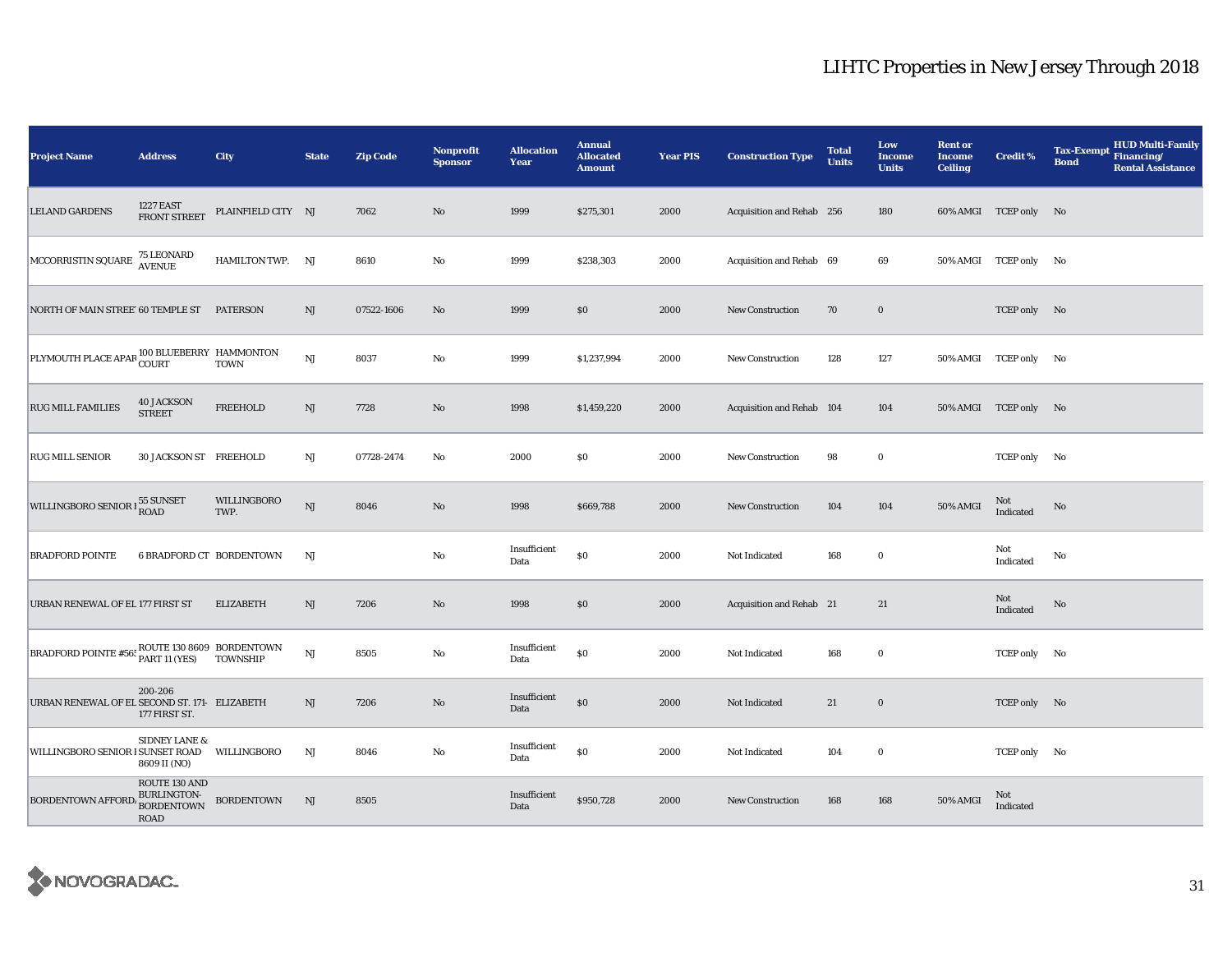# LIHTC Properties in New Jersey Through 2018

| Project Name | Address | City | State | Zip Code | Nonprofit Sponsor | Allocation Year | Annual Allocated Amount | Year PIS | Construction Type | Total Units | Low Income Units | Rent or Income Ceiling | Credit % | Tax-Exempt Bond | HUD Multi-Family Financing/ Rental Assistance |
|---|---|---|---|---|---|---|---|---|---|---|---|---|---|---|---|
| LELAND GARDENS | 1227 EAST FRONT STREET | PLAINFIELD CITY | NJ | 7062 | No | 1999 | $275,301 | 2000 | Acquisition and Rehab | 256 | 180 | 60% AMGI | TCEP only | No | |
| MCCORRISTIN SQUARE | 75 LEONARD AVENUE | HAMILTON TWP. | NJ | 8610 | No | 1999 | $238,303 | 2000 | Acquisition and Rehab | 69 | 69 | 50% AMGI | TCEP only | No | |
| NORTH OF MAIN STREET | 60 TEMPLE ST | PATERSON | NJ | 07522-1606 | No | 1999 | $0 | 2000 | New Construction | 70 | 0 | | TCEP only | No | |
| PLYMOUTH PLACE APAR | 100 BLUEBERRY COURT | HAMMONTON TOWN | NJ | 8037 | No | 1999 | $1,237,994 | 2000 | New Construction | 128 | 127 | 50% AMGI | TCEP only | No | |
| RUG MILL FAMILIES | 40 JACKSON STREET | FREEHOLD | NJ | 7728 | No | 1998 | $1,459,220 | 2000 | Acquisition and Rehab | 104 | 104 | 50% AMGI | TCEP only | No | |
| RUG MILL SENIOR | 30 JACKSON ST | FREEHOLD | NJ | 07728-2474 | No | 2000 | $0 | 2000 | New Construction | 98 | 0 | | TCEP only | No | |
| WILLINGBORO SENIOR I | 55 SUNSET ROAD | WILLINGBORO TWP. | NJ | 8046 | No | 1998 | $669,788 | 2000 | New Construction | 104 | 104 | 50% AMGI | Not Indicated | No | |
| BRADFORD POINTE | 6 BRADFORD CT | BORDENTOWN | NJ | | No | Insufficient Data | $0 | 2000 | Not Indicated | 168 | 0 | | Not Indicated | No | |
| URBAN RENEWAL OF EL | 177 FIRST ST | ELIZABETH | NJ | 7206 | No | 1998 | $0 | 2000 | Acquisition and Rehab | 21 | 21 | | Not Indicated | No | |
| BRADFORD POINTE #563 | ROUTE 130 8609 PART 11 (YES) | BORDENTOWN TOWNSHIP | NJ | 8505 | No | Insufficient Data | $0 | 2000 | Not Indicated | 168 | 0 | | TCEP only | No | |
| URBAN RENEWAL OF EL | 200-206 SECOND ST. 171-177 FIRST ST. | ELIZABETH | NJ | 7206 | No | Insufficient Data | $0 | 2000 | Not Indicated | 21 | 0 | | TCEP only | No | |
| WILLINGBORO SENIOR I | SIDNEY LANE & SUNSET ROAD 8609 II (NO) | WILLINGBORO | NJ | 8046 | No | Insufficient Data | $0 | 2000 | Not Indicated | 104 | 0 | | TCEP only | No | |
| BORDENTOWN AFFORDA | ROUTE 130 AND BURLINGTON-BORDENTOWN ROAD | BORDENTOWN | NJ | 8505 | | Insufficient Data | $950,728 | 2000 | New Construction | 168 | 168 | 50% AMGI | Not Indicated | | |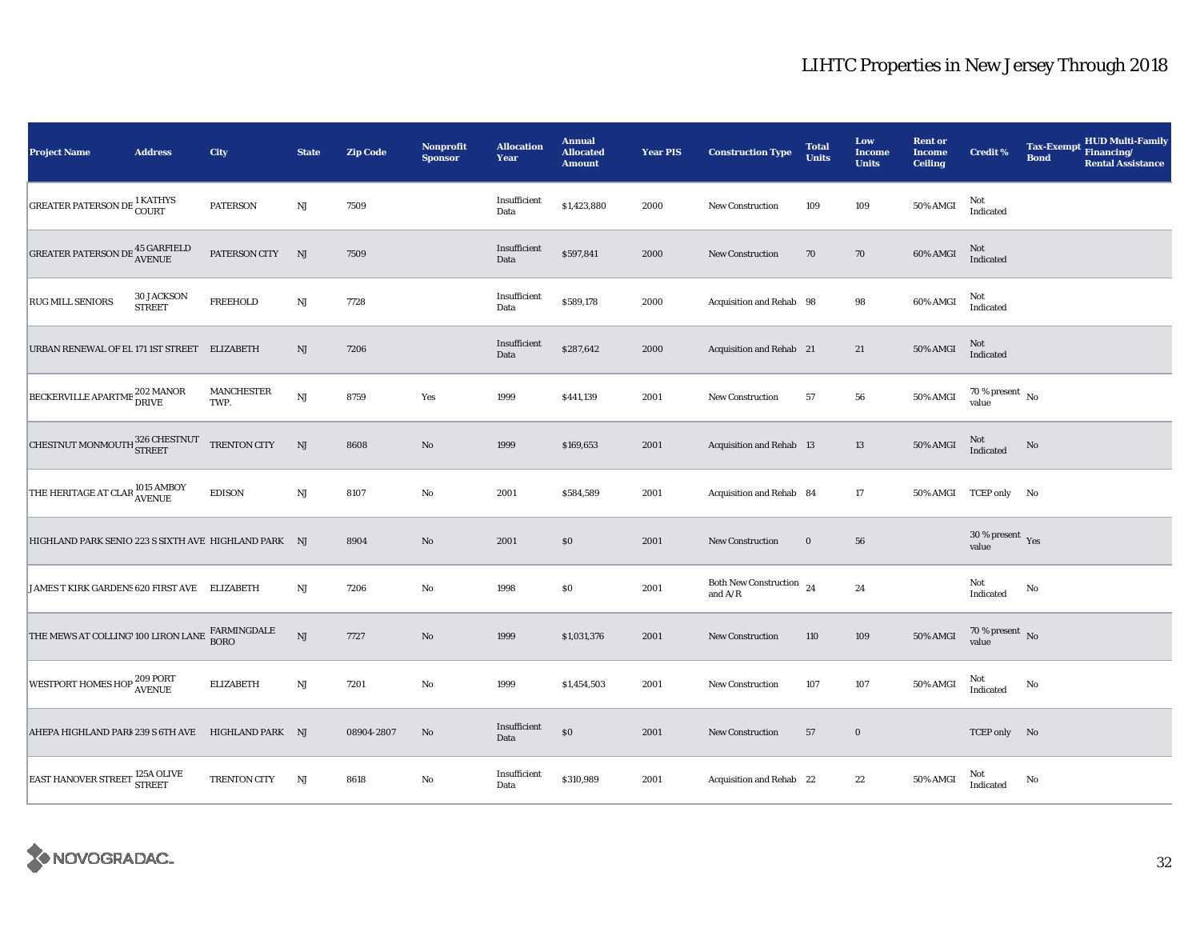# LIHTC Properties in New Jersey Through 2018

| Project Name | Address | City | State | Zip Code | Nonprofit Sponsor | Allocation Year | Annual Allocated Amount | Year PIS | Construction Type | Total Units | Low Income Units | Rent or Income Ceiling | Credit % | Tax-Exempt Bond | HUD Multi-Family Financing/ Rental Assistance |
|---|---|---|---|---|---|---|---|---|---|---|---|---|---|---|---|
| GREATER PATERSON DE | 1 KATHYS COURT | PATERSON | NJ | 7509 | | Insufficient Data | $1,423,880 | 2000 | New Construction | 109 | 109 | 50% AMGI | Not Indicated | | |
| GREATER PATERSON DE | 45 GARFIELD AVENUE | PATERSON CITY | NJ | 7509 | | Insufficient Data | $597,841 | 2000 | New Construction | 70 | 70 | 60% AMGI | Not Indicated | | |
| RUG MILL SENIORS | 30 JACKSON STREET | FREEHOLD | NJ | 7728 | | Insufficient Data | $589,178 | 2000 | Acquisition and Rehab | 98 | 98 | 60% AMGI | Not Indicated | | |
| URBAN RENEWAL OF EL | 171 1ST STREET | ELIZABETH | NJ | 7206 | | Insufficient Data | $287,642 | 2000 | Acquisition and Rehab | 21 | 21 | 50% AMGI | Not Indicated | | |
| BECKERVILLE APARTME | 202 MANOR DRIVE | MANCHESTER TWP. | NJ | 8759 | Yes | 1999 | $441,139 | 2001 | New Construction | 57 | 56 | 50% AMGI | 70 % present value | No | |
| CHESTNUT MONMOUTH | 326 CHESTNUT STREET | TRENTON CITY | NJ | 8608 | No | 1999 | $169,653 | 2001 | Acquisition and Rehab | 13 | 13 | 50% AMGI | Not Indicated | No | |
| THE HERITAGE AT CLAR | 1015 AMBOY AVENUE | EDISON | NJ | 8107 | No | 2001 | $584,589 | 2001 | Acquisition and Rehab | 84 | 17 | 50% AMGI | TCEP only | No | |
| HIGHLAND PARK SENIO | 223 S SIXTH AVE | HIGHLAND PARK | NJ | 8904 | No | 2001 | $0 | 2001 | New Construction | 0 | 56 | | 30 % present value | Yes | |
| JAMES T KIRK GARDENS | 620 FIRST AVE | ELIZABETH | NJ | 7206 | No | 1998 | $0 | 2001 | Both New Construction and A/R | 24 | 24 | | Not Indicated | No | |
| THE MEWS AT COLLING | 100 LIRON LANE | FARMINGDALE BORO | NJ | 7727 | No | 1999 | $1,031,376 | 2001 | New Construction | 110 | 109 | 50% AMGI | 70 % present value | No | |
| WESTPORT HOMES HOP | 209 PORT AVENUE | ELIZABETH | NJ | 7201 | No | 1999 | $1,454,503 | 2001 | New Construction | 107 | 107 | 50% AMGI | Not Indicated | No | |
| AHEPA HIGHLAND PARK | 239 S 6TH AVE | HIGHLAND PARK | NJ | 08904-2807 | No | Insufficient Data | $0 | 2001 | New Construction | 57 | 0 | | TCEP only | No | |
| EAST HANOVER STREET | 125A OLIVE STREET | TRENTON CITY | NJ | 8618 | No | Insufficient Data | $310,989 | 2001 | Acquisition and Rehab | 22 | 22 | 50% AMGI | Not Indicated | No | |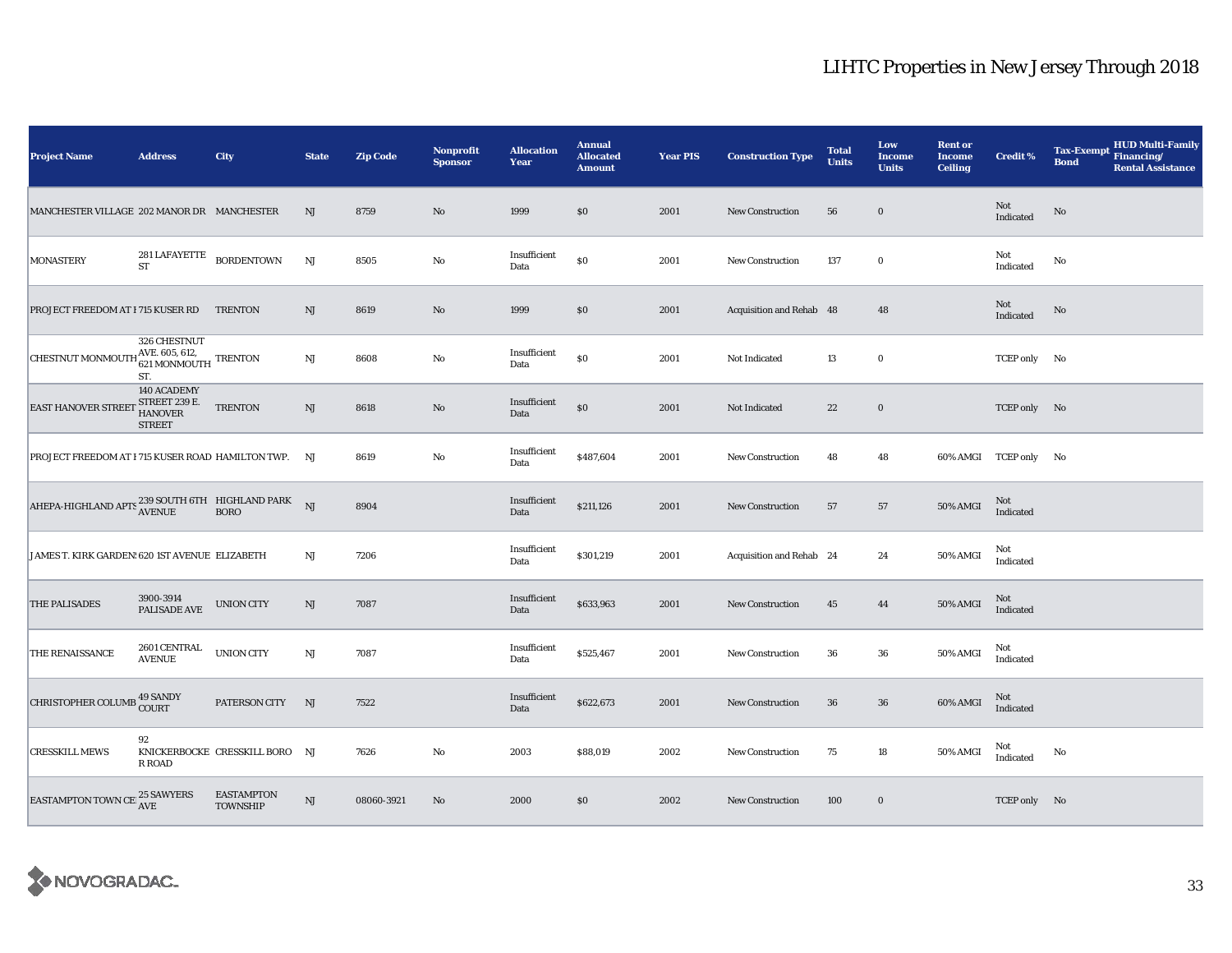# LIHTC Properties in New Jersey Through 2018

| Project Name | Address | City | State | Zip Code | Nonprofit Sponsor | Allocation Year | Annual Allocated Amount | Year PIS | Construction Type | Total Units | Low Income Units | Rent or Income Ceiling | Credit % | Tax-Exempt Bond | HUD Multi-Family Financing/ Rental Assistance |
|---|---|---|---|---|---|---|---|---|---|---|---|---|---|---|---|
| MANCHESTER VILLAGE | 202 MANOR DR | MANCHESTER | NJ | 8759 | No | 1999 | $0 | 2001 | New Construction | 56 | 0 | | Not Indicated | No | |
| MONASTERY | 281 LAFAYETTE ST | BORDENTOWN | NJ | 8505 | No | Insufficient Data | $0 | 2001 | New Construction | 137 | 0 | | Not Indicated | No | |
| PROJECT FREEDOM AT I | 715 KUSER RD | TRENTON | NJ | 8619 | No | 1999 | $0 | 2001 | Acquisition and Rehab | 48 | 48 | | Not Indicated | No | |
| CHESTNUT MONMOUTH | 326 CHESTNUT AVE. 605, 612, 621 MONMOUTH ST. | TRENTON | NJ | 8608 | No | Insufficient Data | $0 | 2001 | Not Indicated | 13 | 0 | | TCEP only | No | |
| EAST HANOVER STREET | 140 ACADEMY STREET 239 E. HANOVER STREET | TRENTON | NJ | 8618 | No | Insufficient Data | $0 | 2001 | Not Indicated | 22 | 0 | | TCEP only | No | |
| PROJECT FREEDOM AT I | 715 KUSER ROAD | HAMILTON TWP. | NJ | 8619 | No | Insufficient Data | $487,604 | 2001 | New Construction | 48 | 48 | 60% AMGI | TCEP only | No | |
| AHEPA-HIGHLAND APTS | 239 SOUTH 6TH AVENUE | HIGHLAND PARK BORO | NJ | 8904 | | Insufficient Data | $211,126 | 2001 | New Construction | 57 | 57 | 50% AMGI | Not Indicated | | |
| JAMES T. KIRK GARDENS | 620 1ST AVENUE | ELIZABETH | NJ | 7206 | | Insufficient Data | $301,219 | 2001 | Acquisition and Rehab | 24 | 24 | 50% AMGI | Not Indicated | | |
| THE PALISADES | 3900-3914 PALISADE AVE | UNION CITY | NJ | 7087 | | Insufficient Data | $633,963 | 2001 | New Construction | 45 | 44 | 50% AMGI | Not Indicated | | |
| THE RENAISSANCE | 2601 CENTRAL AVENUE | UNION CITY | NJ | 7087 | | Insufficient Data | $525,467 | 2001 | New Construction | 36 | 36 | 50% AMGI | Not Indicated | | |
| CHRISTOPHER COLUMB | 49 SANDY COURT | PATERSON CITY | NJ | 7522 | | Insufficient Data | $622,673 | 2001 | New Construction | 36 | 36 | 60% AMGI | Not Indicated | | |
| CRESSKILL MEWS | 92 KNICKERBOCKER ROAD | CRESSKILL BORO | NJ | 7626 | No | 2003 | $88,019 | 2002 | New Construction | 75 | 18 | 50% AMGI | Not Indicated | No | |
| EASTAMPTON TOWN CE | 25 SAWYERS AVE | EASTAMPTON TOWNSHIP | NJ | 08060-3921 | No | 2000 | $0 | 2002 | New Construction | 100 | 0 | | TCEP only | No | |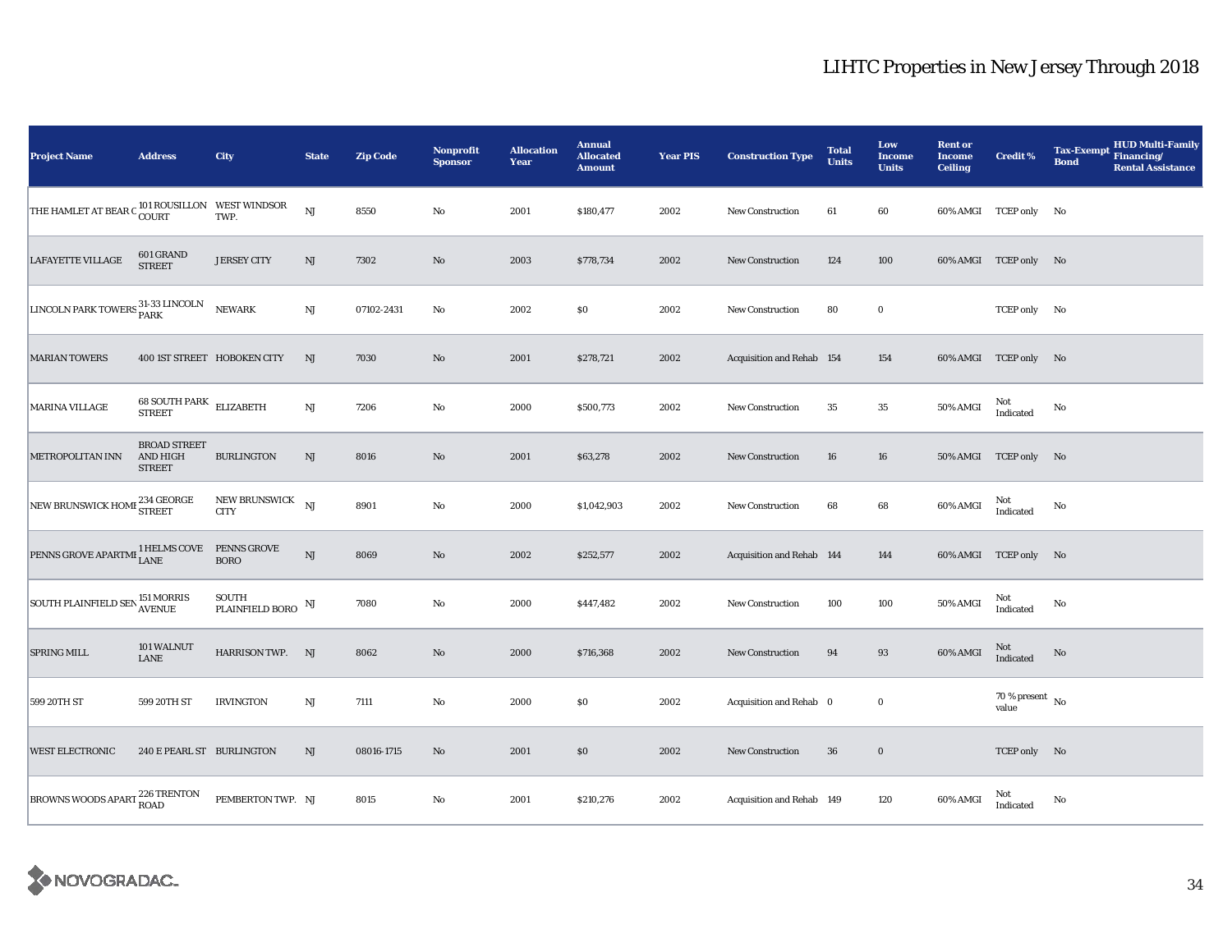# LIHTC Properties in New Jersey Through 2018

| Project Name | Address | City | State | Zip Code | Nonprofit Sponsor | Allocation Year | Annual Allocated Amount | Year PIS | Construction Type | Total Units | Low Income Units | Rent or Income Ceiling | Credit % | Tax-Exempt Bond | HUD Multi-Family Financing/ Rental Assistance |
|---|---|---|---|---|---|---|---|---|---|---|---|---|---|---|---|
| THE HAMLET AT BEAR C | 101 ROUSILLON COURT | WEST WINDSOR TWP. | NJ | 8550 | No | 2001 | $180,477 | 2002 | New Construction | 61 | 60 | 60% AMGI | TCEP only | No | |
| LAFAYETTE VILLAGE | 601 GRAND STREET | JERSEY CITY | NJ | 7302 | No | 2003 | $778,734 | 2002 | New Construction | 124 | 100 | 60% AMGI | TCEP only | No | |
| LINCOLN PARK TOWERS | 31-33 LINCOLN PARK | NEWARK | NJ | 07102-2431 | No | 2002 | $0 | 2002 | New Construction | 80 | 0 | | TCEP only | No | |
| MARIAN TOWERS | 400 1ST STREET | HOBOKEN CITY | NJ | 7030 | No | 2001 | $278,721 | 2002 | Acquisition and Rehab | 154 | 154 | 60% AMGI | TCEP only | No | |
| MARINA VILLAGE | 68 SOUTH PARK STREET | ELIZABETH | NJ | 7206 | No | 2000 | $500,773 | 2002 | New Construction | 35 | 35 | 50% AMGI | Not Indicated | No | |
| METROPOLITAN INN | BROAD STREET AND HIGH STREET | BURLINGTON | NJ | 8016 | No | 2001 | $63,278 | 2002 | New Construction | 16 | 16 | 50% AMGI | TCEP only | No | |
| NEW BRUNSWICK HOMI | 234 GEORGE STREET | NEW BRUNSWICK CITY | NJ | 8901 | No | 2000 | $1,042,903 | 2002 | New Construction | 68 | 68 | 60% AMGI | Not Indicated | No | |
| PENNS GROVE APARTMI | 1 HELMS COVE LANE | PENNS GROVE BORO | NJ | 8069 | No | 2002 | $252,577 | 2002 | Acquisition and Rehab | 144 | 144 | 60% AMGI | TCEP only | No | |
| SOUTH PLAINFIELD SEN | 151 MORRIS AVENUE | SOUTH PLAINFIELD BORO | NJ | 7080 | No | 2000 | $447,482 | 2002 | New Construction | 100 | 100 | 50% AMGI | Not Indicated | No | |
| SPRING MILL | 101 WALNUT LANE | HARRISON TWP. | NJ | 8062 | No | 2000 | $716,368 | 2002 | New Construction | 94 | 93 | 60% AMGI | Not Indicated | No | |
| 599 20TH ST | 599 20TH ST | IRVINGTON | NJ | 7111 | No | 2000 | $0 | 2002 | Acquisition and Rehab | 0 | 0 | | 70 % present value | No | |
| WEST ELECTRONIC | 240 E PEARL ST | BURLINGTON | NJ | 08016-1715 | No | 2001 | $0 | 2002 | New Construction | 36 | 0 | | TCEP only | No | |
| BROWNS WOODS APART | 226 TRENTON ROAD | PEMBERTON TWP. | NJ | 8015 | No | 2001 | $210,276 | 2002 | Acquisition and Rehab | 149 | 120 | 60% AMGI | Not Indicated | No | |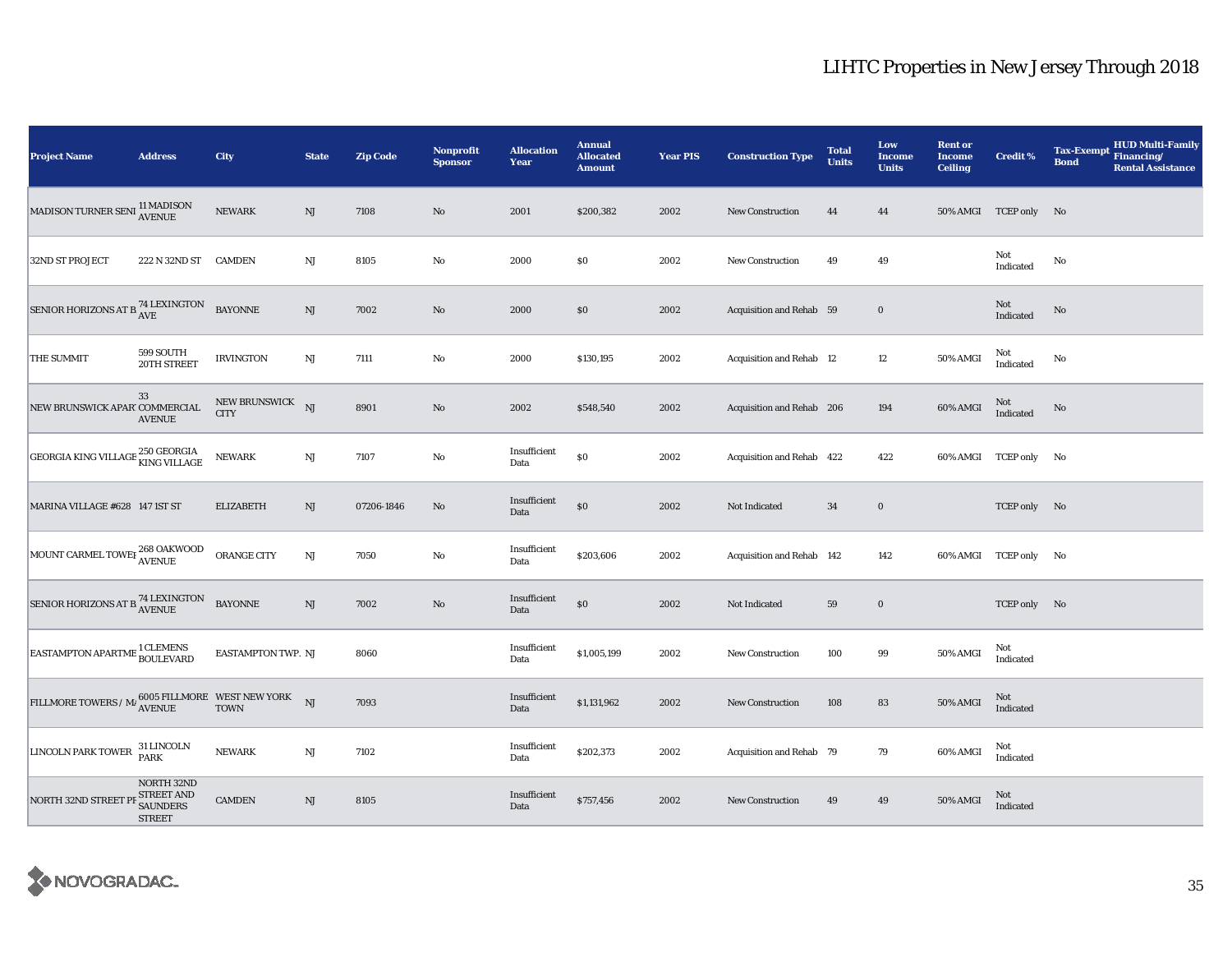# LIHTC Properties in New Jersey Through 2018

| Project Name | Address | City | State | Zip Code | Nonprofit Sponsor | Allocation Year | Annual Allocated Amount | Year PIS | Construction Type | Total Units | Low Income Units | Rent or Income Ceiling | Credit % | Tax-Exempt Bond | HUD Multi-Family Financing/ Rental Assistance |
|---|---|---|---|---|---|---|---|---|---|---|---|---|---|---|---|
| MADISON TURNER SENI | 11 MADISON AVENUE | NEWARK | NJ | 7108 | No | 2001 | $200,382 | 2002 | New Construction | 44 | 44 | 50% AMGI | TCEP only | No | |
| 32ND ST PROJECT | 222 N 32ND ST | CAMDEN | NJ | 8105 | No | 2000 | $0 | 2002 | New Construction | 49 | 49 | | Not Indicated | No | |
| SENIOR HORIZONS AT B | 74 LEXINGTON AVE | BAYONNE | NJ | 7002 | No | 2000 | $0 | 2002 | Acquisition and Rehab | 59 | 0 | | Not Indicated | No | |
| THE SUMMIT | 599 SOUTH 20TH STREET | IRVINGTON | NJ | 7111 | No | 2000 | $130,195 | 2002 | Acquisition and Rehab | 12 | 12 | 50% AMGI | Not Indicated | No | |
| NEW BRUNSWICK APAR | 33 COMMERCIAL AVENUE | NEW BRUNSWICK CITY | NJ | 8901 | No | 2002 | $548,540 | 2002 | Acquisition and Rehab | 206 | 194 | 60% AMGI | Not Indicated | No | |
| GEORGIA KING VILLAGE | 250 GEORGIA KING VILLAGE | NEWARK | NJ | 7107 | No | Insufficient Data | $0 | 2002 | Acquisition and Rehab | 422 | 422 | 60% AMGI | TCEP only | No | |
| MARINA VILLAGE #628 | 147 1ST ST | ELIZABETH | NJ | 07206-1846 | No | Insufficient Data | $0 | 2002 | Not Indicated | 34 | 0 | | TCEP only | No | |
| MOUNT CARMEL TOWEI | 268 OAKWOOD AVENUE | ORANGE CITY | NJ | 7050 | No | Insufficient Data | $203,606 | 2002 | Acquisition and Rehab | 142 | 142 | 60% AMGI | TCEP only | No | |
| SENIOR HORIZONS AT B | 74 LEXINGTON AVENUE | BAYONNE | NJ | 7002 | No | Insufficient Data | $0 | 2002 | Not Indicated | 59 | 0 | | TCEP only | No | |
| EASTAMPTON APARTME | 1 CLEMENS BOULEVARD | EASTAMPTON TWP. | NJ | 8060 | | Insufficient Data | $1,005,199 | 2002 | New Construction | 100 | 99 | 50% AMGI | Not Indicated | | |
| FILLMORE TOWERS / M | 6005 FILLMORE AVENUE | WEST NEW YORK TOWN | NJ | 7093 | | Insufficient Data | $1,131,962 | 2002 | New Construction | 108 | 83 | 50% AMGI | Not Indicated | | |
| LINCOLN PARK TOWER | 31 LINCOLN PARK | NEWARK | NJ | 7102 | | Insufficient Data | $202,373 | 2002 | Acquisition and Rehab | 79 | 79 | 60% AMGI | Not Indicated | | |
| NORTH 32ND STREET PI | NORTH 32ND STREET AND SAUNDERS STREET | CAMDEN | NJ | 8105 | | Insufficient Data | $757,456 | 2002 | New Construction | 49 | 49 | 50% AMGI | Not Indicated | | |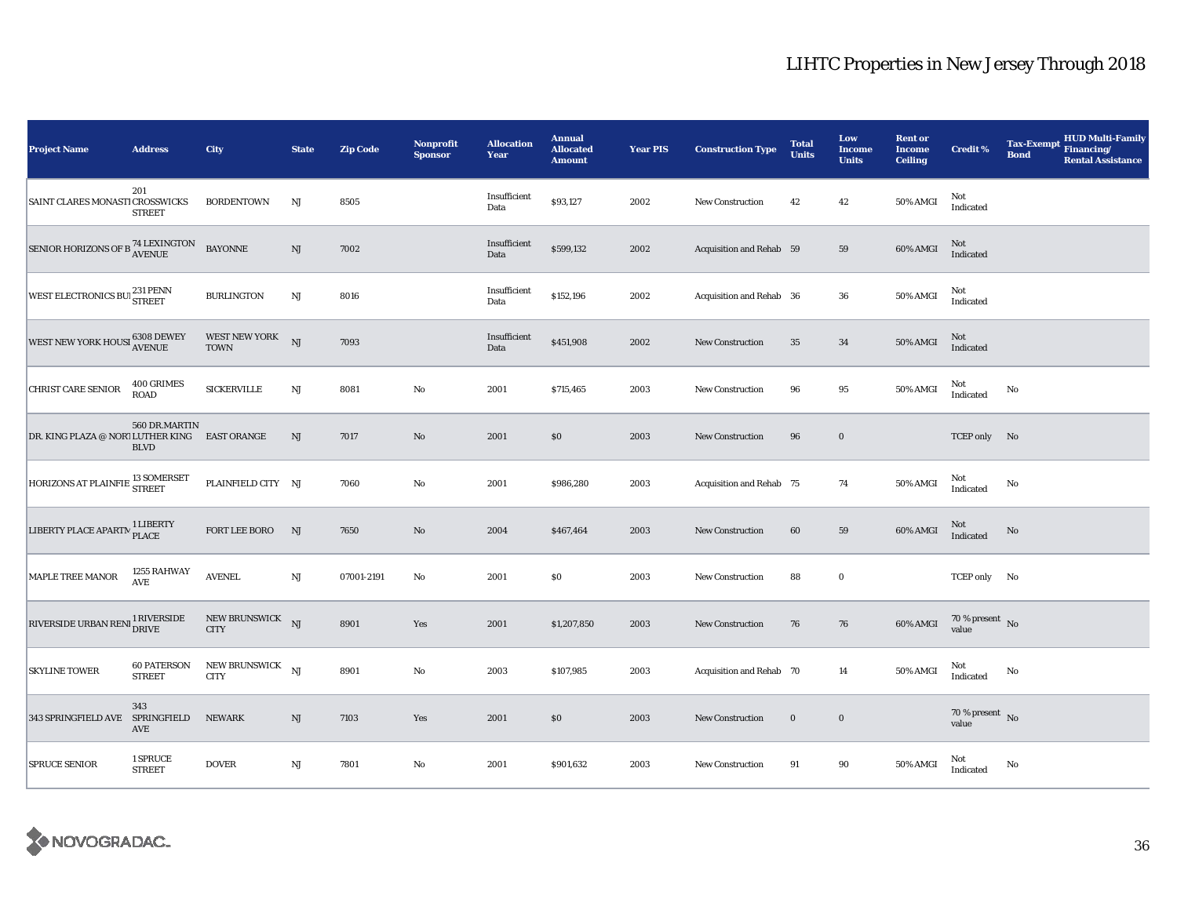# LIHTC Properties in New Jersey Through 2018

| Project Name | Address | City | State | Zip Code | Nonprofit Sponsor | Allocation Year | Annual Allocated Amount | Year PIS | Construction Type | Total Units | Low Income Units | Rent or Income Ceiling | Credit % | Tax-Exempt Bond | HUD Multi-Family Financing/ Rental Assistance |
|---|---|---|---|---|---|---|---|---|---|---|---|---|---|---|---|
| SAINT CLARES MONASTI | 201 CROSSWICKS STREET | BORDENTOWN | NJ | 8505 | | Insufficient Data | $93,127 | 2002 | New Construction | 42 | 42 | 50% AMGI | Not Indicated | | |
| SENIOR HORIZONS OF B | 74 LEXINGTON AVENUE | BAYONNE | NJ | 7002 | | Insufficient Data | $599,132 | 2002 | Acquisition and Rehab | 59 | 59 | 60% AMGI | Not Indicated | | |
| WEST ELECTRONICS BUI | 231 PENN STREET | BURLINGTON | NJ | 8016 | | Insufficient Data | $152,196 | 2002 | Acquisition and Rehab | 36 | 36 | 50% AMGI | Not Indicated | | |
| WEST NEW YORK HOUSI | 6308 DEWEY AVENUE | WEST NEW YORK TOWN | NJ | 7093 | | Insufficient Data | $451,908 | 2002 | New Construction | 35 | 34 | 50% AMGI | Not Indicated | | |
| CHRIST CARE SENIOR | 400 GRIMES ROAD | SICKERVILLE | NJ | 8081 | No | 2001 | $715,465 | 2003 | New Construction | 96 | 95 | 50% AMGI | Not Indicated | No | |
| DR. KING PLAZA @ NORT | 560 DR.MARTIN LUTHER KING BLVD | EAST ORANGE | NJ | 7017 | No | 2001 | $0 | 2003 | New Construction | 96 | 0 | | TCEP only | No | |
| HORIZONS AT PLAINFIE | 13 SOMERSET STREET | PLAINFIELD CITY | NJ | 7060 | No | 2001 | $986,280 | 2003 | Acquisition and Rehab | 75 | 74 | 50% AMGI | Not Indicated | No | |
| LIBERTY PLACE APARTM | 1 LIBERTY PLACE | FORT LEE BORO | NJ | 7650 | No | 2004 | $467,464 | 2003 | New Construction | 60 | 59 | 60% AMGI | Not Indicated | No | |
| MAPLE TREE MANOR | 1255 RAHWAY AVE | AVENEL | NJ | 07001-2191 | No | 2001 | $0 | 2003 | New Construction | 88 | 0 | | TCEP only | No | |
| RIVERSIDE URBAN RENI | 1 RIVERSIDE DRIVE | NEW BRUNSWICK CITY | NJ | 8901 | Yes | 2001 | $1,207,850 | 2003 | New Construction | 76 | 76 | 60% AMGI | 70 % present value | No | |
| SKYLINE TOWER | 60 PATERSON STREET | NEW BRUNSWICK CITY | NJ | 8901 | No | 2003 | $107,985 | 2003 | Acquisition and Rehab | 70 | 14 | 50% AMGI | Not Indicated | No | |
| 343 SPRINGFIELD AVE | 343 SPRINGFIELD AVE | NEWARK | NJ | 7103 | Yes | 2001 | $0 | 2003 | New Construction | 0 | 0 | | 70 % present value | No | |
| SPRUCE SENIOR | 1 SPRUCE STREET | DOVER | NJ | 7801 | No | 2001 | $901,632 | 2003 | New Construction | 91 | 90 | 50% AMGI | Not Indicated | No | |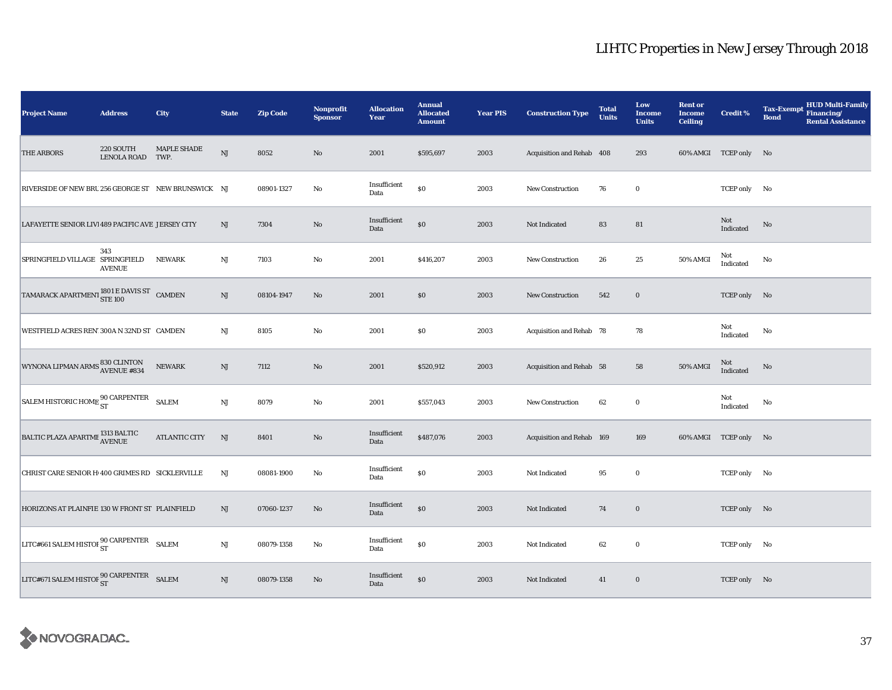# LIHTC Properties in New Jersey Through 2018

| Project Name | Address | City | State | Zip Code | Nonprofit Sponsor | Allocation Year | Annual Allocated Amount | Year PIS | Construction Type | Total Units | Low Income Units | Rent or Income Ceiling | Credit % | Tax-Exempt Bond | HUD Multi-Family Financing/ Rental Assistance |
|---|---|---|---|---|---|---|---|---|---|---|---|---|---|---|---|
| THE ARBORS | 220 SOUTH LENOLA ROAD | MAPLE SHADE TWP. | NJ | 8052 | No | 2001 | $595,697 | 2003 | Acquisition and Rehab | 408 | 293 | 60% AMGI | TCEP only | No | |
| RIVERSIDE OF NEW BRU | 256 GEORGE ST | NEW BRUNSWICK | NJ | 08901-1327 | No | Insufficient Data | $0 | 2003 | New Construction | 76 | 0 | | TCEP only | No | |
| LAFAYETTE SENIOR LIVI | 489 PACIFIC AVE | JERSEY CITY | NJ | 7304 | No | Insufficient Data | $0 | 2003 | Not Indicated | 83 | 81 | | Not Indicated | No | |
| SPRINGFIELD VILLAGE | 343 SPRINGFIELD AVENUE | NEWARK | NJ | 7103 | No | 2001 | $416,207 | 2003 | New Construction | 26 | 25 | 50% AMGI | Not Indicated | No | |
| TAMARACK APARTMENT | 1801 E DAVIS ST STE 100 | CAMDEN | NJ | 08104-1947 | No | 2001 | $0 | 2003 | New Construction | 542 | 0 | | TCEP only | No | |
| WESTFIELD ACRES RENT | 300A N 32ND ST | CAMDEN | NJ | 8105 | No | 2001 | $0 | 2003 | Acquisition and Rehab | 78 | 78 | | Not Indicated | No | |
| WYNONA LIPMAN ARMS | 830 CLINTON AVENUE #834 | NEWARK | NJ | 7112 | No | 2001 | $520,912 | 2003 | Acquisition and Rehab | 58 | 58 | 50% AMGI | Not Indicated | No | |
| SALEM HISTORIC HOME | 90 CARPENTER ST | SALEM | NJ | 8079 | No | 2001 | $557,043 | 2003 | New Construction | 62 | 0 | | Not Indicated | No | |
| BALTIC PLAZA APARTME | 1313 BALTIC AVENUE | ATLANTIC CITY | NJ | 8401 | No | Insufficient Data | $487,076 | 2003 | Acquisition and Rehab | 169 | 169 | 60% AMGI | TCEP only | No | |
| CHRIST CARE SENIOR H | 400 GRIMES RD | SICKLERVILLE | NJ | 08081-1900 | No | Insufficient Data | $0 | 2003 | Not Indicated | 95 | 0 | | TCEP only | No | |
| HORIZONS AT PLAINFIE | 130 W FRONT ST | PLAINFIELD | NJ | 07060-1237 | No | Insufficient Data | $0 | 2003 | Not Indicated | 74 | 0 | | TCEP only | No | |
| LITC#661 SALEM HISTOR | 90 CARPENTER ST | SALEM | NJ | 08079-1358 | No | Insufficient Data | $0 | 2003 | Not Indicated | 62 | 0 | | TCEP only | No | |
| LITC#671 SALEM HISTOR | 90 CARPENTER ST | SALEM | NJ | 08079-1358 | No | Insufficient Data | $0 | 2003 | Not Indicated | 41 | 0 | | TCEP only | No | |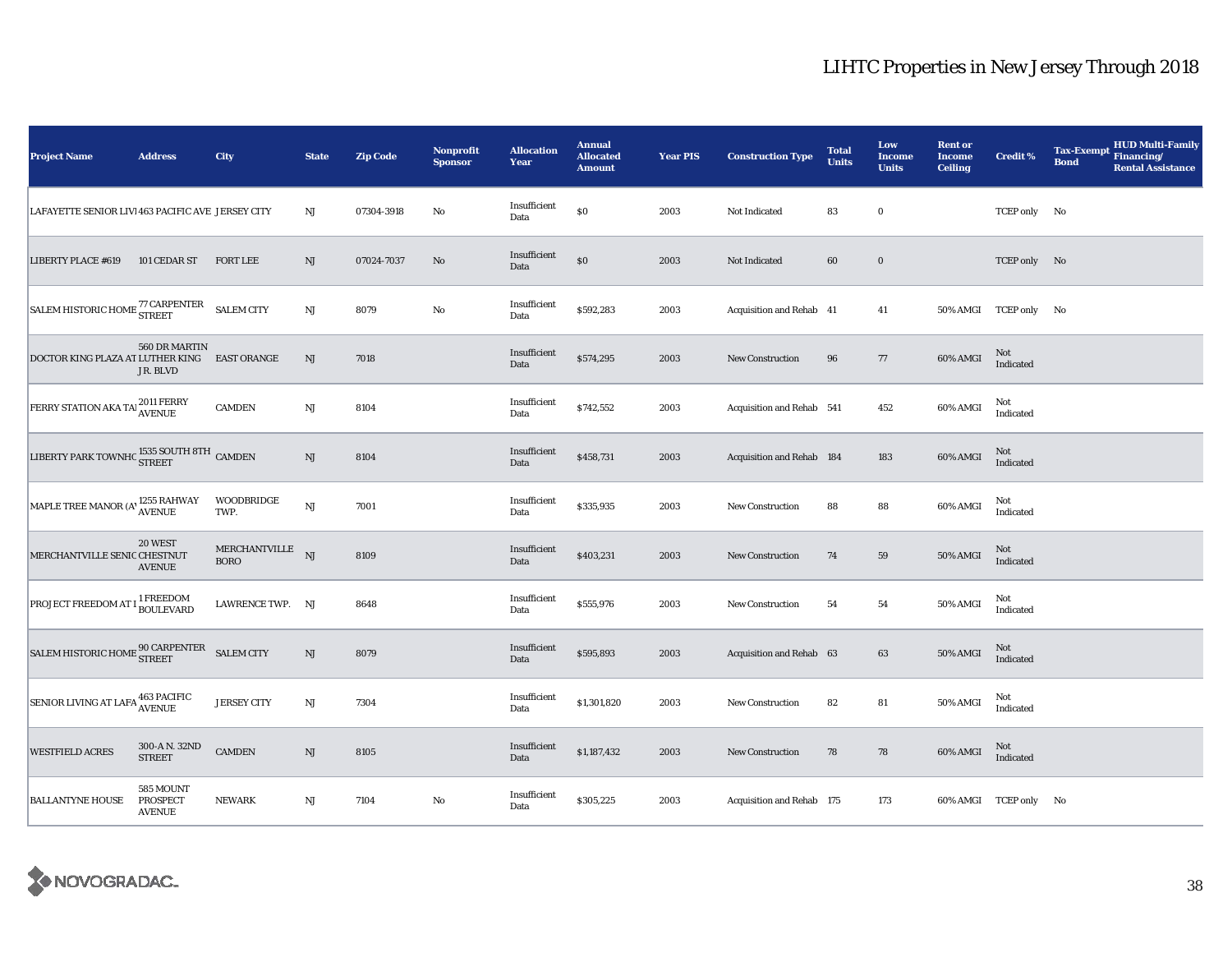# LIHTC Properties in New Jersey Through 2018

| Project Name | Address | City | State | Zip Code | Nonprofit Sponsor | Allocation Year | Annual Allocated Amount | Year PIS | Construction Type | Total Units | Low Income Units | Rent or Income Ceiling | Credit % | Tax-Exempt Bond | HUD Multi-Family Financing/ Rental Assistance |
|---|---|---|---|---|---|---|---|---|---|---|---|---|---|---|---|
| LAFAYETTE SENIOR LIVI | 463 PACIFIC AVE | JERSEY CITY | NJ | 07304-3918 | No | Insufficient Data | $0 | 2003 | Not Indicated | 83 | 0 | | TCEP only | No | |
| LIBERTY PLACE #619 | 101 CEDAR ST | FORT LEE | NJ | 07024-7037 | No | Insufficient Data | $0 | 2003 | Not Indicated | 60 | 0 | | TCEP only | No | |
| SALEM HISTORIC HOME | 77 CARPENTER STREET | SALEM CITY | NJ | 8079 | No | Insufficient Data | $592,283 | 2003 | Acquisition and Rehab | 41 | 41 | 50% AMGI | TCEP only | No | |
| DOCTOR KING PLAZA AT | 560 DR MARTIN LUTHER KING JR. BLVD | EAST ORANGE | NJ | 7018 | | Insufficient Data | $574,295 | 2003 | New Construction | 96 | 77 | 60% AMGI | Not Indicated | | |
| FERRY STATION AKA TA | 2011 FERRY AVENUE | CAMDEN | NJ | 8104 | | Insufficient Data | $742,552 | 2003 | Acquisition and Rehab | 541 | 452 | 60% AMGI | Not Indicated | | |
| LIBERTY PARK TOWNHO | 1535 SOUTH 8TH STREET | CAMDEN | NJ | 8104 | | Insufficient Data | $458,731 | 2003 | Acquisition and Rehab | 184 | 183 | 60% AMGI | Not Indicated | | |
| MAPLE TREE MANOR (A | 1255 RAHWAY AVENUE | WOODBRIDGE TWP. | NJ | 7001 | | Insufficient Data | $335,935 | 2003 | New Construction | 88 | 88 | 60% AMGI | Not Indicated | | |
| MERCHANTVILLE SENIC | 20 WEST CHESTNUT AVENUE | MERCHANTVILLE BORO | NJ | 8109 | | Insufficient Data | $403,231 | 2003 | New Construction | 74 | 59 | 50% AMGI | Not Indicated | | |
| PROJECT FREEDOM AT I | 1 FREEDOM BOULEVARD | LAWRENCE TWP. | NJ | 8648 | | Insufficient Data | $555,976 | 2003 | New Construction | 54 | 54 | 50% AMGI | Not Indicated | | |
| SALEM HISTORIC HOME | 90 CARPENTER STREET | SALEM CITY | NJ | 8079 | | Insufficient Data | $595,893 | 2003 | Acquisition and Rehab | 63 | 63 | 50% AMGI | Not Indicated | | |
| SENIOR LIVING AT LAFA | 463 PACIFIC AVENUE | JERSEY CITY | NJ | 7304 | | Insufficient Data | $1,301,820 | 2003 | New Construction | 82 | 81 | 50% AMGI | Not Indicated | | |
| WESTFIELD ACRES | 300-A N. 32ND STREET | CAMDEN | NJ | 8105 | | Insufficient Data | $1,187,432 | 2003 | New Construction | 78 | 78 | 60% AMGI | Not Indicated | | |
| BALLANTYNE HOUSE | 585 MOUNT PROSPECT AVENUE | NEWARK | NJ | 7104 | No | Insufficient Data | $305,225 | 2003 | Acquisition and Rehab | 175 | 173 | 60% AMGI | TCEP only | No | |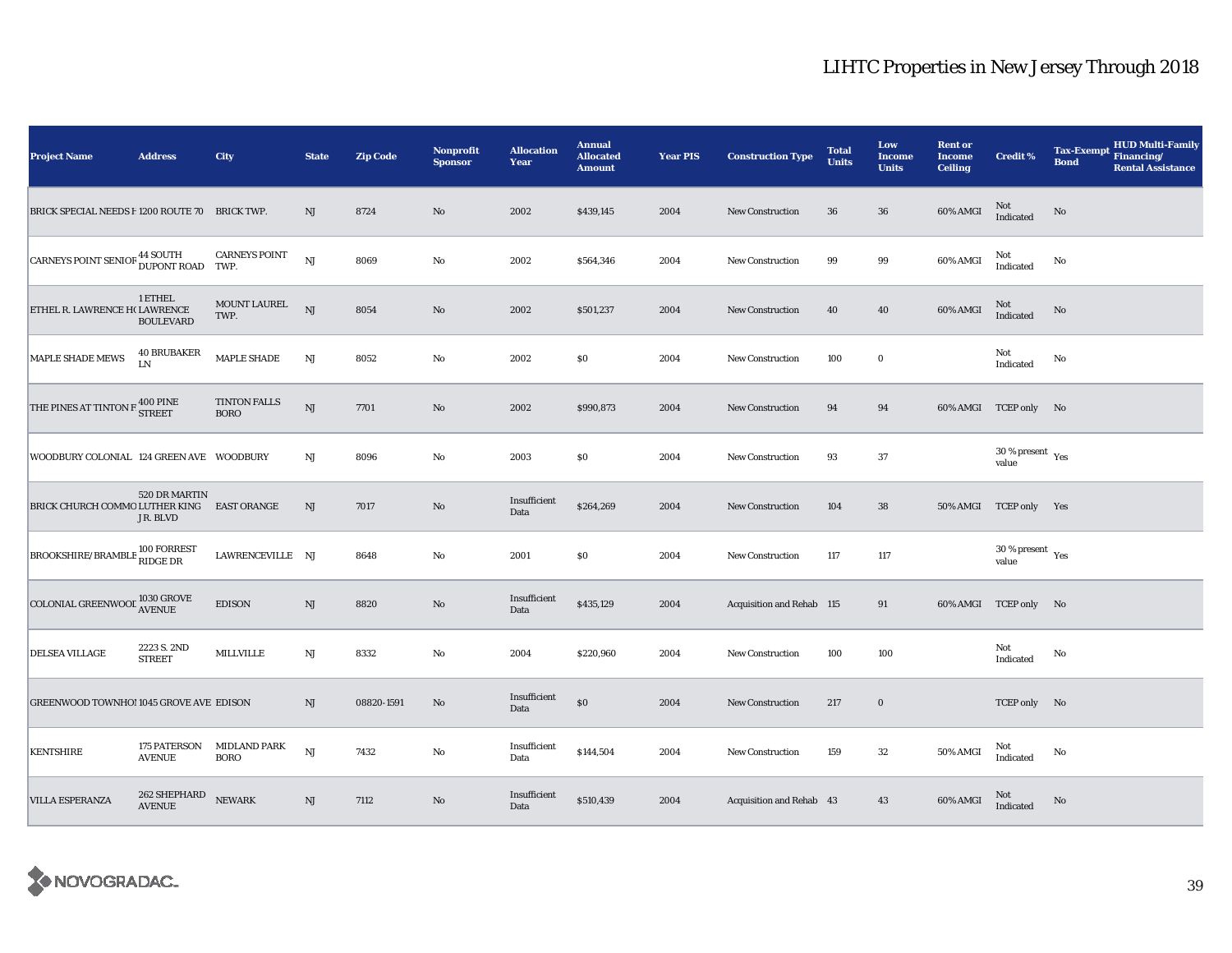# LIHTC Properties in New Jersey Through 2018

| Project Name | Address | City | State | Zip Code | Nonprofit Sponsor | Allocation Year | Annual Allocated Amount | Year PIS | Construction Type | Total Units | Low Income Units | Rent or Income Ceiling | Credit % | Tax-Exempt Bond | HUD Multi-Family Financing/ Rental Assistance |
|---|---|---|---|---|---|---|---|---|---|---|---|---|---|---|---|
| BRICK SPECIAL NEEDS H | 1200 ROUTE 70 | BRICK TWP. | NJ | 8724 | No | 2002 | $439,145 | 2004 | New Construction | 36 | 36 | 60% AMGI | Not Indicated | No | |
| CARNEYS POINT SENIOR | 44 SOUTH DUPONT ROAD | CARNEYS POINT TWP. | NJ | 8069 | No | 2002 | $564,346 | 2004 | New Construction | 99 | 99 | 60% AMGI | Not Indicated | No | |
| ETHEL R. LAWRENCE HO | 1 ETHEL LAWRENCE BOULEVARD | MOUNT LAUREL TWP. | NJ | 8054 | No | 2002 | $501,237 | 2004 | New Construction | 40 | 40 | 60% AMGI | Not Indicated | No | |
| MAPLE SHADE MEWS | 40 BRUBAKER LN | MAPLE SHADE | NJ | 8052 | No | 2002 | $0 | 2004 | New Construction | 100 | 0 | | Not Indicated | No | |
| THE PINES AT TINTON F | 400 PINE STREET | TINTON FALLS BORO | NJ | 7701 | No | 2002 | $990,873 | 2004 | New Construction | 94 | 94 | 60% AMGI | TCEP only | No | |
| WOODBURY COLONIAL | 124 GREEN AVE | WOODBURY | NJ | 8096 | No | 2003 | $0 | 2004 | New Construction | 93 | 37 | | 30 % present value | Yes | |
| BRICK CHURCH COMMO | 520 DR MARTIN LUTHER KING JR. BLVD | EAST ORANGE | NJ | 7017 | No | Insufficient Data | $264,269 | 2004 | New Construction | 104 | 38 | 50% AMGI | TCEP only | Yes | |
| BROOKSHIRE/BRAMBLE | 100 FORREST RIDGE DR | LAWRENCEVILLE | NJ | 8648 | No | 2001 | $0 | 2004 | New Construction | 117 | 117 | | 30 % present value | Yes | |
| COLONIAL GREENWOOD | 1030 GROVE AVENUE | EDISON | NJ | 8820 | No | Insufficient Data | $435,129 | 2004 | Acquisition and Rehab | 115 | 91 | 60% AMGI | TCEP only | No | |
| DELSEA VILLAGE | 2223 S. 2ND STREET | MILLVILLE | NJ | 8332 | No | 2004 | $220,960 | 2004 | New Construction | 100 | 100 | | Not Indicated | No | |
| GREENWOOD TOWNHO | 1045 GROVE AVE | EDISON | NJ | 08820-1591 | No | Insufficient Data | $0 | 2004 | New Construction | 217 | 0 | | TCEP only | No | |
| KENTSHIRE | 175 PATERSON AVENUE | MIDLAND PARK BORO | NJ | 7432 | No | Insufficient Data | $144,504 | 2004 | New Construction | 159 | 32 | 50% AMGI | Not Indicated | No | |
| VILLA ESPERANZA | 262 SHEPHARD AVENUE | NEWARK | NJ | 7112 | No | Insufficient Data | $510,439 | 2004 | Acquisition and Rehab | 43 | 43 | 60% AMGI | Not Indicated | No | |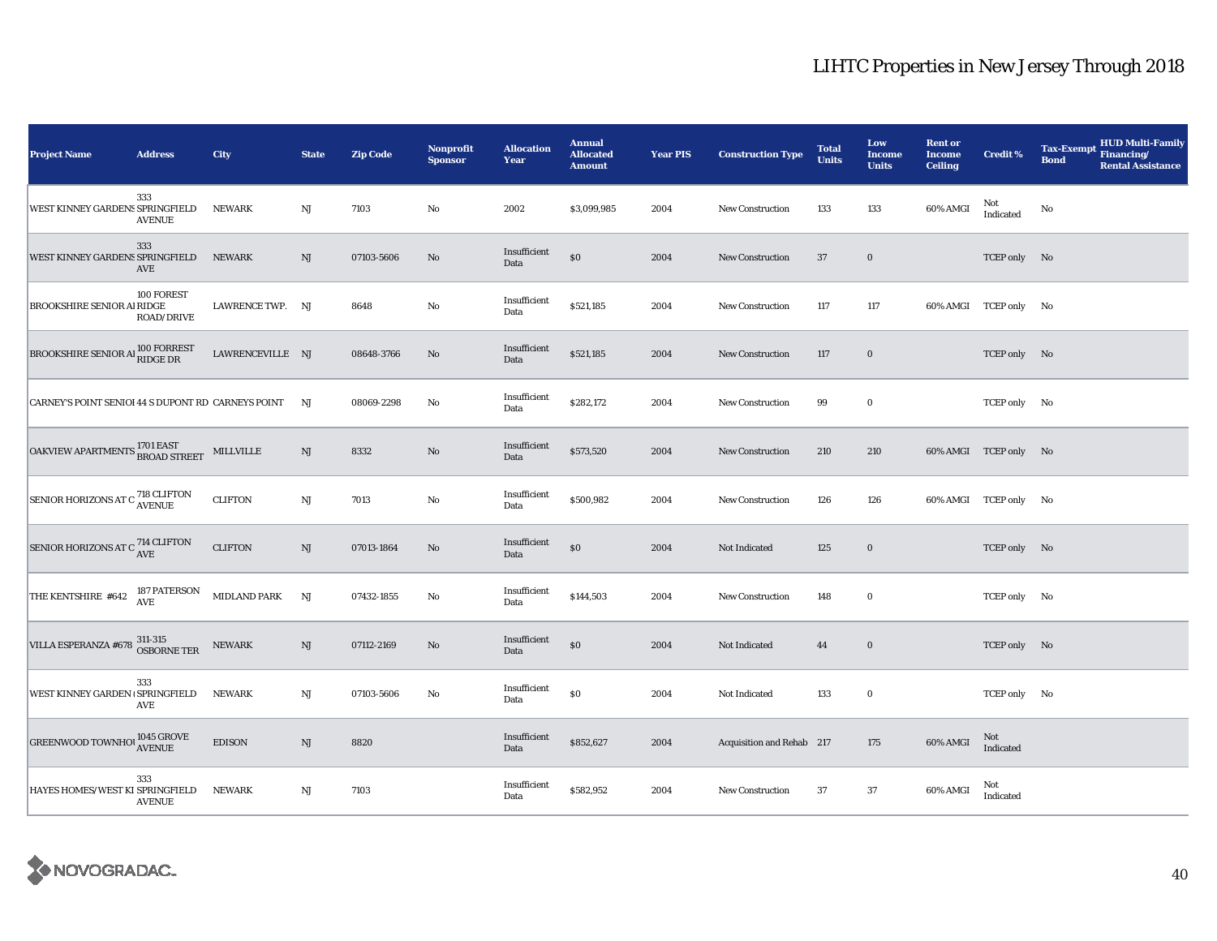# LIHTC Properties in New Jersey Through 2018

| Project Name | Address | City | State | Zip Code | Nonprofit Sponsor | Allocation Year | Annual Allocated Amount | Year PIS | Construction Type | Total Units | Low Income Units | Rent or Income Ceiling | Credit % | Tax-Exempt Bond | HUD Multi-Family Financing/ Rental Assistance |
|---|---|---|---|---|---|---|---|---|---|---|---|---|---|---|---|
| WEST KINNEY GARDENS | 333 SPRINGFIELD AVENUE | NEWARK | NJ | 7103 | No | 2002 | $3,099,985 | 2004 | New Construction | 133 | 133 | 60% AMGI | Not Indicated | No | |
| WEST KINNEY GARDENS | 333 SPRINGFIELD AVE | NEWARK | NJ | 07103-5606 | No | Insufficient Data | $0 | 2004 | New Construction | 37 | 0 | | TCEP only | No | |
| BROOKSHIRE SENIOR AI | 100 FOREST RIDGE ROAD/DRIVE | LAWRENCE TWP. | NJ | 8648 | No | Insufficient Data | $521,185 | 2004 | New Construction | 117 | 117 | 60% AMGI | TCEP only | No | |
| BROOKSHIRE SENIOR AI | 100 FORREST RIDGE DR | LAWRENCEVILLE | NJ | 08648-3766 | No | Insufficient Data | $521,185 | 2004 | New Construction | 117 | 0 | | TCEP only | No | |
| CARNEY'S POINT SENIOI | 44 S DUPONT RD | CARNEYS POINT | NJ | 08069-2298 | No | Insufficient Data | $282,172 | 2004 | New Construction | 99 | 0 | | TCEP only | No | |
| OAKVIEW APARTMENTS | 1701 EAST BROAD STREET | MILLVILLE | NJ | 8332 | No | Insufficient Data | $573,520 | 2004 | New Construction | 210 | 210 | 60% AMGI | TCEP only | No | |
| SENIOR HORIZONS AT C | 718 CLIFTON AVENUE | CLIFTON | NJ | 7013 | No | Insufficient Data | $500,982 | 2004 | New Construction | 126 | 126 | 60% AMGI | TCEP only | No | |
| SENIOR HORIZONS AT C | 714 CLIFTON AVE | CLIFTON | NJ | 07013-1864 | No | Insufficient Data | $0 | 2004 | Not Indicated | 125 | 0 | | TCEP only | No | |
| THE KENTSHIRE #642 | 187 PATERSON AVE | MIDLAND PARK | NJ | 07432-1855 | No | Insufficient Data | $144,503 | 2004 | New Construction | 148 | 0 | | TCEP only | No | |
| VILLA ESPERANZA #678 | 311-315 OSBORNE TER | NEWARK | NJ | 07112-2169 | No | Insufficient Data | $0 | 2004 | Not Indicated | 44 | 0 | | TCEP only | No | |
| WEST KINNEY GARDEN ( | 333 SPRINGFIELD AVE | NEWARK | NJ | 07103-5606 | No | Insufficient Data | $0 | 2004 | Not Indicated | 133 | 0 | | TCEP only | No | |
| GREENWOOD TOWNHOU | 1045 GROVE AVENUE | EDISON | NJ | 8820 | | Insufficient Data | $852,627 | 2004 | Acquisition and Rehab | 217 | 175 | 60% AMGI | Not Indicated | | |
| HAYES HOMES/WEST KI | 333 SPRINGFIELD AVENUE | NEWARK | NJ | 7103 | | Insufficient Data | $582,952 | 2004 | New Construction | 37 | 37 | 60% AMGI | Not Indicated | | |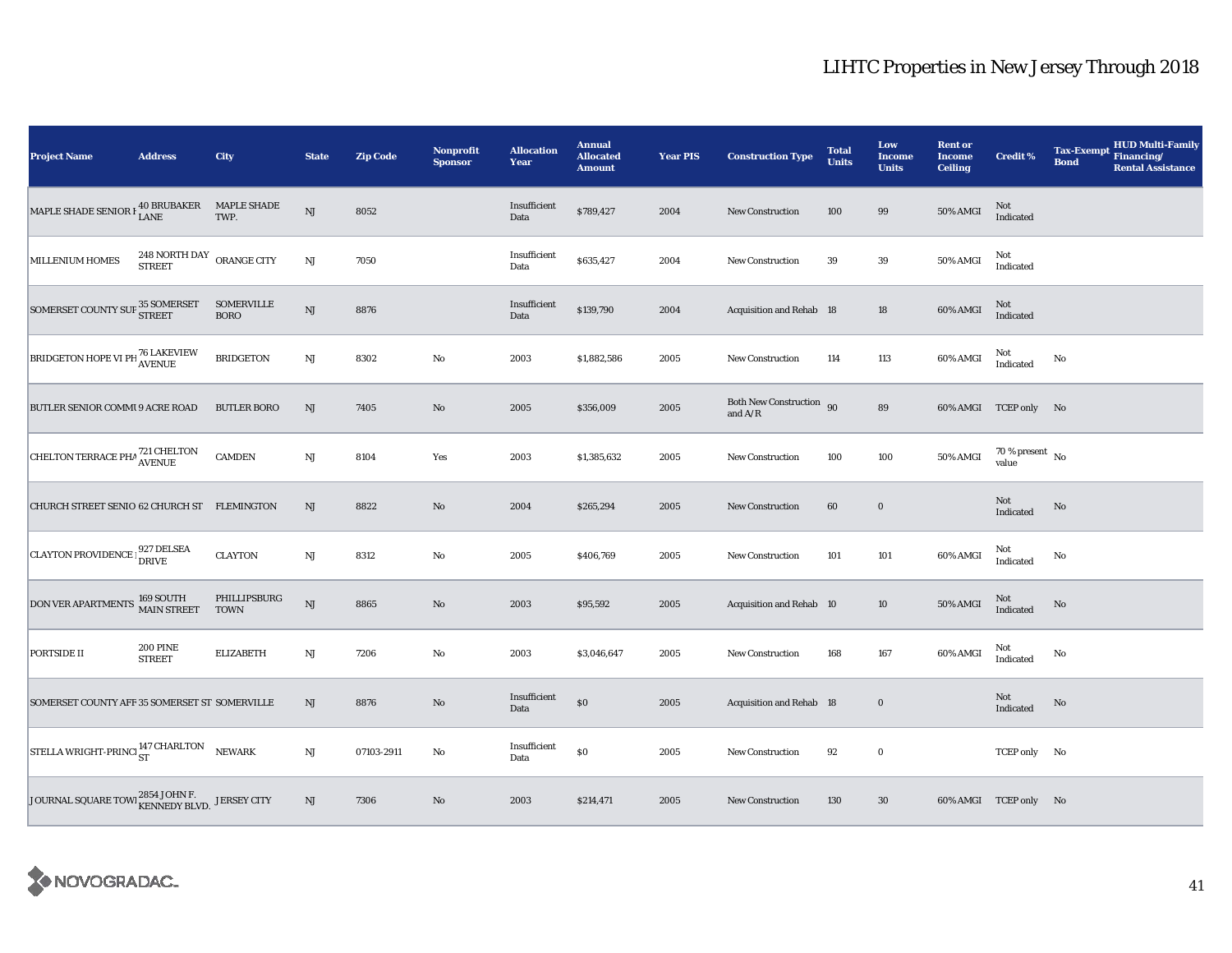# LIHTC Properties in New Jersey Through 2018

| Project Name | Address | City | State | Zip Code | Nonprofit Sponsor | Allocation Year | Annual Allocated Amount | Year PIS | Construction Type | Total Units | Low Income Units | Rent or Income Ceiling | Credit % | Tax-Exempt Bond | HUD Multi-Family Financing/ Rental Assistance |
|---|---|---|---|---|---|---|---|---|---|---|---|---|---|---|---|
| MAPLE SHADE SENIOR H | 40 BRUBAKER LANE | MAPLE SHADE TWP. | NJ | 8052 | | Insufficient Data | $789,427 | 2004 | New Construction | 100 | 99 | 50% AMGI | Not Indicated | | |
| MILLENIUM HOMES | 248 NORTH DAY STREET | ORANGE CITY | NJ | 7050 | | Insufficient Data | $635,427 | 2004 | New Construction | 39 | 39 | 50% AMGI | Not Indicated | | |
| SOMERSET COUNTY SUP | 35 SOMERSET STREET | SOMERVILLE BORO | NJ | 8876 | | Insufficient Data | $139,790 | 2004 | Acquisition and Rehab | 18 | 18 | 60% AMGI | Not Indicated | | |
| BRIDGETON HOPE VI PH | 76 LAKEVIEW AVENUE | BRIDGETON | NJ | 8302 | No | 2003 | $1,882,586 | 2005 | New Construction | 114 | 113 | 60% AMGI | Not Indicated | No | |
| BUTLER SENIOR COMMU | 9 ACRE ROAD | BUTLER BORO | NJ | 7405 | No | 2005 | $356,009 | 2005 | Both New Construction and A/R | 90 | 89 | 60% AMGI | TCEP only | No | |
| CHELTON TERRACE PHA | 721 CHELTON AVENUE | CAMDEN | NJ | 8104 | Yes | 2003 | $1,385,632 | 2005 | New Construction | 100 | 100 | 50% AMGI | 70 % present value | No | |
| CHURCH STREET SENIO | 62 CHURCH ST | FLEMINGTON | NJ | 8822 | No | 2004 | $265,294 | 2005 | New Construction | 60 | 0 | | Not Indicated | No | |
| CLAYTON PROVIDENCE | 927 DELSEA DRIVE | CLAYTON | NJ | 8312 | No | 2005 | $406,769 | 2005 | New Construction | 101 | 101 | 60% AMGI | Not Indicated | No | |
| DON VER APARTMENTS | 169 SOUTH MAIN STREET | PHILLIPSBURG TOWN | NJ | 8865 | No | 2003 | $95,592 | 2005 | Acquisition and Rehab | 10 | 10 | 50% AMGI | Not Indicated | No | |
| PORTSIDE II | 200 PINE STREET | ELIZABETH | NJ | 7206 | No | 2003 | $3,046,647 | 2005 | New Construction | 168 | 167 | 60% AMGI | Not Indicated | No | |
| SOMERSET COUNTY AFF | 35 SOMERSET ST | SOMERVILLE | NJ | 8876 | No | Insufficient Data | $0 | 2005 | Acquisition and Rehab | 18 | 0 | | Not Indicated | No | |
| STELLA WRIGHT-PRINCI | 147 CHARLTON ST | NEWARK | NJ | 07103-2911 | No | Insufficient Data | $0 | 2005 | New Construction | 92 | 0 | | TCEP only | No | |
| JOURNAL SQUARE TOWI | 2854 JOHN F. KENNEDY BLVD. | JERSEY CITY | NJ | 7306 | No | 2003 | $214,471 | 2005 | New Construction | 130 | 30 | 60% AMGI | TCEP only | No | |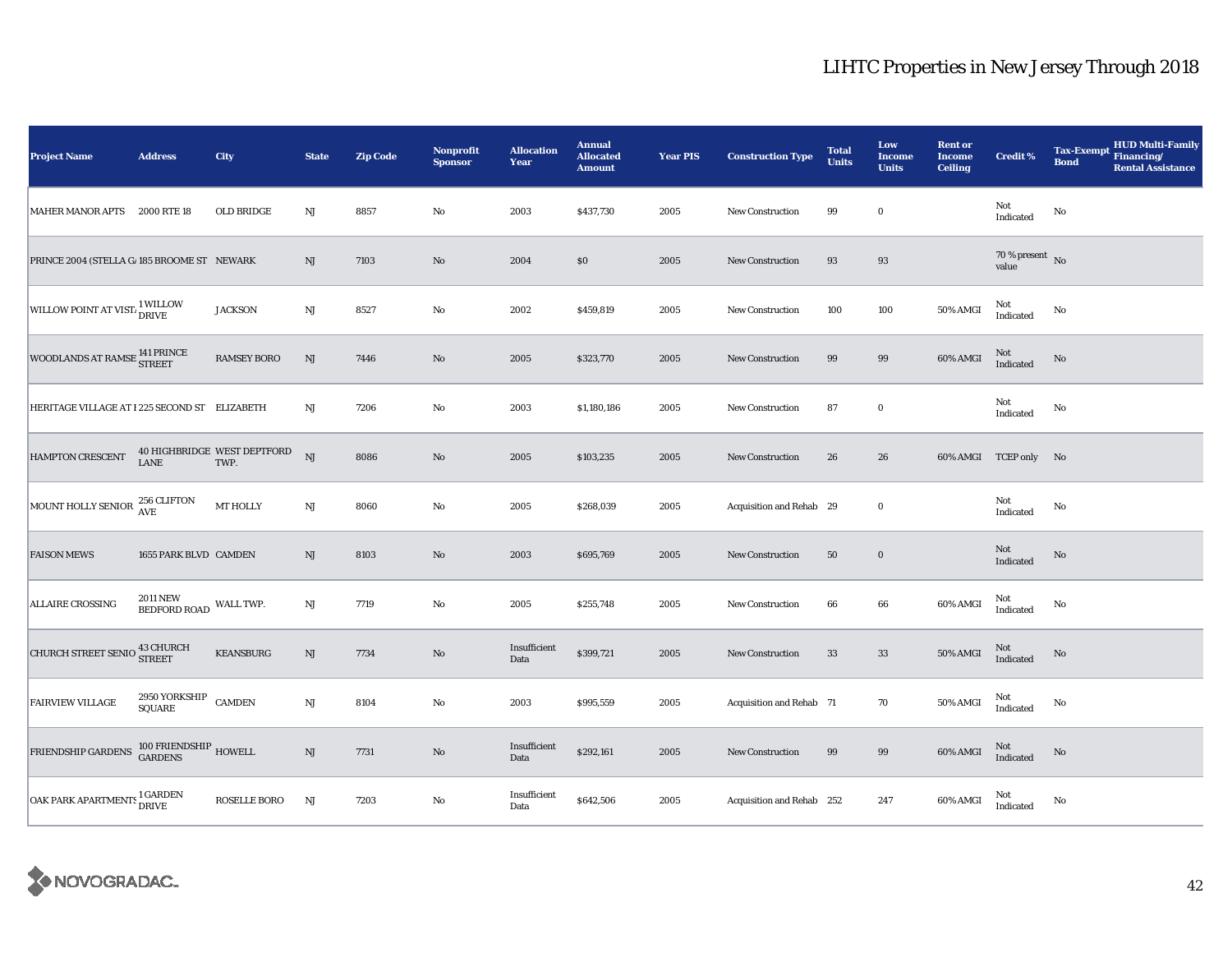# LIHTC Properties in New Jersey Through 2018

| Project Name | Address | City | State | Zip Code | Nonprofit Sponsor | Allocation Year | Annual Allocated Amount | Year PIS | Construction Type | Total Units | Low Income Units | Rent or Income Ceiling | Credit % | Tax-Exempt Bond | HUD Multi-Family Financing/ Rental Assistance |
|---|---|---|---|---|---|---|---|---|---|---|---|---|---|---|---|
| MAHER MANOR APTS | 2000 RTE 18 | OLD BRIDGE | NJ | 8857 | No | 2003 | $437,730 | 2005 | New Construction | 99 | 0 | | Not Indicated | No | |
| PRINCE 2004 (STELLA G. | 185 BROOME ST | NEWARK | NJ | 7103 | No | 2004 | $0 | 2005 | New Construction | 93 | 93 | | 70 % present value | No | |
| WILLOW POINT AT VISTA | 1 WILLOW DRIVE | JACKSON | NJ | 8527 | No | 2002 | $459,819 | 2005 | New Construction | 100 | 100 | 50% AMGI | Not Indicated | No | |
| WOODLANDS AT RAMSEY | 141 PRINCE STREET | RAMSEY BORO | NJ | 7446 | No | 2005 | $323,770 | 2005 | New Construction | 99 | 99 | 60% AMGI | Not Indicated | No | |
| HERITAGE VILLAGE AT E | 225 SECOND ST | ELIZABETH | NJ | 7206 | No | 2003 | $1,180,186 | 2005 | New Construction | 87 | 0 | | Not Indicated | No | |
| HAMPTON CRESCENT | 40 HIGHBRIDGE LANE | WEST DEPTFORD TWP. | NJ | 8086 | No | 2005 | $103,235 | 2005 | New Construction | 26 | 26 | 60% AMGI | TCEP only | No | |
| MOUNT HOLLY SENIOR | 256 CLIFTON AVE | MT HOLLY | NJ | 8060 | No | 2005 | $268,039 | 2005 | Acquisition and Rehab | 29 | 0 | | Not Indicated | No | |
| FAISON MEWS | 1655 PARK BLVD | CAMDEN | NJ | 8103 | No | 2003 | $695,769 | 2005 | New Construction | 50 | 0 | | Not Indicated | No | |
| ALLAIRE CROSSING | 2011 NEW BEDFORD ROAD | WALL TWP. | NJ | 7719 | No | 2005 | $255,748 | 2005 | New Construction | 66 | 66 | 60% AMGI | Not Indicated | No | |
| CHURCH STREET SENIO | 43 CHURCH STREET | KEANSBURG | NJ | 7734 | No | Insufficient Data | $399,721 | 2005 | New Construction | 33 | 33 | 50% AMGI | Not Indicated | No | |
| FAIRVIEW VILLAGE | 2950 YORKSHIP SQUARE | CAMDEN | NJ | 8104 | No | 2003 | $995,559 | 2005 | Acquisition and Rehab | 71 | 70 | 50% AMGI | Not Indicated | No | |
| FRIENDSHIP GARDENS | 100 FRIENDSHIP GARDENS | HOWELL | NJ | 7731 | No | Insufficient Data | $292,161 | 2005 | New Construction | 99 | 99 | 60% AMGI | Not Indicated | No | |
| OAK PARK APARTMENTS | 1 GARDEN DRIVE | ROSELLE BORO | NJ | 7203 | No | Insufficient Data | $642,506 | 2005 | Acquisition and Rehab | 252 | 247 | 60% AMGI | Not Indicated | No | |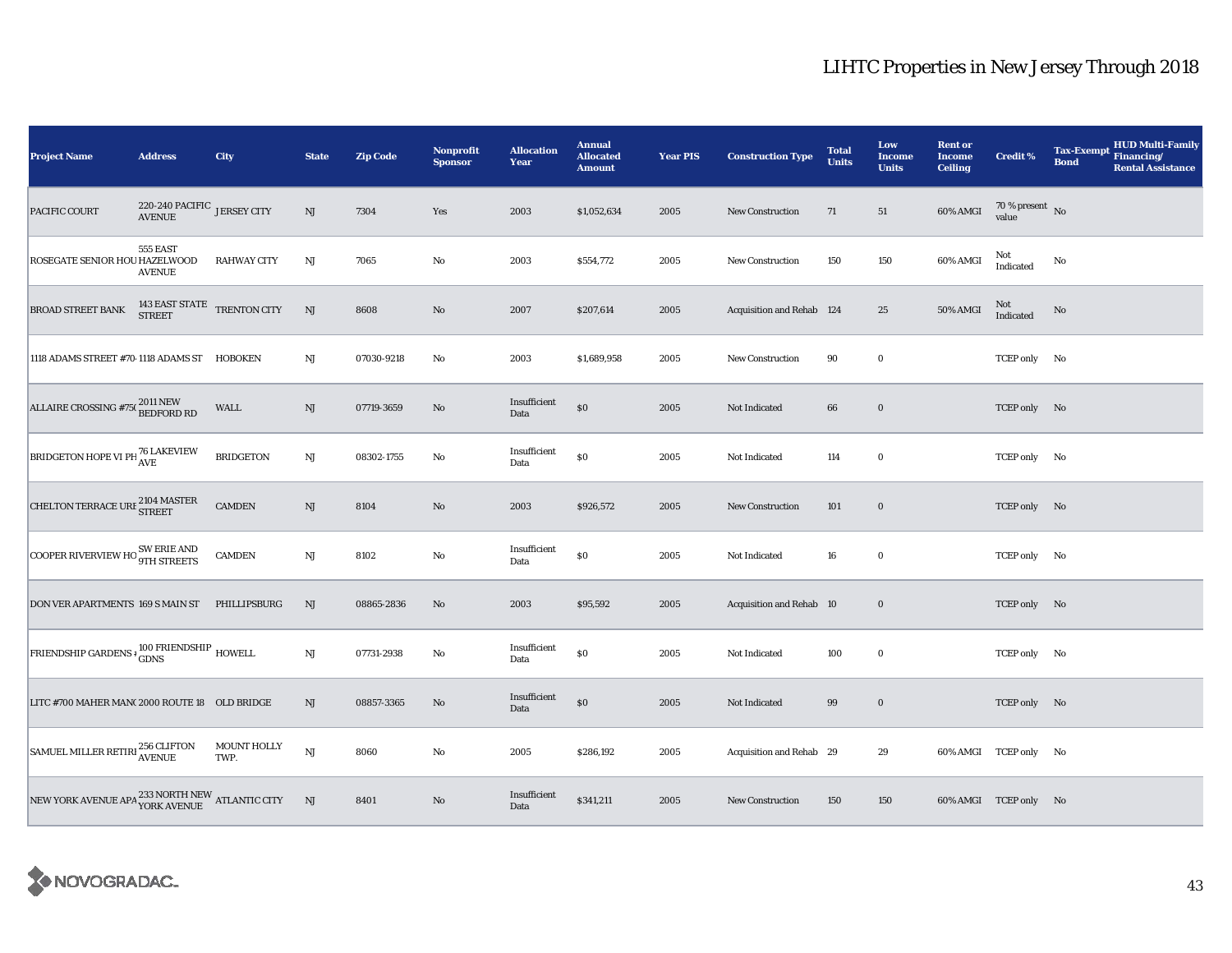# LIHTC Properties in New Jersey Through 2018

| Project Name | Address | City | State | Zip Code | Nonprofit Sponsor | Allocation Year | Annual Allocated Amount | Year PIS | Construction Type | Total Units | Low Income Units | Rent or Income Ceiling | Credit % | Tax-Exempt Bond | HUD Multi-Family Financing/ Rental Assistance |
|---|---|---|---|---|---|---|---|---|---|---|---|---|---|---|---|
| PACIFIC COURT | 220-240 PACIFIC AVENUE | JERSEY CITY | NJ | 7304 | Yes | 2003 | $1,052,634 | 2005 | New Construction | 71 | 51 | 60% AMGI | 70 % present value | No | |
| ROSEGATE SENIOR HOU | 555 EAST HAZELWOOD AVENUE | RAHWAY CITY | NJ | 7065 | No | 2003 | $554,772 | 2005 | New Construction | 150 | 150 | 60% AMGI | Not Indicated | No | |
| BROAD STREET BANK | 143 EAST STATE STREET | TRENTON CITY | NJ | 8608 | No | 2007 | $207,614 | 2005 | Acquisition and Rehab | 124 | 25 | 50% AMGI | Not Indicated | No | |
| 1118 ADAMS STREET #70 | 1118 ADAMS ST | HOBOKEN | NJ | 07030-9218 | No | 2003 | $1,689,958 | 2005 | New Construction | 90 | 0 | | TCEP only | No | |
| ALLAIRE CROSSING #75 | 2011 NEW BEDFORD RD | WALL | NJ | 07719-3659 | No | Insufficient Data | $0 | 2005 | Not Indicated | 66 | 0 | | TCEP only | No | |
| BRIDGETON HOPE VI PH | 76 LAKEVIEW AVE | BRIDGETON | NJ | 08302-1755 | No | Insufficient Data | $0 | 2005 | Not Indicated | 114 | 0 | | TCEP only | No | |
| CHELTON TERRACE URI | 2104 MASTER STREET | CAMDEN | NJ | 8104 | No | 2003 | $926,572 | 2005 | New Construction | 101 | 0 | | TCEP only | No | |
| COOPER RIVERVIEW HO | SW ERIE AND 9TH STREETS | CAMDEN | NJ | 8102 | No | Insufficient Data | $0 | 2005 | Not Indicated | 16 | 0 | | TCEP only | No | |
| DON VER APARTMENTS | 169 S MAIN ST | PHILLIPSBURG | NJ | 08865-2836 | No | 2003 | $95,592 | 2005 | Acquisition and Rehab | 10 | 0 | | TCEP only | No | |
| FRIENDSHIP GARDENS # | 100 FRIENDSHIP GDNS | HOWELL | NJ | 07731-2938 | No | Insufficient Data | $0 | 2005 | Not Indicated | 100 | 0 | | TCEP only | No | |
| LITC #700 MAHER MAN | 2000 ROUTE 18 | OLD BRIDGE | NJ | 08857-3365 | No | Insufficient Data | $0 | 2005 | Not Indicated | 99 | 0 | | TCEP only | No | |
| SAMUEL MILLER RETIRI | 256 CLIFTON AVENUE | MOUNT HOLLY TWP. | NJ | 8060 | No | 2005 | $286,192 | 2005 | Acquisition and Rehab | 29 | 29 | 60% AMGI | TCEP only | No | |
| NEW YORK AVENUE APA | 233 NORTH NEW YORK AVENUE | ATLANTIC CITY | NJ | 8401 | No | Insufficient Data | $341,211 | 2005 | New Construction | 150 | 150 | 60% AMGI | TCEP only | No | |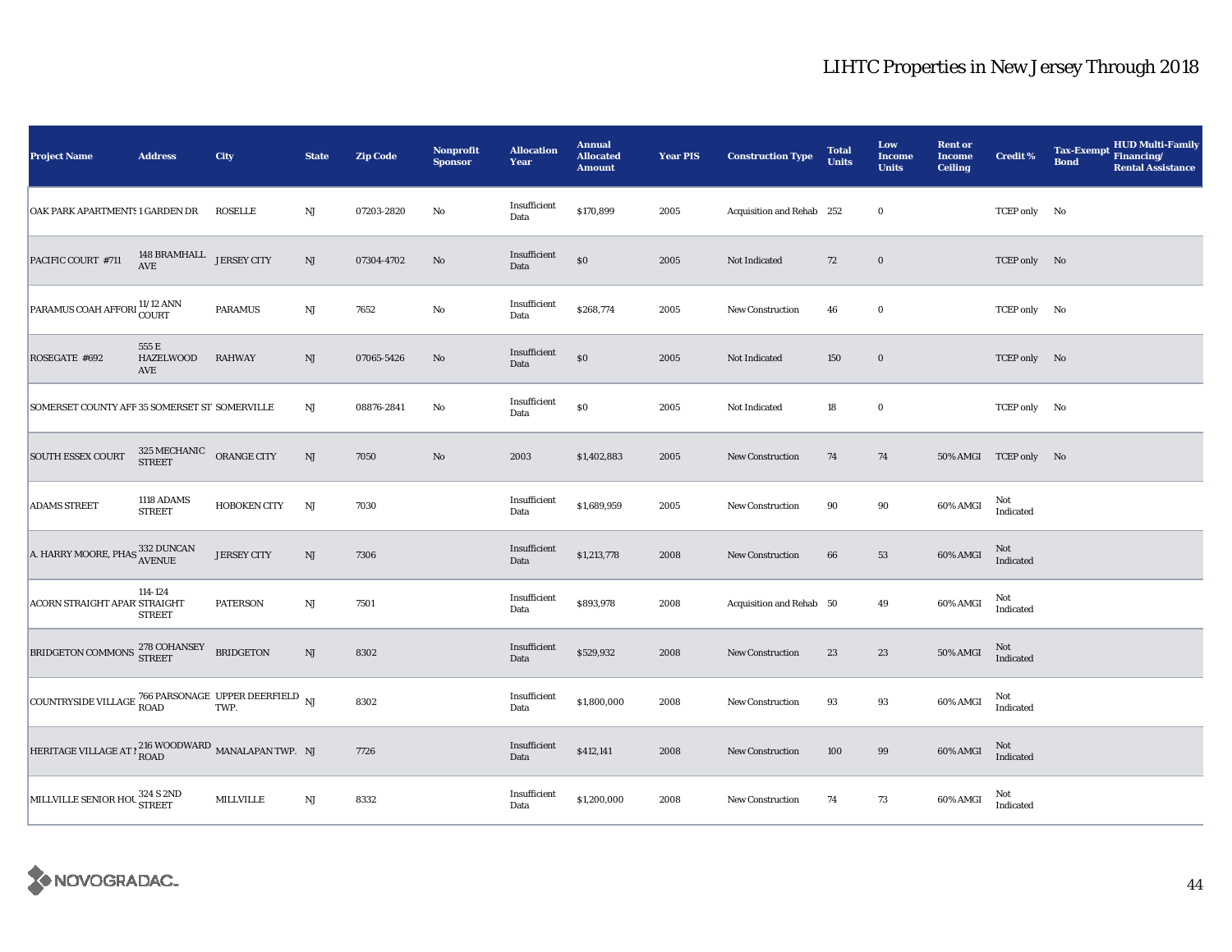# LIHTC Properties in New Jersey Through 2018

| Project Name | Address | City | State | Zip Code | Nonprofit Sponsor | Allocation Year | Annual Allocated Amount | Year PIS | Construction Type | Total Units | Low Income Units | Rent or Income Ceiling | Credit % | Tax-Exempt Bond | HUD Multi-Family Financing/ Rental Assistance |
|---|---|---|---|---|---|---|---|---|---|---|---|---|---|---|---|
| OAK PARK APARTMENTS | 1 GARDEN DR | ROSELLE | NJ | 07203-2820 | No | Insufficient Data | $170,899 | 2005 | Acquisition and Rehab | 252 | 0 | | TCEP only | No | |
| PACIFIC COURT #711 | 148 BRAMHALL AVE | JERSEY CITY | NJ | 07304-4702 | No | Insufficient Data | $0 | 2005 | Not Indicated | 72 | 0 | | TCEP only | No | |
| PARAMUS COAH AFFORI | 11/12 ANN COURT | PARAMUS | NJ | 7652 | No | Insufficient Data | $268,774 | 2005 | New Construction | 46 | 0 | | TCEP only | No | |
| ROSEGATE #692 | 555 E HAZELWOOD AVE | RAHWAY | NJ | 07065-5426 | No | Insufficient Data | $0 | 2005 | Not Indicated | 150 | 0 | | TCEP only | No | |
| SOMERSET COUNTY AFF | 35 SOMERSET ST | SOMERVILLE | NJ | 08876-2841 | No | Insufficient Data | $0 | 2005 | Not Indicated | 18 | 0 | | TCEP only | No | |
| SOUTH ESSEX COURT | 325 MECHANIC STREET | ORANGE CITY | NJ | 7050 | No | 2003 | $1,402,883 | 2005 | New Construction | 74 | 74 | 50% AMGI | TCEP only | No | |
| ADAMS STREET | 1118 ADAMS STREET | HOBOKEN CITY | NJ | 7030 | | Insufficient Data | $1,689,959 | 2005 | New Construction | 90 | 90 | 60% AMGI | Not Indicated | | |
| A. HARRY MOORE, PHAS | 332 DUNCAN AVENUE | JERSEY CITY | NJ | 7306 | | Insufficient Data | $1,213,778 | 2008 | New Construction | 66 | 53 | 60% AMGI | Not Indicated | | |
| ACORN STRAIGHT APAR | 114-124 STRAIGHT STREET | PATERSON | NJ | 7501 | | Insufficient Data | $893,978 | 2008 | Acquisition and Rehab | 50 | 49 | 60% AMGI | Not Indicated | | |
| BRIDGETON COMMONS | 278 COHANSEY STREET | BRIDGETON | NJ | 8302 | | Insufficient Data | $529,932 | 2008 | New Construction | 23 | 23 | 50% AMGI | Not Indicated | | |
| COUNTRYSIDE VILLAGE | 766 PARSONAGE ROAD | UPPER DEERFIELD TWP. | NJ | 8302 | | Insufficient Data | $1,800,000 | 2008 | New Construction | 93 | 93 | 60% AMGI | Not Indicated | | |
| HERITAGE VILLAGE AT I | 216 WOODWARD ROAD | MANALAPAN TWP. | NJ | 7726 | | Insufficient Data | $412,141 | 2008 | New Construction | 100 | 99 | 60% AMGI | Not Indicated | | |
| MILLVILLE SENIOR HOU | 324 S 2ND STREET | MILLVILLE | NJ | 8332 | | Insufficient Data | $1,200,000 | 2008 | New Construction | 74 | 73 | 60% AMGI | Not Indicated | | |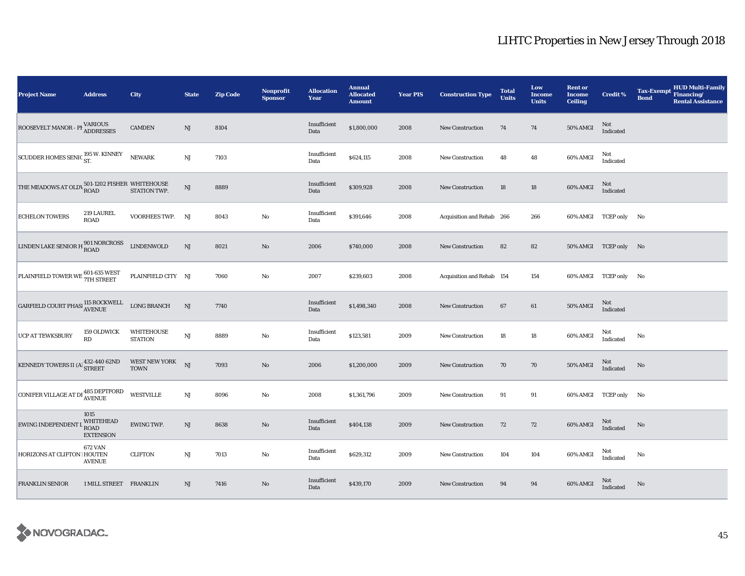# LIHTC Properties in New Jersey Through 2018

| Project Name | Address | City | State | Zip Code | Nonprofit Sponsor | Allocation Year | Annual Allocated Amount | Year PIS | Construction Type | Total Units | Low Income Units | Rent or Income Ceiling | Credit % | Tax-Exempt Bond | HUD Multi-Family Financing/ Rental Assistance |
|---|---|---|---|---|---|---|---|---|---|---|---|---|---|---|---|
| ROOSEVELT MANOR - PH | VARIOUS ADDRESSES | CAMDEN | NJ | 8104 | | Insufficient Data | $1,800,000 | 2008 | New Construction | 74 | 74 | 50% AMGI | Not Indicated | | |
| SCUDDER HOMES SENIO | 195 W. KINNEY ST. | NEWARK | NJ | 7103 | | Insufficient Data | $624,115 | 2008 | New Construction | 48 | 48 | 60% AMGI | Not Indicated | | |
| THE MEADOWS AT OLDW | 501-1202 FISHER ROAD | WHITEHOUSE STATION TWP. | NJ | 8889 | | Insufficient Data | $309,928 | 2008 | New Construction | 18 | 18 | 60% AMGI | Not Indicated | | |
| ECHELON TOWERS | 219 LAUREL ROAD | VOORHEES TWP. | NJ | 8043 | No | Insufficient Data | $391,646 | 2008 | Acquisition and Rehab | 266 | 266 | 60% AMGI | TCEP only | No | |
| LINDEN LAKE SENIOR H | 901 NORCROSS ROAD | LINDENWOLD | NJ | 8021 | No | 2006 | $740,000 | 2008 | New Construction | 82 | 82 | 50% AMGI | TCEP only | No | |
| PLAINFIELD TOWER WE | 601-635 WEST 7TH STREET | PLAINFIELD CITY | NJ | 7060 | No | 2007 | $239,603 | 2008 | Acquisition and Rehab | 154 | 154 | 60% AMGI | TCEP only | No | |
| GARFIELD COURT PHASI | 115 ROCKWELL AVENUE | LONG BRANCH | NJ | 7740 | | Insufficient Data | $1,498,340 | 2008 | New Construction | 67 | 61 | 50% AMGI | Not Indicated | | |
| UCP AT TEWKSBURY | 159 OLDWICK RD | WHITEHOUSE STATION | NJ | 8889 | No | Insufficient Data | $123,581 | 2009 | New Construction | 18 | 18 | 60% AMGI | Not Indicated | No | |
| KENNEDY TOWERS II (AI | 432-440 62ND STREET | WEST NEW YORK TOWN | NJ | 7093 | No | 2006 | $1,200,000 | 2009 | New Construction | 70 | 70 | 50% AMGI | Not Indicated | No | |
| CONIFER VILLAGE AT DI | 485 DEPTFORD AVENUE | WESTVILLE | NJ | 8096 | No | 2008 | $1,361,796 | 2009 | New Construction | 91 | 91 | 60% AMGI | TCEP only | No | |
| EWING INDEPENDENT L | 1015 WHITEHEAD ROAD EXTENSION | EWING TWP. | NJ | 8638 | No | Insufficient Data | $404,138 | 2009 | New Construction | 72 | 72 | 60% AMGI | Not Indicated | No | |
| HORIZONS AT CLIFTON I | 672 VAN HOUTEN AVENUE | CLIFTON | NJ | 7013 | No | Insufficient Data | $629,312 | 2009 | New Construction | 104 | 104 | 60% AMGI | Not Indicated | No | |
| FRANKLIN SENIOR | 1 MILL STREET | FRANKLIN | NJ | 7416 | No | Insufficient Data | $439,170 | 2009 | New Construction | 94 | 94 | 60% AMGI | Not Indicated | No | |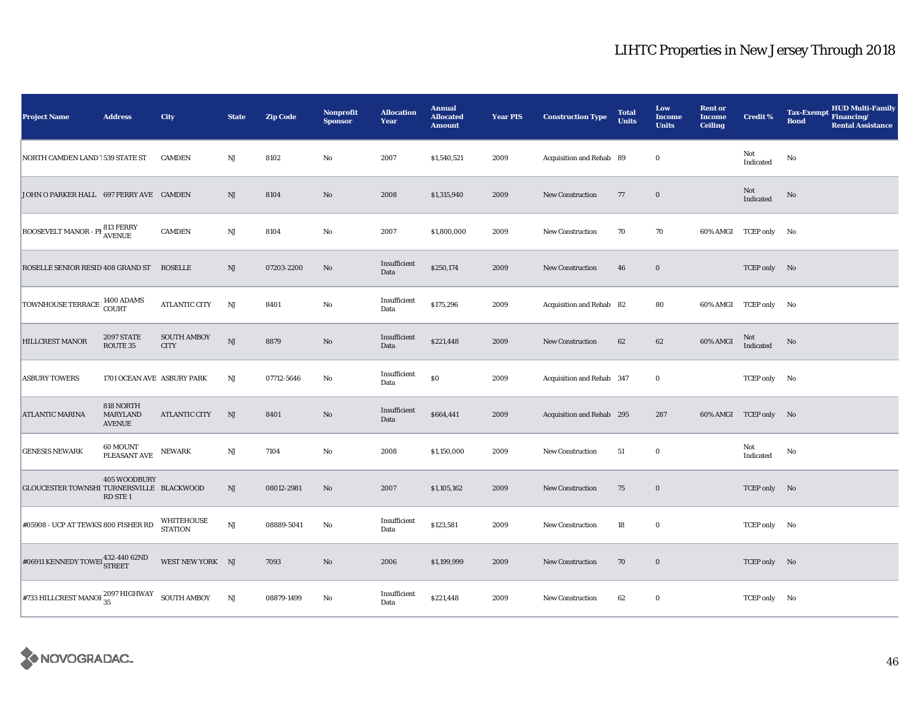# LIHTC Properties in New Jersey Through 2018

| Project Name | Address | City | State | Zip Code | Nonprofit Sponsor | Allocation Year | Annual Allocated Amount | Year PIS | Construction Type | Total Units | Low Income Units | Rent or Income Ceiling | Credit % | Tax-Exempt Bond | HUD Multi-Family Financing/ Rental Assistance |
|---|---|---|---|---|---|---|---|---|---|---|---|---|---|---|---|
| NORTH CAMDEN LAND T | 539 STATE ST | CAMDEN | NJ | 8102 | No | 2007 | $1,540,521 | 2009 | Acquisition and Rehab | 89 | 0 | | Not Indicated | No | |
| JOHN O PARKER HALL | 697 FERRY AVE | CAMDEN | NJ | 8104 | No | 2008 | $1,315,940 | 2009 | New Construction | 77 | 0 | | Not Indicated | No | |
| ROOSEVELT MANOR - PH | 813 FERRY AVENUE | CAMDEN | NJ | 8104 | No | 2007 | $1,800,000 | 2009 | New Construction | 70 | 70 | 60% AMGI | TCEP only | No | |
| ROSELLE SENIOR RESID | 408 GRAND ST | ROSELLE | NJ | 07203-2200 | No | Insufficient Data | $250,174 | 2009 | New Construction | 46 | 0 | | TCEP only | No | |
| TOWNHOUSE TERRACE | 1400 ADAMS COURT | ATLANTIC CITY | NJ | 8401 | No | Insufficient Data | $175,296 | 2009 | Acquisition and Rehab | 82 | 80 | 60% AMGI | TCEP only | No | |
| HILLCREST MANOR | 2097 STATE ROUTE 35 | SOUTH AMBOY CITY | NJ | 8879 | No | Insufficient Data | $221,448 | 2009 | New Construction | 62 | 62 | 60% AMGI | Not Indicated | No | |
| ASBURY TOWERS | 1701 OCEAN AVE | ASBURY PARK | NJ | 07712-5646 | No | Insufficient Data | $0 | 2009 | Acquisition and Rehab | 347 | 0 | | TCEP only | No | |
| ATLANTIC MARINA | 818 NORTH MARYLAND AVENUE | ATLANTIC CITY | NJ | 8401 | No | Insufficient Data | $664,441 | 2009 | Acquisition and Rehab | 295 | 287 | 60% AMGI | TCEP only | No | |
| GENESIS NEWARK | 60 MOUNT PLEASANT AVE | NEWARK | NJ | 7104 | No | 2008 | $1,150,000 | 2009 | New Construction | 51 | 0 | | Not Indicated | No | |
| GLOUCESTER TOWNSHI | 405 WOODBURY TURNERSVILLE RD STE 1 | BLACKWOOD | NJ | 08012-2981 | No | 2007 | $1,105,162 | 2009 | New Construction | 75 | 0 | | TCEP only | No | |
| #05908 - UCP AT TEWKS | 800 FISHER RD | WHITEHOUSE STATION | NJ | 08889-5041 | No | Insufficient Data | $123,581 | 2009 | New Construction | 18 | 0 | | TCEP only | No | |
| #06911 KENNEDY TOWEI | 432-440 62ND STREET | WEST NEW YORK | NJ | 7093 | No | 2006 | $1,199,999 | 2009 | New Construction | 70 | 0 | | TCEP only | No | |
| #733 HILLCREST MANOI | 2097 HIGHWAY 35 | SOUTH AMBOY | NJ | 08879-1499 | No | Insufficient Data | $221,448 | 2009 | New Construction | 62 | 0 | | TCEP only | No | |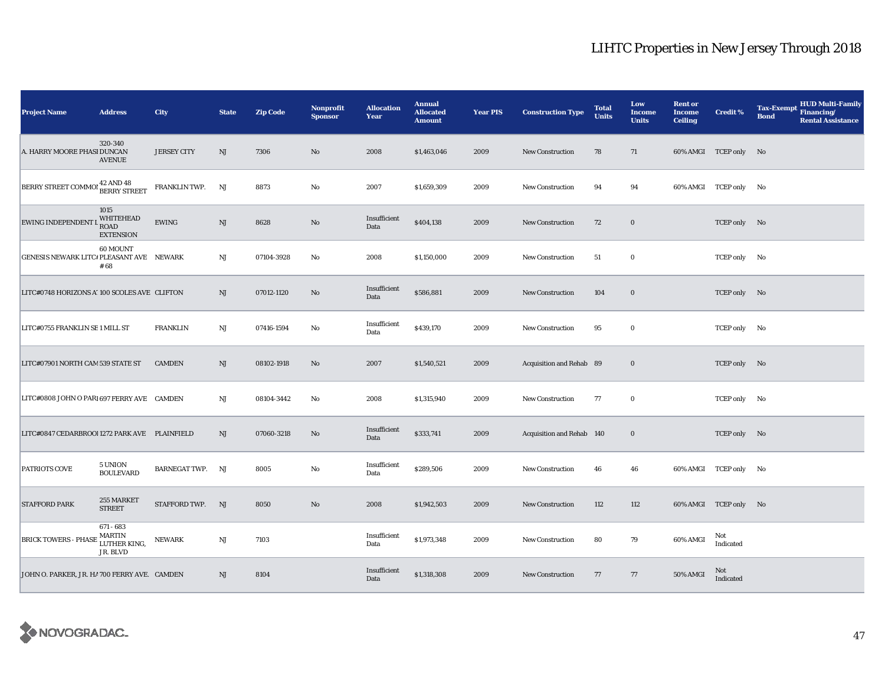# LIHTC Properties in New Jersey Through 2018

| Project Name | Address | City | State | Zip Code | Nonprofit Sponsor | Allocation Year | Annual Allocated Amount | Year PIS | Construction Type | Total Units | Low Income Units | Rent or Income Ceiling | Credit % | Tax-Exempt Bond | HUD Multi-Family Financing/ Rental Assistance |
|---|---|---|---|---|---|---|---|---|---|---|---|---|---|---|---|
| A. HARRY MOORE PHASI | 320-340 DUNCAN AVENUE | JERSEY CITY | NJ | 7306 | No | 2008 | $1,463,046 | 2009 | New Construction | 78 | 71 | 60% AMGI | TCEP only | No | |
| BERRY STREET COMMOI | 42 AND 48 BERRY STREET | FRANKLIN TWP. | NJ | 8873 | No | 2007 | $1,659,309 | 2009 | New Construction | 94 | 94 | 60% AMGI | TCEP only | No | |
| EWING INDEPENDENT L | 1015 WHITEHEAD ROAD EXTENSION | EWING | NJ | 8628 | No | Insufficient Data | $404,138 | 2009 | New Construction | 72 | 0 | | TCEP only | No | |
| GENESIS NEWARK LITCA | 60 MOUNT PLEASANT AVE # 68 | NEWARK | NJ | 07104-3928 | No | 2008 | $1,150,000 | 2009 | New Construction | 51 | 0 | | TCEP only | No | |
| LITC#0748 HORIZONS A' | 100 SCOLES AVE | CLIFTON | NJ | 07012-1120 | No | Insufficient Data | $586,881 | 2009 | New Construction | 104 | 0 | | TCEP only | No | |
| LITC#0755 FRANKLIN SE | 1 MILL ST | FRANKLIN | NJ | 07416-1594 | No | Insufficient Data | $439,170 | 2009 | New Construction | 95 | 0 | | TCEP only | No | |
| LITC#07901 NORTH CAM | 539 STATE ST | CAMDEN | NJ | 08102-1918 | No | 2007 | $1,540,521 | 2009 | Acquisition and Rehab | 89 | 0 | | TCEP only | No | |
| LITC#0808 JOHN O PARI | 697 FERRY AVE | CAMDEN | NJ | 08104-3442 | No | 2008 | $1,315,940 | 2009 | New Construction | 77 | 0 | | TCEP only | No | |
| LITC#0847 CEDARBROOI | 1272 PARK AVE | PLAINFIELD | NJ | 07060-3218 | No | Insufficient Data | $333,741 | 2009 | Acquisition and Rehab | 140 | 0 | | TCEP only | No | |
| PATRIOTS COVE | 5 UNION BOULEVARD | BARNEGAT TWP. | NJ | 8005 | No | Insufficient Data | $289,506 | 2009 | New Construction | 46 | 46 | 60% AMGI | TCEP only | No | |
| STAFFORD PARK | 255 MARKET STREET | STAFFORD TWP. | NJ | 8050 | No | 2008 | $1,942,503 | 2009 | New Construction | 112 | 112 | 60% AMGI | TCEP only | No | |
| BRICK TOWERS - PHASE | 671 - 683 MARTIN LUTHER KING, JR. BLVD | NEWARK | NJ | 7103 | | Insufficient Data | $1,973,348 | 2009 | New Construction | 80 | 79 | 60% AMGI | Not Indicated | | |
| JOHN O. PARKER, JR. HA | 700 FERRY AVE. | CAMDEN | NJ | 8104 | | Insufficient Data | $1,318,308 | 2009 | New Construction | 77 | 77 | 50% AMGI | Not Indicated | | |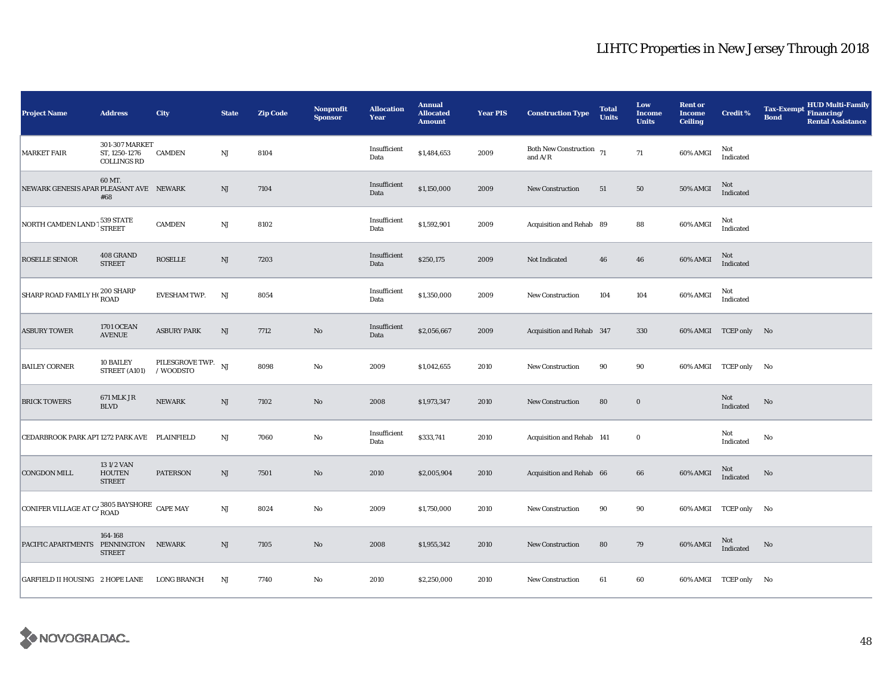# LIHTC Properties in New Jersey Through 2018

| Project Name | Address | City | State | Zip Code | Nonprofit Sponsor | Allocation Year | Annual Allocated Amount | Year PIS | Construction Type | Total Units | Low Income Units | Rent or Income Ceiling | Credit % | Tax-Exempt Bond | HUD Multi-Family Financing/ Rental Assistance |
|---|---|---|---|---|---|---|---|---|---|---|---|---|---|---|---|
| MARKET FAIR | 301-307 MARKET ST, 1250-1276 COLLINGS RD | CAMDEN | NJ | 8104 | | Insufficient Data | $1,484,653 | 2009 | Both New Construction and A/R | 71 | 71 | 60% AMGI | Not Indicated | | |
| NEWARK GENESIS APAR | 60 MT. PLEASANT AVE #68 | NEWARK | NJ | 7104 | | Insufficient Data | $1,150,000 | 2009 | New Construction | 51 | 50 | 50% AMGI | Not Indicated | | |
| NORTH CAMDEN LAND T | 539 STATE STREET | CAMDEN | NJ | 8102 | | Insufficient Data | $1,592,901 | 2009 | Acquisition and Rehab | 89 | 88 | 60% AMGI | Not Indicated | | |
| ROSELLE SENIOR | 408 GRAND STREET | ROSELLE | NJ | 7203 | | Insufficient Data | $250,175 | 2009 | Not Indicated | 46 | 46 | 60% AMGI | Not Indicated | | |
| SHARP ROAD FAMILY HO | 200 SHARP ROAD | EVESHAM TWP. | NJ | 8054 | | Insufficient Data | $1,350,000 | 2009 | New Construction | 104 | 104 | 60% AMGI | Not Indicated | | |
| ASBURY TOWER | 1701 OCEAN AVENUE | ASBURY PARK | NJ | 7712 | No | Insufficient Data | $2,056,667 | 2009 | Acquisition and Rehab | 347 | 330 | 60% AMGI | TCEP only | No | |
| BAILEY CORNER | 10 BAILEY STREET (A101) | PILESGROVE TWP. / WOODSTO | NJ | 8098 | No | 2009 | $1,042,655 | 2010 | New Construction | 90 | 90 | 60% AMGI | TCEP only | No | |
| BRICK TOWERS | 671 MLK JR BLVD | NEWARK | NJ | 7102 | No | 2008 | $1,973,347 | 2010 | New Construction | 80 | 0 | | Not Indicated | No | |
| CEDARBROOK PARK APT | 1272 PARK AVE | PLAINFIELD | NJ | 7060 | No | Insufficient Data | $333,741 | 2010 | Acquisition and Rehab | 141 | 0 | | Not Indicated | No | |
| CONGDON MILL | 13 1/2 VAN HOUTEN STREET | PATERSON | NJ | 7501 | No | 2010 | $2,005,904 | 2010 | Acquisition and Rehab | 66 | 66 | 60% AMGI | Not Indicated | No | |
| CONIFER VILLAGE AT CA | 3805 BAYSHORE ROAD | CAPE MAY | NJ | 8024 | No | 2009 | $1,750,000 | 2010 | New Construction | 90 | 90 | 60% AMGI | TCEP only | No | |
| PACIFIC APARTMENTS | 164-168 PENNINGTON STREET | NEWARK | NJ | 7105 | No | 2008 | $1,955,342 | 2010 | New Construction | 80 | 79 | 60% AMGI | Not Indicated | No | |
| GARFIELD II HOUSING | 2 HOPE LANE | LONG BRANCH | NJ | 7740 | No | 2010 | $2,250,000 | 2010 | New Construction | 61 | 60 | 60% AMGI | TCEP only | No | |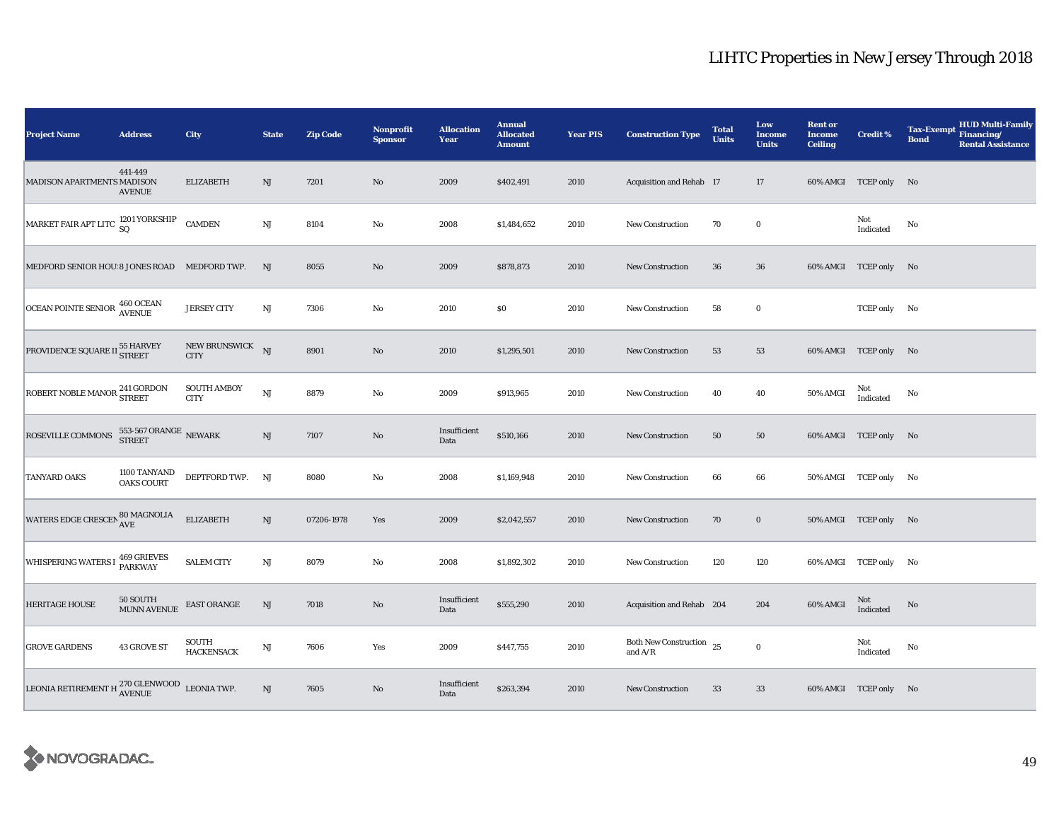# LIHTC Properties in New Jersey Through 2018

| Project Name | Address | City | State | Zip Code | Nonprofit Sponsor | Allocation Year | Annual Allocated Amount | Year PIS | Construction Type | Total Units | Low Income Units | Rent or Income Ceiling | Credit % | Tax-Exempt Bond | HUD Multi-Family Financing/ Rental Assistance |
|---|---|---|---|---|---|---|---|---|---|---|---|---|---|---|---|
| MADISON APARTMENTS | 441-449 MADISON AVENUE | ELIZABETH | NJ | 7201 | No | 2009 | $402,491 | 2010 | Acquisition and Rehab | 17 | 17 | 60% AMGI | TCEP only | No | |
| MARKET FAIR APT LITC | 1201 YORKSHIP SQ | CAMDEN | NJ | 8104 | No | 2008 | $1,484,652 | 2010 | New Construction | 70 | 0 | | Not Indicated | No | |
| MEDFORD SENIOR HOU | 8 JONES ROAD | MEDFORD TWP. | NJ | 8055 | No | 2009 | $878,873 | 2010 | New Construction | 36 | 36 | 60% AMGI | TCEP only | No | |
| OCEAN POINTE SENIOR | 460 OCEAN AVENUE | JERSEY CITY | NJ | 7306 | No | 2010 | $0 | 2010 | New Construction | 58 | 0 | | TCEP only | No | |
| PROVIDENCE SQUARE II | 55 HARVEY STREET | NEW BRUNSWICK CITY | NJ | 8901 | No | 2010 | $1,295,501 | 2010 | New Construction | 53 | 53 | 60% AMGI | TCEP only | No | |
| ROBERT NOBLE MANOR | 241 GORDON STREET | SOUTH AMBOY CITY | NJ | 8879 | No | 2009 | $913,965 | 2010 | New Construction | 40 | 40 | 50% AMGI | Not Indicated | No | |
| ROSEVILLE COMMONS | 553-567 ORANGE STREET | NEWARK | NJ | 7107 | No | Insufficient Data | $510,166 | 2010 | New Construction | 50 | 50 | 60% AMGI | TCEP only | No | |
| TANYARD OAKS | 1100 TANYAND OAKS COURT | DEPTFORD TWP. | NJ | 8080 | No | 2008 | $1,169,948 | 2010 | New Construction | 66 | 66 | 50% AMGI | TCEP only | No | |
| WATERS EDGE CRESCEN | 80 MAGNOLIA AVE | ELIZABETH | NJ | 07206-1978 | Yes | 2009 | $2,042,557 | 2010 | New Construction | 70 | 0 | 50% AMGI | TCEP only | No | |
| WHISPERING WATERS I | 469 GRIEVES PARKWAY | SALEM CITY | NJ | 8079 | No | 2008 | $1,892,302 | 2010 | New Construction | 120 | 120 | 60% AMGI | TCEP only | No | |
| HERITAGE HOUSE | 50 SOUTH MUNN AVENUE | EAST ORANGE | NJ | 7018 | No | Insufficient Data | $555,290 | 2010 | Acquisition and Rehab | 204 | 204 | 60% AMGI | Not Indicated | No | |
| GROVE GARDENS | 43 GROVE ST | SOUTH HACKENSACK | NJ | 7606 | Yes | 2009 | $447,755 | 2010 | Both New Construction and A/R | 25 | 0 | | Not Indicated | No | |
| LEONIA RETIREMENT H | 270 GLENWOOD AVENUE | LEONIA TWP. | NJ | 7605 | No | Insufficient Data | $263,394 | 2010 | New Construction | 33 | 33 | 60% AMGI | TCEP only | No | |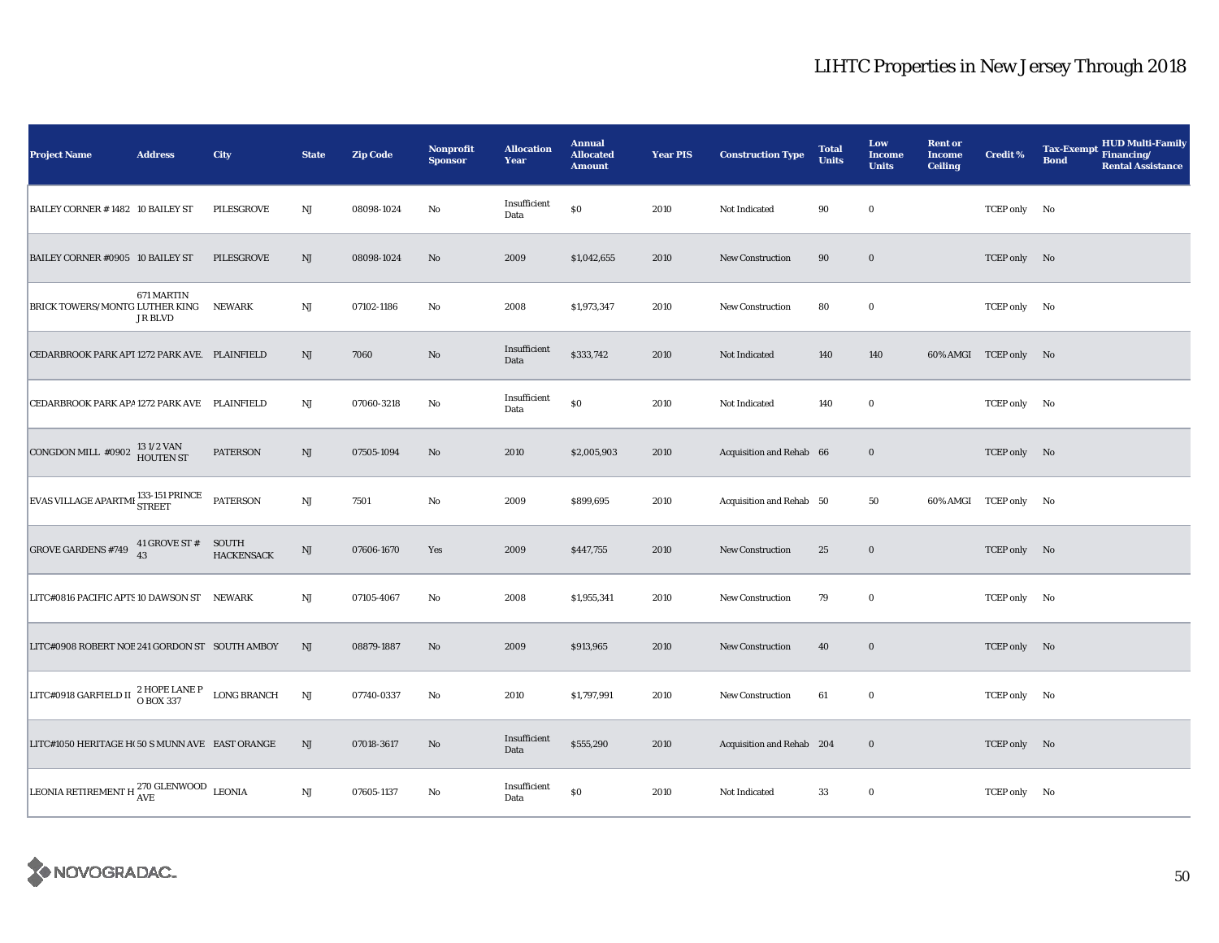# LIHTC Properties in New Jersey Through 2018

| Project Name | Address | City | State | Zip Code | Nonprofit Sponsor | Allocation Year | Annual Allocated Amount | Year PIS | Construction Type | Total Units | Low Income Units | Rent or Income Ceiling | Credit % | Tax-Exempt Bond | HUD Multi-Family Financing/ Rental Assistance |
|---|---|---|---|---|---|---|---|---|---|---|---|---|---|---|---|
| BAILEY CORNER # 1482 | 10 BAILEY ST | PILESGROVE | NJ | 08098-1024 | No | Insufficient Data | $0 | 2010 | Not Indicated | 90 | 0 | | TCEP only | No | |
| BAILEY CORNER #0905 | 10 BAILEY ST | PILESGROVE | NJ | 08098-1024 | No | 2009 | $1,042,655 | 2010 | New Construction | 90 | 0 | | TCEP only | No | |
| BRICK TOWERS/MONTG | 671 MARTIN LUTHER KING J R BLVD | NEWARK | NJ | 07102-1186 | No | 2008 | $1,973,347 | 2010 | New Construction | 80 | 0 | | TCEP only | No | |
| CEDARBROOK PARK APT | 1272 PARK AVE. | PLAINFIELD | NJ | 7060 | No | Insufficient Data | $333,742 | 2010 | Not Indicated | 140 | 140 | 60% AMGI | TCEP only | No | |
| CEDARBROOK PARK APA | 1272 PARK AVE | PLAINFIELD | NJ | 07060-3218 | No | Insufficient Data | $0 | 2010 | Not Indicated | 140 | 0 | | TCEP only | No | |
| CONGDON MILL #0902 | 13 1/2 VAN HOUTEN ST | PATERSON | NJ | 07505-1094 | No | 2010 | $2,005,903 | 2010 | Acquisition and Rehab | 66 | 0 | | TCEP only | No | |
| EVAS VILLAGE APARTMI | 133-151 PRINCE STREET | PATERSON | NJ | 7501 | No | 2009 | $899,695 | 2010 | Acquisition and Rehab | 50 | 50 | 60% AMGI | TCEP only | No | |
| GROVE GARDENS #749 | 41 GROVE ST # 43 | SOUTH HACKENSACK | NJ | 07606-1670 | Yes | 2009 | $447,755 | 2010 | New Construction | 25 | 0 | | TCEP only | No | |
| LITC#0816 PACIFIC APTS | 10 DAWSON ST | NEWARK | NJ | 07105-4067 | No | 2008 | $1,955,341 | 2010 | New Construction | 79 | 0 | | TCEP only | No | |
| LITC#0908 ROBERT NOE | 241 GORDON ST | SOUTH AMBOY | NJ | 08879-1887 | No | 2009 | $913,965 | 2010 | New Construction | 40 | 0 | | TCEP only | No | |
| LITC#0918 GARFIELD II | 2 HOPE LANE P O BOX 337 | LONG BRANCH | NJ | 07740-0337 | No | 2010 | $1,797,991 | 2010 | New Construction | 61 | 0 | | TCEP only | No | |
| LITC#1050 HERITAGE H | 50 S MUNN AVE | EAST ORANGE | NJ | 07018-3617 | No | Insufficient Data | $555,290 | 2010 | Acquisition and Rehab | 204 | 0 | | TCEP only | No | |
| LEONIA RETIREMENT H | 270 GLENWOOD AVE | LEONIA | NJ | 07605-1137 | No | Insufficient Data | $0 | 2010 | Not Indicated | 33 | 0 | | TCEP only | No | |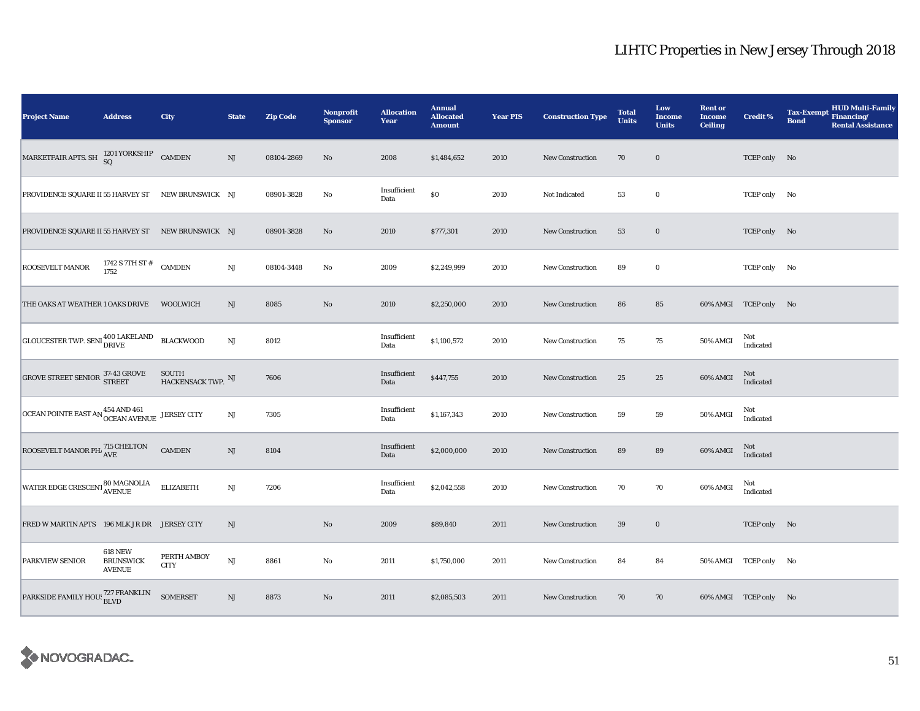# LIHTC Properties in New Jersey Through 2018

| Project Name | Address | City | State | Zip Code | Nonprofit Sponsor | Allocation Year | Annual Allocated Amount | Year PIS | Construction Type | Total Units | Low Income Units | Rent or Income Ceiling | Credit % | Tax-Exempt Bond | HUD Multi-Family Financing/ Rental Assistance |
|---|---|---|---|---|---|---|---|---|---|---|---|---|---|---|---|
| MARKETFAIR APTS. SH | 1201 YORKSHIP SQ | CAMDEN | NJ | 08104-2869 | No | 2008 | $1,484,652 | 2010 | New Construction | 70 | 0 | | TCEP only | No | |
| PROVIDENCE SQUARE II | 55 HARVEY ST | NEW BRUNSWICK | NJ | 08901-3828 | No | Insufficient Data | $0 | 2010 | Not Indicated | 53 | 0 | | TCEP only | No | |
| PROVIDENCE SQUARE II | 55 HARVEY ST | NEW BRUNSWICK | NJ | 08901-3828 | No | 2010 | $777,301 | 2010 | New Construction | 53 | 0 | | TCEP only | No | |
| ROOSEVELT MANOR | 1742 S 7TH ST # 1752 | CAMDEN | NJ | 08104-3448 | No | 2009 | $2,249,999 | 2010 | New Construction | 89 | 0 | | TCEP only | No | |
| THE OAKS AT WEATHER | 1 OAKS DRIVE | WOOLWICH | NJ | 8085 | No | 2010 | $2,250,000 | 2010 | New Construction | 86 | 85 | 60% AMGI | TCEP only | No | |
| GLOUCESTER TWP. SENI | 400 LAKELAND DRIVE | BLACKWOOD | NJ | 8012 | | Insufficient Data | $1,100,572 | 2010 | New Construction | 75 | 75 | 50% AMGI | Not Indicated | | |
| GROVE STREET SENIOR | 37-43 GROVE STREET | SOUTH HACKENSACK TWP. | NJ | 7606 | | Insufficient Data | $447,755 | 2010 | New Construction | 25 | 25 | 60% AMGI | Not Indicated | | |
| OCEAN POINTE EAST AN | 454 AND 461 OCEAN AVENUE | JERSEY CITY | NJ | 7305 | | Insufficient Data | $1,167,343 | 2010 | New Construction | 59 | 59 | 50% AMGI | Not Indicated | | |
| ROOSEVELT MANOR PHA | 715 CHELTON AVE | CAMDEN | NJ | 8104 | | Insufficient Data | $2,000,000 | 2010 | New Construction | 89 | 89 | 60% AMGI | Not Indicated | | |
| WATER EDGE CRESCENT | 80 MAGNOLIA AVENUE | ELIZABETH | NJ | 7206 | | Insufficient Data | $2,042,558 | 2010 | New Construction | 70 | 70 | 60% AMGI | Not Indicated | | |
| FRED W MARTIN APTS | 196 MLK JR DR | JERSEY CITY | NJ | | No | 2009 | $89,840 | 2011 | New Construction | 39 | 0 | | TCEP only | No | |
| PARKVIEW SENIOR | 618 NEW BRUNSWICK AVENUE | PERTH AMBOY CITY | NJ | 8861 | No | 2011 | $1,750,000 | 2011 | New Construction | 84 | 84 | 50% AMGI | TCEP only | No | |
| PARKSIDE FAMILY HOUS | 727 FRANKLIN BLVD | SOMERSET | NJ | 8873 | No | 2011 | $2,085,503 | 2011 | New Construction | 70 | 70 | 60% AMGI | TCEP only | No | |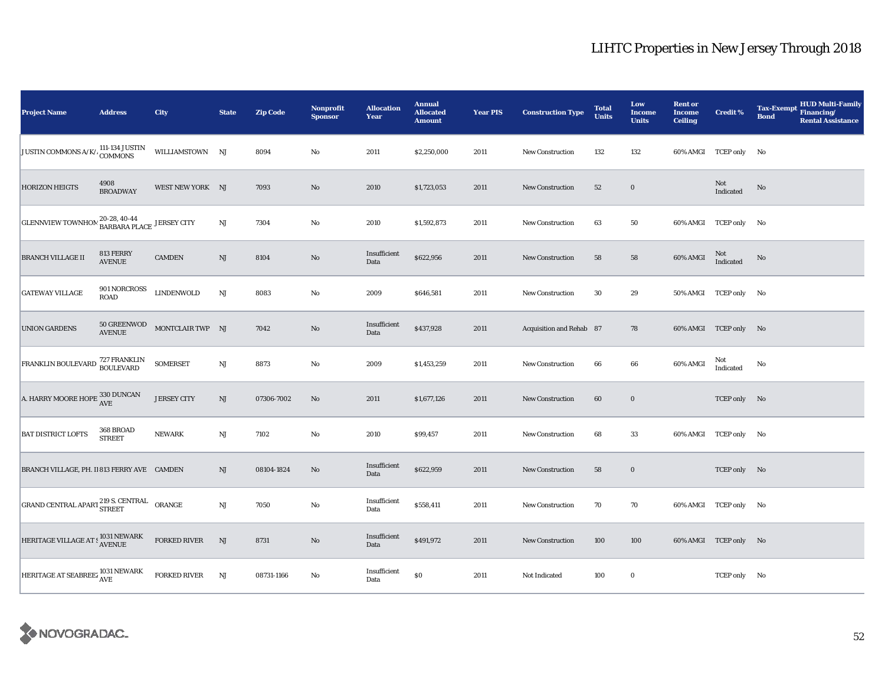# LIHTC Properties in New Jersey Through 2018

| Project Name | Address | City | State | Zip Code | Nonprofit Sponsor | Allocation Year | Annual Allocated Amount | Year PIS | Construction Type | Total Units | Low Income Units | Rent or Income Ceiling | Credit % | Tax-Exempt Bond | HUD Multi-Family Financing/ Rental Assistance |
|---|---|---|---|---|---|---|---|---|---|---|---|---|---|---|---|
| JUSTIN COMMONS A/K/ | 111-134 JUSTIN COMMONS | WILLIAMSTOWN | NJ | 8094 | No | 2011 | $2,250,000 | 2011 | New Construction | 132 | 132 | 60% AMGI | TCEP only | No | |
| HORIZON HEIGTS | 4908 BROADWAY | WEST NEW YORK | NJ | 7093 | No | 2010 | $1,723,053 | 2011 | New Construction | 52 | 0 | | Not Indicated | No | |
| GLENNVIEW TOWNHOM | 20-28, 40-44 BARBARA PLACE | JERSEY CITY | NJ | 7304 | No | 2010 | $1,592,873 | 2011 | New Construction | 63 | 50 | 60% AMGI | TCEP only | No | |
| BRANCH VILLAGE II | 813 FERRY AVENUE | CAMDEN | NJ | 8104 | No | Insufficient Data | $622,956 | 2011 | New Construction | 58 | 58 | 60% AMGI | Not Indicated | No | |
| GATEWAY VILLAGE | 901 NORCROSS ROAD | LINDENWOLD | NJ | 8083 | No | 2009 | $646,581 | 2011 | New Construction | 30 | 29 | 50% AMGI | TCEP only | No | |
| UNION GARDENS | 50 GREENWOD AVENUE | MONTCLAIR TWP | NJ | 7042 | No | Insufficient Data | $437,928 | 2011 | Acquisition and Rehab | 87 | 78 | 60% AMGI | TCEP only | No | |
| FRANKLIN BOULEVARD | 727 FRANKLIN BOULEVARD | SOMERSET | NJ | 8873 | No | 2009 | $1,453,259 | 2011 | New Construction | 66 | 66 | 60% AMGI | Not Indicated | No | |
| A. HARRY MOORE HOPE | 330 DUNCAN AVE | JERSEY CITY | NJ | 07306-7002 | No | 2011 | $1,677,126 | 2011 | New Construction | 60 | 0 | | TCEP only | No | |
| BAT DISTRICT LOFTS | 368 BROAD STREET | NEWARK | NJ | 7102 | No | 2010 | $99,457 | 2011 | New Construction | 68 | 33 | 60% AMGI | TCEP only | No | |
| BRANCH VILLAGE, PH. II | 813 FERRY AVE | CAMDEN | NJ | 08104-1824 | No | Insufficient Data | $622,959 | 2011 | New Construction | 58 | 0 | | TCEP only | No | |
| GRAND CENTRAL APART | 219 S. CENTRAL STREET | ORANGE | NJ | 7050 | No | Insufficient Data | $558,411 | 2011 | New Construction | 70 | 70 | 60% AMGI | TCEP only | No | |
| HERITAGE VILLAGE AT S | 1031 NEWARK AVENUE | FORKED RIVER | NJ | 8731 | No | Insufficient Data | $491,972 | 2011 | New Construction | 100 | 100 | 60% AMGI | TCEP only | No | |
| HERITAGE AT SEABREEZ | 1031 NEWARK AVE | FORKED RIVER | NJ | 08731-1166 | No | Insufficient Data | $0 | 2011 | Not Indicated | 100 | 0 | | TCEP only | No | |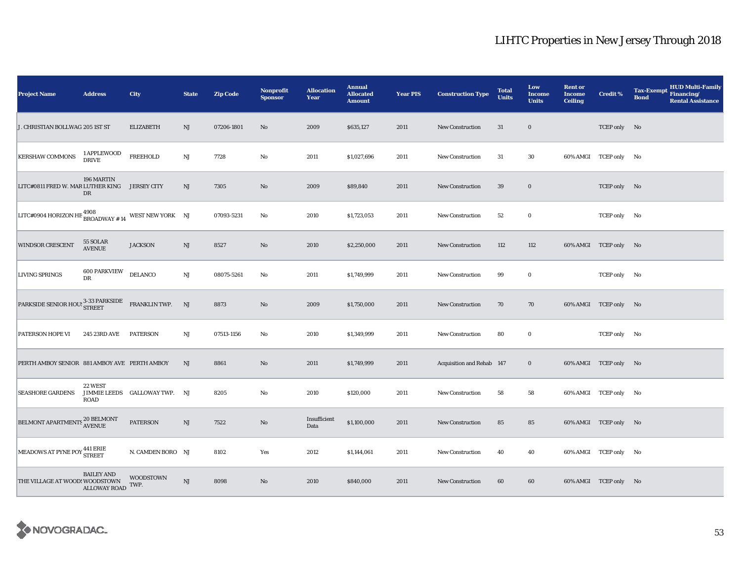# LIHTC Properties in New Jersey Through 2018

| Project Name | Address | City | State | Zip Code | Nonprofit Sponsor | Allocation Year | Annual Allocated Amount | Year PIS | Construction Type | Total Units | Low Income Units | Rent or Income Ceiling | Credit % | Tax-Exempt Bond | HUD Multi-Family Financing/ Rental Assistance |
|---|---|---|---|---|---|---|---|---|---|---|---|---|---|---|---|
| J. CHRISTIAN BOLLWAG | 205 1ST ST | ELIZABETH | NJ | 07206-1801 | No | 2009 | $635,127 | 2011 | New Construction | 31 | 0 | | TCEP only | No | |
| KERSHAW COMMONS | 1 APPLEWOOD DRIVE | FREEHOLD | NJ | 7728 | No | 2011 | $1,027,696 | 2011 | New Construction | 31 | 30 | 60% AMGI | TCEP only | No | |
| LITC#0811 FRED W. MAR | 196 MARTIN LUTHER KING DR | JERSEY CITY | NJ | 7305 | No | 2009 | $89,840 | 2011 | New Construction | 39 | 0 | | TCEP only | No | |
| LITC#0904 HORIZON HE | 4908 BROADWAY # 14 | WEST NEW YORK | NJ | 07093-5231 | No | 2010 | $1,723,053 | 2011 | New Construction | 52 | 0 | | TCEP only | No | |
| WINDSOR CRESCENT | 55 SOLAR AVENUE | JACKSON | NJ | 8527 | No | 2010 | $2,250,000 | 2011 | New Construction | 112 | 112 | 60% AMGI | TCEP only | No | |
| LIVING SPRINGS | 600 PARKVIEW DR | DELANCO | NJ | 08075-5261 | No | 2011 | $1,749,999 | 2011 | New Construction | 99 | 0 | | TCEP only | No | |
| PARKSIDE SENIOR HOUS | 3-33 PARKSIDE STREET | FRANKLIN TWP. | NJ | 8873 | No | 2009 | $1,750,000 | 2011 | New Construction | 70 | 70 | 60% AMGI | TCEP only | No | |
| PATERSON HOPE VI | 245 23RD AVE | PATERSON | NJ | 07513-1156 | No | 2010 | $1,349,999 | 2011 | New Construction | 80 | 0 | | TCEP only | No | |
| PERTH AMBOY SENIOR | 881 AMBOY AVE | PERTH AMBOY | NJ | 8861 | No | 2011 | $1,749,999 | 2011 | Acquisition and Rehab | 147 | 0 | 60% AMGI | TCEP only | No | |
| SEASHORE GARDENS | 22 WEST JIMMIE LEEDS ROAD | GALLOWAY TWP. | NJ | 8205 | No | 2010 | $120,000 | 2011 | New Construction | 58 | 58 | 60% AMGI | TCEP only | No | |
| BELMONT APARTMENTS | 20 BELMONT AVENUE | PATERSON | NJ | 7522 | No | Insufficient Data | $1,100,000 | 2011 | New Construction | 85 | 85 | 60% AMGI | TCEP only | No | |
| MEADOWS AT PYNE POY | 441 ERIE STREET | N. CAMDEN BORO | NJ | 8102 | Yes | 2012 | $1,144,061 | 2011 | New Construction | 40 | 40 | 60% AMGI | TCEP only | No | |
| THE VILLAGE AT WOODS | BAILEY AND WOODSTOWN ALLOWAY ROAD | WOODSTOWN TWP. | NJ | 8098 | No | 2010 | $840,000 | 2011 | New Construction | 60 | 60 | 60% AMGI | TCEP only | No | |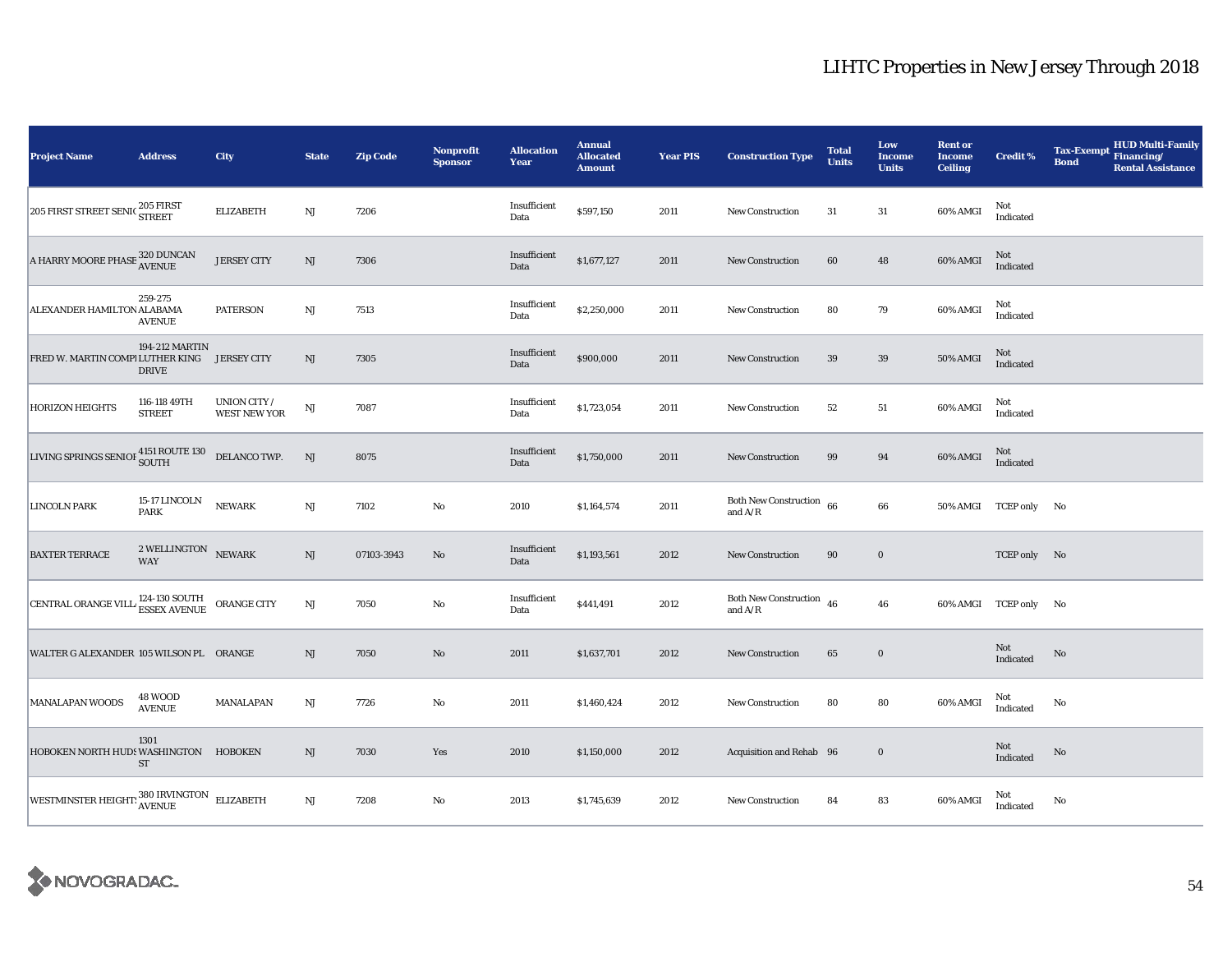# LIHTC Properties in New Jersey Through 2018

| Project Name | Address | City | State | Zip Code | Nonprofit Sponsor | Allocation Year | Annual Allocated Amount | Year PIS | Construction Type | Total Units | Low Income Units | Rent or Income Ceiling | Credit % | Tax-Exempt Bond | HUD Multi-Family Financing/ Rental Assistance |
|---|---|---|---|---|---|---|---|---|---|---|---|---|---|---|---|
| 205 FIRST STREET SENIC | 205 FIRST STREET | ELIZABETH | NJ | 7206 | | Insufficient Data | $597,150 | 2011 | New Construction | 31 | 31 | 60% AMGI | Not Indicated | | |
| A HARRY MOORE PHASE | 320 DUNCAN AVENUE | JERSEY CITY | NJ | 7306 | | Insufficient Data | $1,677,127 | 2011 | New Construction | 60 | 48 | 60% AMGI | Not Indicated | | |
| ALEXANDER HAMILTON | 259-275 ALABAMA AVENUE | PATERSON | NJ | 7513 | | Insufficient Data | $2,250,000 | 2011 | New Construction | 80 | 79 | 60% AMGI | Not Indicated | | |
| FRED W. MARTIN COMPI | 194-212 MARTIN LUTHER KING DRIVE | JERSEY CITY | NJ | 7305 | | Insufficient Data | $900,000 | 2011 | New Construction | 39 | 39 | 50% AMGI | Not Indicated | | |
| HORIZON HEIGHTS | 116-118 49TH STREET | UNION CITY / WEST NEW YOR | NJ | 7087 | | Insufficient Data | $1,723,054 | 2011 | New Construction | 52 | 51 | 60% AMGI | Not Indicated | | |
| LIVING SPRINGS SENIOF | 4151 ROUTE 130 SOUTH | DELANCO TWP. | NJ | 8075 | | Insufficient Data | $1,750,000 | 2011 | New Construction | 99 | 94 | 60% AMGI | Not Indicated | | |
| LINCOLN PARK | 15-17 LINCOLN PARK | NEWARK | NJ | 7102 | No | 2010 | $1,164,574 | 2011 | Both New Construction and A/R | 66 | 66 | 50% AMGI | TCEP only | No | |
| BAXTER TERRACE | 2 WELLINGTON WAY | NEWARK | NJ | 07103-3943 | No | Insufficient Data | $1,193,561 | 2012 | New Construction | 90 | 0 | | TCEP only | No | |
| CENTRAL ORANGE VILLA | 124-130 SOUTH ESSEX AVENUE | ORANGE CITY | NJ | 7050 | No | Insufficient Data | $441,491 | 2012 | Both New Construction and A/R | 46 | 46 | 60% AMGI | TCEP only | No | |
| WALTER G ALEXANDER | 105 WILSON PL | ORANGE | NJ | 7050 | No | 2011 | $1,637,701 | 2012 | New Construction | 65 | 0 | | Not Indicated | No | |
| MANALAPAN WOODS | 48 WOOD AVENUE | MANALAPAN | NJ | 7726 | No | 2011 | $1,460,424 | 2012 | New Construction | 80 | 80 | 60% AMGI | Not Indicated | No | |
| HOBOKEN NORTH HUDS | 1301 WASHINGTON ST | HOBOKEN | NJ | 7030 | Yes | 2010 | $1,150,000 | 2012 | Acquisition and Rehab | 96 | 0 | | Not Indicated | No | |
| WESTMINSTER HEIGHTS | 380 IRVINGTON AVENUE | ELIZABETH | NJ | 7208 | No | 2013 | $1,745,639 | 2012 | New Construction | 84 | 83 | 60% AMGI | Not Indicated | No | |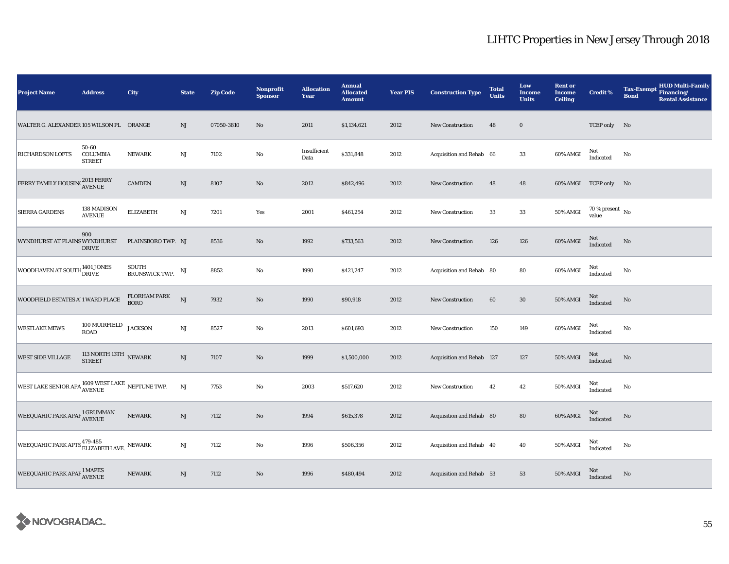# LIHTC Properties in New Jersey Through 2018

| Project Name | Address | City | State | Zip Code | Nonprofit Sponsor | Allocation Year | Annual Allocated Amount | Year PIS | Construction Type | Total Units | Low Income Units | Rent or Income Ceiling | Credit % | Tax-Exempt Bond | HUD Multi-Family Financing/ Rental Assistance |
|---|---|---|---|---|---|---|---|---|---|---|---|---|---|---|---|
| WALTER G. ALEXANDER | 105 WILSON PL | ORANGE | NJ | 07050-3810 | No | 2011 | $1,134,621 | 2012 | New Construction | 48 | 0 | | TCEP only | No | |
| RICHARDSON LOFTS | 50-60 COLUMBIA STREET | NEWARK | NJ | 7102 | No | Insufficient Data | $331,848 | 2012 | Acquisition and Rehab | 66 | 33 | 60% AMGI | Not Indicated | No | |
| FERRY FAMILY HOUSING | 2013 FERRY AVENUE | CAMDEN | NJ | 8107 | No | 2012 | $842,496 | 2012 | New Construction | 48 | 48 | 60% AMGI | TCEP only | No | |
| SIERRA GARDENS | 138 MADISON AVENUE | ELIZABETH | NJ | 7201 | Yes | 2001 | $461,254 | 2012 | New Construction | 33 | 33 | 50% AMGI | 70 % present value | No | |
| WYNDHURST AT PLAINS | 900 WYNDHURST DRIVE | PLAINSBORO TWP. | NJ | 8536 | No | 1992 | $733,563 | 2012 | New Construction | 126 | 126 | 60% AMGI | Not Indicated | No | |
| WOODHAVEN AT SOUTH | 1401 JONES DRIVE | SOUTH BRUNSWICK TWP. | NJ | 8852 | No | 1990 | $421,247 | 2012 | Acquisition and Rehab | 80 | 80 | 60% AMGI | Not Indicated | No | |
| WOODFIELD ESTATES A | 1 WARD PLACE | FLORHAM PARK BORO | NJ | 7932 | No | 1990 | $90,918 | 2012 | New Construction | 60 | 30 | 50% AMGI | Not Indicated | No | |
| WESTLAKE MEWS | 100 MUIRFIELD ROAD | JACKSON | NJ | 8527 | No | 2013 | $601,693 | 2012 | New Construction | 150 | 149 | 60% AMGI | Not Indicated | No | |
| WEST SIDE VILLAGE | 113 NORTH 13TH STREET | NEWARK | NJ | 7107 | No | 1999 | $1,500,000 | 2012 | Acquisition and Rehab | 127 | 127 | 50% AMGI | Not Indicated | No | |
| WEST LAKE SENIOR APA | 1609 WEST LAKE AVENUE | NEPTUNE TWP. | NJ | 7753 | No | 2003 | $517,620 | 2012 | New Construction | 42 | 42 | 50% AMGI | Not Indicated | No | |
| WEEQUAHIC PARK APAR | 1 GRUMMAN AVENUE | NEWARK | NJ | 7112 | No | 1994 | $615,378 | 2012 | Acquisition and Rehab | 80 | 80 | 60% AMGI | Not Indicated | No | |
| WEEQUAHIC PARK APTS | 479-485 ELIZABETH AVE. | NEWARK | NJ | 7112 | No | 1996 | $506,356 | 2012 | Acquisition and Rehab | 49 | 49 | 50% AMGI | Not Indicated | No | |
| WEEQUAHIC PARK APAR | 1 MAPES AVENUE | NEWARK | NJ | 7112 | No | 1996 | $480,494 | 2012 | Acquisition and Rehab | 53 | 53 | 50% AMGI | Not Indicated | No | |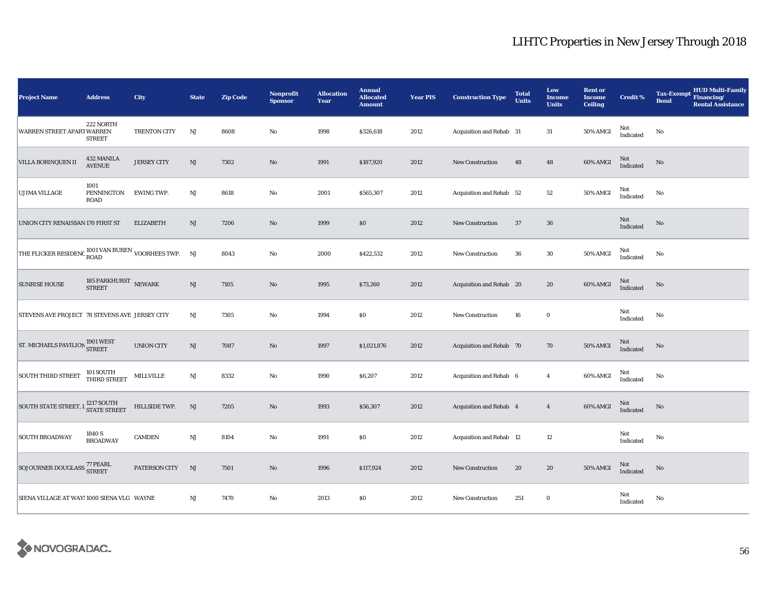# LIHTC Properties in New Jersey Through 2018

| Project Name | Address | City | State | Zip Code | Nonprofit Sponsor | Allocation Year | Annual Allocated Amount | Year PIS | Construction Type | Total Units | Low Income Units | Rent or Income Ceiling | Credit % | Tax-Exempt Bond | HUD Multi-Family Financing/ Rental Assistance |
|---|---|---|---|---|---|---|---|---|---|---|---|---|---|---|---|
| WARREN STREET APARTI | 222 NORTH WARREN STREET | TRENTON CITY | NJ | 8608 | No | 1998 | $326,618 | 2012 | Acquisition and Rehab | 31 | 31 | 50% AMGI | Not Indicated | No | |
| VILLA BORINQUEN II | 432 MANILA AVENUE | JERSEY CITY | NJ | 7302 | No | 1991 | $187,920 | 2012 | New Construction | 48 | 48 | 60% AMGI | Not Indicated | No | |
| UJIMA VILLAGE | 1001 PENNINGTON ROAD | EWING TWP. | NJ | 8618 | No | 2001 | $565,307 | 2012 | Acquisition and Rehab | 52 | 52 | 50% AMGI | Not Indicated | No | |
| UNION CITY RENAISSAN | 170 FIRST ST | ELIZABETH | NJ | 7206 | No | 1999 | $0 | 2012 | New Construction | 37 | 36 | | Not Indicated | No | |
| THE FLICKER RESIDENC | 1001 VAN BUREN ROAD | VOORHEES TWP. | NJ | 8043 | No | 2000 | $422,532 | 2012 | New Construction | 36 | 30 | 50% AMGI | Not Indicated | No | |
| SUNRISE HOUSE | 185 PARKHURST STREET | NEWARK | NJ | 7105 | No | 1995 | $73,260 | 2012 | Acquisition and Rehab | 20 | 20 | 60% AMGI | Not Indicated | No | |
| STEVENS AVE PROJECT | 78 STEVENS AVE | JERSEY CITY | NJ | 7305 | No | 1994 | $0 | 2012 | New Construction | 16 | 0 | | Not Indicated | No | |
| ST. MICHAELS PAVILION | 1901 WEST STREET | UNION CITY | NJ | 7087 | No | 1997 | $1,021,876 | 2012 | Acquisition and Rehab | 70 | 70 | 50% AMGI | Not Indicated | No | |
| SOUTH THIRD STREET | 101 SOUTH THIRD STREET | MILLVILLE | NJ | 8332 | No | 1990 | $6,207 | 2012 | Acquisition and Rehab | 6 | 4 | 60% AMGI | Not Indicated | No | |
| SOUTH STATE STREET, I | 1217 SOUTH STATE STREET | HILLSIDE TWP. | NJ | 7205 | No | 1993 | $56,307 | 2012 | Acquisition and Rehab | 4 | 4 | 60% AMGI | Not Indicated | No | |
| SOUTH BROADWAY | 1840 S BROADWAY | CAMDEN | NJ | 8104 | No | 1991 | $0 | 2012 | Acquisition and Rehab | 12 | 12 | | Not Indicated | No | |
| SOJOURNER DOUGLASS | 77 PEARL STREET | PATERSON CITY | NJ | 7501 | No | 1996 | $117,924 | 2012 | New Construction | 20 | 20 | 50% AMGI | Not Indicated | No | |
| SIENA VILLAGE AT WAYI | 1000 SIENA VLG | WAYNE | NJ | 7470 | No | 2013 | $0 | 2012 | New Construction | 251 | 0 | | Not Indicated | No | |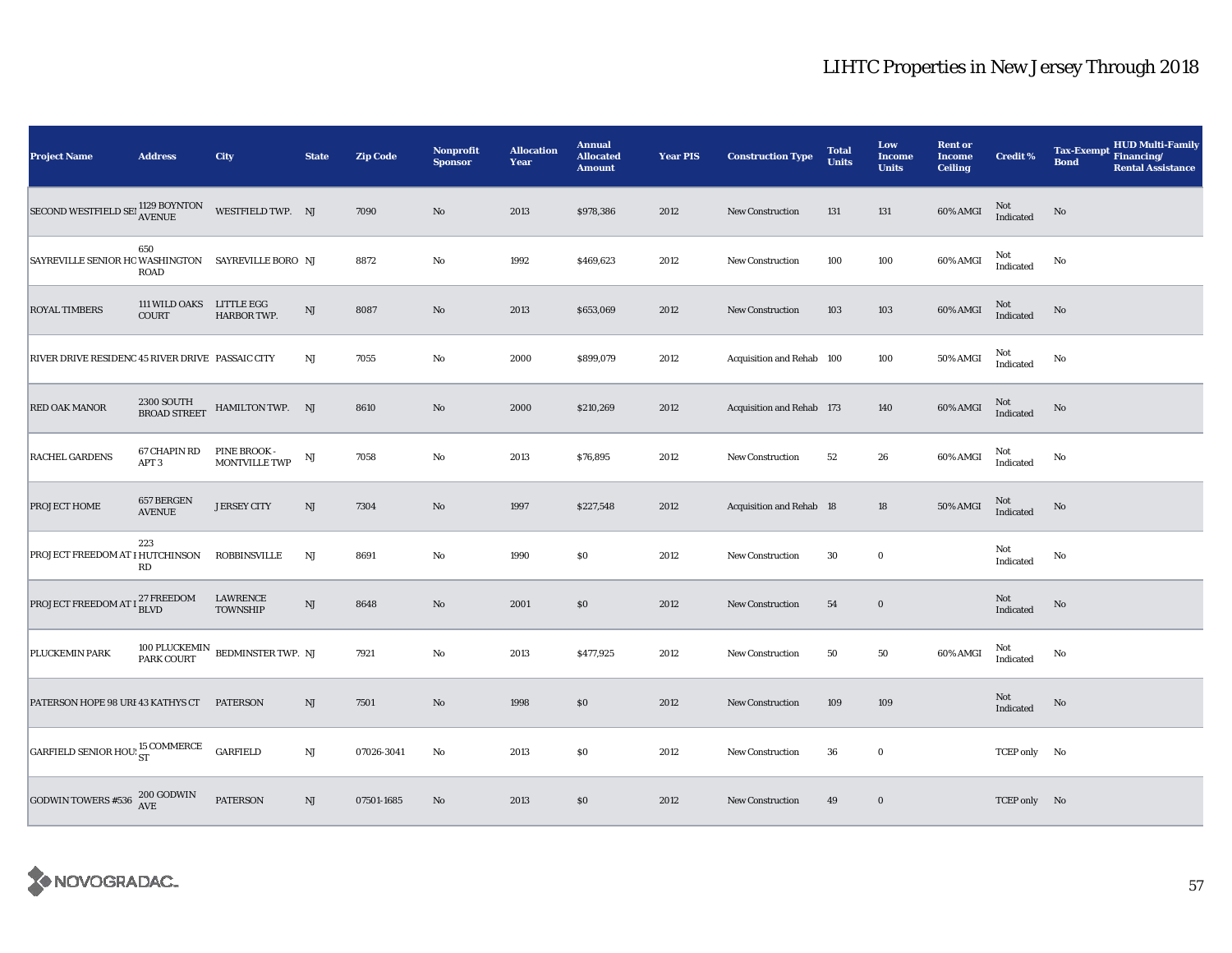# LIHTC Properties in New Jersey Through 2018

| Project Name | Address | City | State | Zip Code | Nonprofit Sponsor | Allocation Year | Annual Allocated Amount | Year PIS | Construction Type | Total Units | Low Income Units | Rent or Income Ceiling | Credit % | Tax-Exempt Bond | HUD Multi-Family Financing/ Rental Assistance |
|---|---|---|---|---|---|---|---|---|---|---|---|---|---|---|---|
| SECOND WESTFIELD SEI | 1129 BOYNTON AVENUE | WESTFIELD TWP. | NJ | 7090 | No | 2013 | $978,386 | 2012 | New Construction | 131 | 131 | 60% AMGI | Not Indicated | No | |
| SAYREVILLE SENIOR HO | 650 WASHINGTON ROAD | SAYREVILLE BORO | NJ | 8872 | No | 1992 | $469,623 | 2012 | New Construction | 100 | 100 | 60% AMGI | Not Indicated | No | |
| ROYAL TIMBERS | 111 WILD OAKS COURT | LITTLE EGG HARBOR TWP. | NJ | 8087 | No | 2013 | $653,069 | 2012 | New Construction | 103 | 103 | 60% AMGI | Not Indicated | No | |
| RIVER DRIVE RESIDENC | 45 RIVER DRIVE | PASSAIC CITY | NJ | 7055 | No | 2000 | $899,079 | 2012 | Acquisition and Rehab | 100 | 100 | 50% AMGI | Not Indicated | No | |
| RED OAK MANOR | 2300 SOUTH BROAD STREET | HAMILTON TWP. | NJ | 8610 | No | 2000 | $210,269 | 2012 | Acquisition and Rehab | 173 | 140 | 60% AMGI | Not Indicated | No | |
| RACHEL GARDENS | 67 CHAPIN RD APT 3 | PINE BROOK - MONTVILLE TWP | NJ | 7058 | No | 2013 | $76,895 | 2012 | New Construction | 52 | 26 | 60% AMGI | Not Indicated | No | |
| PROJECT HOME | 657 BERGEN AVENUE | JERSEY CITY | NJ | 7304 | No | 1997 | $227,548 | 2012 | Acquisition and Rehab | 18 | 18 | 50% AMGI | Not Indicated | No | |
| PROJECT FREEDOM AT I | 223 HUTCHINSON RD | ROBBINSVILLE | NJ | 8691 | No | 1990 | $0 | 2012 | New Construction | 30 | 0 | | Not Indicated | No | |
| PROJECT FREEDOM AT I | 27 FREEDOM BLVD | LAWRENCE TOWNSHIP | NJ | 8648 | No | 2001 | $0 | 2012 | New Construction | 54 | 0 | | Not Indicated | No | |
| PLUCKEMIN PARK | 100 PLUCKEMIN PARK COURT | BEDMINSTER TWP. | NJ | 7921 | No | 2013 | $477,925 | 2012 | New Construction | 50 | 50 | 60% AMGI | Not Indicated | No | |
| PATERSON HOPE 98 URI | 43 KATHYS CT | PATERSON | NJ | 7501 | No | 1998 | $0 | 2012 | New Construction | 109 | 109 | | Not Indicated | No | |
| GARFIELD SENIOR HOUS | 15 COMMERCE ST | GARFIELD | NJ | 07026-3041 | No | 2013 | $0 | 2012 | New Construction | 36 | 0 | | TCEP only | No | |
| GODWIN TOWERS #536 | 200 GODWIN AVE | PATERSON | NJ | 07501-1685 | No | 2013 | $0 | 2012 | New Construction | 49 | 0 | | TCEP only | No | |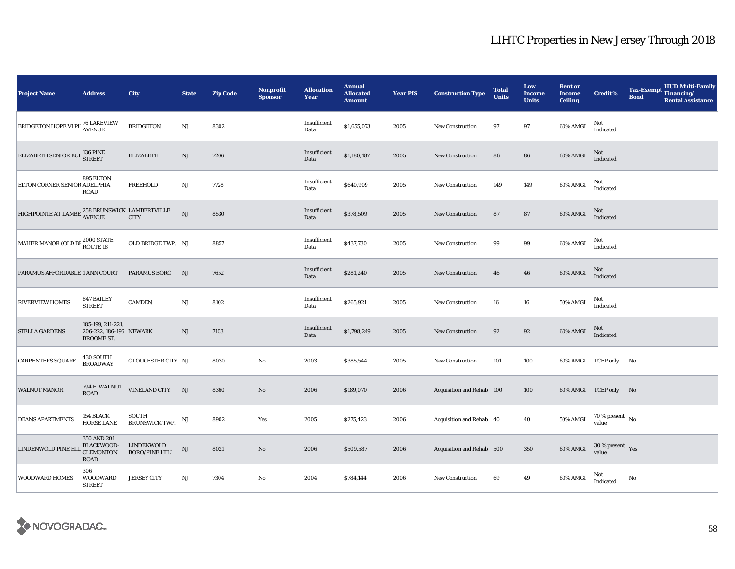# LIHTC Properties in New Jersey Through 2018

| Project Name | Address | City | State | Zip Code | Nonprofit Sponsor | Allocation Year | Annual Allocated Amount | Year PIS | Construction Type | Total Units | Low Income Units | Rent or Income Ceiling | Credit % | Tax-Exempt Bond | HUD Multi-Family Financing/ Rental Assistance |
|---|---|---|---|---|---|---|---|---|---|---|---|---|---|---|---|
| BRIDGETON HOPE VI PH | 76 LAKEVIEW AVENUE | BRIDGETON | NJ | 8302 | | Insufficient Data | $1,655,073 | 2005 | New Construction | 97 | 97 | 60% AMGI | Not Indicated | | |
| ELIZABETH SENIOR BUI | 136 PINE STREET | ELIZABETH | NJ | 7206 | | Insufficient Data | $1,180,187 | 2005 | New Construction | 86 | 86 | 60% AMGI | Not Indicated | | |
| ELTON CORNER SENIOR | 895 ELTON ADELPHIA ROAD | FREEHOLD | NJ | 7728 | | Insufficient Data | $640,909 | 2005 | New Construction | 149 | 149 | 60% AMGI | Not Indicated | | |
| HIGHPOINTE AT LAMBE | 258 BRUNSWICK AVENUE | LAMBERTVILLE CITY | NJ | 8530 | | Insufficient Data | $378,509 | 2005 | New Construction | 87 | 87 | 60% AMGI | Not Indicated | | |
| MAHER MANOR (OLD BI | 2000 STATE ROUTE 18 | OLD BRIDGE TWP. | NJ | 8857 | | Insufficient Data | $437,730 | 2005 | New Construction | 99 | 99 | 60% AMGI | Not Indicated | | |
| PARAMUS AFFORDABLE | 1 ANN COURT | PARAMUS BORO | NJ | 7652 | | Insufficient Data | $281,240 | 2005 | New Construction | 46 | 46 | 60% AMGI | Not Indicated | | |
| RIVERVIEW HOMES | 847 BAILEY STREET | CAMDEN | NJ | 8102 | | Insufficient Data | $265,921 | 2005 | New Construction | 16 | 16 | 50% AMGI | Not Indicated | | |
| STELLA GARDENS | 185-199, 211-221, 206-222, 186-196 BROOME ST. | NEWARK | NJ | 7103 | | Insufficient Data | $1,798,249 | 2005 | New Construction | 92 | 92 | 60% AMGI | Not Indicated | | |
| CARPENTERS SQUARE | 430 SOUTH BROADWAY | GLOUCESTER CITY | NJ | 8030 | No | 2003 | $385,544 | 2005 | New Construction | 101 | 100 | 60% AMGI | TCEP only | No | |
| WALNUT MANOR | 794 E. WALNUT ROAD | VINELAND CITY | NJ | 8360 | No | 2006 | $189,070 | 2006 | Acquisition and Rehab | 100 | 100 | 60% AMGI | TCEP only | No | |
| DEANS APARTMENTS | 154 BLACK HORSE LANE | SOUTH BRUNSWICK TWP. | NJ | 8902 | Yes | 2005 | $275,423 | 2006 | Acquisition and Rehab | 40 | 40 | 50% AMGI | 70 % present value | No | |
| LINDENWOLD PINE HIL | 350 AND 201 BLACKWOOD-CLEMONTON ROAD | LINDENWOLD BORO/PINE HILL | NJ | 8021 | No | 2006 | $509,587 | 2006 | Acquisition and Rehab | 500 | 350 | 60% AMGI | 30 % present value | Yes | |
| WOODWARD HOMES | 306 WOODWARD STREET | JERSEY CITY | NJ | 7304 | No | 2004 | $784,144 | 2006 | New Construction | 69 | 49 | 60% AMGI | Not Indicated | No | |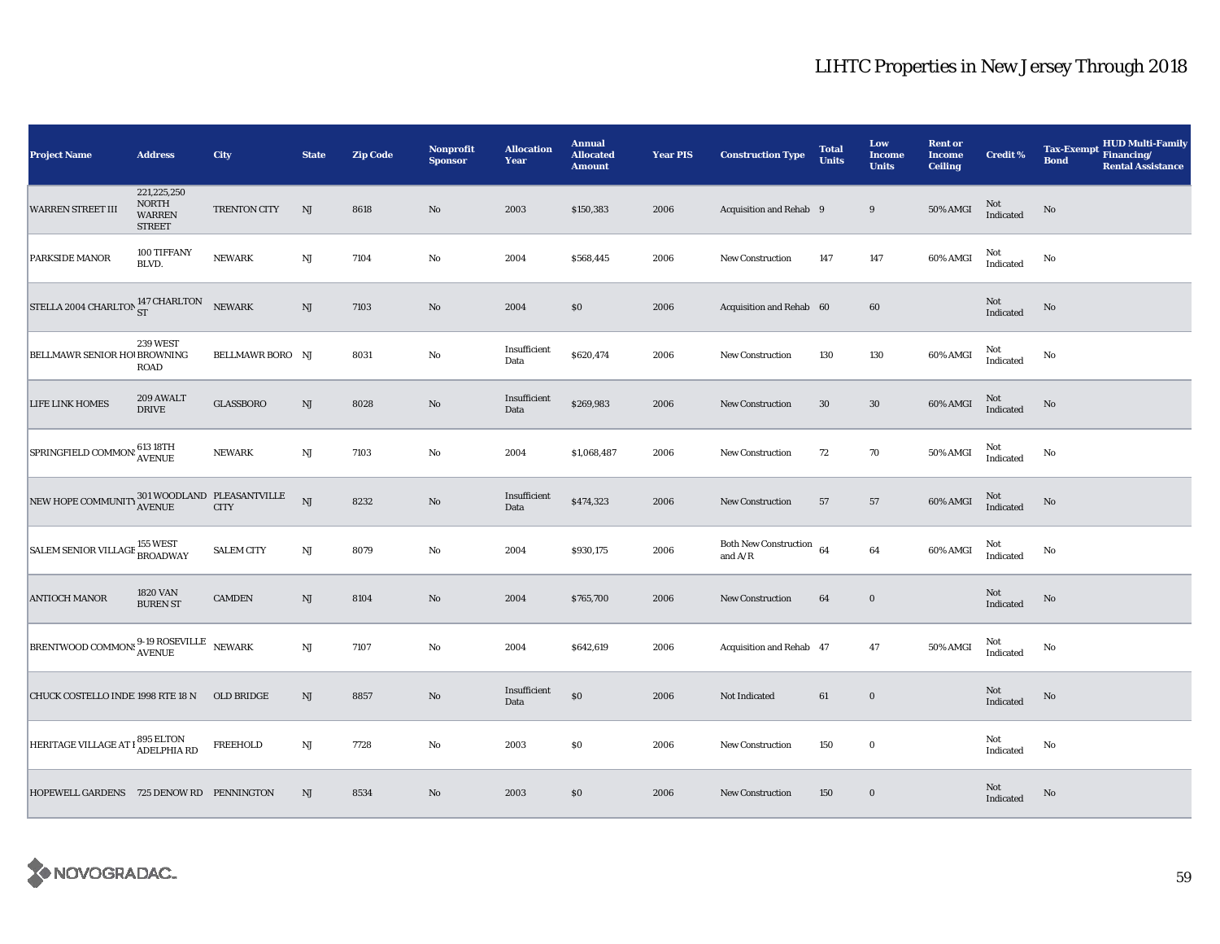# LIHTC Properties in New Jersey Through 2018

| Project Name | Address | City | State | Zip Code | Nonprofit Sponsor | Allocation Year | Annual Allocated Amount | Year PIS | Construction Type | Total Units | Low Income Units | Rent or Income Ceiling | Credit % | Tax-Exempt Bond | HUD Multi-Family Financing/ Rental Assistance |
|---|---|---|---|---|---|---|---|---|---|---|---|---|---|---|---|
| WARREN STREET III | 221,225,250 NORTH WARREN STREET | TRENTON CITY | NJ | 8618 | No | 2003 | $150,383 | 2006 | Acquisition and Rehab | 9 | 9 | 50% AMGI | Not Indicated | No | |
| PARKSIDE MANOR | 100 TIFFANY BLVD. | NEWARK | NJ | 7104 | No | 2004 | $568,445 | 2006 | New Construction | 147 | 147 | 60% AMGI | Not Indicated | No | |
| STELLA 2004 CHARLTON | 147 CHARLTON ST | NEWARK | NJ | 7103 | No | 2004 | $0 | 2006 | Acquisition and Rehab | 60 | 60 | | Not Indicated | No | |
| BELLMAWR SENIOR HOU | 239 WEST BROWNING ROAD | BELLMAWR BORO | NJ | 8031 | No | Insufficient Data | $620,474 | 2006 | New Construction | 130 | 130 | 60% AMGI | Not Indicated | No | |
| LIFE LINK HOMES | 209 AWALT DRIVE | GLASSBORO | NJ | 8028 | No | Insufficient Data | $269,983 | 2006 | New Construction | 30 | 30 | 60% AMGI | Not Indicated | No | |
| SPRINGFIELD COMMONS | 613 18TH AVENUE | NEWARK | NJ | 7103 | No | 2004 | $1,068,487 | 2006 | New Construction | 72 | 70 | 50% AMGI | Not Indicated | No | |
| NEW HOPE COMMUNITY | 301 WOODLAND AVENUE | PLEASANTVILLE CITY | NJ | 8232 | No | Insufficient Data | $474,323 | 2006 | New Construction | 57 | 57 | 60% AMGI | Not Indicated | No | |
| SALEM SENIOR VILLAGE | 155 WEST BROADWAY | SALEM CITY | NJ | 8079 | No | 2004 | $930,175 | 2006 | Both New Construction and A/R | 64 | 64 | 60% AMGI | Not Indicated | No | |
| ANTIOCH MANOR | 1820 VAN BUREN ST | CAMDEN | NJ | 8104 | No | 2004 | $765,700 | 2006 | New Construction | 64 | 0 | | Not Indicated | No | |
| BRENTWOOD COMMONS | 9-19 ROSEVILLE AVENUE | NEWARK | NJ | 7107 | No | 2004 | $642,619 | 2006 | Acquisition and Rehab | 47 | 47 | 50% AMGI | Not Indicated | No | |
| CHUCK COSTELLO INDE | 1998 RTE 18 N | OLD BRIDGE | NJ | 8857 | No | Insufficient Data | $0 | 2006 | Not Indicated | 61 | 0 | | Not Indicated | No | |
| HERITAGE VILLAGE AT F | 895 ELTON ADELPHIA RD | FREEHOLD | NJ | 7728 | No | 2003 | $0 | 2006 | New Construction | 150 | 0 | | Not Indicated | No | |
| HOPEWELL GARDENS | 725 DENOW RD | PENNINGTON | NJ | 8534 | No | 2003 | $0 | 2006 | New Construction | 150 | 0 | | Not Indicated | No | |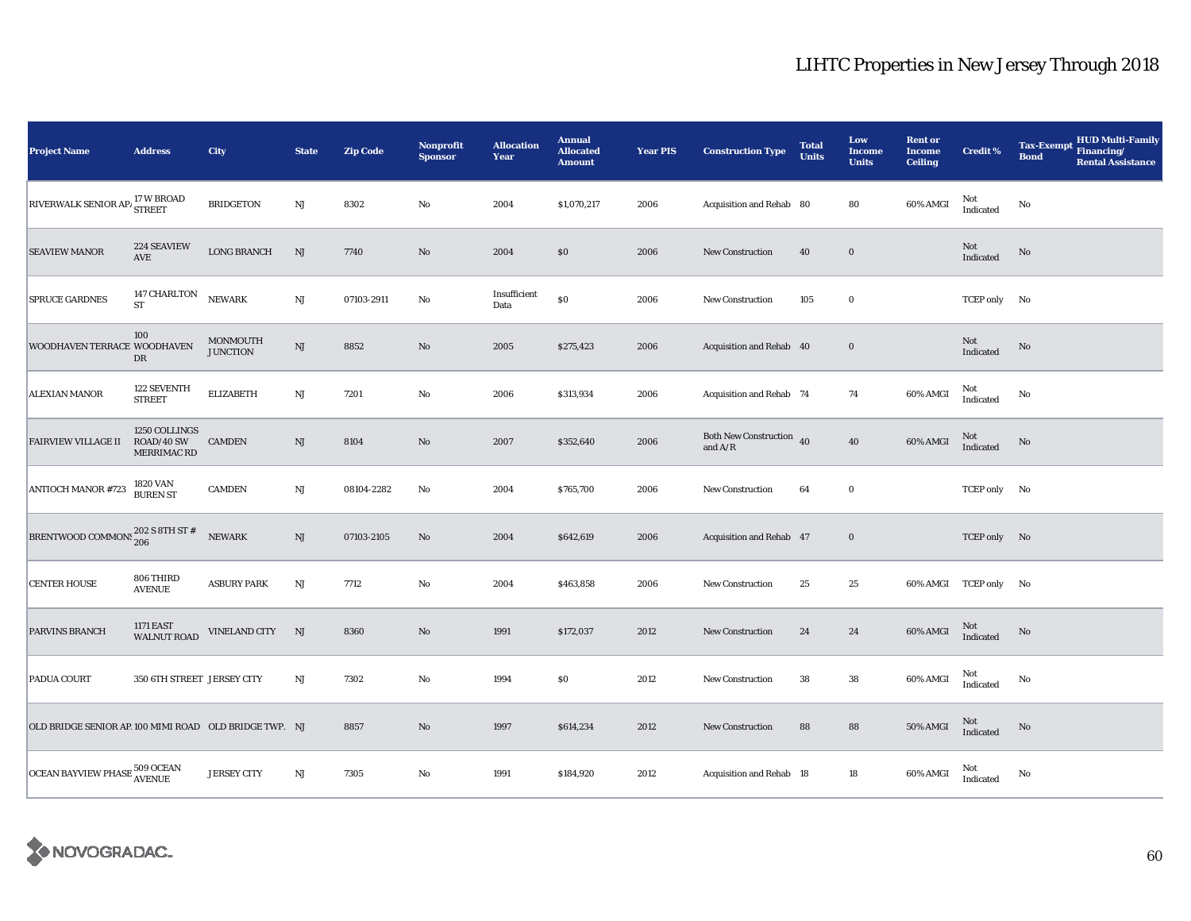# LIHTC Properties in New Jersey Through 2018

| Project Name | Address | City | State | Zip Code | Nonprofit Sponsor | Allocation Year | Annual Allocated Amount | Year PIS | Construction Type | Total Units | Low Income Units | Rent or Income Ceiling | Credit % | Tax-Exempt Bond | HUD Multi-Family Financing/ Rental Assistance |
|---|---|---|---|---|---|---|---|---|---|---|---|---|---|---|---|
| RIVERWALK SENIOR AP. | 17 W BROAD STREET | BRIDGETON | NJ | 8302 | No | 2004 | $1,070,217 | 2006 | Acquisition and Rehab | 80 | 80 | 60% AMGI | Not Indicated | No | |
| SEAVIEW MANOR | 224 SEAVIEW AVE | LONG BRANCH | NJ | 7740 | No | 2004 | $0 | 2006 | New Construction | 40 | 0 | | Not Indicated | No | |
| SPRUCE GARDNES | 147 CHARLTON ST | NEWARK | NJ | 07103-2911 | No | Insufficient Data | $0 | 2006 | New Construction | 105 | 0 | | TCEP only | No | |
| WOODHAVEN TERRACE | 100 WOODHAVEN DR | MONMOUTH JUNCTION | NJ | 8852 | No | 2005 | $275,423 | 2006 | Acquisition and Rehab | 40 | 0 | | Not Indicated | No | |
| ALEXIAN MANOR | 122 SEVENTH STREET | ELIZABETH | NJ | 7201 | No | 2006 | $313,934 | 2006 | Acquisition and Rehab | 74 | 74 | 60% AMGI | Not Indicated | No | |
| FAIRVIEW VILLAGE II | 1250 COLLINGS ROAD/40 SW MERRIMAC RD | CAMDEN | NJ | 8104 | No | 2007 | $352,640 | 2006 | Both New Construction and A/R | 40 | 40 | 60% AMGI | Not Indicated | No | |
| ANTIOCH MANOR #723 | 1820 VAN BUREN ST | CAMDEN | NJ | 08104-2282 | No | 2004 | $765,700 | 2006 | New Construction | 64 | 0 | | TCEP only | No | |
| BRENTWOOD COMMONS | 202 S 8TH ST # 206 | NEWARK | NJ | 07103-2105 | No | 2004 | $642,619 | 2006 | Acquisition and Rehab | 47 | 0 | | TCEP only | No | |
| CENTER HOUSE | 806 THIRD AVENUE | ASBURY PARK | NJ | 7712 | No | 2004 | $463,858 | 2006 | New Construction | 25 | 25 | 60% AMGI | TCEP only | No | |
| PARVINS BRANCH | 1171 EAST WALNUT ROAD | VINELAND CITY | NJ | 8360 | No | 1991 | $172,037 | 2012 | New Construction | 24 | 24 | 60% AMGI | Not Indicated | No | |
| PADUA COURT | 350 6TH STREET | JERSEY CITY | NJ | 7302 | No | 1994 | $0 | 2012 | New Construction | 38 | 38 | 60% AMGI | Not Indicated | No | |
| OLD BRIDGE SENIOR AP. | 100 MIMI ROAD | OLD BRIDGE TWP. | NJ | 8857 | No | 1997 | $614,234 | 2012 | New Construction | 88 | 88 | 50% AMGI | Not Indicated | No | |
| OCEAN BAYVIEW PHASE | 509 OCEAN AVENUE | JERSEY CITY | NJ | 7305 | No | 1991 | $184,920 | 2012 | Acquisition and Rehab | 18 | 18 | 60% AMGI | Not Indicated | No | |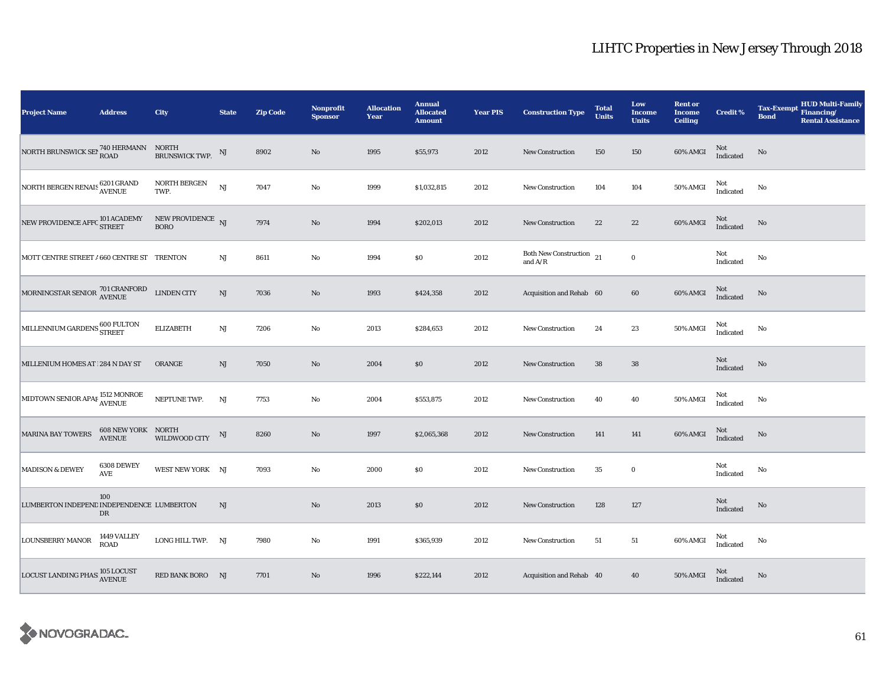# LIHTC Properties in New Jersey Through 2018

| Project Name | Address | City | State | Zip Code | Nonprofit Sponsor | Allocation Year | Annual Allocated Amount | Year PIS | Construction Type | Total Units | Low Income Units | Rent or Income Ceiling | Credit % | Tax-Exempt Bond | HUD Multi-Family Financing/ Rental Assistance |
|---|---|---|---|---|---|---|---|---|---|---|---|---|---|---|---|
| NORTH BRUNSWICK SEN | 740 HERMANN ROAD | NORTH BRUNSWICK TWP. | NJ | 8902 | No | 1995 | $55,973 | 2012 | New Construction | 150 | 150 | 60% AMGI | Not Indicated | No | |
| NORTH BERGEN RENAIS | 6201 GRAND AVENUE | NORTH BERGEN TWP. | NJ | 7047 | No | 1999 | $1,032,815 | 2012 | New Construction | 104 | 104 | 50% AMGI | Not Indicated | No | |
| NEW PROVIDENCE AFFC | 101 ACADEMY STREET | NEW PROVIDENCE BORO | NJ | 7974 | No | 1994 | $202,013 | 2012 | New Construction | 22 | 22 | 60% AMGI | Not Indicated | No | |
| MOTT CENTRE STREET A | 660 CENTRE ST | TRENTON | NJ | 8611 | No | 1994 | $0 | 2012 | Both New Construction and A/R | 21 | 0 | | Not Indicated | No | |
| MORNINGSTAR SENIOR | 701 CRANFORD AVENUE | LINDEN CITY | NJ | 7036 | No | 1993 | $424,358 | 2012 | Acquisition and Rehab | 60 | 60 | 60% AMGI | Not Indicated | No | |
| MILLENNIUM GARDENS | 600 FULTON STREET | ELIZABETH | NJ | 7206 | No | 2013 | $284,653 | 2012 | New Construction | 24 | 23 | 50% AMGI | Not Indicated | No | |
| MILLENIUM HOMES AT | 284 N DAY ST | ORANGE | NJ | 7050 | No | 2004 | $0 | 2012 | New Construction | 38 | 38 | | Not Indicated | No | |
| MIDTOWN SENIOR APAR | 1512 MONROE AVENUE | NEPTUNE TWP. | NJ | 7753 | No | 2004 | $553,875 | 2012 | New Construction | 40 | 40 | 50% AMGI | Not Indicated | No | |
| MARINA BAY TOWERS | 608 NEW YORK AVENUE | NORTH WILDWOOD CITY | NJ | 8260 | No | 1997 | $2,065,368 | 2012 | New Construction | 141 | 141 | 60% AMGI | Not Indicated | No | |
| MADISON & DEWEY | 6308 DEWEY AVE | WEST NEW YORK | NJ | 7093 | No | 2000 | $0 | 2012 | New Construction | 35 | 0 | | Not Indicated | No | |
| LUMBERTON INDEPEND | 100 INDEPENDENCE DR | LUMBERTON | NJ | | No | 2013 | $0 | 2012 | New Construction | 128 | 127 | | Not Indicated | No | |
| LOUNSBERRY MANOR | 1449 VALLEY ROAD | LONG HILL TWP. | NJ | 7980 | No | 1991 | $365,939 | 2012 | New Construction | 51 | 51 | 60% AMGI | Not Indicated | No | |
| LOCUST LANDING PHAS | 105 LOCUST AVENUE | RED BANK BORO | NJ | 7701 | No | 1996 | $222,144 | 2012 | Acquisition and Rehab | 40 | 40 | 50% AMGI | Not Indicated | No | |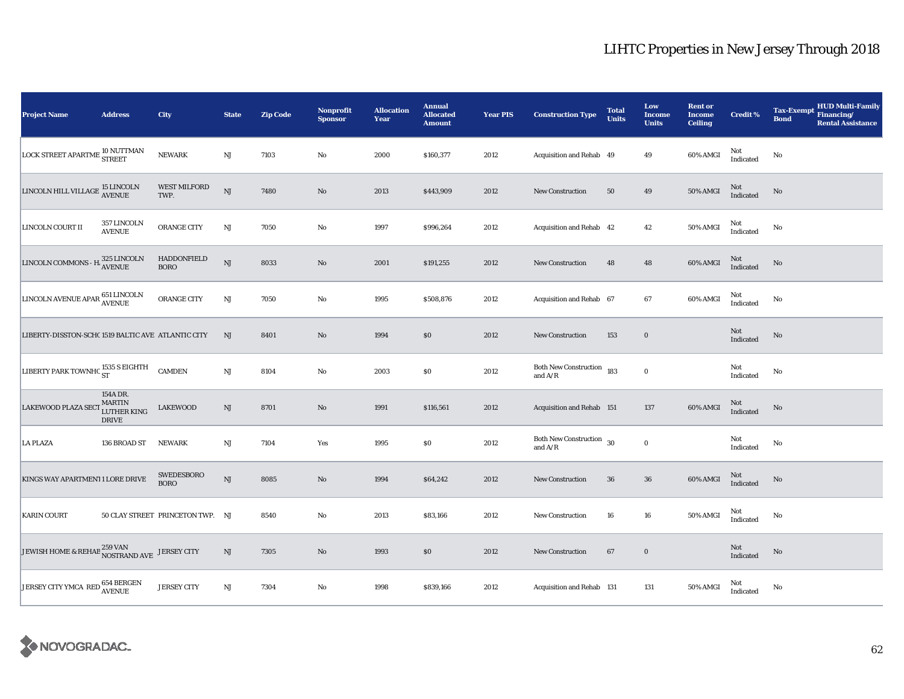# LIHTC Properties in New Jersey Through 2018

| Project Name | Address | City | State | Zip Code | Nonprofit Sponsor | Allocation Year | Annual Allocated Amount | Year PIS | Construction Type | Total Units | Low Income Units | Rent or Income Ceiling | Credit % | Tax-Exempt Bond | HUD Multi-Family Financing/ Rental Assistance |
|---|---|---|---|---|---|---|---|---|---|---|---|---|---|---|---|
| LOCK STREET APARTME | 10 NUTTMAN STREET | NEWARK | NJ | 7103 | No | 2000 | $160,377 | 2012 | Acquisition and Rehab | 49 | 49 | 60% AMGI | Not Indicated | No | |
| LINCOLN HILL VILLAGE | 15 LINCOLN AVENUE | WEST MILFORD TWP. | NJ | 7480 | No | 2013 | $443,909 | 2012 | New Construction | 50 | 49 | 50% AMGI | Not Indicated | No | |
| LINCOLN COURT II | 357 LINCOLN AVENUE | ORANGE CITY | NJ | 7050 | No | 1997 | $996,264 | 2012 | Acquisition and Rehab | 42 | 42 | 50% AMGI | Not Indicated | No | |
| LINCOLN COMMONS - H. | 325 LINCOLN AVENUE | HADDONFIELD BORO | NJ | 8033 | No | 2001 | $191,255 | 2012 | New Construction | 48 | 48 | 60% AMGI | Not Indicated | No | |
| LINCOLN AVENUE APAR | 651 LINCOLN AVENUE | ORANGE CITY | NJ | 7050 | No | 1995 | $508,876 | 2012 | Acquisition and Rehab | 67 | 67 | 60% AMGI | Not Indicated | No | |
| LIBERTY-DISSTON-SCHO | 1519 BALTIC AVE | ATLANTIC CITY | NJ | 8401 | No | 1994 | $0 | 2012 | New Construction | 153 | 0 | | Not Indicated | No | |
| LIBERTY PARK TOWNHO | 1535 S EIGHTH ST | CAMDEN | NJ | 8104 | No | 2003 | $0 | 2012 | Both New Construction and A/R | 183 | 0 | | Not Indicated | No | |
| LAKEWOOD PLAZA SECT | 154A DR. MARTIN LUTHER KING DRIVE | LAKEWOOD | NJ | 8701 | No | 1991 | $116,561 | 2012 | Acquisition and Rehab | 151 | 137 | 60% AMGI | Not Indicated | No | |
| LA PLAZA | 136 BROAD ST | NEWARK | NJ | 7104 | Yes | 1995 | $0 | 2012 | Both New Construction and A/R | 30 | 0 | | Not Indicated | No | |
| KINGS WAY APARTMENT | 1 LORE DRIVE | SWEDESBORO BORO | NJ | 8085 | No | 1994 | $64,242 | 2012 | New Construction | 36 | 36 | 60% AMGI | Not Indicated | No | |
| KARIN COURT | 50 CLAY STREET | PRINCETON TWP. | NJ | 8540 | No | 2013 | $83,166 | 2012 | New Construction | 16 | 16 | 50% AMGI | Not Indicated | No | |
| JEWISH HOME & REHAB | 259 VAN NOSTRAND AVE | JERSEY CITY | NJ | 7305 | No | 1993 | $0 | 2012 | New Construction | 67 | 0 | | Not Indicated | No | |
| JERSEY CITY YMCA RED | 654 BERGEN AVENUE | JERSEY CITY | NJ | 7304 | No | 1998 | $839,166 | 2012 | Acquisition and Rehab | 131 | 131 | 50% AMGI | Not Indicated | No | |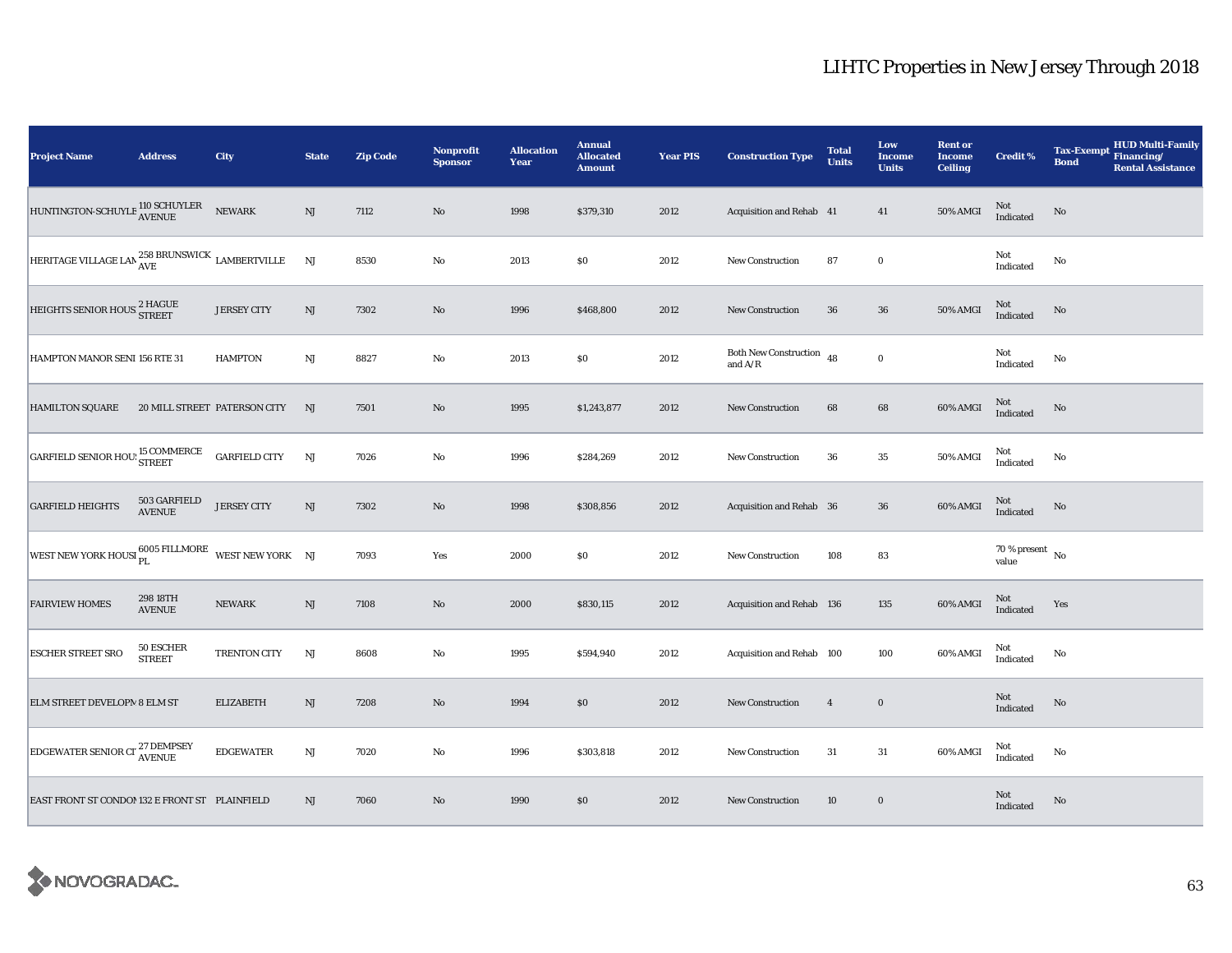# LIHTC Properties in New Jersey Through 2018

| Project Name | Address | City | State | Zip Code | Nonprofit Sponsor | Allocation Year | Annual Allocated Amount | Year PIS | Construction Type | Total Units | Low Income Units | Rent or Income Ceiling | Credit % | Tax-Exempt Bond | HUD Multi-Family Financing/ Rental Assistance |
|---|---|---|---|---|---|---|---|---|---|---|---|---|---|---|---|
| HUNTINGTON-SCHUYLE | 110 SCHUYLER AVENUE | NEWARK | NJ | 7112 | No | 1998 | $379,310 | 2012 | Acquisition and Rehab | 41 | 41 | 50% AMGI | Not Indicated | No | |
| HERITAGE VILLAGE LAM | 258 BRUNSWICK AVE | LAMBERTVILLE | NJ | 8530 | No | 2013 | $0 | 2012 | New Construction | 87 | 0 | | Not Indicated | No | |
| HEIGHTS SENIOR HOUS | 2 HAGUE STREET | JERSEY CITY | NJ | 7302 | No | 1996 | $468,800 | 2012 | New Construction | 36 | 36 | 50% AMGI | Not Indicated | No | |
| HAMPTON MANOR SENI | 156 RTE 31 | HAMPTON | NJ | 8827 | No | 2013 | $0 | 2012 | Both New Construction and A/R | 48 | 0 | | Not Indicated | No | |
| HAMILTON SQUARE | 20 MILL STREET | PATERSON CITY | NJ | 7501 | No | 1995 | $1,243,877 | 2012 | New Construction | 68 | 68 | 60% AMGI | Not Indicated | No | |
| GARFIELD SENIOR HOU | 15 COMMERCE STREET | GARFIELD CITY | NJ | 7026 | No | 1996 | $284,269 | 2012 | New Construction | 36 | 35 | 50% AMGI | Not Indicated | No | |
| GARFIELD HEIGHTS | 503 GARFIELD AVENUE | JERSEY CITY | NJ | 7302 | No | 1998 | $308,856 | 2012 | Acquisition and Rehab | 36 | 36 | 60% AMGI | Not Indicated | No | |
| WEST NEW YORK HOUSI | 6005 FILLMORE PL | WEST NEW YORK | NJ | 7093 | Yes | 2000 | $0 | 2012 | New Construction | 108 | 83 | | 70 % present value | No | |
| FAIRVIEW HOMES | 298 18TH AVENUE | NEWARK | NJ | 7108 | No | 2000 | $830,115 | 2012 | Acquisition and Rehab | 136 | 135 | 60% AMGI | Not Indicated | Yes | |
| ESCHER STREET SRO | 50 ESCHER STREET | TRENTON CITY | NJ | 8608 | No | 1995 | $594,940 | 2012 | Acquisition and Rehab | 100 | 100 | 60% AMGI | Not Indicated | No | |
| ELM STREET DEVELOPM | 8 ELM ST | ELIZABETH | NJ | 7208 | No | 1994 | $0 | 2012 | New Construction | 4 | 0 | | Not Indicated | No | |
| EDGEWATER SENIOR CI | 27 DEMPSEY AVENUE | EDGEWATER | NJ | 7020 | No | 1996 | $303,818 | 2012 | New Construction | 31 | 31 | 60% AMGI | Not Indicated | No | |
| EAST FRONT ST CONDOM | 132 E FRONT ST | PLAINFIELD | NJ | 7060 | No | 1990 | $0 | 2012 | New Construction | 10 | 0 | | Not Indicated | No | |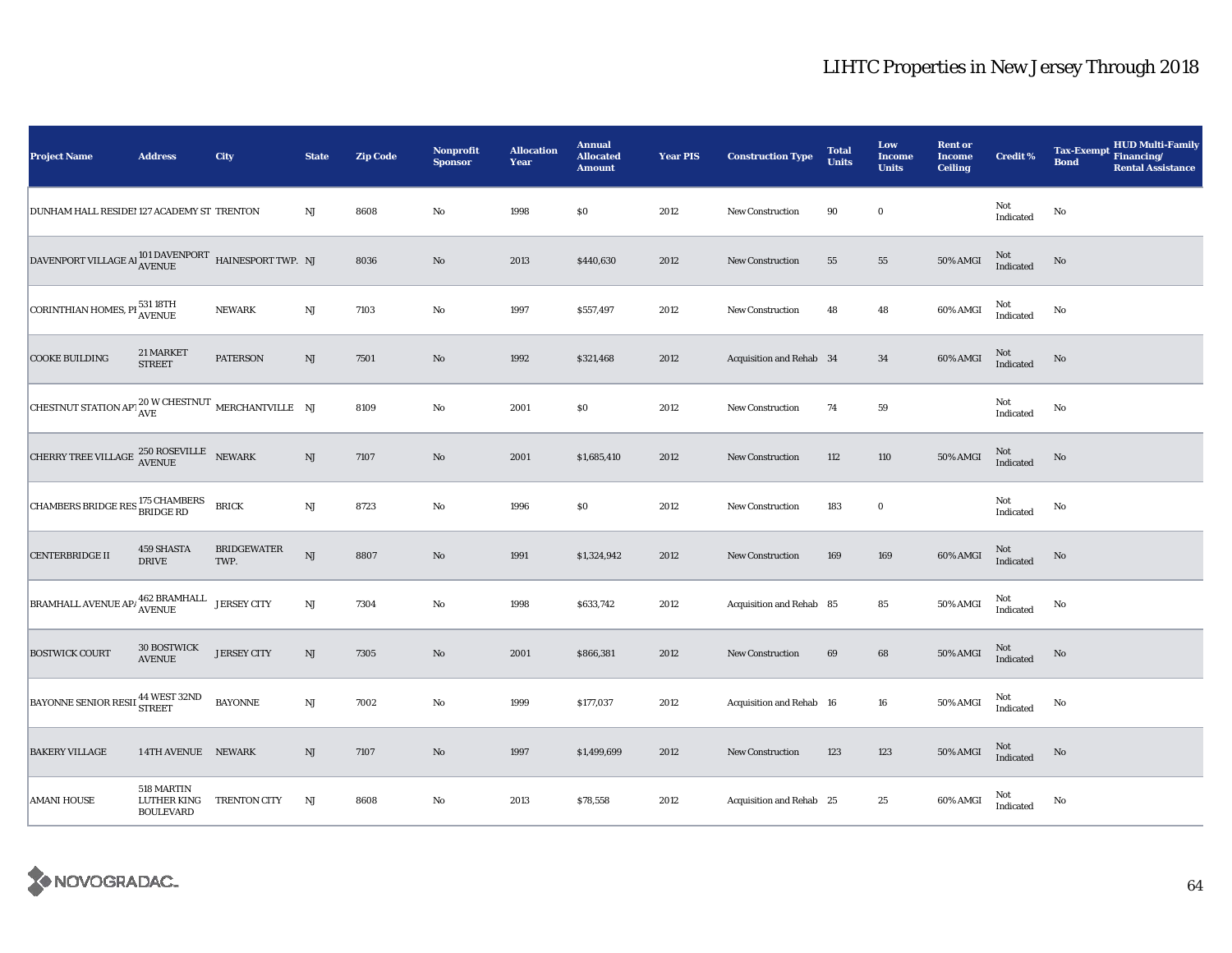# LIHTC Properties in New Jersey Through 2018

| Project Name | Address | City | State | Zip Code | Nonprofit Sponsor | Allocation Year | Annual Allocated Amount | Year PIS | Construction Type | Total Units | Low Income Units | Rent or Income Ceiling | Credit % | Tax-Exempt Bond | HUD Multi-Family Financing/ Rental Assistance |
|---|---|---|---|---|---|---|---|---|---|---|---|---|---|---|---|
| DUNHAM HALL RESIDEI | 127 ACADEMY ST | TRENTON | NJ | 8608 | No | 1998 | $0 | 2012 | New Construction | 90 | 0 | | Not Indicated | No | |
| DAVENPORT VILLAGE AI | 101 DAVENPORT AVENUE | HAINESPORT TWP. | NJ | 8036 | No | 2013 | $440,630 | 2012 | New Construction | 55 | 55 | 50% AMGI | Not Indicated | No | |
| CORINTHIAN HOMES, PI | 531 18TH AVENUE | NEWARK | NJ | 7103 | No | 1997 | $557,497 | 2012 | New Construction | 48 | 48 | 60% AMGI | Not Indicated | No | |
| COOKE BUILDING | 21 MARKET STREET | PATERSON | NJ | 7501 | No | 1992 | $321,468 | 2012 | Acquisition and Rehab | 34 | 34 | 60% AMGI | Not Indicated | No | |
| CHESTNUT STATION API | 20 W CHESTNUT AVE | MERCHANTVILLE | NJ | 8109 | No | 2001 | $0 | 2012 | New Construction | 74 | 59 | | Not Indicated | No | |
| CHERRY TREE VILLAGE | 250 ROSEVILLE AVENUE | NEWARK | NJ | 7107 | No | 2001 | $1,685,410 | 2012 | New Construction | 112 | 110 | 50% AMGI | Not Indicated | No | |
| CHAMBERS BRIDGE RES | 175 CHAMBERS BRIDGE RD | BRICK | NJ | 8723 | No | 1996 | $0 | 2012 | New Construction | 183 | 0 | | Not Indicated | No | |
| CENTERBRIDGE II | 459 SHASTA DRIVE | BRIDGEWATER TWP. | NJ | 8807 | No | 1991 | $1,324,942 | 2012 | New Construction | 169 | 169 | 60% AMGI | Not Indicated | No | |
| BRAMHALL AVENUE APA | 462 BRAMHALL AVENUE | JERSEY CITY | NJ | 7304 | No | 1998 | $633,742 | 2012 | Acquisition and Rehab | 85 | 85 | 50% AMGI | Not Indicated | No | |
| BOSTWICK COURT | 30 BOSTWICK AVENUE | JERSEY CITY | NJ | 7305 | No | 2001 | $866,381 | 2012 | New Construction | 69 | 68 | 50% AMGI | Not Indicated | No | |
| BAYONNE SENIOR RESII | 44 WEST 32ND STREET | BAYONNE | NJ | 7002 | No | 1999 | $177,037 | 2012 | Acquisition and Rehab | 16 | 16 | 50% AMGI | Not Indicated | No | |
| BAKERY VILLAGE | 1 4TH AVENUE | NEWARK | NJ | 7107 | No | 1997 | $1,499,699 | 2012 | New Construction | 123 | 123 | 50% AMGI | Not Indicated | No | |
| AMANI HOUSE | 518 MARTIN LUTHER KING BOULEVARD | TRENTON CITY | NJ | 8608 | No | 2013 | $78,558 | 2012 | Acquisition and Rehab | 25 | 25 | 60% AMGI | Not Indicated | No | |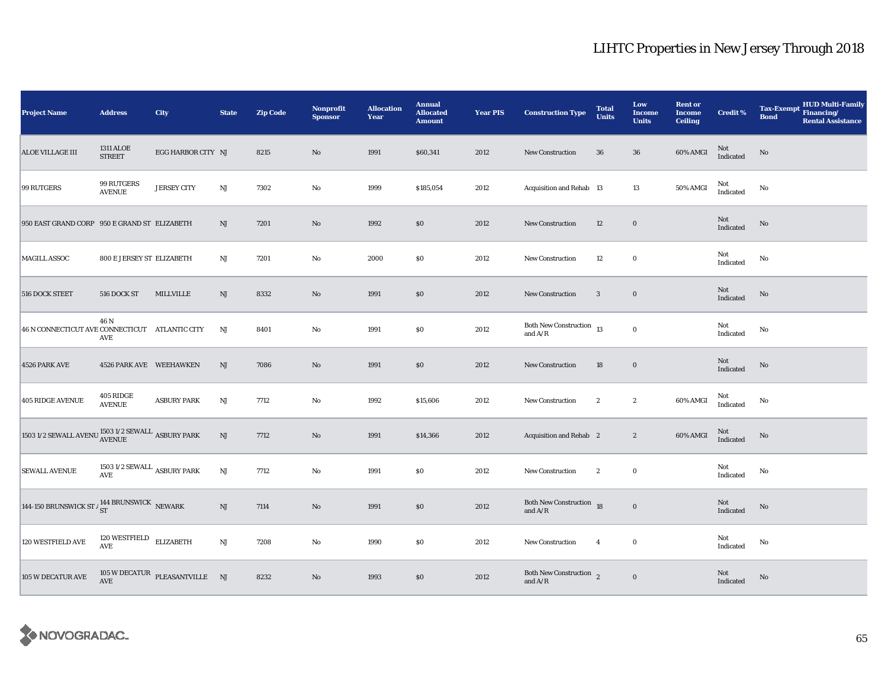# LIHTC Properties in New Jersey Through 2018

| Project Name | Address | City | State | Zip Code | Nonprofit Sponsor | Allocation Year | Annual Allocated Amount | Year PIS | Construction Type | Total Units | Low Income Units | Rent or Income Ceiling | Credit % | Tax-Exempt Bond | HUD Multi-Family Financing/ Rental Assistance |
|---|---|---|---|---|---|---|---|---|---|---|---|---|---|---|---|
| ALOE VILLAGE III | 1311 ALOE STREET | EGG HARBOR CITY | NJ | 8215 | No | 1991 | $60,341 | 2012 | New Construction | 36 | 36 | 60% AMGI | Not Indicated | No | |
| 99 RUTGERS | 99 RUTGERS AVENUE | JERSEY CITY | NJ | 7302 | No | 1999 | $185,054 | 2012 | Acquisition and Rehab | 13 | 13 | 50% AMGI | Not Indicated | No | |
| 950 EAST GRAND CORP | 950 E GRAND ST | ELIZABETH | NJ | 7201 | No | 1992 | $0 | 2012 | New Construction | 12 | 0 | | Not Indicated | No | |
| MAGILL ASSOC | 800 E JERSEY ST | ELIZABETH | NJ | 7201 | No | 2000 | $0 | 2012 | New Construction | 12 | 0 | | Not Indicated | No | |
| 516 DOCK STEET | 516 DOCK ST | MILLVILLE | NJ | 8332 | No | 1991 | $0 | 2012 | New Construction | 3 | 0 | | Not Indicated | No | |
| 46 N CONNECTICUT AVE | 46 N CONNECTICUT AVE | ATLANTIC CITY | NJ | 8401 | No | 1991 | $0 | 2012 | Both New Construction and A/R | 13 | 0 | | Not Indicated | No | |
| 4526 PARK AVE | 4526 PARK AVE | WEEHAWKEN | NJ | 7086 | No | 1991 | $0 | 2012 | New Construction | 18 | 0 | | Not Indicated | No | |
| 405 RIDGE AVENUE | 405 RIDGE AVENUE | ASBURY PARK | NJ | 7712 | No | 1992 | $15,606 | 2012 | New Construction | 2 | 2 | 60% AMGI | Not Indicated | No | |
| 1503 1/2 SEWALL AVENU | 1503 1/2 SEWALL AVENUE | ASBURY PARK | NJ | 7712 | No | 1991 | $14,366 | 2012 | Acquisition and Rehab | 2 | 2 | 60% AMGI | Not Indicated | No | |
| SEWALL AVENUE | 1503 1/2 SEWALL AVE | ASBURY PARK | NJ | 7712 | No | 1991 | $0 | 2012 | New Construction | 2 | 0 | | Not Indicated | No | |
| 144-150 BRUNSWICK ST A | 144 BRUNSWICK ST | NEWARK | NJ | 7114 | No | 1991 | $0 | 2012 | Both New Construction and A/R | 18 | 0 | | Not Indicated | No | |
| 120 WESTFIELD AVE | 120 WESTFIELD AVE | ELIZABETH | NJ | 7208 | No | 1990 | $0 | 2012 | New Construction | 4 | 0 | | Not Indicated | No | |
| 105 W DECATUR AVE | 105 W DECATUR AVE | PLEASANTVILLE | NJ | 8232 | No | 1993 | $0 | 2012 | Both New Construction and A/R | 2 | 0 | | Not Indicated | No | |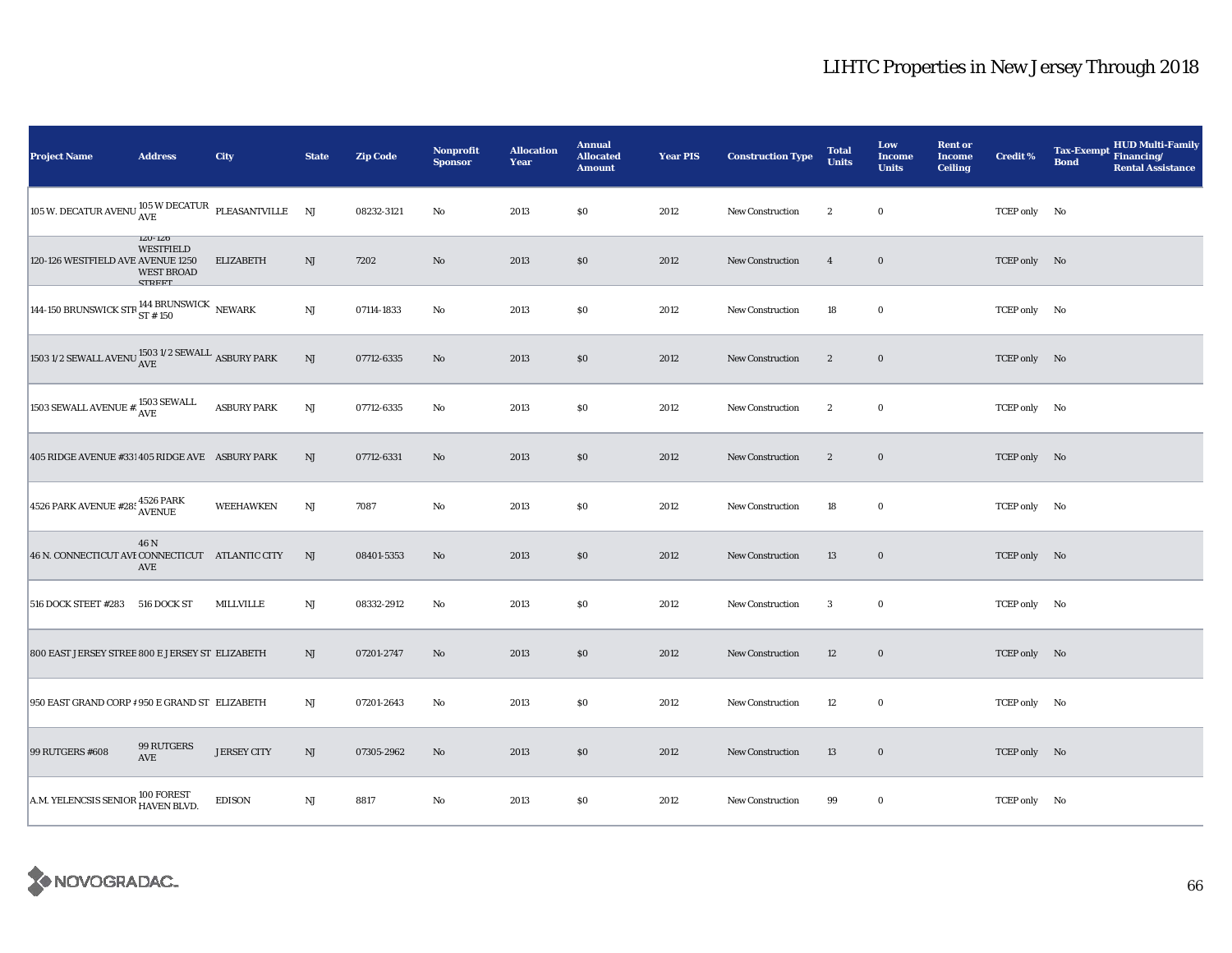# LIHTC Properties in New Jersey Through 2018

| Project Name | Address | City | State | Zip Code | Nonprofit Sponsor | Allocation Year | Annual Allocated Amount | Year PIS | Construction Type | Total Units | Low Income Units | Rent or Income Ceiling | Credit % | Tax-Exempt Bond | HUD Multi-Family Financing/ Rental Assistance |
|---|---|---|---|---|---|---|---|---|---|---|---|---|---|---|---|
| 105 W. DECATUR AVENU | 105 W DECATUR AVE | PLEASANTVILLE | NJ | 08232-3121 | No | 2013 | $0 | 2012 | New Construction | 2 | 0 | | TCEP only | No | |
| 120-126 WESTFIELD AVE | 120-126 WESTFIELD AVENUE 1250 WEST BROAD STREET | ELIZABETH | NJ | 7202 | No | 2013 | $0 | 2012 | New Construction | 4 | 0 | | TCEP only | No | |
| 144-150 BRUNSWICK STR | 144 BRUNSWICK ST # 150 | NEWARK | NJ | 07114-1833 | No | 2013 | $0 | 2012 | New Construction | 18 | 0 | | TCEP only | No | |
| 1503 1/2 SEWALL AVENU | 1503 1/2 SEWALL AVE | ASBURY PARK | NJ | 07712-6335 | No | 2013 | $0 | 2012 | New Construction | 2 | 0 | | TCEP only | No | |
| 1503 SEWALL AVENUE # | 1503 SEWALL AVE | ASBURY PARK | NJ | 07712-6335 | No | 2013 | $0 | 2012 | New Construction | 2 | 0 | | TCEP only | No | |
| 405 RIDGE AVENUE #331 | 405 RIDGE AVE | ASBURY PARK | NJ | 07712-6331 | No | 2013 | $0 | 2012 | New Construction | 2 | 0 | | TCEP only | No | |
| 4526 PARK AVENUE #283 | 4526 PARK AVENUE | WEEHAWKEN | NJ | 7087 | No | 2013 | $0 | 2012 | New Construction | 18 | 0 | | TCEP only | No | |
| 46 N. CONNECTICUT AVE | 46 N CONNECTICUT AVE | ATLANTIC CITY | NJ | 08401-5353 | No | 2013 | $0 | 2012 | New Construction | 13 | 0 | | TCEP only | No | |
| 516 DOCK STEET #283 | 516 DOCK ST | MILLVILLE | NJ | 08332-2912 | No | 2013 | $0 | 2012 | New Construction | 3 | 0 | | TCEP only | No | |
| 800 EAST JERSEY STREE | 800 E JERSEY ST | ELIZABETH | NJ | 07201-2747 | No | 2013 | $0 | 2012 | New Construction | 12 | 0 | | TCEP only | No | |
| 950 EAST GRAND CORP # | 950 E GRAND ST | ELIZABETH | NJ | 07201-2643 | No | 2013 | $0 | 2012 | New Construction | 12 | 0 | | TCEP only | No | |
| 99 RUTGERS #608 | 99 RUTGERS AVE | JERSEY CITY | NJ | 07305-2962 | No | 2013 | $0 | 2012 | New Construction | 13 | 0 | | TCEP only | No | |
| A.M. YELENCSIS SENIOR | 100 FOREST HAVEN BLVD. | EDISON | NJ | 8817 | No | 2013 | $0 | 2012 | New Construction | 99 | 0 | | TCEP only | No | |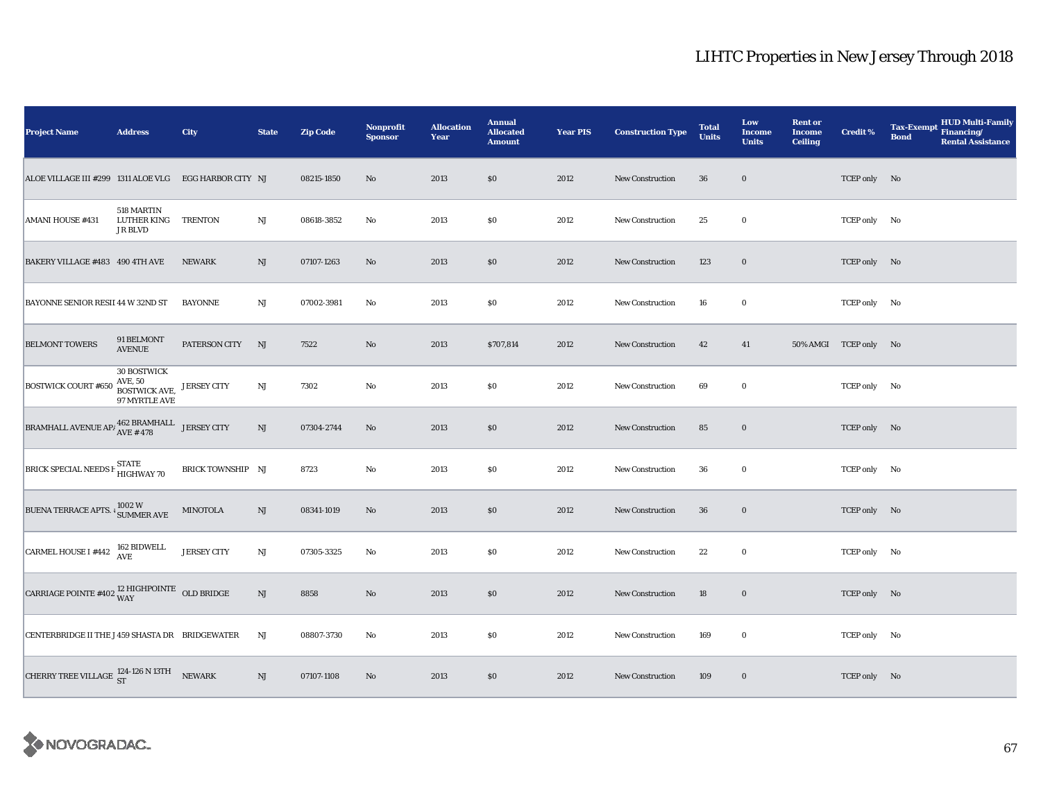# LIHTC Properties in New Jersey Through 2018

| Project Name | Address | City | State | Zip Code | Nonprofit Sponsor | Allocation Year | Annual Allocated Amount | Year PIS | Construction Type | Total Units | Low Income Units | Rent or Income Ceiling | Credit % | Tax-Exempt Bond | HUD Multi-Family Financing/ Rental Assistance |
|---|---|---|---|---|---|---|---|---|---|---|---|---|---|---|---|
| ALOE VILLAGE III #299 | 1311 ALOE VLG | EGG HARBOR CITY | NJ | 08215-1850 | No | 2013 | $0 | 2012 | New Construction | 36 | 0 | | TCEP only | No | |
| AMANI HOUSE #431 | 518 MARTIN LUTHER KING JR BLVD | TRENTON | NJ | 08618-3852 | No | 2013 | $0 | 2012 | New Construction | 25 | 0 | | TCEP only | No | |
| BAKERY VILLAGE #483 | 490 4TH AVE | NEWARK | NJ | 07107-1263 | No | 2013 | $0 | 2012 | New Construction | 123 | 0 | | TCEP only | No | |
| BAYONNE SENIOR RESII | 44 W 32ND ST | BAYONNE | NJ | 07002-3981 | No | 2013 | $0 | 2012 | New Construction | 16 | 0 | | TCEP only | No | |
| BELMONT TOWERS | 91 BELMONT AVENUE | PATERSON CITY | NJ | 7522 | No | 2013 | $707,814 | 2012 | New Construction | 42 | 41 | 50% AMGI | TCEP only | No | |
| BOSTWICK COURT #650 | 30 BOSTWICK AVE, 50 BOSTWICK AVE, 97 MYRTLE AVE | JERSEY CITY | NJ | 7302 | No | 2013 | $0 | 2012 | New Construction | 69 | 0 | | TCEP only | No | |
| BRAMHALL AVENUE AP/ | 462 BRAMHALL AVE #478 | JERSEY CITY | NJ | 07304-2744 | No | 2013 | $0 | 2012 | New Construction | 85 | 0 | | TCEP only | No | |
| BRICK SPECIAL NEEDS H | STATE HIGHWAY 70 | BRICK TOWNSHIP | NJ | 8723 | No | 2013 | $0 | 2012 | New Construction | 36 | 0 | | TCEP only | No | |
| BUENA TERRACE APTS. | 1002 W SUMMER AVE | MINOTOLA | NJ | 08341-1019 | No | 2013 | $0 | 2012 | New Construction | 36 | 0 | | TCEP only | No | |
| CARMEL HOUSE I #442 | 162 BIDWELL AVE | JERSEY CITY | NJ | 07305-3325 | No | 2013 | $0 | 2012 | New Construction | 22 | 0 | | TCEP only | No | |
| CARRIAGE POINTE #402 | 12 HIGHPOINTE WAY | OLD BRIDGE | NJ | 8858 | No | 2013 | $0 | 2012 | New Construction | 18 | 0 | | TCEP only | No | |
| CENTERBRIDGE II THE J | 459 SHASTA DR | BRIDGEWATER | NJ | 08807-3730 | No | 2013 | $0 | 2012 | New Construction | 169 | 0 | | TCEP only | No | |
| CHERRY TREE VILLAGE | 124-126 N 13TH ST | NEWARK | NJ | 07107-1108 | No | 2013 | $0 | 2012 | New Construction | 109 | 0 | | TCEP only | No | |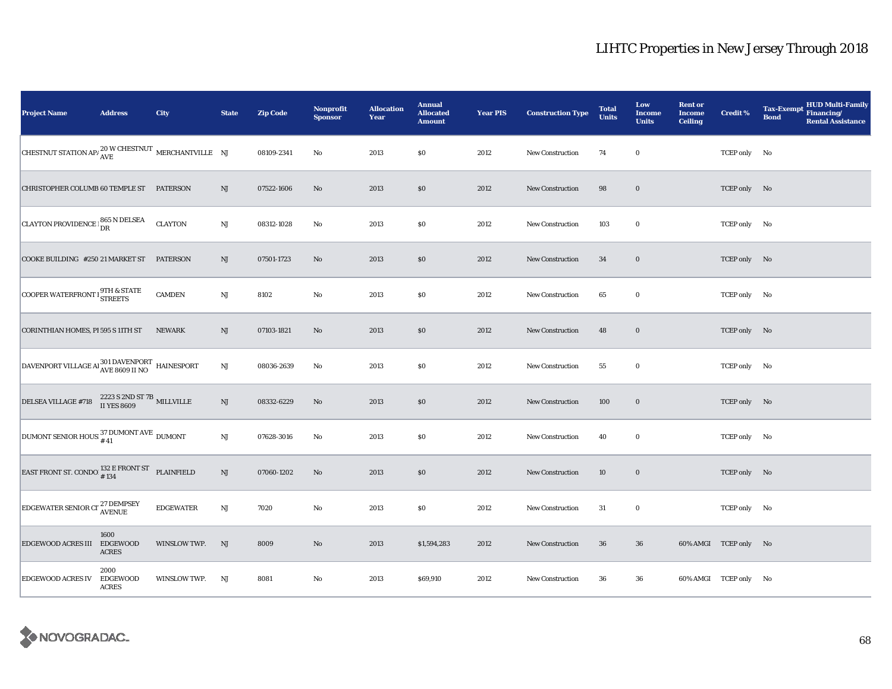# LIHTC Properties in New Jersey Through 2018

| Project Name | Address | City | State | Zip Code | Nonprofit Sponsor | Allocation Year | Annual Allocated Amount | Year PIS | Construction Type | Total Units | Low Income Units | Rent or Income Ceiling | Credit % | Tax-Exempt Bond | HUD Multi-Family Financing/ Rental Assistance |
|---|---|---|---|---|---|---|---|---|---|---|---|---|---|---|---|
| CHESTNUT STATION AP/ | 20 W CHESTNUT AVE | MERCHANTVILLE | NJ | 08109-2341 | No | 2013 | $0 | 2012 | New Construction | 74 | 0 | | TCEP only | No | |
| CHRISTOPHER COLUMB | 60 TEMPLE ST | PATERSON | NJ | 07522-1606 | No | 2013 | $0 | 2012 | New Construction | 98 | 0 | | TCEP only | No | |
| CLAYTON PROVIDENCE I | 865 N DELSEA DR | CLAYTON | NJ | 08312-1028 | No | 2013 | $0 | 2012 | New Construction | 103 | 0 | | TCEP only | No | |
| COOKE BUILDING #250 | 21 MARKET ST | PATERSON | NJ | 07501-1723 | No | 2013 | $0 | 2012 | New Construction | 34 | 0 | | TCEP only | No | |
| COOPER WATERFRONT I | 9TH & STATE STREETS | CAMDEN | NJ | 8102 | No | 2013 | $0 | 2012 | New Construction | 65 | 0 | | TCEP only | No | |
| CORINTHIAN HOMES, PI | 595 S 11TH ST | NEWARK | NJ | 07103-1821 | No | 2013 | $0 | 2012 | New Construction | 48 | 0 | | TCEP only | No | |
| DAVENPORT VILLAGE AI | 301 DAVENPORT AVE 8609 II NO | HAINESPORT | NJ | 08036-2639 | No | 2013 | $0 | 2012 | New Construction | 55 | 0 | | TCEP only | No | |
| DELSEA VILLAGE #718 | 2223 S 2ND ST 7B II YES 8609 | MILLVILLE | NJ | 08332-6229 | No | 2013 | $0 | 2012 | New Construction | 100 | 0 | | TCEP only | No | |
| DUMONT SENIOR HOUS | 37 DUMONT AVE # 41 | DUMONT | NJ | 07628-3016 | No | 2013 | $0 | 2012 | New Construction | 40 | 0 | | TCEP only | No | |
| EAST FRONT ST. CONDO | 132 E FRONT ST # 134 | PLAINFIELD | NJ | 07060-1202 | No | 2013 | $0 | 2012 | New Construction | 10 | 0 | | TCEP only | No | |
| EDGEWATER SENIOR CI | 27 DEMPSEY AVENUE | EDGEWATER | NJ | 7020 | No | 2013 | $0 | 2012 | New Construction | 31 | 0 | | TCEP only | No | |
| EDGEWOOD ACRES III | 1600 EDGEWOOD ACRES | WINSLOW TWP. | NJ | 8009 | No | 2013 | $1,594,283 | 2012 | New Construction | 36 | 36 | 60% AMGI | TCEP only | No | |
| EDGEWOOD ACRES IV | 2000 EDGEWOOD ACRES | WINSLOW TWP. | NJ | 8081 | No | 2013 | $69,910 | 2012 | New Construction | 36 | 36 | 60% AMGI | TCEP only | No | |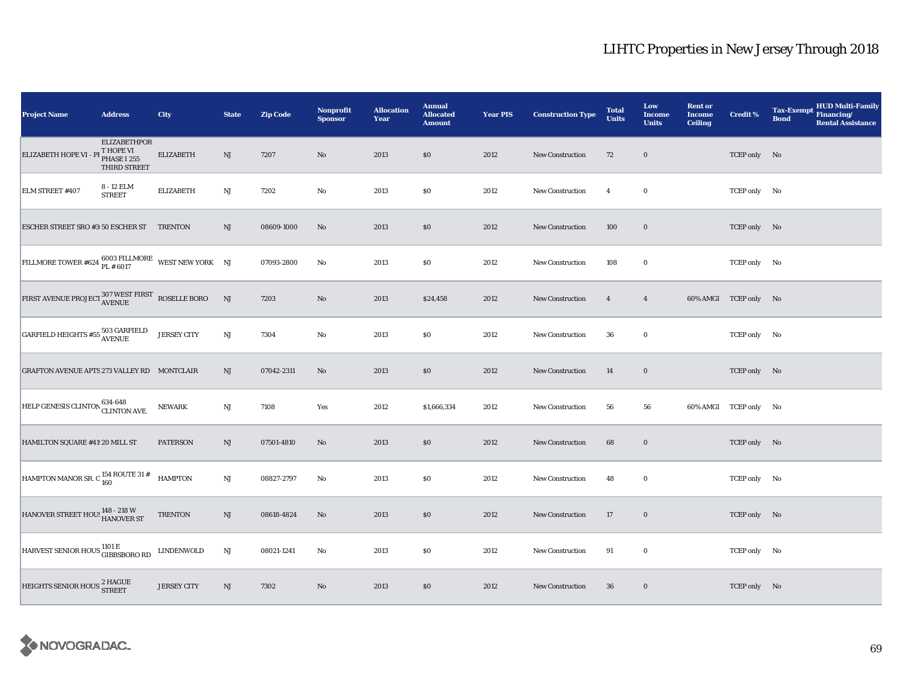# LIHTC Properties in New Jersey Through 2018

| Project Name | Address | City | State | Zip Code | Nonprofit Sponsor | Allocation Year | Annual Allocated Amount | Year PIS | Construction Type | Total Units | Low Income Units | Rent or Income Ceiling | Credit % | Tax-Exempt Bond | HUD Multi-Family Financing/ Rental Assistance |
|---|---|---|---|---|---|---|---|---|---|---|---|---|---|---|---|
| ELIZABETH HOPE VI - PH | ELIZABETHPORT HOPE VI PHASE I 255 THIRD STREET | ELIZABETH | NJ | 7207 | No | 2013 | $0 | 2012 | New Construction | 72 | 0 | | TCEP only | No | |
| ELM STREET #407 | 8 - 12 ELM STREET | ELIZABETH | NJ | 7202 | No | 2013 | $0 | 2012 | New Construction | 4 | 0 | | TCEP only | No | |
| ESCHER STREET SRO #3 | 50 ESCHER ST | TRENTON | NJ | 08609-1000 | No | 2013 | $0 | 2012 | New Construction | 100 | 0 | | TCEP only | No | |
| FILLMORE TOWER #624 | 6003 FILLMORE PL # 6017 | WEST NEW YORK | NJ | 07093-2800 | No | 2013 | $0 | 2012 | New Construction | 108 | 0 | | TCEP only | No | |
| FIRST AVENUE PROJECT | 307 WEST FIRST AVENUE | ROSELLE BORO | NJ | 7203 | No | 2013 | $24,458 | 2012 | New Construction | 4 | 4 | 60% AMGI | TCEP only | No | |
| GARFIELD HEIGHTS #55 | 503 GARFIELD AVENUE | JERSEY CITY | NJ | 7304 | No | 2013 | $0 | 2012 | New Construction | 36 | 0 | | TCEP only | No | |
| GRAFTON AVENUE APTS | 273 VALLEY RD | MONTCLAIR | NJ | 07042-2311 | No | 2013 | $0 | 2012 | New Construction | 14 | 0 | | TCEP only | No | |
| HELP GENESIS CLINTON | 634-648 CLINTON AVE. | NEWARK | NJ | 7108 | Yes | 2012 | $1,666,334 | 2012 | New Construction | 56 | 56 | 60% AMGI | TCEP only | No | |
| HAMILTON SQUARE #41 | 20 MILL ST | PATERSON | NJ | 07501-4810 | No | 2013 | $0 | 2012 | New Construction | 68 | 0 | | TCEP only | No | |
| HAMPTON MANOR SR. C | 154 ROUTE 31 # 160 | HAMPTON | NJ | 08827-2797 | No | 2013 | $0 | 2012 | New Construction | 48 | 0 | | TCEP only | No | |
| HANOVER STREET HOUS | 148 - 218 W HANOVER ST | TRENTON | NJ | 08618-4824 | No | 2013 | $0 | 2012 | New Construction | 17 | 0 | | TCEP only | No | |
| HARVEST SENIOR HOUS | 1101 E GIBBSBORO RD | LINDENWOLD | NJ | 08021-1241 | No | 2013 | $0 | 2012 | New Construction | 91 | 0 | | TCEP only | No | |
| HEIGHTS SENIOR HOUS | 2 HAGUE STREET | JERSEY CITY | NJ | 7302 | No | 2013 | $0 | 2012 | New Construction | 36 | 0 | | TCEP only | No | |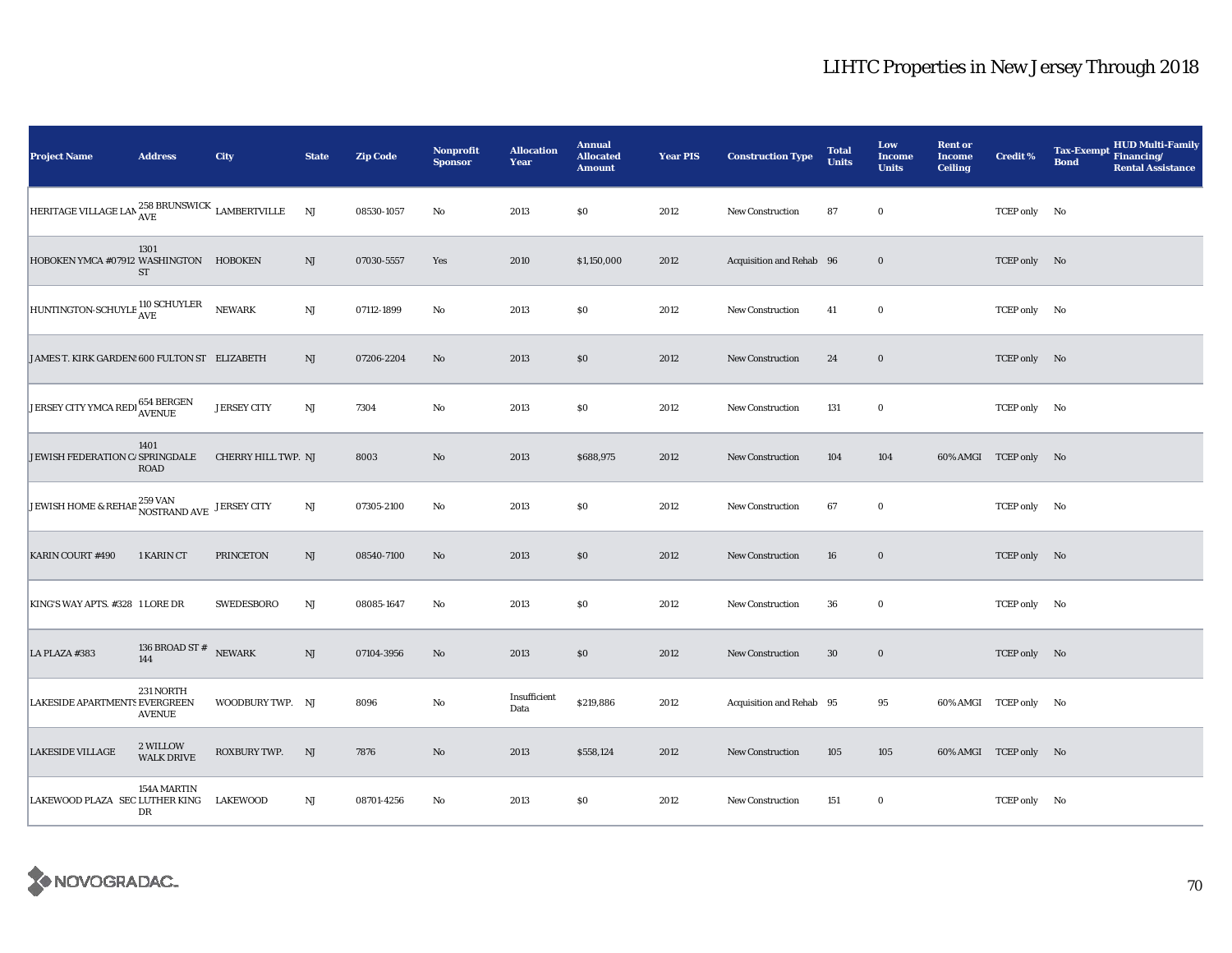# LIHTC Properties in New Jersey Through 2018

| Project Name | Address | City | State | Zip Code | Nonprofit Sponsor | Allocation Year | Annual Allocated Amount | Year PIS | Construction Type | Total Units | Low Income Units | Rent or Income Ceiling | Credit % | Tax-Exempt Bond | HUD Multi-Family Financing/ Rental Assistance |
|---|---|---|---|---|---|---|---|---|---|---|---|---|---|---|---|
| HERITAGE VILLAGE LAM | 258 BRUNSWICK AVE | LAMBERTVILLE | NJ | 08530-1057 | No | 2013 | $0 | 2012 | New Construction | 87 | 0 | | TCEP only | No | |
| HOBOKEN YMCA #07912 | 1301 WASHINGTON ST | HOBOKEN | NJ | 07030-5557 | Yes | 2010 | $1,150,000 | 2012 | Acquisition and Rehab | 96 | 0 | | TCEP only | No | |
| HUNTINGTON-SCHUYLE | 110 SCHUYLER AVE | NEWARK | NJ | 07112-1899 | No | 2013 | $0 | 2012 | New Construction | 41 | 0 | | TCEP only | No | |
| JAMES T. KIRK GARDEN | 600 FULTON ST | ELIZABETH | NJ | 07206-2204 | No | 2013 | $0 | 2012 | New Construction | 24 | 0 | | TCEP only | No | |
| JERSEY CITY YMCA REDI | 654 BERGEN AVENUE | JERSEY CITY | NJ | 7304 | No | 2013 | $0 | 2012 | New Construction | 131 | 0 | | TCEP only | No | |
| JEWISH FEDERATION CA | 1401 SPRINGDALE ROAD | CHERRY HILL TWP. | NJ | 8003 | No | 2013 | $688,975 | 2012 | New Construction | 104 | 104 | 60% AMGI | TCEP only | No | |
| JEWISH HOME & REHAB | 259 VAN NOSTRAND AVE | JERSEY CITY | NJ | 07305-2100 | No | 2013 | $0 | 2012 | New Construction | 67 | 0 | | TCEP only | No | |
| KARIN COURT #490 | 1 KARIN CT | PRINCETON | NJ | 08540-7100 | No | 2013 | $0 | 2012 | New Construction | 16 | 0 | | TCEP only | No | |
| KING'S WAY APTS. #328 | 1 LORE DR | SWEDESBORO | NJ | 08085-1647 | No | 2013 | $0 | 2012 | New Construction | 36 | 0 | | TCEP only | No | |
| LA PLAZA #383 | 136 BROAD ST # 144 | NEWARK | NJ | 07104-3956 | No | 2013 | $0 | 2012 | New Construction | 30 | 0 | | TCEP only | No | |
| LAKESIDE APARTMENTS | 231 NORTH EVERGREEN AVENUE | WOODBURY TWP. | NJ | 8096 | No | Insufficient Data | $219,886 | 2012 | Acquisition and Rehab | 95 | 95 | 60% AMGI | TCEP only | No | |
| LAKESIDE VILLAGE | 2 WILLOW WALK DRIVE | ROXBURY TWP. | NJ | 7876 | No | 2013 | $558,124 | 2012 | New Construction | 105 | 105 | 60% AMGI | TCEP only | No | |
| LAKEWOOD PLAZA SEC | 154A MARTIN LUTHER KING DR | LAKEWOOD | NJ | 08701-4256 | No | 2013 | $0 | 2012 | New Construction | 151 | 0 | | TCEP only | No | |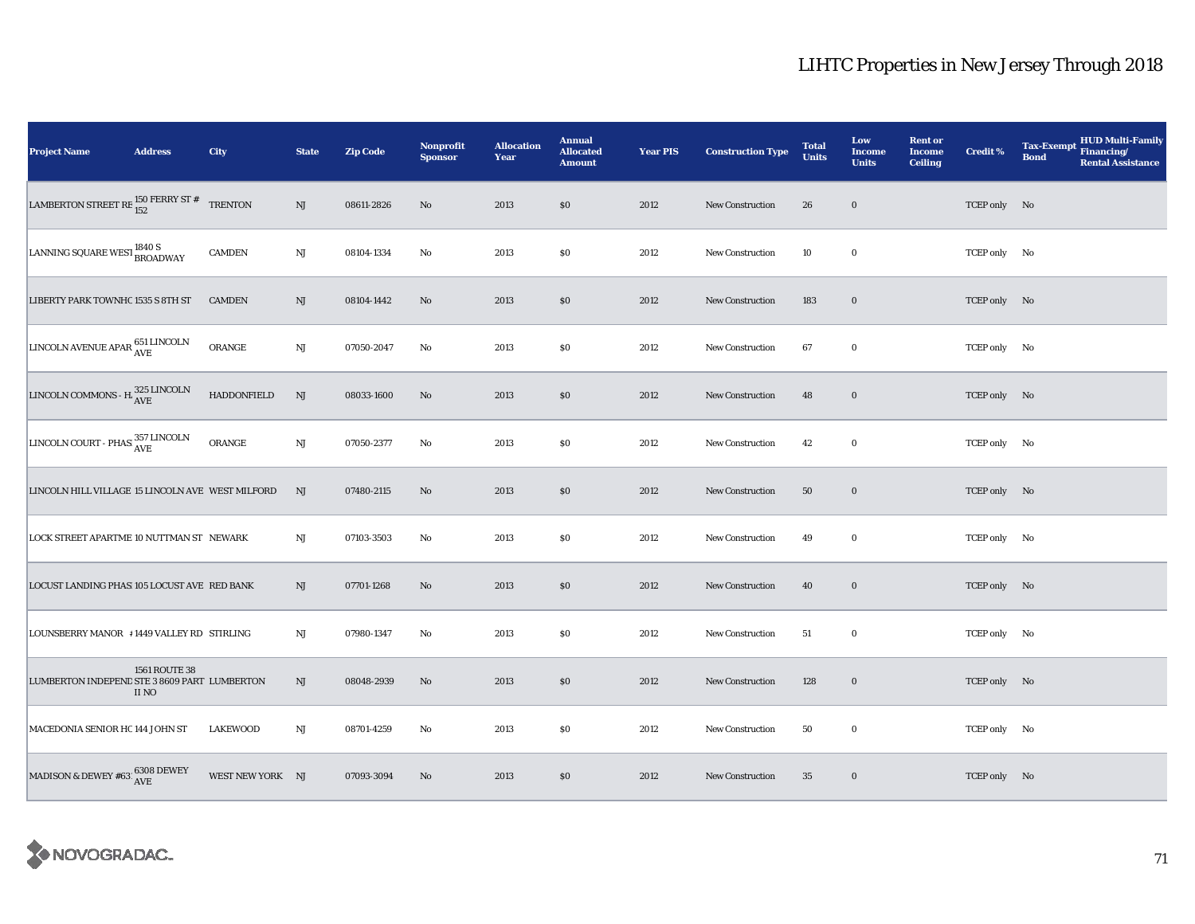# LIHTC Properties in New Jersey Through 2018

| Project Name | Address | City | State | Zip Code | Nonprofit Sponsor | Allocation Year | Annual Allocated Amount | Year PIS | Construction Type | Total Units | Low Income Units | Rent or Income Ceiling | Credit % | Tax-Exempt Bond | HUD Multi-Family Financing/ Rental Assistance |
|---|---|---|---|---|---|---|---|---|---|---|---|---|---|---|---|
| LAMBERTON STREET RE | 150 FERRY ST # 152 | TRENTON | NJ | 08611-2826 | No | 2013 | $0 | 2012 | New Construction | 26 | 0 | | TCEP only | No | |
| LANNING SQUARE WEST | 1840 S BROADWAY | CAMDEN | NJ | 08104-1334 | No | 2013 | $0 | 2012 | New Construction | 10 | 0 | | TCEP only | No | |
| LIBERTY PARK TOWNHC | 1535 S 8TH ST | CAMDEN | NJ | 08104-1442 | No | 2013 | $0 | 2012 | New Construction | 183 | 0 | | TCEP only | No | |
| LINCOLN AVENUE APAR | 651 LINCOLN AVE | ORANGE | NJ | 07050-2047 | No | 2013 | $0 | 2012 | New Construction | 67 | 0 | | TCEP only | No | |
| LINCOLN COMMONS - H. | 325 LINCOLN AVE | HADDONFIELD | NJ | 08033-1600 | No | 2013 | $0 | 2012 | New Construction | 48 | 0 | | TCEP only | No | |
| LINCOLN COURT - PHAS | 357 LINCOLN AVE | ORANGE | NJ | 07050-2377 | No | 2013 | $0 | 2012 | New Construction | 42 | 0 | | TCEP only | No | |
| LINCOLN HILL VILLAGE | 15 LINCOLN AVE | WEST MILFORD | NJ | 07480-2115 | No | 2013 | $0 | 2012 | New Construction | 50 | 0 | | TCEP only | No | |
| LOCK STREET APARTME | 10 NUTTMAN ST | NEWARK | NJ | 07103-3503 | No | 2013 | $0 | 2012 | New Construction | 49 | 0 | | TCEP only | No | |
| LOCUST LANDING PHAS | 105 LOCUST AVE | RED BANK | NJ | 07701-1268 | No | 2013 | $0 | 2012 | New Construction | 40 | 0 | | TCEP only | No | |
| LOUNSBERRY MANOR | 1449 VALLEY RD | STIRLING | NJ | 07980-1347 | No | 2013 | $0 | 2012 | New Construction | 51 | 0 | | TCEP only | No | |
| LUMBERTON INDEPEND | 1561 ROUTE 38 STE 3 8609 PART II NO | LUMBERTON | NJ | 08048-2939 | No | 2013 | $0 | 2012 | New Construction | 128 | 0 | | TCEP only | No | |
| MACEDONIA SENIOR HC | 144 JOHN ST | LAKEWOOD | NJ | 08701-4259 | No | 2013 | $0 | 2012 | New Construction | 50 | 0 | | TCEP only | No | |
| MADISON & DEWEY #63 | 6308 DEWEY AVE | WEST NEW YORK | NJ | 07093-3094 | No | 2013 | $0 | 2012 | New Construction | 35 | 0 | | TCEP only | No | |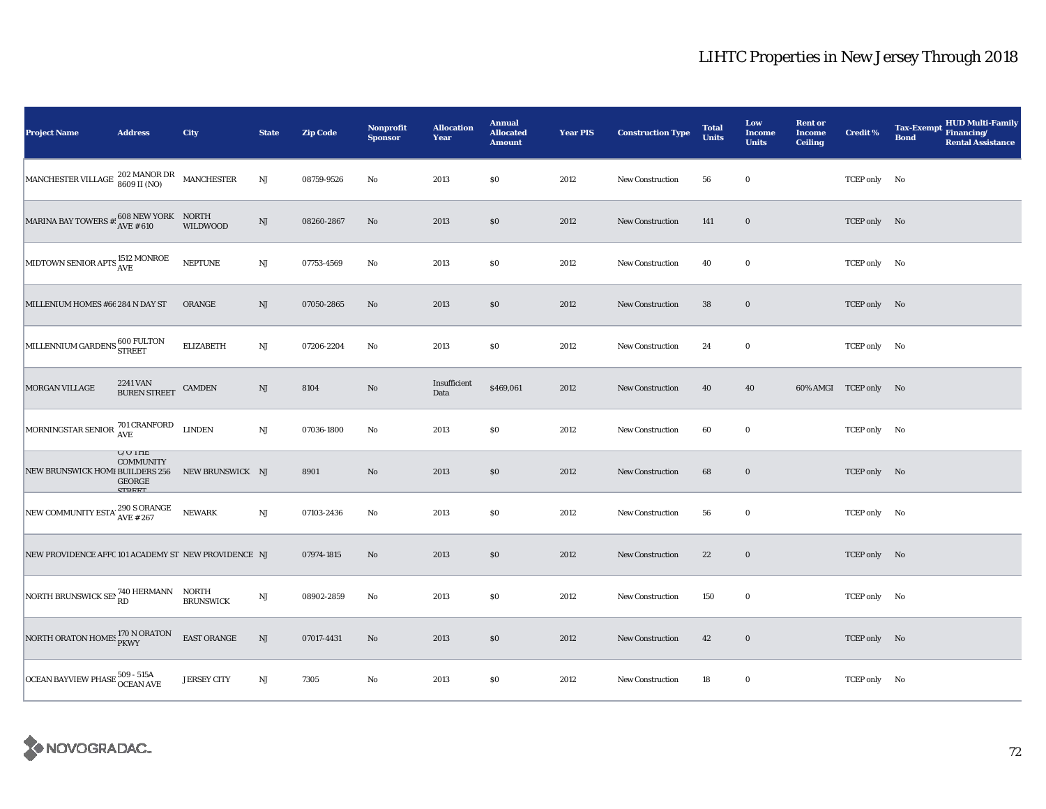# LIHTC Properties in New Jersey Through 2018

| Project Name | Address | City | State | Zip Code | Nonprofit Sponsor | Allocation Year | Annual Allocated Amount | Year PIS | Construction Type | Total Units | Low Income Units | Rent or Income Ceiling | Credit % | Tax-Exempt Bond | HUD Multi-Family Financing/ Rental Assistance |
|---|---|---|---|---|---|---|---|---|---|---|---|---|---|---|---|
| MANCHESTER VILLAGE | 202 MANOR DR 8609 II (NO) | MANCHESTER | NJ | 08759-9526 | No | 2013 | $0 | 2012 | New Construction | 56 | 0 | | TCEP only | No | |
| MARINA BAY TOWERS # | 608 NEW YORK AVE # 610 | NORTH WILDWOOD | NJ | 08260-2867 | No | 2013 | $0 | 2012 | New Construction | 141 | 0 | | TCEP only | No | |
| MIDTOWN SENIOR APTS | 1512 MONROE AVE | NEPTUNE | NJ | 07753-4569 | No | 2013 | $0 | 2012 | New Construction | 40 | 0 | | TCEP only | No | |
| MILLENIUM HOMES #66 | 284 N DAY ST | ORANGE | NJ | 07050-2865 | No | 2013 | $0 | 2012 | New Construction | 38 | 0 | | TCEP only | No | |
| MILLENNIUM GARDENS | 600 FULTON STREET | ELIZABETH | NJ | 07206-2204 | No | 2013 | $0 | 2012 | New Construction | 24 | 0 | | TCEP only | No | |
| MORGAN VILLAGE | 2241 VAN BUREN STREET | CAMDEN | NJ | 8104 | No | Insufficient Data | $469,061 | 2012 | New Construction | 40 | 40 | 60% AMGI | TCEP only | No | |
| MORNINGSTAR SENIOR | 701 CRANFORD AVE | LINDEN | NJ | 07036-1800 | No | 2013 | $0 | 2012 | New Construction | 60 | 0 | | TCEP only | No | |
| NEW BRUNSWICK HOM | C/O THE COMMUNITY BUILDERS 256 GEORGE STREET | NEW BRUNSWICK | NJ | 8901 | No | 2013 | $0 | 2012 | New Construction | 68 | 0 | | TCEP only | No | |
| NEW COMMUNITY ESTA | 290 S ORANGE AVE # 267 | NEWARK | NJ | 07103-2436 | No | 2013 | $0 | 2012 | New Construction | 56 | 0 | | TCEP only | No | |
| NEW PROVIDENCE AFFO | 101 ACADEMY ST | NEW PROVIDENCE | NJ | 07974-1815 | No | 2013 | $0 | 2012 | New Construction | 22 | 0 | | TCEP only | No | |
| NORTH BRUNSWICK SEN | 740 HERMANN RD | NORTH BRUNSWICK | NJ | 08902-2859 | No | 2013 | $0 | 2012 | New Construction | 150 | 0 | | TCEP only | No | |
| NORTH ORATON HOMES | 170 N ORATON PKWY | EAST ORANGE | NJ | 07017-4431 | No | 2013 | $0 | 2012 | New Construction | 42 | 0 | | TCEP only | No | |
| OCEAN BAYVIEW PHASE | 509 - 515A OCEAN AVE | JERSEY CITY | NJ | 7305 | No | 2013 | $0 | 2012 | New Construction | 18 | 0 | | TCEP only | No | |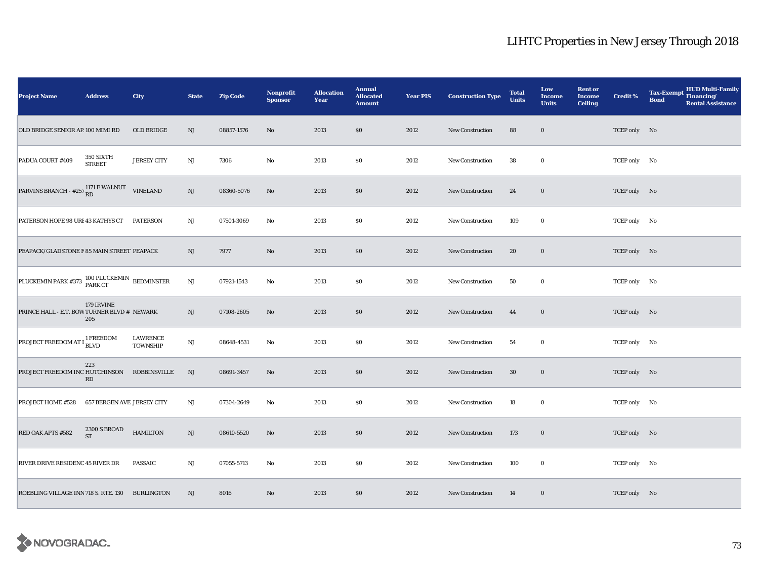# LIHTC Properties in New Jersey Through 2018

| Project Name | Address | City | State | Zip Code | Nonprofit Sponsor | Allocation Year | Annual Allocated Amount | Year PIS | Construction Type | Total Units | Low Income Units | Rent or Income Ceiling | Credit % | Tax-Exempt Bond | HUD Multi-Family Financing/ Rental Assistance |
|---|---|---|---|---|---|---|---|---|---|---|---|---|---|---|---|
| OLD BRIDGE SENIOR AP. | 100 MIMI RD | OLD BRIDGE | NJ | 08857-1576 | No | 2013 | $0 | 2012 | New Construction | 88 | 0 | | TCEP only | No | |
| PADUA COURT #409 | 350 SIXTH STREET | JERSEY CITY | NJ | 7306 | No | 2013 | $0 | 2012 | New Construction | 38 | 0 | | TCEP only | No | |
| PARVINS BRANCH - #257 | 1171 E WALNUT RD | VINELAND | NJ | 08360-5076 | No | 2013 | $0 | 2012 | New Construction | 24 | 0 | | TCEP only | No | |
| PATERSON HOPE 98 URI | 43 KATHYS CT | PATERSON | NJ | 07501-3069 | No | 2013 | $0 | 2012 | New Construction | 109 | 0 | | TCEP only | No | |
| PEAPACK/GLADSTONE F | 85 MAIN STREET | PEAPACK | NJ | 7977 | No | 2013 | $0 | 2012 | New Construction | 20 | 0 | | TCEP only | No | |
| PLUCKEMIN PARK #373 | 100 PLUCKEMIN PARK CT | BEDMINSTER | NJ | 07921-1543 | No | 2013 | $0 | 2012 | New Construction | 50 | 0 | | TCEP only | No | |
| PRINCE HALL - E.T. BOW | 179 IRVINE TURNER BLVD # 205 | NEWARK | NJ | 07108-2605 | No | 2013 | $0 | 2012 | New Construction | 44 | 0 | | TCEP only | No | |
| PROJECT FREEDOM AT I | 1 FREEDOM BLVD | LAWRENCE TOWNSHIP | NJ | 08648-4531 | No | 2013 | $0 | 2012 | New Construction | 54 | 0 | | TCEP only | No | |
| PROJECT FREEDOM INC | 223 HUTCHINSON RD | ROBBINSVILLE | NJ | 08691-3457 | No | 2013 | $0 | 2012 | New Construction | 30 | 0 | | TCEP only | No | |
| PROJECT HOME #528 | 657 BERGEN AVE | JERSEY CITY | NJ | 07304-2649 | No | 2013 | $0 | 2012 | New Construction | 18 | 0 | | TCEP only | No | |
| RED OAK APTS #582 | 2300 S BROAD ST | HAMILTON | NJ | 08610-5520 | No | 2013 | $0 | 2012 | New Construction | 173 | 0 | | TCEP only | No | |
| RIVER DRIVE RESIDENC | 45 RIVER DR | PASSAIC | NJ | 07055-5713 | No | 2013 | $0 | 2012 | New Construction | 100 | 0 | | TCEP only | No | |
| ROEBLING VILLAGE INN | 718 S. RTE. 130 | BURLINGTON | NJ | 8016 | No | 2013 | $0 | 2012 | New Construction | 14 | 0 | | TCEP only | No | |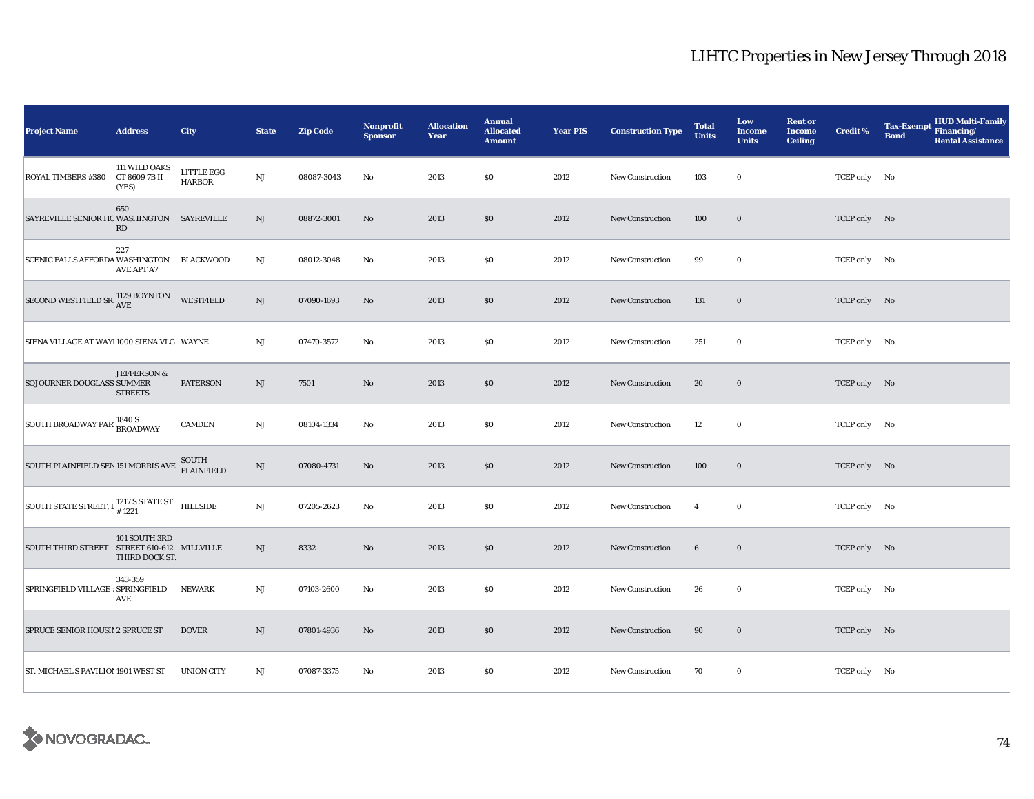| Project Name | Address | City | State | Zip Code | Nonprofit Sponsor | Allocation Year | Annual Allocated Amount | Year PIS | Construction Type | Total Units | Low Income Units | Rent or Income Ceiling | Credit % | Tax-Exempt Bond | HUD Multi-Family Financing/ Rental Assistance |
|---|---|---|---|---|---|---|---|---|---|---|---|---|---|---|---|
| ROYAL TIMBERS #380 | 111 WILD OAKS CT 8609 7B II (YES) | LITTLE EGG HARBOR | NJ | 08087-3043 | No | 2013 | $0 | 2012 | New Construction | 103 | 0 | | TCEP only | No | |
| SAYREVILLE SENIOR HO | 650 WASHINGTON RD | SAYREVILLE | NJ | 08872-3001 | No | 2013 | $0 | 2012 | New Construction | 100 | 0 | | TCEP only | No | |
| SCENIC FALLS AFFORDA | 227 WASHINGTON AVE APT A7 | BLACKWOOD | NJ | 08012-3048 | No | 2013 | $0 | 2012 | New Construction | 99 | 0 | | TCEP only | No | |
| SECOND WESTFIELD SR. | 1129 BOYNTON AVE | WESTFIELD | NJ | 07090-1693 | No | 2013 | $0 | 2012 | New Construction | 131 | 0 | | TCEP only | No | |
| SIENA VILLAGE AT WAYI | 1000 SIENA VLG | WAYNE | NJ | 07470-3572 | No | 2013 | $0 | 2012 | New Construction | 251 | 0 | | TCEP only | No | |
| SOJOURNER DOUGLASS | JEFFERSON & SUMMER STREETS | PATERSON | NJ | 7501 | No | 2013 | $0 | 2012 | New Construction | 20 | 0 | | TCEP only | No | |
| SOUTH BROADWAY PAR | 1840 S BROADWAY | CAMDEN | NJ | 08104-1334 | No | 2013 | $0 | 2012 | New Construction | 12 | 0 | | TCEP only | No | |
| SOUTH PLAINFIELD SEN | 151 MORRIS AVE | SOUTH PLAINFIELD | NJ | 07080-4731 | No | 2013 | $0 | 2012 | New Construction | 100 | 0 | | TCEP only | No | |
| SOUTH STATE STREET, L | 1217 S STATE ST # 1221 | HILLSIDE | NJ | 07205-2623 | No | 2013 | $0 | 2012 | New Construction | 4 | 0 | | TCEP only | No | |
| SOUTH THIRD STREET | 101 SOUTH 3RD STREET 610-612 THIRD DOCK ST. | MILLVILLE | NJ | 8332 | No | 2013 | $0 | 2012 | New Construction | 6 | 0 | | TCEP only | No | |
| SPRINGFIELD VILLAGE | 343-359 SPRINGFIELD AVE | NEWARK | NJ | 07103-2600 | No | 2013 | $0 | 2012 | New Construction | 26 | 0 | | TCEP only | No | |
| SPRUCE SENIOR HOUSI | 2 SPRUCE ST | DOVER | NJ | 07801-4936 | No | 2013 | $0 | 2012 | New Construction | 90 | 0 | | TCEP only | No | |
| ST. MICHAEL'S PAVILION | 1901 WEST ST | UNION CITY | NJ | 07087-3375 | No | 2013 | $0 | 2012 | New Construction | 70 | 0 | | TCEP only | No | |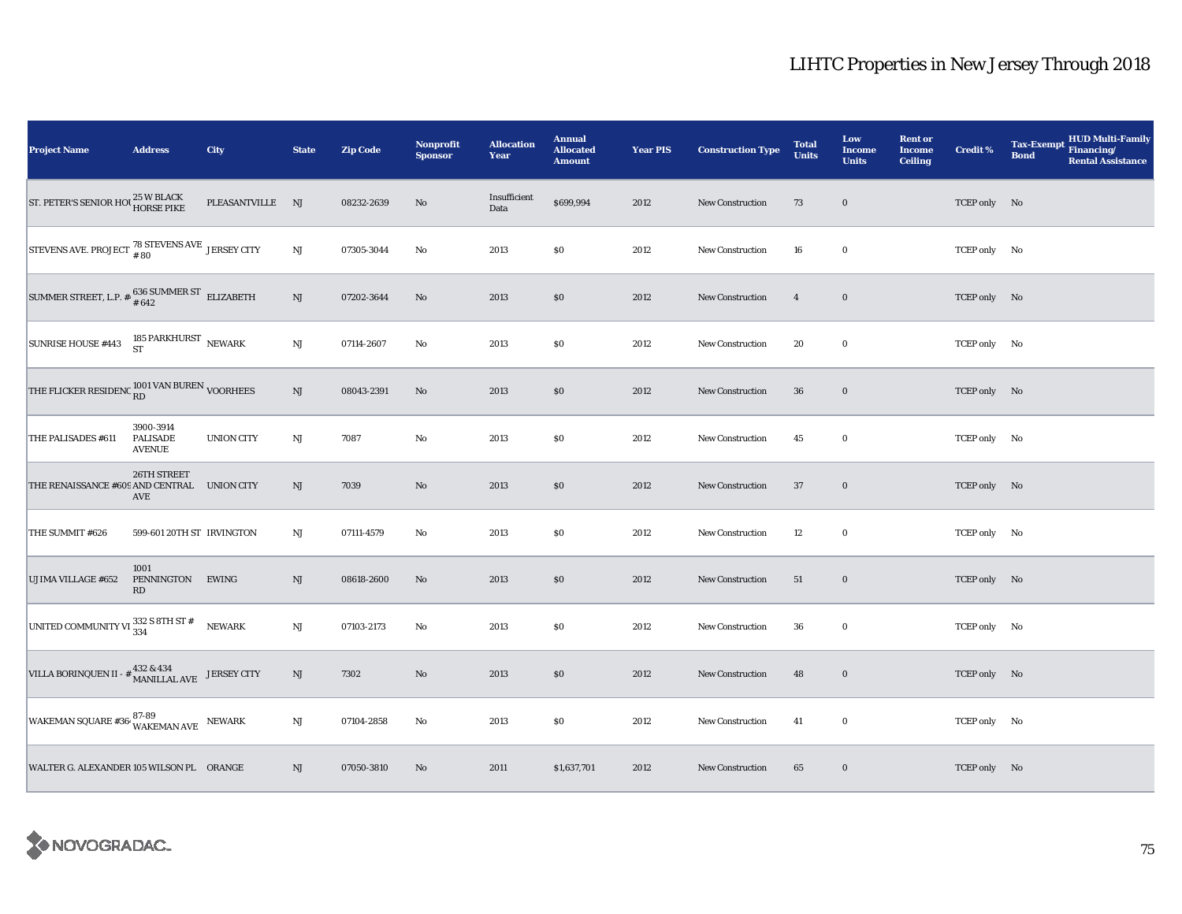# LIHTC Properties in New Jersey Through 2018

| Project Name | Address | City | State | Zip Code | Nonprofit Sponsor | Allocation Year | Annual Allocated Amount | Year PIS | Construction Type | Total Units | Low Income Units | Rent or Income Ceiling | Credit % | Tax-Exempt Bond | HUD Multi-Family Financing/ Rental Assistance |
|---|---|---|---|---|---|---|---|---|---|---|---|---|---|---|---|
| ST. PETER'S SENIOR HOU | 25 W BLACK HORSE PIKE | PLEASANTVILLE | NJ | 08232-2639 | No | Insufficient Data | $699,994 | 2012 | New Construction | 73 | 0 | | TCEP only | No | |
| STEVENS AVE. PROJECT | 78 STEVENS AVE # 80 | JERSEY CITY | NJ | 07305-3044 | No | 2013 | $0 | 2012 | New Construction | 16 | 0 | | TCEP only | No | |
| SUMMER STREET, L.P. # | 636 SUMMER ST # 642 | ELIZABETH | NJ | 07202-3644 | No | 2013 | $0 | 2012 | New Construction | 4 | 0 | | TCEP only | No | |
| SUNRISE HOUSE #443 | 185 PARKHURST ST | NEWARK | NJ | 07114-2607 | No | 2013 | $0 | 2012 | New Construction | 20 | 0 | | TCEP only | No | |
| THE FLICKER RESIDENC | 1001 VAN BUREN RD | VOORHEES | NJ | 08043-2391 | No | 2013 | $0 | 2012 | New Construction | 36 | 0 | | TCEP only | No | |
| THE PALISADES #611 | 3900-3914 PALISADE AVENUE | UNION CITY | NJ | 7087 | No | 2013 | $0 | 2012 | New Construction | 45 | 0 | | TCEP only | No | |
| THE RENAISSANCE #609 | 26TH STREET AND CENTRAL AVE | UNION CITY | NJ | 7039 | No | 2013 | $0 | 2012 | New Construction | 37 | 0 | | TCEP only | No | |
| THE SUMMIT #626 | 599-601 20TH ST | IRVINGTON | NJ | 07111-4579 | No | 2013 | $0 | 2012 | New Construction | 12 | 0 | | TCEP only | No | |
| UJIMA VILLAGE #652 | 1001 PENNINGTON RD | EWING | NJ | 08618-2600 | No | 2013 | $0 | 2012 | New Construction | 51 | 0 | | TCEP only | No | |
| UNITED COMMUNITY VI | 332 S 8TH ST # 334 | NEWARK | NJ | 07103-2173 | No | 2013 | $0 | 2012 | New Construction | 36 | 0 | | TCEP only | No | |
| VILLA BORINQUEN II - # | 432 & 434 MANILLAL AVE | JERSEY CITY | NJ | 7302 | No | 2013 | $0 | 2012 | New Construction | 48 | 0 | | TCEP only | No | |
| WAKEMAN SQUARE #364 | 87-89 WAKEMAN AVE | NEWARK | NJ | 07104-2858 | No | 2013 | $0 | 2012 | New Construction | 41 | 0 | | TCEP only | No | |
| WALTER G. ALEXANDER | 105 WILSON PL | ORANGE | NJ | 07050-3810 | No | 2011 | $1,637,701 | 2012 | New Construction | 65 | 0 | | TCEP only | No | |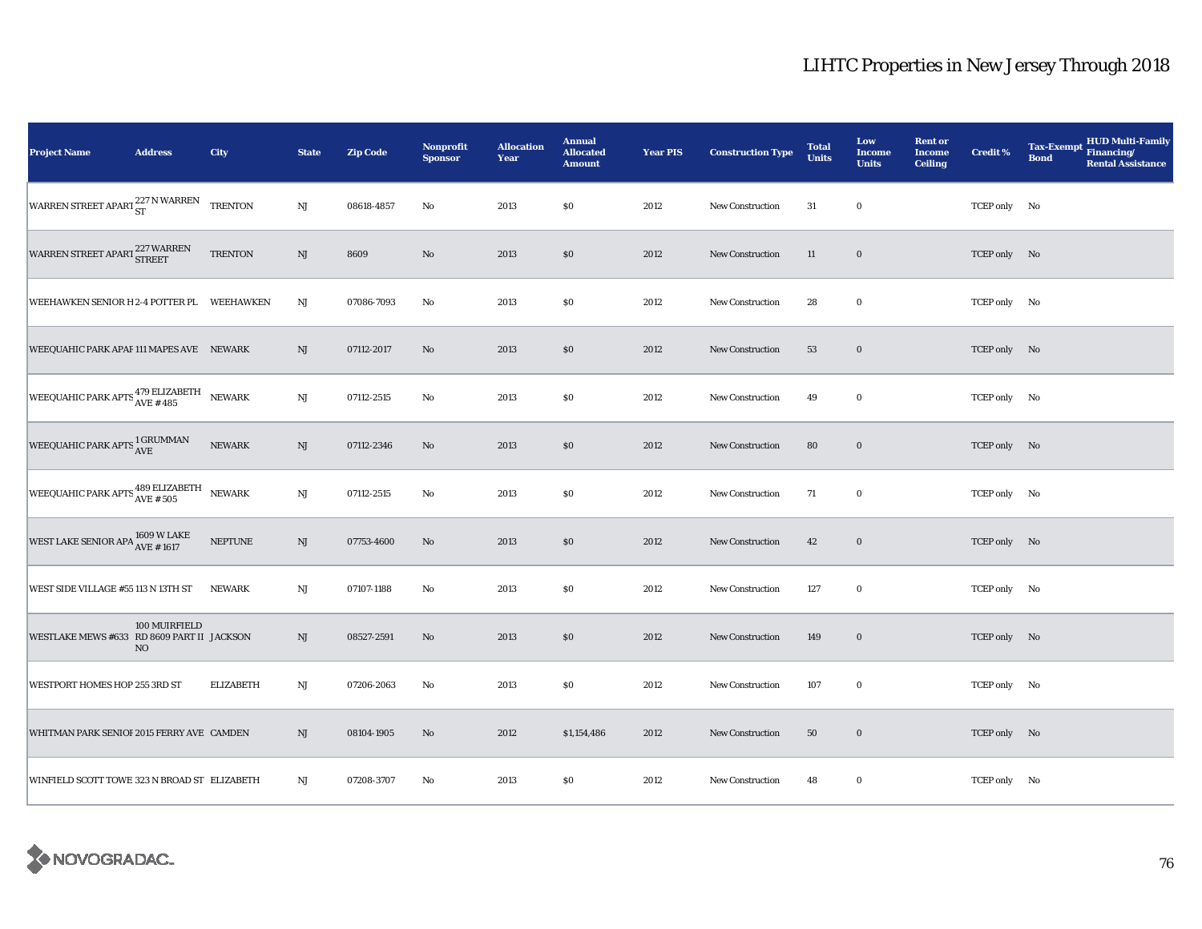# LIHTC Properties in New Jersey Through 2018

| Project Name | Address | City | State | Zip Code | Nonprofit Sponsor | Allocation Year | Annual Allocated Amount | Year PIS | Construction Type | Total Units | Low Income Units | Rent or Income Ceiling | Credit % | Tax-Exempt Bond | HUD Multi-Family Financing/ Rental Assistance |
|---|---|---|---|---|---|---|---|---|---|---|---|---|---|---|---|
| WARREN STREET APART | 227 N WARREN ST | TRENTON | NJ | 08618-4857 | No | 2013 | $0 | 2012 | New Construction | 31 | 0 | | TCEP only | No | |
| WARREN STREET APART | 227 WARREN STREET | TRENTON | NJ | 8609 | No | 2013 | $0 | 2012 | New Construction | 11 | 0 | | TCEP only | No | |
| WEEHAWKEN SENIOR H | 2-4 POTTER PL | WEEHAWKEN | NJ | 07086-7093 | No | 2013 | $0 | 2012 | New Construction | 28 | 0 | | TCEP only | No | |
| WEEQUAHIC PARK APAI | 111 MAPES AVE | NEWARK | NJ | 07112-2017 | No | 2013 | $0 | 2012 | New Construction | 53 | 0 | | TCEP only | No | |
| WEEQUAHIC PARK APTS | 479 ELIZABETH AVE # 485 | NEWARK | NJ | 07112-2515 | No | 2013 | $0 | 2012 | New Construction | 49 | 0 | | TCEP only | No | |
| WEEQUAHIC PARK APTS | 1 GRUMMAN AVE | NEWARK | NJ | 07112-2346 | No | 2013 | $0 | 2012 | New Construction | 80 | 0 | | TCEP only | No | |
| WEEQUAHIC PARK APTS | 489 ELIZABETH AVE # 505 | NEWARK | NJ | 07112-2515 | No | 2013 | $0 | 2012 | New Construction | 71 | 0 | | TCEP only | No | |
| WEST LAKE SENIOR APA | 1609 W LAKE AVE # 1617 | NEPTUNE | NJ | 07753-4600 | No | 2013 | $0 | 2012 | New Construction | 42 | 0 | | TCEP only | No | |
| WEST SIDE VILLAGE #55 | 113 N 13TH ST | NEWARK | NJ | 07107-1188 | No | 2013 | $0 | 2012 | New Construction | 127 | 0 | | TCEP only | No | |
| WESTLAKE MEWS #633 | 100 MUIRFIELD RD 8609 PART II NO | JACKSON | NJ | 08527-2591 | No | 2013 | $0 | 2012 | New Construction | 149 | 0 | | TCEP only | No | |
| WESTPORT HOMES HOP | 255 3RD ST | ELIZABETH | NJ | 07206-2063 | No | 2013 | $0 | 2012 | New Construction | 107 | 0 | | TCEP only | No | |
| WHITMAN PARK SENIOI | 2015 FERRY AVE | CAMDEN | NJ | 08104-1905 | No | 2012 | $1,154,486 | 2012 | New Construction | 50 | 0 | | TCEP only | No | |
| WINFIELD SCOTT TOWE | 323 N BROAD ST | ELIZABETH | NJ | 07208-3707 | No | 2013 | $0 | 2012 | New Construction | 48 | 0 | | TCEP only | No | |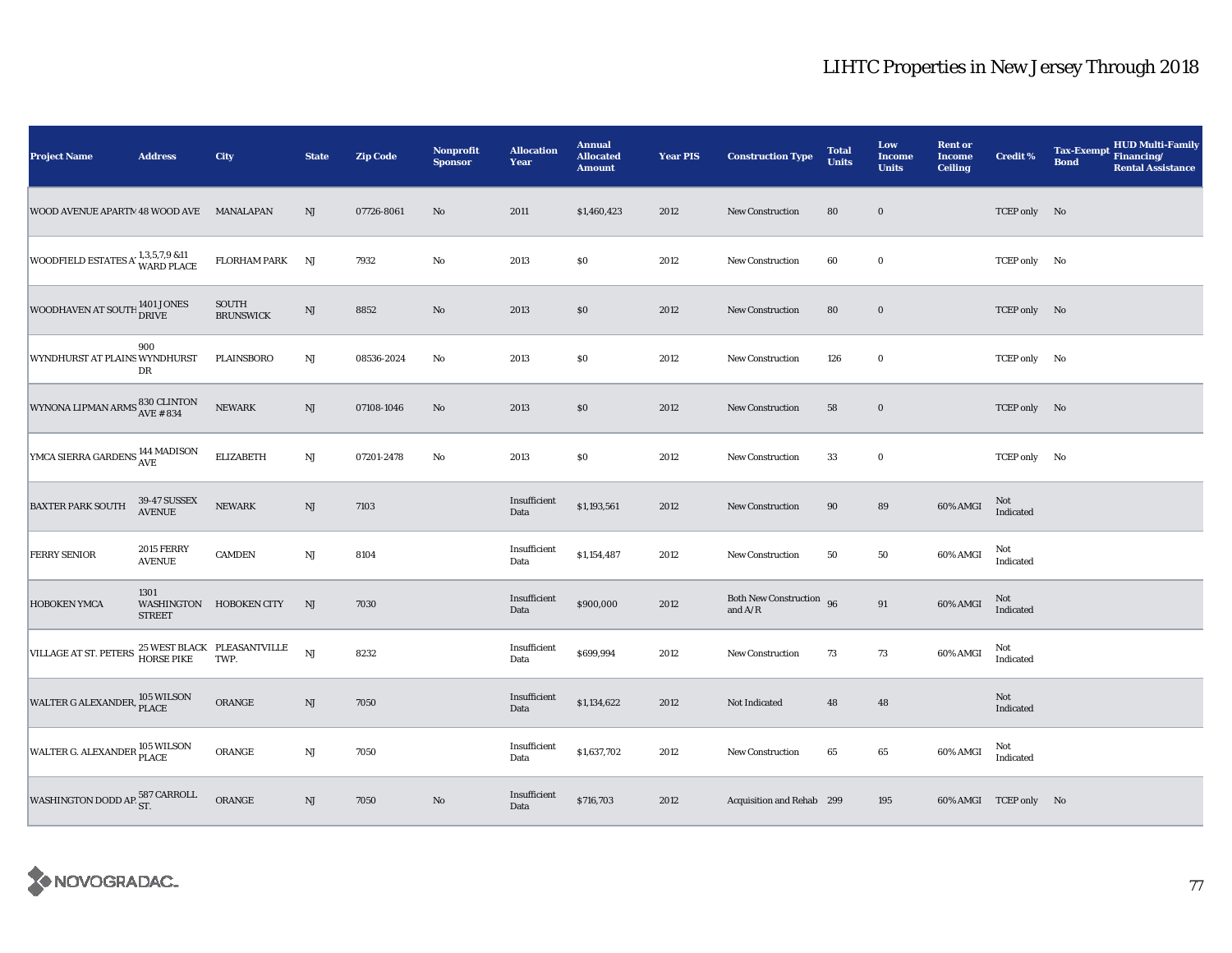# LIHTC Properties in New Jersey Through 2018

| Project Name | Address | City | State | Zip Code | Nonprofit Sponsor | Allocation Year | Annual Allocated Amount | Year PIS | Construction Type | Total Units | Low Income Units | Rent or Income Ceiling | Credit % | Tax-Exempt Bond | HUD Multi-Family Financing/ Rental Assistance |
|---|---|---|---|---|---|---|---|---|---|---|---|---|---|---|---|
| WOOD AVENUE APARTM | 48 WOOD AVE | MANALAPAN | NJ | 07726-8061 | No | 2011 | $1,460,423 | 2012 | New Construction | 80 | 0 | | TCEP only | No | |
| WOODFIELD ESTATES AT | 1,3,5,7,9 &11 WARD PLACE | FLORHAM PARK | NJ | 7932 | No | 2013 | $0 | 2012 | New Construction | 60 | 0 | | TCEP only | No | |
| WOODHAVEN AT SOUTH | 1401 JONES DRIVE | SOUTH BRUNSWICK | NJ | 8852 | No | 2013 | $0 | 2012 | New Construction | 80 | 0 | | TCEP only | No | |
| WYNDHURST AT PLAINS | 900 WYNDHURST DR | PLAINSBORO | NJ | 08536-2024 | No | 2013 | $0 | 2012 | New Construction | 126 | 0 | | TCEP only | No | |
| WYNONA LIPMAN ARMS | 830 CLINTON AVE #834 | NEWARK | NJ | 07108-1046 | No | 2013 | $0 | 2012 | New Construction | 58 | 0 | | TCEP only | No | |
| YMCA SIERRA GARDENS | 144 MADISON AVE | ELIZABETH | NJ | 07201-2478 | No | 2013 | $0 | 2012 | New Construction | 33 | 0 | | TCEP only | No | |
| BAXTER PARK SOUTH | 39-47 SUSSEX AVENUE | NEWARK | NJ | 7103 | | Insufficient Data | $1,193,561 | 2012 | New Construction | 90 | 89 | 60% AMGI | Not Indicated | | |
| FERRY SENIOR | 2015 FERRY AVENUE | CAMDEN | NJ | 8104 | | Insufficient Data | $1,154,487 | 2012 | New Construction | 50 | 50 | 60% AMGI | Not Indicated | | |
| HOBOKEN YMCA | 1301 WASHINGTON STREET | HOBOKEN CITY | NJ | 7030 | | Insufficient Data | $900,000 | 2012 | Both New Construction and A/R | 96 | 91 | 60% AMGI | Not Indicated | | |
| VILLAGE AT ST. PETERS | 25 WEST BLACK HORSE PIKE | PLEASANTVILLE TWP. | NJ | 8232 | | Insufficient Data | $699,994 | 2012 | New Construction | 73 | 73 | 60% AMGI | Not Indicated | | |
| WALTER G ALEXANDER, | 105 WILSON PLACE | ORANGE | NJ | 7050 | | Insufficient Data | $1,134,622 | 2012 | Not Indicated | 48 | 48 | | Not Indicated | | |
| WALTER G. ALEXANDER | 105 WILSON PLACE | ORANGE | NJ | 7050 | | Insufficient Data | $1,637,702 | 2012 | New Construction | 65 | 65 | 60% AMGI | Not Indicated | | |
| WASHINGTON DODD AP. | 587 CARROLL ST. | ORANGE | NJ | 7050 | No | Insufficient Data | $716,703 | 2012 | Acquisition and Rehab | 299 | 195 | 60% AMGI | TCEP only | No | |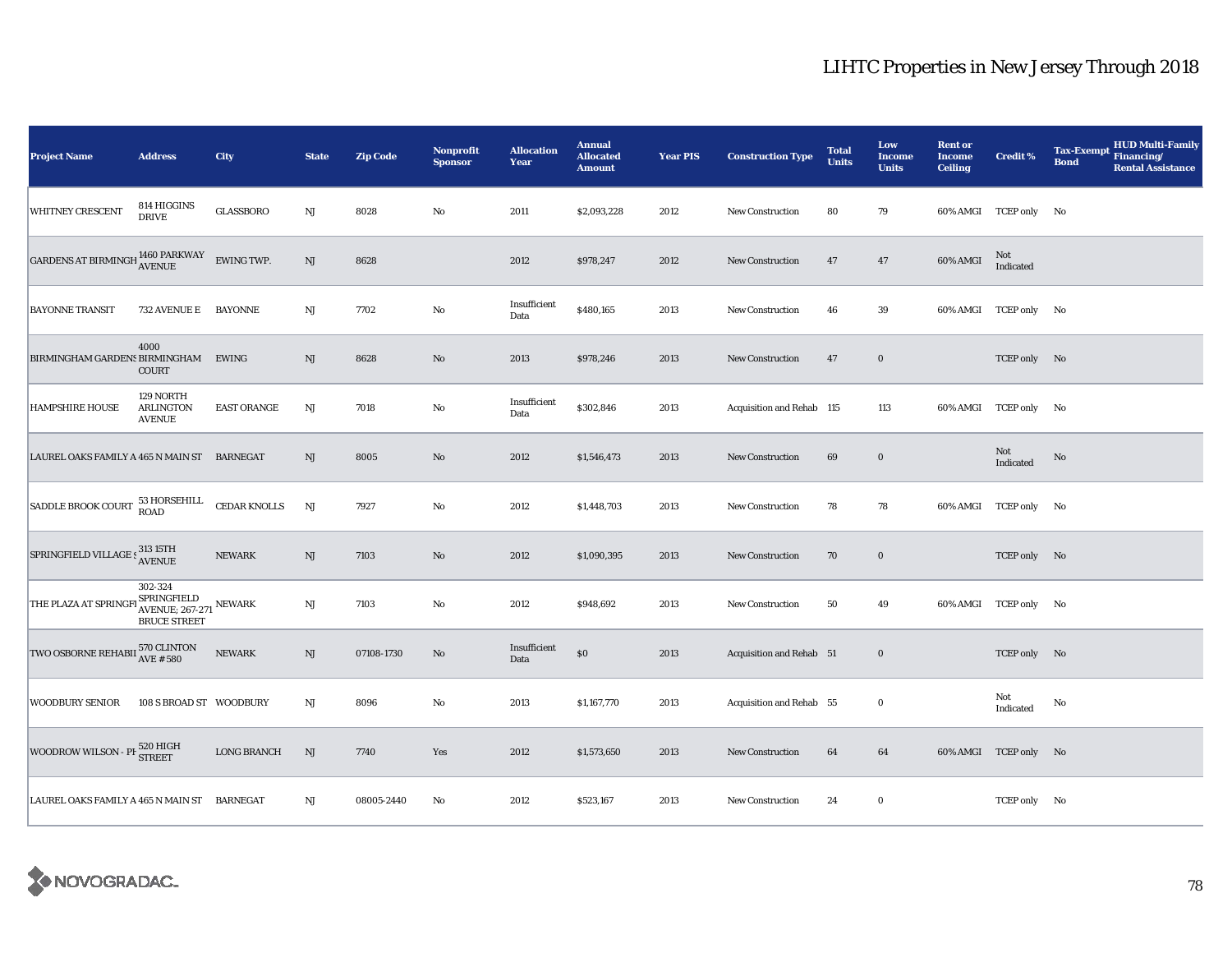# LIHTC Properties in New Jersey Through 2018

| Project Name | Address | City | State | Zip Code | Nonprofit Sponsor | Allocation Year | Annual Allocated Amount | Year PIS | Construction Type | Total Units | Low Income Units | Rent or Income Ceiling | Credit % | Tax-Exempt Bond | HUD Multi-Family Financing/ Rental Assistance |
|---|---|---|---|---|---|---|---|---|---|---|---|---|---|---|---|
| WHITNEY CRESCENT | 814 HIGGINS DRIVE | GLASSBORO | NJ | 8028 | No | 2011 | $2,093,228 | 2012 | New Construction | 80 | 79 | 60% AMGI | TCEP only | No | |
| GARDENS AT BIRMINGH | 1460 PARKWAY AVENUE | EWING TWP. | NJ | 8628 | | 2012 | $978,247 | 2012 | New Construction | 47 | 47 | 60% AMGI | Not Indicated | | |
| BAYONNE TRANSIT | 732 AVENUE E | BAYONNE | NJ | 7702 | No | Insufficient Data | $480,165 | 2013 | New Construction | 46 | 39 | 60% AMGI | TCEP only | No | |
| BIRMINGHAM GARDENS | 4000 BIRMINGHAM COURT | EWING | NJ | 8628 | No | 2013 | $978,246 | 2013 | New Construction | 47 | 0 | | TCEP only | No | |
| HAMPSHIRE HOUSE | 129 NORTH ARLINGTON AVENUE | EAST ORANGE | NJ | 7018 | No | Insufficient Data | $302,846 | 2013 | Acquisition and Rehab | 115 | 113 | 60% AMGI | TCEP only | No | |
| LAUREL OAKS FAMILY A | 465 N MAIN ST | BARNEGAT | NJ | 8005 | No | 2012 | $1,546,473 | 2013 | New Construction | 69 | 0 | | Not Indicated | No | |
| SADDLE BROOK COURT | 53 HORSEHILL ROAD | CEDAR KNOLLS | NJ | 7927 | No | 2012 | $1,448,703 | 2013 | New Construction | 78 | 78 | 60% AMGI | TCEP only | No | |
| SPRINGFIELD VILLAGE | 313 15TH AVENUE | NEWARK | NJ | 7103 | No | 2012 | $1,090,395 | 2013 | New Construction | 70 | 0 | | TCEP only | No | |
| THE PLAZA AT SPRINGFI | 302-324 SPRINGFIELD AVENUE; 267-271 BRUCE STREET | NEWARK | NJ | 7103 | No | 2012 | $948,692 | 2013 | New Construction | 50 | 49 | 60% AMGI | TCEP only | No | |
| TWO OSBORNE REHABII | 570 CLINTON AVE #580 | NEWARK | NJ | 07108-1730 | No | Insufficient Data | $0 | 2013 | Acquisition and Rehab | 51 | 0 | | TCEP only | No | |
| WOODBURY SENIOR | 108 S BROAD ST | WOODBURY | NJ | 8096 | No | 2013 | $1,167,770 | 2013 | Acquisition and Rehab | 55 | 0 | | Not Indicated | No | |
| WOODROW WILSON - PH | 520 HIGH STREET | LONG BRANCH | NJ | 7740 | Yes | 2012 | $1,573,650 | 2013 | New Construction | 64 | 64 | 60% AMGI | TCEP only | No | |
| LAUREL OAKS FAMILY A | 465 N MAIN ST | BARNEGAT | NJ | 08005-2440 | No | 2012 | $523,167 | 2013 | New Construction | 24 | 0 | | TCEP only | No | |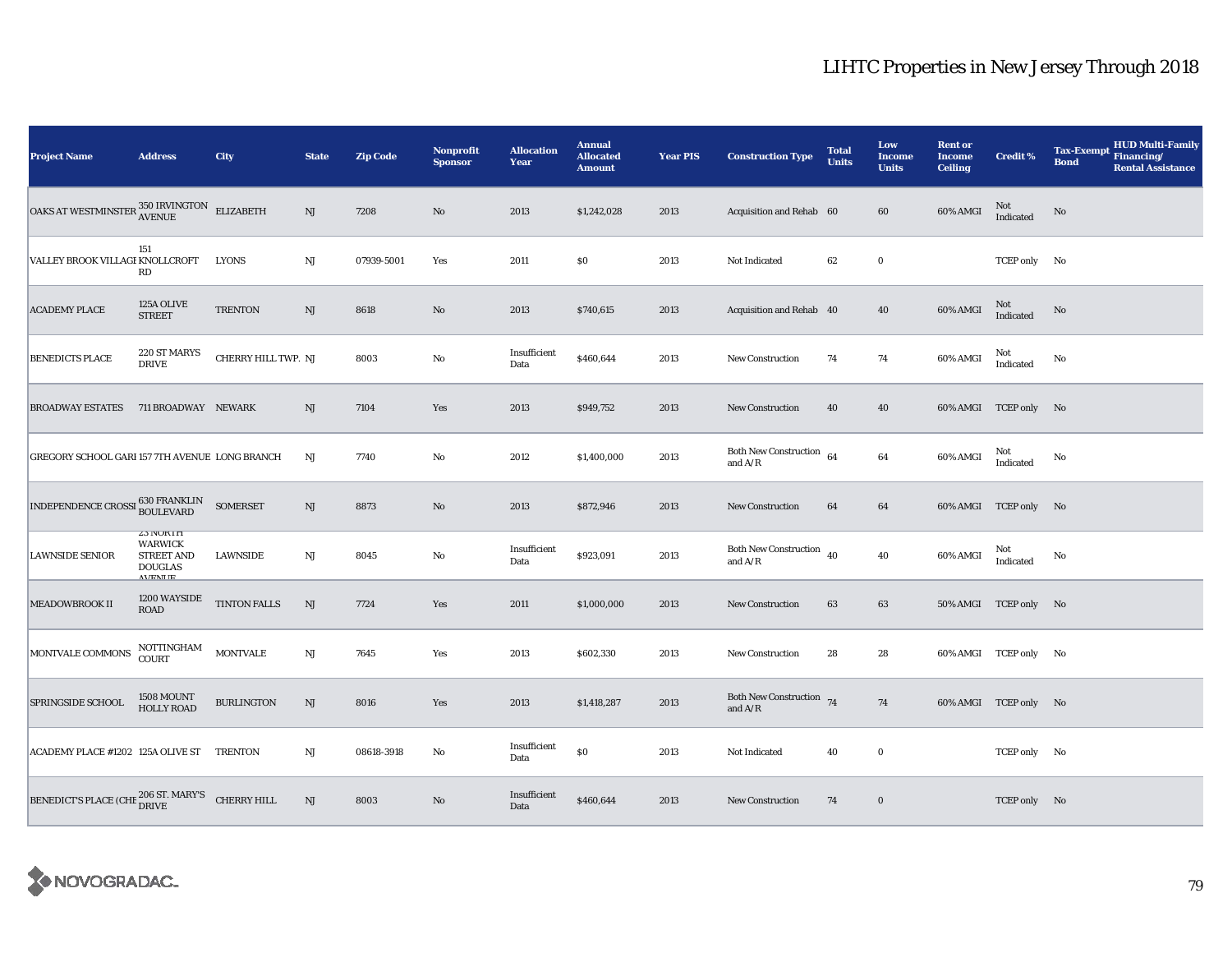# LIHTC Properties in New Jersey Through 2018

| Project Name | Address | City | State | Zip Code | Nonprofit Sponsor | Allocation Year | Annual Allocated Amount | Year PIS | Construction Type | Total Units | Low Income Units | Rent or Income Ceiling | Credit % | Tax-Exempt Bond | HUD Multi-Family Financing/ Rental Assistance |
|---|---|---|---|---|---|---|---|---|---|---|---|---|---|---|---|
| OAKS AT WESTMINSTER | 350 IRVINGTON AVENUE | ELIZABETH | NJ | 7208 | No | 2013 | $1,242,028 | 2013 | Acquisition and Rehab | 60 | 60 | 60% AMGI | Not Indicated | No | |
| VALLEY BROOK VILLAGE | 151 KNOLLCROFT RD | LYONS | NJ | 07939-5001 | Yes | 2011 | $0 | 2013 | Not Indicated | 62 | 0 | | TCEP only | No | |
| ACADEMY PLACE | 125A OLIVE STREET | TRENTON | NJ | 8618 | No | 2013 | $740,615 | 2013 | Acquisition and Rehab | 40 | 40 | 60% AMGI | Not Indicated | No | |
| BENEDICTS PLACE | 220 ST MARYS DRIVE | CHERRY HILL TWP. | NJ | 8003 | No | Insufficient Data | $460,644 | 2013 | New Construction | 74 | 74 | 60% AMGI | Not Indicated | No | |
| BROADWAY ESTATES | 711 BROADWAY | NEWARK | NJ | 7104 | Yes | 2013 | $949,752 | 2013 | New Construction | 40 | 40 | 60% AMGI | TCEP only | No | |
| GREGORY SCHOOL GARI | 157 7TH AVENUE | LONG BRANCH | NJ | 7740 | No | 2012 | $1,400,000 | 2013 | Both New Construction and A/R | 64 | 64 | 60% AMGI | Not Indicated | No | |
| INDEPENDENCE CROSSI | 630 FRANKLIN BOULEVARD | SOMERSET | NJ | 8873 | No | 2013 | $872,946 | 2013 | New Construction | 64 | 64 | 60% AMGI | TCEP only | No | |
| LAWNSIDE SENIOR | 23 NORTH WARWICK STREET AND DOUGLAS AVENUE | LAWNSIDE | NJ | 8045 | No | Insufficient Data | $923,091 | 2013 | Both New Construction and A/R | 40 | 40 | 60% AMGI | Not Indicated | No | |
| MEADOWBROOK II | 1200 WAYSIDE ROAD | TINTON FALLS | NJ | 7724 | Yes | 2011 | $1,000,000 | 2013 | New Construction | 63 | 63 | 50% AMGI | TCEP only | No | |
| MONTVALE COMMONS | NOTTINGHAM COURT | MONTVALE | NJ | 7645 | Yes | 2013 | $602,330 | 2013 | New Construction | 28 | 28 | 60% AMGI | TCEP only | No | |
| SPRINGSIDE SCHOOL | 1508 MOUNT HOLLY ROAD | BURLINGTON | NJ | 8016 | Yes | 2013 | $1,418,287 | 2013 | Both New Construction and A/R | 74 | 74 | 60% AMGI | TCEP only | No | |
| ACADEMY PLACE #1202 | 125A OLIVE ST | TRENTON | NJ | 08618-3918 | No | Insufficient Data | $0 | 2013 | Not Indicated | 40 | 0 | | TCEP only | No | |
| BENEDICT'S PLACE (CHE | 206 ST. MARY'S DRIVE | CHERRY HILL | NJ | 8003 | No | Insufficient Data | $460,644 | 2013 | New Construction | 74 | 0 | | TCEP only | No | |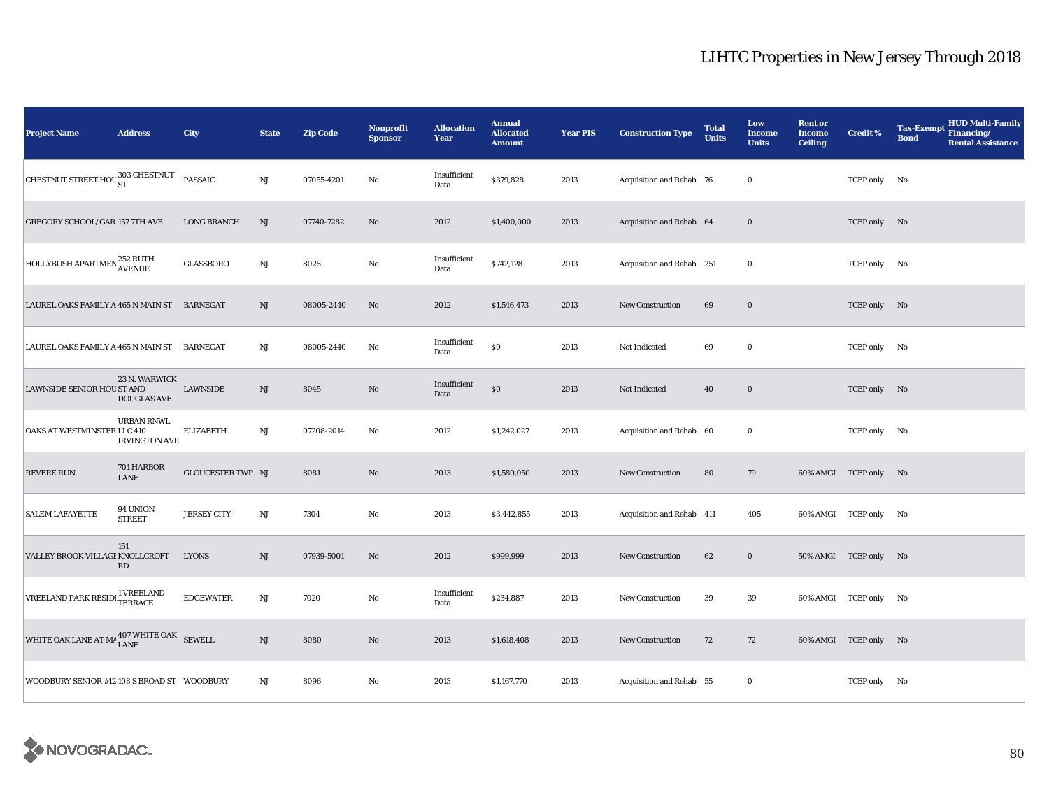# LIHTC Properties in New Jersey Through 2018

| Project Name | Address | City | State | Zip Code | Nonprofit Sponsor | Allocation Year | Annual Allocated Amount | Year PIS | Construction Type | Total Units | Low Income Units | Rent or Income Ceiling | Credit % | Tax-Exempt Bond | HUD Multi-Family Financing/ Rental Assistance |
|---|---|---|---|---|---|---|---|---|---|---|---|---|---|---|---|
| CHESTNUT STREET HOU | 303 CHESTNUT ST | PASSAIC | NJ | 07055-4201 | No | Insufficient Data | $379,828 | 2013 | Acquisition and Rehab | 76 | 0 | | TCEP only | No | |
| GREGORY SCHOOL/GAR | 157 7TH AVE | LONG BRANCH | NJ | 07740-7282 | No | 2012 | $1,400,000 | 2013 | Acquisition and Rehab | 64 | 0 | | TCEP only | No | |
| HOLLYBUSH APARTMEN | 252 RUTH AVENUE | GLASSBORO | NJ | 8028 | No | Insufficient Data | $742,128 | 2013 | Acquisition and Rehab | 251 | 0 | | TCEP only | No | |
| LAUREL OAKS FAMILY A | 465 N MAIN ST | BARNEGAT | NJ | 08005-2440 | No | 2012 | $1,546,473 | 2013 | New Construction | 69 | 0 | | TCEP only | No | |
| LAUREL OAKS FAMILY A | 465 N MAIN ST | BARNEGAT | NJ | 08005-2440 | No | Insufficient Data | $0 | 2013 | Not Indicated | 69 | 0 | | TCEP only | No | |
| LAWNSIDE SENIOR HOU | 23 N. WARWICK ST AND DOUGLAS AVE | LAWNSIDE | NJ | 8045 | No | Insufficient Data | $0 | 2013 | Not Indicated | 40 | 0 | | TCEP only | No | |
| OAKS AT WESTMINSTER | URBAN RNWL LLC 410 IRVINGTON AVE | ELIZABETH | NJ | 07208-2014 | No | 2012 | $1,242,027 | 2013 | Acquisition and Rehab | 60 | 0 | | TCEP only | No | |
| REVERE RUN | 701 HARBOR LANE | GLOUCESTER TWP. | NJ | 8081 | No | 2013 | $1,580,050 | 2013 | New Construction | 80 | 79 | 60% AMGI | TCEP only | No | |
| SALEM LAFAYETTE | 94 UNION STREET | JERSEY CITY | NJ | 7304 | No | 2013 | $3,442,855 | 2013 | Acquisition and Rehab | 411 | 405 | 60% AMGI | TCEP only | No | |
| VALLEY BROOK VILLAGI | 151 KNOLLCROFT RD | LYONS | NJ | 07939-5001 | No | 2012 | $999,999 | 2013 | New Construction | 62 | 0 | 50% AMGI | TCEP only | No | |
| VREELAND PARK RESIDI | 1 VREELAND TERRACE | EDGEWATER | NJ | 7020 | No | Insufficient Data | $234,887 | 2013 | New Construction | 39 | 39 | 60% AMGI | TCEP only | No | |
| WHITE OAK LANE AT MA | 407 WHITE OAK LANE | SEWELL | NJ | 8080 | No | 2013 | $1,618,408 | 2013 | New Construction | 72 | 72 | 60% AMGI | TCEP only | No | |
| WOODBURY SENIOR #12 | 108 S BROAD ST | WOODBURY | NJ | 8096 | No | 2013 | $1,167,770 | 2013 | Acquisition and Rehab | 55 | 0 | | TCEP only | No | |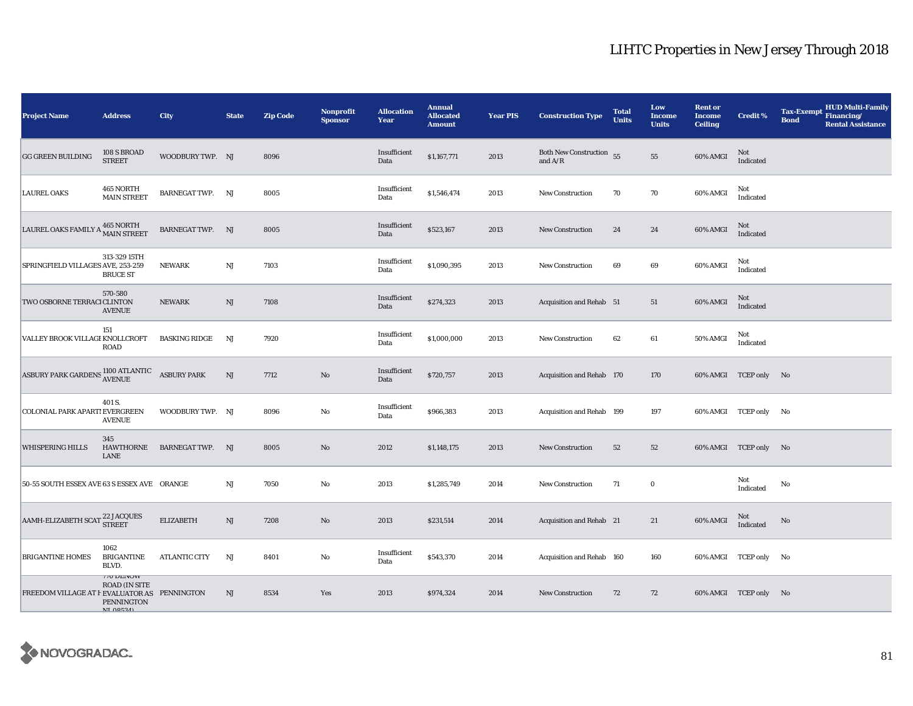# LIHTC Properties in New Jersey Through 2018

| Project Name | Address | City | State | Zip Code | Nonprofit Sponsor | Allocation Year | Annual Allocated Amount | Year PIS | Construction Type | Total Units | Low Income Units | Rent or Income Ceiling | Credit % | Tax-Exempt Bond | HUD Multi-Family Financing/ Rental Assistance |
|---|---|---|---|---|---|---|---|---|---|---|---|---|---|---|---|
| GG GREEN BUILDING | 108 S BROAD STREET | WOODBURY TWP. | NJ | 8096 | | Insufficient Data | $1,167,771 | 2013 | Both New Construction and A/R | 55 | 55 | 60% AMGI | Not Indicated | | |
| LAUREL OAKS | 465 NORTH MAIN STREET | BARNEGAT TWP. | NJ | 8005 | | Insufficient Data | $1,546,474 | 2013 | New Construction | 70 | 70 | 60% AMGI | Not Indicated | | |
| LAUREL OAKS FAMILY A | 465 NORTH MAIN STREET | BARNEGAT TWP. | NJ | 8005 | | Insufficient Data | $523,167 | 2013 | New Construction | 24 | 24 | 60% AMGI | Not Indicated | | |
| SPRINGFIELD VILLAGES | 313-329 15TH AVE, 253-259 BRUCE ST | NEWARK | NJ | 7103 | | Insufficient Data | $1,090,395 | 2013 | New Construction | 69 | 69 | 60% AMGI | Not Indicated | | |
| TWO OSBORNE TERRACI | 570-580 CLINTON AVENUE | NEWARK | NJ | 7108 | | Insufficient Data | $274,323 | 2013 | Acquisition and Rehab | 51 | 51 | 60% AMGI | Not Indicated | | |
| VALLEY BROOK VILLAGE | 151 KNOLLCROFT ROAD | BASKING RIDGE | NJ | 7920 | | Insufficient Data | $1,000,000 | 2013 | New Construction | 62 | 61 | 50% AMGI | Not Indicated | | |
| ASBURY PARK GARDENS | 1100 ATLANTIC AVENUE | ASBURY PARK | NJ | 7712 | No | Insufficient Data | $720,757 | 2013 | Acquisition and Rehab | 170 | 170 | 60% AMGI | TCEP only | No | |
| COLONIAL PARK APARTI | 401 S. EVERGREEN AVENUE | WOODBURY TWP. | NJ | 8096 | No | Insufficient Data | $966,383 | 2013 | Acquisition and Rehab | 199 | 197 | 60% AMGI | TCEP only | No | |
| WHISPERING HILLS | 345 HAWTHORNE LANE | BARNEGAT TWP. | NJ | 8005 | No | 2012 | $1,148,175 | 2013 | New Construction | 52 | 52 | 60% AMGI | TCEP only | No | |
| 50-55 SOUTH ESSEX AVE | 63 S ESSEX AVE | ORANGE | NJ | 7050 | No | 2013 | $1,285,749 | 2014 | New Construction | 71 | 0 | | Not Indicated | No | |
| AAMH-ELIZABETH SCAT | 22 JACQUES STREET | ELIZABETH | NJ | 7208 | No | 2013 | $231,514 | 2014 | Acquisition and Rehab | 21 | 21 | 60% AMGI | Not Indicated | No | |
| BRIGANTINE HOMES | 1062 BRIGANTINE BLVD. | ATLANTIC CITY | NJ | 8401 | No | Insufficient Data | $543,370 | 2014 | Acquisition and Rehab | 160 | 160 | 60% AMGI | TCEP only | No | |
| FREEDOM VILLAGE AT H | 770 DENOW ROAD (IN SITE EVALUATOR AS PENNINGTON NJ 08534) | PENNINGTON | NJ | 8534 | Yes | 2013 | $974,324 | 2014 | New Construction | 72 | 72 | 60% AMGI | TCEP only | No | |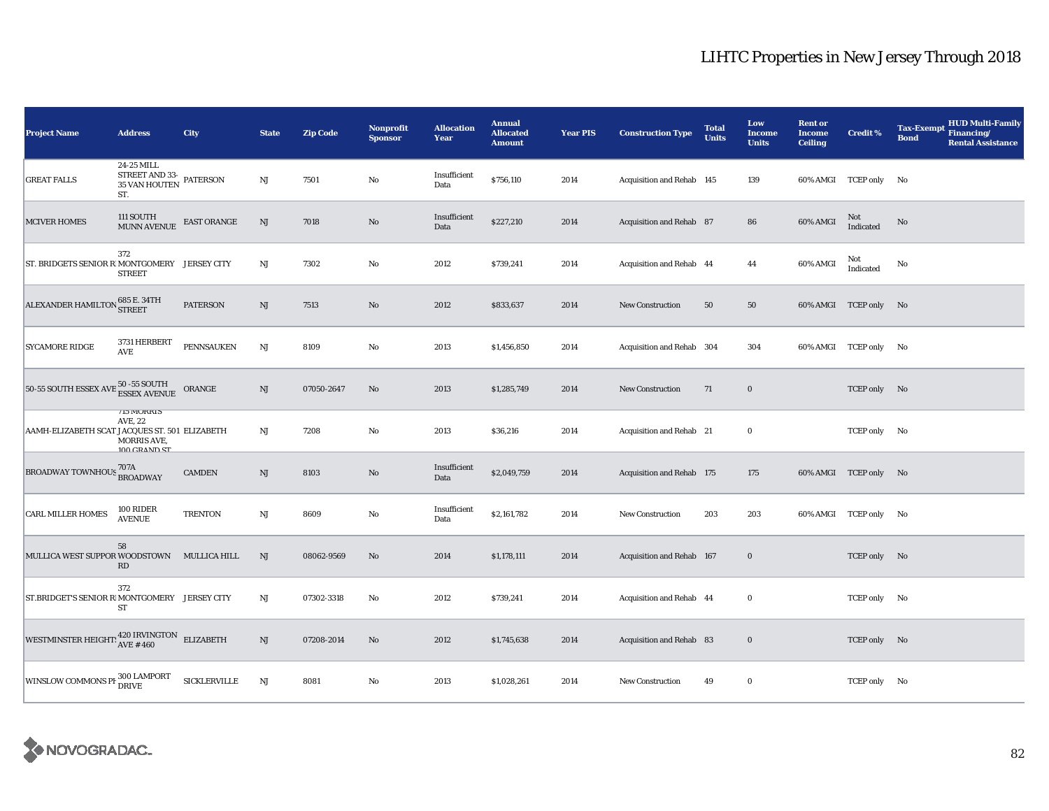# LIHTC Properties in New Jersey Through 2018

| Project Name | Address | City | State | Zip Code | Nonprofit Sponsor | Allocation Year | Annual Allocated Amount | Year PIS | Construction Type | Total Units | Low Income Units | Rent or Income Ceiling | Credit % | Tax-Exempt Bond | HUD Multi-Family Financing/ Rental Assistance |
|---|---|---|---|---|---|---|---|---|---|---|---|---|---|---|---|
| GREAT FALLS | 24-25 MILL STREET AND 33-35 VAN HOUTEN ST. | PATERSON | NJ | 7501 | No | Insufficient Data | $756,110 | 2014 | Acquisition and Rehab | 145 | 139 | 60% AMGI | TCEP only | No | |
| MCIVER HOMES | 111 SOUTH MUNN AVENUE | EAST ORANGE | NJ | 7018 | No | Insufficient Data | $227,210 | 2014 | Acquisition and Rehab | 87 | 86 | 60% AMGI | Not Indicated | No | |
| ST. BRIDGETS SENIOR R | 372 MONTGOMERY STREET | JERSEY CITY | NJ | 7302 | No | 2012 | $739,241 | 2014 | Acquisition and Rehab | 44 | 44 | 60% AMGI | Not Indicated | No | |
| ALEXANDER HAMILTON | 685 E. 34TH STREET | PATERSON | NJ | 7513 | No | 2012 | $833,637 | 2014 | New Construction | 50 | 50 | 60% AMGI | TCEP only | No | |
| SYCAMORE RIDGE | 3731 HERBERT AVE | PENNSAUKEN | NJ | 8109 | No | 2013 | $1,456,850 | 2014 | Acquisition and Rehab | 304 | 304 | 60% AMGI | TCEP only | No | |
| 50-55 SOUTH ESSEX AVE | 50 -55 SOUTH ESSEX AVENUE | ORANGE | NJ | 07050-2647 | No | 2013 | $1,285,749 | 2014 | New Construction | 71 | 0 | | TCEP only | No | |
| AAMH-ELIZABETH SCAT | 715 MORRIS AVE, 22 JACQUES ST. 501 MORRIS AVE, 100 GRAND ST | ELIZABETH | NJ | 7208 | No | 2013 | $36,216 | 2014 | Acquisition and Rehab | 21 | 0 | | TCEP only | No | |
| BROADWAY TOWNHOUS | 707A BROADWAY | CAMDEN | NJ | 8103 | No | Insufficient Data | $2,049,759 | 2014 | Acquisition and Rehab | 175 | 175 | 60% AMGI | TCEP only | No | |
| CARL MILLER HOMES | 100 RIDER AVENUE | TRENTON | NJ | 8609 | No | Insufficient Data | $2,161,782 | 2014 | New Construction | 203 | 203 | 60% AMGI | TCEP only | No | |
| MULLICA WEST SUPPOR | 58 WOODSTOWN RD | MULLICA HILL | NJ | 08062-9569 | No | 2014 | $1,178,111 | 2014 | Acquisition and Rehab | 167 | 0 | | TCEP only | No | |
| ST.BRIDGET'S SENIOR R | 372 MONTGOMERY ST | JERSEY CITY | NJ | 07302-3318 | No | 2012 | $739,241 | 2014 | Acquisition and Rehab | 44 | 0 | | TCEP only | No | |
| WESTMINSTER HEIGHT | 420 IRVINGTON AVE #460 | ELIZABETH | NJ | 07208-2014 | No | 2012 | $1,745,638 | 2014 | Acquisition and Rehab | 83 | 0 | | TCEP only | No | |
| WINSLOW COMMONS PH | 300 LAMPORT DRIVE | SICKLERVILLE | NJ | 8081 | No | 2013 | $1,028,261 | 2014 | New Construction | 49 | 0 | | TCEP only | No | |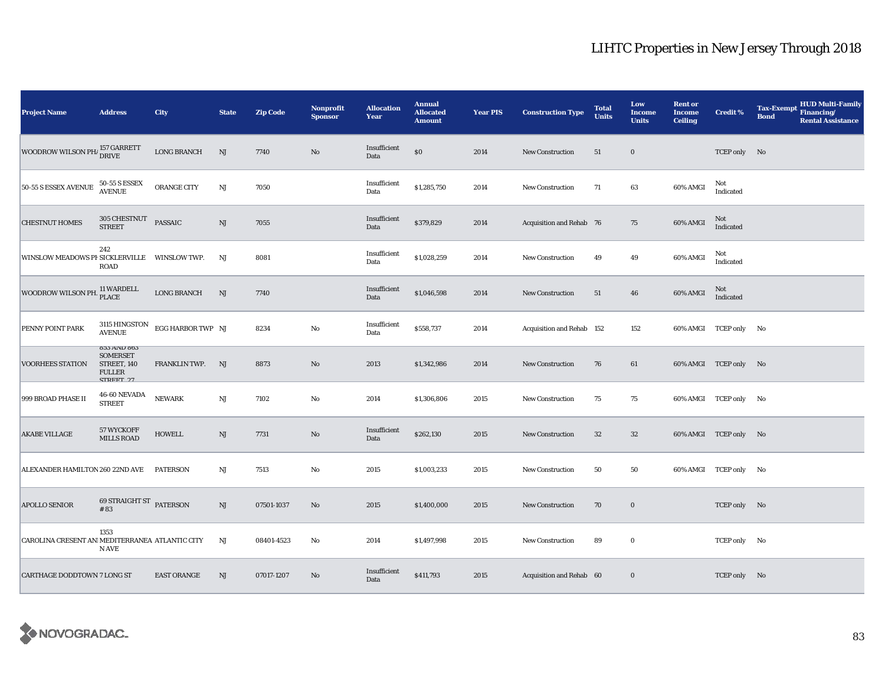# LIHTC Properties in New Jersey Through 2018

| Project Name | Address | City | State | Zip Code | Nonprofit Sponsor | Allocation Year | Annual Allocated Amount | Year PIS | Construction Type | Total Units | Low Income Units | Rent or Income Ceiling | Credit % | Tax-Exempt Bond | HUD Multi-Family Financing/ Rental Assistance |
|---|---|---|---|---|---|---|---|---|---|---|---|---|---|---|---|
| WOODROW WILSON PHA | 157 GARRETT DRIVE | LONG BRANCH | NJ | 7740 | No | Insufficient Data | $0 | 2014 | New Construction | 51 | 0 | | TCEP only | No | |
| 50-55 S ESSEX AVENUE | 50-55 S ESSEX AVENUE | ORANGE CITY | NJ | 7050 | | Insufficient Data | $1,285,750 | 2014 | New Construction | 71 | 63 | 60% AMGI | Not Indicated | | |
| CHESTNUT HOMES | 305 CHESTNUT STREET | PASSAIC | NJ | 7055 | | Insufficient Data | $379,829 | 2014 | Acquisition and Rehab | 76 | 75 | 60% AMGI | Not Indicated | | |
| WINSLOW MEADOWS PH | 242 SICKLERVILLE ROAD | WINSLOW TWP. | NJ | 8081 | | Insufficient Data | $1,028,259 | 2014 | New Construction | 49 | 49 | 60% AMGI | Not Indicated | | |
| WOODROW WILSON PH. | 11 WARDELL PLACE | LONG BRANCH | NJ | 7740 | | Insufficient Data | $1,046,598 | 2014 | New Construction | 51 | 46 | 60% AMGI | Not Indicated | | |
| PENNY POINT PARK | 3115 HINGSTON AVENUE | EGG HARBOR TWP | NJ | 8234 | No | Insufficient Data | $558,737 | 2014 | Acquisition and Rehab | 152 | 152 | 60% AMGI | TCEP only | No | |
| VOORHEES STATION | 853 AND 863 SOMERSET STREET, 140 FULLER STREET, 27 | FRANKLIN TWP. | NJ | 8873 | No | 2013 | $1,342,986 | 2014 | New Construction | 76 | 61 | 60% AMGI | TCEP only | No | |
| 999 BROAD PHASE II | 46-60 NEVADA STREET | NEWARK | NJ | 7102 | No | 2014 | $1,306,806 | 2015 | New Construction | 75 | 75 | 60% AMGI | TCEP only | No | |
| AKABE VILLAGE | 57 WYCKOFF MILLS ROAD | HOWELL | NJ | 7731 | No | Insufficient Data | $262,130 | 2015 | New Construction | 32 | 32 | 60% AMGI | TCEP only | No | |
| ALEXANDER HAMILTON | 260 22ND AVE | PATERSON | NJ | 7513 | No | 2015 | $1,003,233 | 2015 | New Construction | 50 | 50 | 60% AMGI | TCEP only | No | |
| APOLLO SENIOR | 69 STRAIGHT ST # 83 | PATERSON | NJ | 07501-1037 | No | 2015 | $1,400,000 | 2015 | New Construction | 70 | 0 | | TCEP only | No | |
| CAROLINA CRESENT ANI | 1353 MEDITERRANEAN AVE | ATLANTIC CITY | NJ | 08401-4523 | No | 2014 | $1,497,998 | 2015 | New Construction | 89 | 0 | | TCEP only | No | |
| CARTHAGE DODDTOWN | 7 LONG ST | EAST ORANGE | NJ | 07017-1207 | No | Insufficient Data | $411,793 | 2015 | Acquisition and Rehab | 60 | 0 | | TCEP only | No | |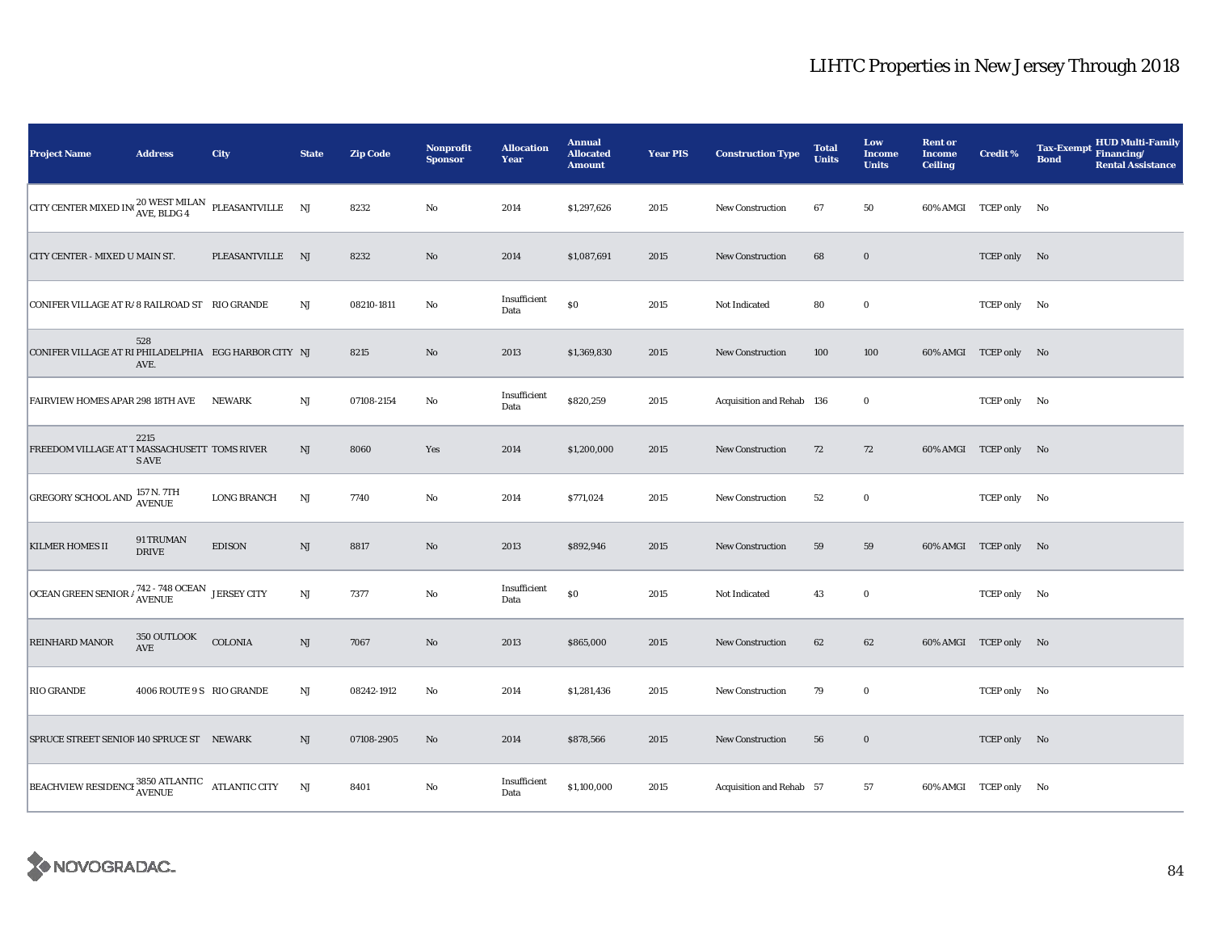# LIHTC Properties in New Jersey Through 2018

| Project Name | Address | City | State | Zip Code | Nonprofit Sponsor | Allocation Year | Annual Allocated Amount | Year PIS | Construction Type | Total Units | Low Income Units | Rent or Income Ceiling | Credit % | Tax-Exempt Bond | HUD Multi-Family Financing/ Rental Assistance |
|---|---|---|---|---|---|---|---|---|---|---|---|---|---|---|---|
| CITY CENTER MIXED IN | 20 WEST MILAN AVE, BLDG 4 | PLEASANTVILLE | NJ | 8232 | No | 2014 | $1,297,626 | 2015 | New Construction | 67 | 50 | 60% AMGI | TCEP only | No | |
| CITY CENTER - MIXED U | MAIN ST. | PLEASANTVILLE | NJ | 8232 | No | 2014 | $1,087,691 | 2015 | New Construction | 68 | 0 | | TCEP only | No | |
| CONIFER VILLAGE AT R | 8 RAILROAD ST | RIO GRANDE | NJ | 08210-1811 | No | Insufficient Data | $0 | 2015 | Not Indicated | 80 | 0 | | TCEP only | No | |
| CONIFER VILLAGE AT RI | 528 PHILADELPHIA AVE. | EGG HARBOR CITY | NJ | 8215 | No | 2013 | $1,369,830 | 2015 | New Construction | 100 | 100 | 60% AMGI | TCEP only | No | |
| FAIRVIEW HOMES APAR | 298 18TH AVE | NEWARK | NJ | 07108-2154 | No | Insufficient Data | $820,259 | 2015 | Acquisition and Rehab | 136 | 0 | | TCEP only | No | |
| FREEDOM VILLAGE AT T | 2215 MASSACHUSETTS AVE | TOMS RIVER | NJ | 8060 | Yes | 2014 | $1,200,000 | 2015 | New Construction | 72 | 72 | 60% AMGI | TCEP only | No | |
| GREGORY SCHOOL AND | 157 N. 7TH AVENUE | LONG BRANCH | NJ | 7740 | No | 2014 | $771,024 | 2015 | New Construction | 52 | 0 | | TCEP only | No | |
| KILMER HOMES II | 91 TRUMAN DRIVE | EDISON | NJ | 8817 | No | 2013 | $892,946 | 2015 | New Construction | 59 | 59 | 60% AMGI | TCEP only | No | |
| OCEAN GREEN SENIOR A | 742 - 748 OCEAN AVENUE | JERSEY CITY | NJ | 7377 | No | Insufficient Data | $0 | 2015 | Not Indicated | 43 | 0 | | TCEP only | No | |
| REINHARD MANOR | 350 OUTLOOK AVE | COLONIA | NJ | 7067 | No | 2013 | $865,000 | 2015 | New Construction | 62 | 62 | 60% AMGI | TCEP only | No | |
| RIO GRANDE | 4006 ROUTE 9 S | RIO GRANDE | NJ | 08242-1912 | No | 2014 | $1,281,436 | 2015 | New Construction | 79 | 0 | | TCEP only | No | |
| SPRUCE STREET SENIOR | 140 SPRUCE ST | NEWARK | NJ | 07108-2905 | No | 2014 | $878,566 | 2015 | New Construction | 56 | 0 | | TCEP only | No | |
| BEACHVIEW RESIDENCE | 3850 ATLANTIC AVENUE | ATLANTIC CITY | NJ | 8401 | No | Insufficient Data | $1,100,000 | 2015 | Acquisition and Rehab | 57 | 57 | 60% AMGI | TCEP only | No | |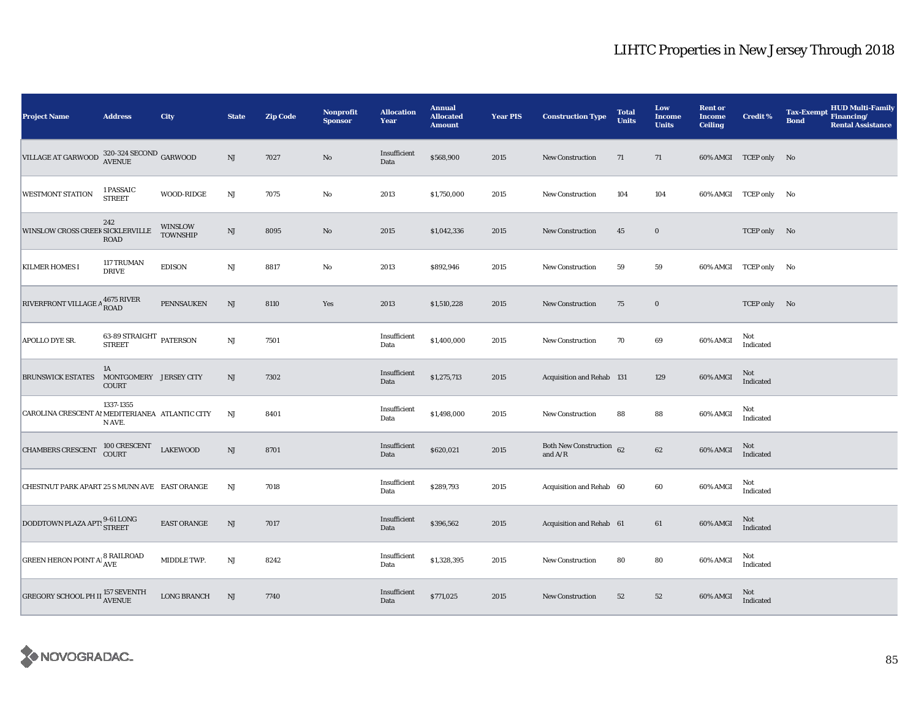# LIHTC Properties in New Jersey Through 2018

| Project Name | Address | City | State | Zip Code | Nonprofit Sponsor | Allocation Year | Annual Allocated Amount | Year PIS | Construction Type | Total Units | Low Income Units | Rent or Income Ceiling | Credit % | Tax-Exempt Bond | HUD Multi-Family Financing/ Rental Assistance |
|---|---|---|---|---|---|---|---|---|---|---|---|---|---|---|---|
| VILLAGE AT GARWOOD | 320-324 SECOND AVENUE | GARWOOD | NJ | 7027 | No | Insufficient Data | $568,900 | 2015 | New Construction | 71 | 71 | 60% AMGI | TCEP only | No | |
| WESTMONT STATION | 1 PASSAIC STREET | WOOD-RIDGE | NJ | 7075 | No | 2013 | $1,750,000 | 2015 | New Construction | 104 | 104 | 60% AMGI | TCEP only | No | |
| WINSLOW CROSS CREEK | 242 SICKLERVILLE ROAD | WINSLOW TOWNSHIP | NJ | 8095 | No | 2015 | $1,042,336 | 2015 | New Construction | 45 | 0 | | TCEP only | No | |
| KILMER HOMES I | 117 TRUMAN DRIVE | EDISON | NJ | 8817 | No | 2013 | $892,946 | 2015 | New Construction | 59 | 59 | 60% AMGI | TCEP only | No | |
| RIVERFRONT VILLAGE A | 4675 RIVER ROAD | PENNSAUKEN | NJ | 8110 | Yes | 2013 | $1,510,228 | 2015 | New Construction | 75 | 0 | | TCEP only | No | |
| APOLLO DYE SR. | 63-89 STRAIGHT STREET | PATERSON | NJ | 7501 | | Insufficient Data | $1,400,000 | 2015 | New Construction | 70 | 69 | 60% AMGI | Not Indicated | | |
| BRUNSWICK ESTATES | 1A MONTGOMERY COURT | JERSEY CITY | NJ | 7302 | | Insufficient Data | $1,275,713 | 2015 | Acquisition and Rehab | 131 | 129 | 60% AMGI | Not Indicated | | |
| CAROLINA CRESCENT AI | 1337-1355 MEDITERIANEAN AVE. | ATLANTIC CITY | NJ | 8401 | | Insufficient Data | $1,498,000 | 2015 | New Construction | 88 | 88 | 60% AMGI | Not Indicated | | |
| CHAMBERS CRESCENT | 100 CRESCENT COURT | LAKEWOOD | NJ | 8701 | | Insufficient Data | $620,021 | 2015 | Both New Construction and A/R | 62 | 62 | 60% AMGI | Not Indicated | | |
| CHESTNUT PARK APART | 25 S MUNN AVE | EAST ORANGE | NJ | 7018 | | Insufficient Data | $289,793 | 2015 | Acquisition and Rehab | 60 | 60 | 60% AMGI | Not Indicated | | |
| DODDTOWN PLAZA APTS | 9-61 LONG STREET | EAST ORANGE | NJ | 7017 | | Insufficient Data | $396,562 | 2015 | Acquisition and Rehab | 61 | 61 | 60% AMGI | Not Indicated | | |
| GREEN HERON POINT AI | 8 RAILROAD AVE | MIDDLE TWP. | NJ | 8242 | | Insufficient Data | $1,328,395 | 2015 | New Construction | 80 | 80 | 60% AMGI | Not Indicated | | |
| GREGORY SCHOOL PH II | 157 SEVENTH AVENUE | LONG BRANCH | NJ | 7740 | | Insufficient Data | $771,025 | 2015 | New Construction | 52 | 52 | 60% AMGI | Not Indicated | | |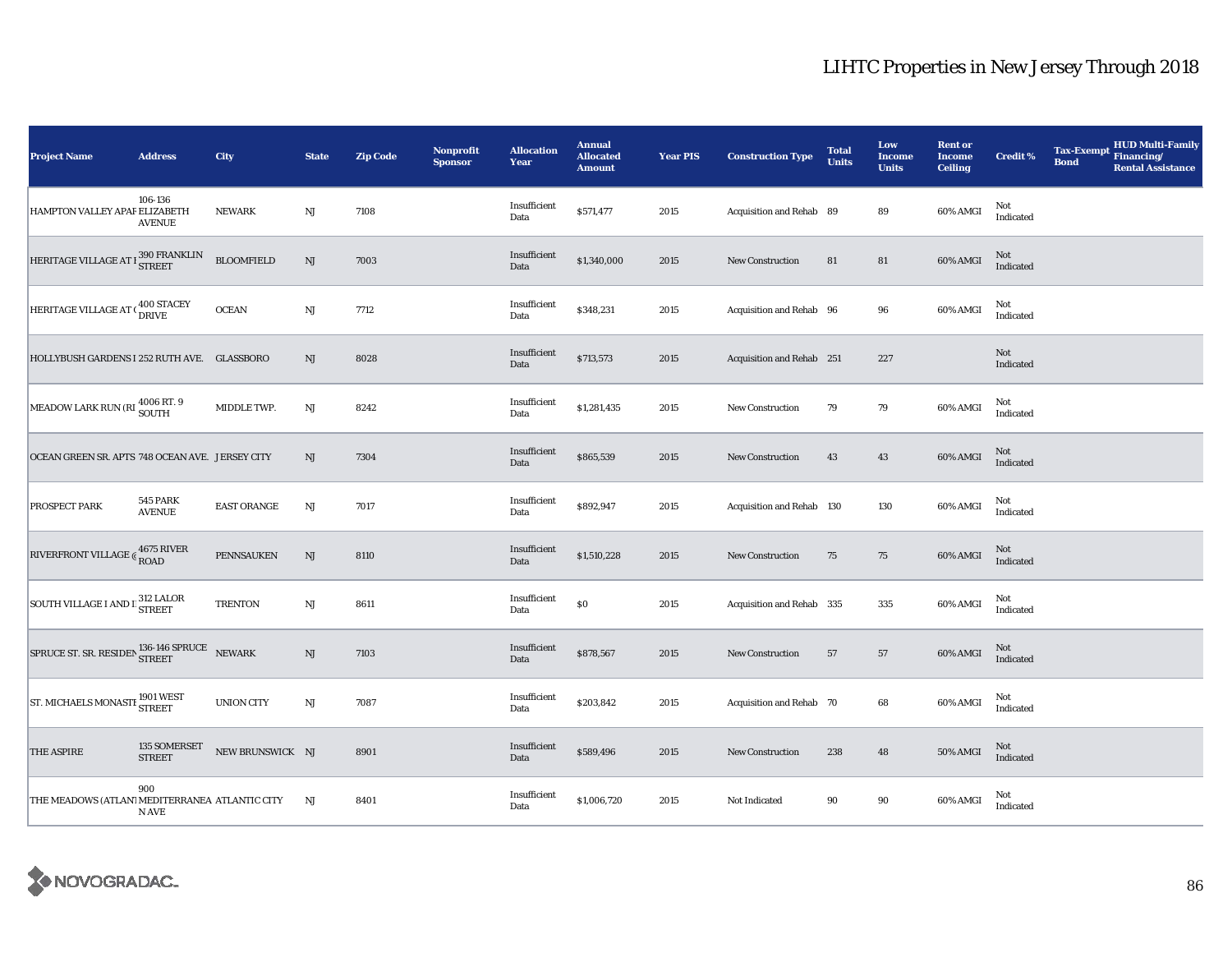# LIHTC Properties in New Jersey Through 2018

| Project Name | Address | City | State | Zip Code | Nonprofit Sponsor | Allocation Year | Annual Allocated Amount | Year PIS | Construction Type | Total Units | Low Income Units | Rent or Income Ceiling | Credit % | Tax-Exempt Bond | HUD Multi-Family Financing/ Rental Assistance |
|---|---|---|---|---|---|---|---|---|---|---|---|---|---|---|---|
| HAMPTON VALLEY APAR | 106-136 ELIZABETH AVENUE | NEWARK | NJ | 7108 | | Insufficient Data | $571,477 | 2015 | Acquisition and Rehab | 89 | 89 | 60% AMGI | Not Indicated | | |
| HERITAGE VILLAGE AT B | 390 FRANKLIN STREET | BLOOMFIELD | NJ | 7003 | | Insufficient Data | $1,340,000 | 2015 | New Construction | 81 | 81 | 60% AMGI | Not Indicated | | |
| HERITAGE VILLAGE AT ( | 400 STACEY DRIVE | OCEAN | NJ | 7712 | | Insufficient Data | $348,231 | 2015 | Acquisition and Rehab | 96 | 96 | 60% AMGI | Not Indicated | | |
| HOLLYBUSH GARDENS I | 252 RUTH AVE. | GLASSBORO | NJ | 8028 | | Insufficient Data | $713,573 | 2015 | Acquisition and Rehab | 251 | 227 | | Not Indicated | | |
| MEADOW LARK RUN (RI | 4006 RT. 9 SOUTH | MIDDLE TWP. | NJ | 8242 | | Insufficient Data | $1,281,435 | 2015 | New Construction | 79 | 79 | 60% AMGI | Not Indicated | | |
| OCEAN GREEN SR. APTS | 748 OCEAN AVE. | JERSEY CITY | NJ | 7304 | | Insufficient Data | $865,539 | 2015 | New Construction | 43 | 43 | 60% AMGI | Not Indicated | | |
| PROSPECT PARK | 545 PARK AVENUE | EAST ORANGE | NJ | 7017 | | Insufficient Data | $892,947 | 2015 | Acquisition and Rehab | 130 | 130 | 60% AMGI | Not Indicated | | |
| RIVERFRONT VILLAGE @ | 4675 RIVER ROAD | PENNSAUKEN | NJ | 8110 | | Insufficient Data | $1,510,228 | 2015 | New Construction | 75 | 75 | 60% AMGI | Not Indicated | | |
| SOUTH VILLAGE I AND II | 312 LALOR STREET | TRENTON | NJ | 8611 | | Insufficient Data | $0 | 2015 | Acquisition and Rehab | 335 | 335 | 60% AMGI | Not Indicated | | |
| SPRUCE ST. SR. RESIDEN | 136-146 SPRUCE STREET | NEWARK | NJ | 7103 | | Insufficient Data | $878,567 | 2015 | New Construction | 57 | 57 | 60% AMGI | Not Indicated | | |
| ST. MICHAELS MONASTE | 1901 WEST STREET | UNION CITY | NJ | 7087 | | Insufficient Data | $203,842 | 2015 | Acquisition and Rehab | 70 | 68 | 60% AMGI | Not Indicated | | |
| THE ASPIRE | 135 SOMERSET STREET | NEW BRUNSWICK | NJ | 8901 | | Insufficient Data | $589,496 | 2015 | New Construction | 238 | 48 | 50% AMGI | Not Indicated | | |
| THE MEADOWS (ATLANT | 900 MEDITERRANEAN AVE | ATLANTIC CITY | NJ | 8401 | | Insufficient Data | $1,006,720 | 2015 | Not Indicated | 90 | 90 | 60% AMGI | Not Indicated | | |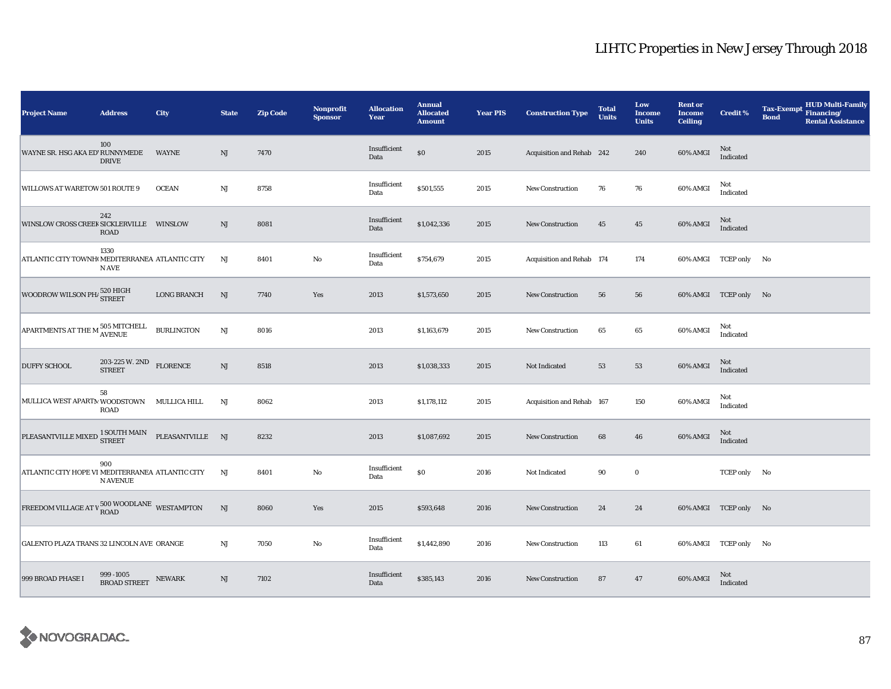# LIHTC Properties in New Jersey Through 2018

| Project Name | Address | City | State | Zip Code | Nonprofit Sponsor | Allocation Year | Annual Allocated Amount | Year PIS | Construction Type | Total Units | Low Income Units | Rent or Income Ceiling | Credit % | Tax-Exempt Bond | HUD Multi-Family Financing/ Rental Assistance |
|---|---|---|---|---|---|---|---|---|---|---|---|---|---|---|---|
| WAYNE SR. HSG AKA ED' | 100 RUNNYMEDE DRIVE | WAYNE | NJ | 7470 | | Insufficient Data | $0 | 2015 | Acquisition and Rehab | 242 | 240 | 60% AMGI | Not Indicated | | |
| WILLOWS AT WARETOW | 501 ROUTE 9 | OCEAN | NJ | 8758 | | Insufficient Data | $501,555 | 2015 | New Construction | 76 | 76 | 60% AMGI | Not Indicated | | |
| WINSLOW CROSS CREEK | 242 SICKLERVILLE ROAD | WINSLOW | NJ | 8081 | | Insufficient Data | $1,042,336 | 2015 | New Construction | 45 | 45 | 60% AMGI | Not Indicated | | |
| ATLANTIC CITY TOWNH | 1330 MEDITERRANEAN AVE | ATLANTIC CITY | NJ | 8401 | No | Insufficient Data | $754,679 | 2015 | Acquisition and Rehab | 174 | 174 | 60% AMGI | TCEP only | No | |
| WOODROW WILSON PHA | 520 HIGH STREET | LONG BRANCH | NJ | 7740 | Yes | 2013 | $1,573,650 | 2015 | New Construction | 56 | 56 | 60% AMGI | TCEP only | No | |
| APARTMENTS AT THE M | 505 MITCHELL AVENUE | BURLINGTON | NJ | 8016 | | 2013 | $1,163,679 | 2015 | New Construction | 65 | 65 | 60% AMGI | Not Indicated | | |
| DUFFY SCHOOL | 203-225 W. 2ND STREET | FLORENCE | NJ | 8518 | | 2013 | $1,038,333 | 2015 | Not Indicated | 53 | 53 | 60% AMGI | Not Indicated | | |
| MULLICA WEST APARTM | 58 WOODSTOWN ROAD | MULLICA HILL | NJ | 8062 | | 2013 | $1,178,112 | 2015 | Acquisition and Rehab | 167 | 150 | 60% AMGI | Not Indicated | | |
| PLEASANTVILLE MIXED | 1 SOUTH MAIN STREET | PLEASANTVILLE | NJ | 8232 | | 2013 | $1,087,692 | 2015 | New Construction | 68 | 46 | 60% AMGI | Not Indicated | | |
| ATLANTIC CITY HOPE VI | 900 MEDITERRANEAN AVENUE | ATLANTIC CITY | NJ | 8401 | No | Insufficient Data | $0 | 2016 | Not Indicated | 90 | 0 | | TCEP only | No | |
| FREEDOM VILLAGE AT W | 500 WOODLANE ROAD | WESTAMPTON | NJ | 8060 | Yes | 2015 | $593,648 | 2016 | New Construction | 24 | 24 | 60% AMGI | TCEP only | No | |
| GALENTO PLAZA TRANS | 32 LINCOLN AVE | ORANGE | NJ | 7050 | No | Insufficient Data | $1,442,890 | 2016 | New Construction | 113 | 61 | 60% AMGI | TCEP only | No | |
| 999 BROAD PHASE I | 999 - 1005 BROAD STREET | NEWARK | NJ | 7102 | | Insufficient Data | $385,143 | 2016 | New Construction | 87 | 47 | 60% AMGI | Not Indicated | | |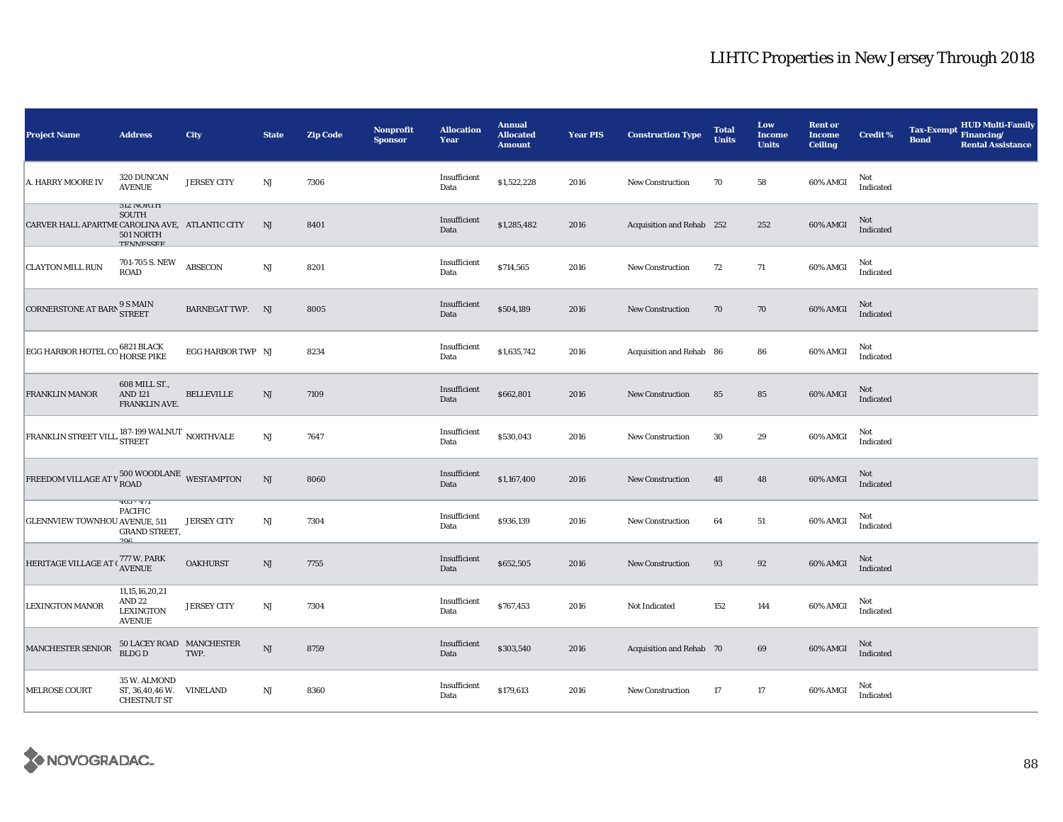# LIHTC Properties in New Jersey Through 2018

| Project Name | Address | City | State | Zip Code | Nonprofit Sponsor | Allocation Year | Annual Allocated Amount | Year PIS | Construction Type | Total Units | Low Income Units | Rent or Income Ceiling | Credit % | Tax-Exempt Bond | HUD Multi-Family Financing/ Rental Assistance |
|---|---|---|---|---|---|---|---|---|---|---|---|---|---|---|---|
| A. HARRY MOORE IV | 320 DUNCAN AVENUE | JERSEY CITY | NJ | 7306 | | Insufficient Data | $1,522,228 | 2016 | New Construction | 70 | 58 | 60% AMGI | Not Indicated | | |
| CARVER HALL APARTME | 512 NORTH SOUTH CAROLINA AVE, 501 NORTH TENNESSEE | ATLANTIC CITY | NJ | 8401 | | Insufficient Data | $1,285,482 | 2016 | Acquisition and Rehab | 252 | 252 | 60% AMGI | Not Indicated | | |
| CLAYTON MILL RUN | 701-705 S. NEW ROAD | ABSECON | NJ | 8201 | | Insufficient Data | $714,565 | 2016 | New Construction | 72 | 71 | 60% AMGI | Not Indicated | | |
| CORNERSTONE AT BARN | 9 S MAIN STREET | BARNEGAT TWP. | NJ | 8005 | | Insufficient Data | $504,189 | 2016 | New Construction | 70 | 70 | 60% AMGI | Not Indicated | | |
| EGG HARBOR HOTEL CO | 6821 BLACK HORSE PIKE | EGG HARBOR TWP | NJ | 8234 | | Insufficient Data | $1,635,742 | 2016 | Acquisition and Rehab | 86 | 86 | 60% AMGI | Not Indicated | | |
| FRANKLIN MANOR | 608 MILL ST., AND 121 FRANKLIN AVE. | BELLEVILLE | NJ | 7109 | | Insufficient Data | $662,801 | 2016 | New Construction | 85 | 85 | 60% AMGI | Not Indicated | | |
| FRANKLIN STREET VILL | 187-199 WALNUT STREET | NORTHVALE | NJ | 7647 | | Insufficient Data | $530,043 | 2016 | New Construction | 30 | 29 | 60% AMGI | Not Indicated | | |
| FREEDOM VILLAGE AT V | 500 WOODLANE ROAD | WESTAMPTON | NJ | 8060 | | Insufficient Data | $1,167,400 | 2016 | New Construction | 48 | 48 | 60% AMGI | Not Indicated | | |
| GLENNVIEW TOWNHOU | 463 - 471 PACIFIC AVENUE, 511 GRAND STREET, 296 | JERSEY CITY | NJ | 7304 | | Insufficient Data | $936,139 | 2016 | New Construction | 64 | 51 | 60% AMGI | Not Indicated | | |
| HERITAGE VILLAGE AT ( | 777 W. PARK AVENUE | OAKHURST | NJ | 7755 | | Insufficient Data | $652,505 | 2016 | New Construction | 93 | 92 | 60% AMGI | Not Indicated | | |
| LEXINGTON MANOR | 11,15,16,20,21 AND 22 LEXINGTON AVENUE | JERSEY CITY | NJ | 7304 | | Insufficient Data | $767,453 | 2016 | Not Indicated | 152 | 144 | 60% AMGI | Not Indicated | | |
| MANCHESTER SENIOR | 50 LACEY ROAD BLDG D | MANCHESTER TWP. | NJ | 8759 | | Insufficient Data | $303,540 | 2016 | Acquisition and Rehab | 70 | 69 | 60% AMGI | Not Indicated | | |
| MELROSE COURT | 35 W. ALMOND ST, 36,40,46 W. CHESTNUT ST | VINELAND | NJ | 8360 | | Insufficient Data | $179,613 | 2016 | New Construction | 17 | 17 | 60% AMGI | Not Indicated | | |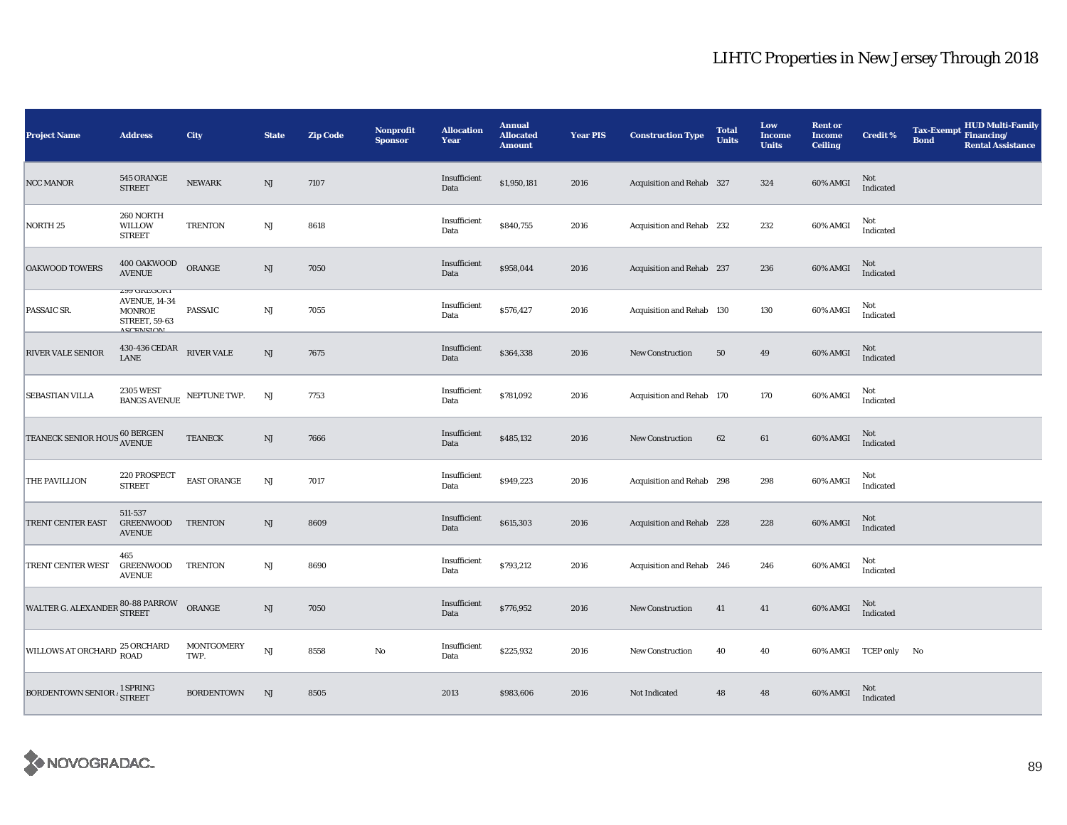# LIHTC Properties in New Jersey Through 2018

| Project Name | Address | City | State | Zip Code | Nonprofit Sponsor | Allocation Year | Annual Allocated Amount | Year PIS | Construction Type | Total Units | Low Income Units | Rent or Income Ceiling | Credit % | Tax-Exempt Bond | HUD Multi-Family Financing/ Rental Assistance |
|---|---|---|---|---|---|---|---|---|---|---|---|---|---|---|---|
| NCC MANOR | 545 ORANGE STREET | NEWARK | NJ | 7107 | | Insufficient Data | $1,950,181 | 2016 | Acquisition and Rehab | 327 | 324 | 60% AMGI | Not Indicated | | |
| NORTH 25 | 260 NORTH WILLOW STREET | TRENTON | NJ | 8618 | | Insufficient Data | $840,755 | 2016 | Acquisition and Rehab | 232 | 232 | 60% AMGI | Not Indicated | | |
| OAKWOOD TOWERS | 400 OAKWOOD AVENUE | ORANGE | NJ | 7050 | | Insufficient Data | $958,044 | 2016 | Acquisition and Rehab | 237 | 236 | 60% AMGI | Not Indicated | | |
| PASSAIC SR. | 299 GREGORY AVENUE, 14-34 MONROE STREET, 59-63 ASCENSION | PASSAIC | NJ | 7055 | | Insufficient Data | $576,427 | 2016 | Acquisition and Rehab | 130 | 130 | 60% AMGI | Not Indicated | | |
| RIVER VALE SENIOR | 430-436 CEDAR LANE | RIVER VALE | NJ | 7675 | | Insufficient Data | $364,338 | 2016 | New Construction | 50 | 49 | 60% AMGI | Not Indicated | | |
| SEBASTIAN VILLA | 2305 WEST BANGS AVENUE | NEPTUNE TWP. | NJ | 7753 | | Insufficient Data | $781,092 | 2016 | Acquisition and Rehab | 170 | 170 | 60% AMGI | Not Indicated | | |
| TEANECK SENIOR HOUS | 60 BERGEN AVENUE | TEANECK | NJ | 7666 | | Insufficient Data | $485,132 | 2016 | New Construction | 62 | 61 | 60% AMGI | Not Indicated | | |
| THE PAVILLION | 220 PROSPECT STREET | EAST ORANGE | NJ | 7017 | | Insufficient Data | $949,223 | 2016 | Acquisition and Rehab | 298 | 298 | 60% AMGI | Not Indicated | | |
| TRENT CENTER EAST | 511-537 GREENWOOD AVENUE | TRENTON | NJ | 8609 | | Insufficient Data | $615,303 | 2016 | Acquisition and Rehab | 228 | 228 | 60% AMGI | Not Indicated | | |
| TRENT CENTER WEST | 465 GREENWOOD AVENUE | TRENTON | NJ | 8690 | | Insufficient Data | $793,212 | 2016 | Acquisition and Rehab | 246 | 246 | 60% AMGI | Not Indicated | | |
| WALTER G. ALEXANDER | 80-88 PARROW STREET | ORANGE | NJ | 7050 | | Insufficient Data | $776,952 | 2016 | New Construction | 41 | 41 | 60% AMGI | Not Indicated | | |
| WILLOWS AT ORCHARD | 25 ORCHARD ROAD | MONTGOMERY TWP. | NJ | 8558 | No | Insufficient Data | $225,932 | 2016 | New Construction | 40 | 40 | 60% AMGI | TCEP only | No | |
| BORDENTOWN SENIOR / | 1 SPRING STREET | BORDENTOWN | NJ | 8505 | | 2013 | $983,606 | 2016 | Not Indicated | 48 | 48 | 60% AMGI | Not Indicated | | |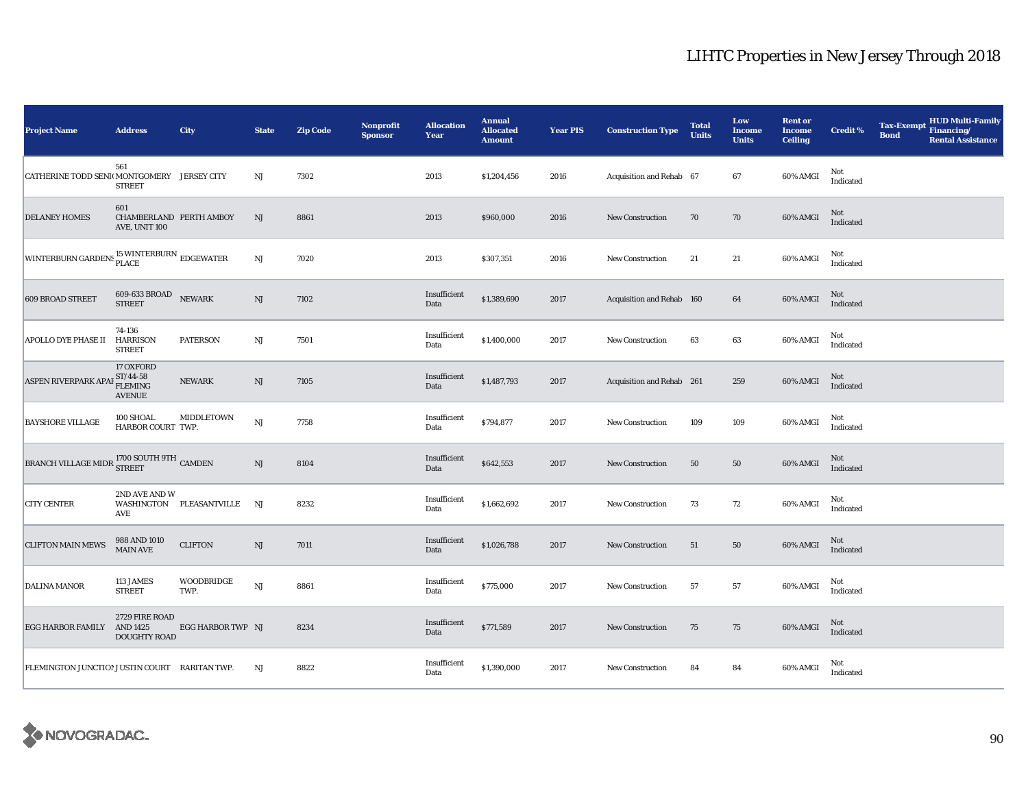# LIHTC Properties in New Jersey Through 2018

| Project Name | Address | City | State | Zip Code | Nonprofit Sponsor | Allocation Year | Annual Allocated Amount | Year PIS | Construction Type | Total Units | Low Income Units | Rent or Income Ceiling | Credit % | Tax-Exempt Bond | HUD Multi-Family Financing/ Rental Assistance |
|---|---|---|---|---|---|---|---|---|---|---|---|---|---|---|---|
| CATHERINE TODD SENI( | 561 MONTGOMERY STREET | JERSEY CITY | NJ | 7302 | | 2013 | $1,204,456 | 2016 | Acquisition and Rehab | 67 | 67 | 60% AMGI | Not Indicated | | |
| DELANEY HOMES | 601 CHAMBERLAND AVE, UNIT 100 | PERTH AMBOY | NJ | 8861 | | 2013 | $960,000 | 2016 | New Construction | 70 | 70 | 60% AMGI | Not Indicated | | |
| WINTERBURN GARDENS | 15 WINTERBURN PLACE | EDGEWATER | NJ | 7020 | | 2013 | $307,351 | 2016 | New Construction | 21 | 21 | 60% AMGI | Not Indicated | | |
| 609 BROAD STREET | 609-633 BROAD STREET | NEWARK | NJ | 7102 | | Insufficient Data | $1,389,690 | 2017 | Acquisition and Rehab | 160 | 64 | 60% AMGI | Not Indicated | | |
| APOLLO DYE PHASE II | 74-136 HARRISON STREET | PATERSON | NJ | 7501 | | Insufficient Data | $1,400,000 | 2017 | New Construction | 63 | 63 | 60% AMGI | Not Indicated | | |
| ASPEN RIVERPARK APAF | 17 OXFORD ST/44-58 FLEMING AVENUE | NEWARK | NJ | 7105 | | Insufficient Data | $1,487,793 | 2017 | Acquisition and Rehab | 261 | 259 | 60% AMGI | Not Indicated | | |
| BAYSHORE VILLAGE | 100 SHOAL HARBOR COURT | MIDDLETOWN TWP. | NJ | 7758 | | Insufficient Data | $794,877 | 2017 | New Construction | 109 | 109 | 60% AMGI | Not Indicated | | |
| BRANCH VILLAGE MIDR | 1700 SOUTH 9TH STREET | CAMDEN | NJ | 8104 | | Insufficient Data | $642,553 | 2017 | New Construction | 50 | 50 | 60% AMGI | Not Indicated | | |
| CITY CENTER | 2ND AVE AND W WASHINGTON AVE | PLEASANTVILLE | NJ | 8232 | | Insufficient Data | $1,662,692 | 2017 | New Construction | 73 | 72 | 60% AMGI | Not Indicated | | |
| CLIFTON MAIN MEWS | 988 AND 1010 MAIN AVE | CLIFTON | NJ | 7011 | | Insufficient Data | $1,026,788 | 2017 | New Construction | 51 | 50 | 60% AMGI | Not Indicated | | |
| DALINA MANOR | 113 JAMES STREET | WOODBRIDGE TWP. | NJ | 8861 | | Insufficient Data | $775,000 | 2017 | New Construction | 57 | 57 | 60% AMGI | Not Indicated | | |
| EGG HARBOR FAMILY | 2729 FIRE ROAD AND 1425 DOUGHTY ROAD | EGG HARBOR TWP | NJ | 8234 | | Insufficient Data | $771,589 | 2017 | New Construction | 75 | 75 | 60% AMGI | Not Indicated | | |
| FLEMINGTON JUNCTION | JUSTIN COURT | RARITAN TWP. | NJ | 8822 | | Insufficient Data | $1,390,000 | 2017 | New Construction | 84 | 84 | 60% AMGI | Not Indicated | | |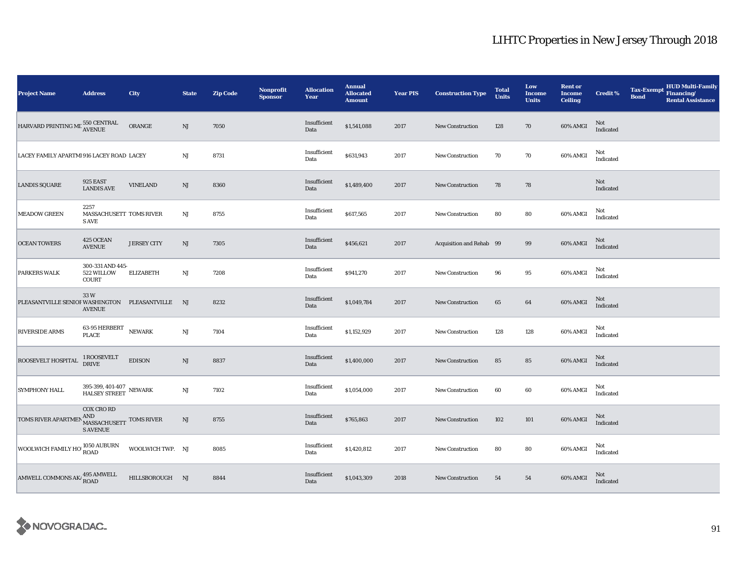# LIHTC Properties in New Jersey Through 2018

| Project Name | Address | City | State | Zip Code | Nonprofit Sponsor | Allocation Year | Annual Allocated Amount | Year PIS | Construction Type | Total Units | Low Income Units | Rent or Income Ceiling | Credit % | Tax-Exempt Bond | HUD Multi-Family Financing/ Rental Assistance |
|---|---|---|---|---|---|---|---|---|---|---|---|---|---|---|---|
| HARVARD PRINTING MI | 550 CENTRAL AVENUE | ORANGE | NJ | 7050 | | Insufficient Data | $1,541,088 | 2017 | New Construction | 128 | 70 | 60% AMGI | Not Indicated | | |
| LACEY FAMILY APARTMI | 916 LACEY ROAD | LACEY | NJ | 8731 | | Insufficient Data | $631,943 | 2017 | New Construction | 70 | 70 | 60% AMGI | Not Indicated | | |
| LANDIS SQUARE | 925 EAST LANDIS AVE | VINELAND | NJ | 8360 | | Insufficient Data | $1,489,400 | 2017 | New Construction | 78 | 78 | | Not Indicated | | |
| MEADOW GREEN | 2257 MASSACHUSETTS AVE | TOMS RIVER | NJ | 8755 | | Insufficient Data | $617,565 | 2017 | New Construction | 80 | 80 | 60% AMGI | Not Indicated | | |
| OCEAN TOWERS | 425 OCEAN AVENUE | JERSEY CITY | NJ | 7305 | | Insufficient Data | $456,621 | 2017 | Acquisition and Rehab | 99 | 99 | 60% AMGI | Not Indicated | | |
| PARKERS WALK | 300-331 AND 445-522 WILLOW COURT | ELIZABETH | NJ | 7208 | | Insufficient Data | $941,270 | 2017 | New Construction | 96 | 95 | 60% AMGI | Not Indicated | | |
| PLEASANTVILLE SENIOI | 33 W WASHINGTON AVENUE | PLEASANTVILLE | NJ | 8232 | | Insufficient Data | $1,049,784 | 2017 | New Construction | 65 | 64 | 60% AMGI | Not Indicated | | |
| RIVERSIDE ARMS | 63-95 HERBERT PLACE | NEWARK | NJ | 7104 | | Insufficient Data | $1,152,929 | 2017 | New Construction | 128 | 128 | 60% AMGI | Not Indicated | | |
| ROOSEVELT HOSPITAL | 1 ROOSEVELT DRIVE | EDISON | NJ | 8837 | | Insufficient Data | $1,400,000 | 2017 | New Construction | 85 | 85 | 60% AMGI | Not Indicated | | |
| SYMPHONY HALL | 395-399, 401-407 HALSEY STREET | NEWARK | NJ | 7102 | | Insufficient Data | $1,054,000 | 2017 | New Construction | 60 | 60 | 60% AMGI | Not Indicated | | |
| TOMS RIVER APARTMEN | COX CRO RD AND MASSACHUSETTS AVENUE | TOMS RIVER | NJ | 8755 | | Insufficient Data | $765,863 | 2017 | New Construction | 102 | 101 | 60% AMGI | Not Indicated | | |
| WOOLWICH FAMILY HO | 1050 AUBURN ROAD | WOOLWICH TWP. | NJ | 8085 | | Insufficient Data | $1,420,812 | 2017 | New Construction | 80 | 80 | 60% AMGI | Not Indicated | | |
| AMWELL COMMONS AK/ | 495 AMWELL ROAD | HILLSBOROUGH | NJ | 8844 | | Insufficient Data | $1,043,309 | 2018 | New Construction | 54 | 54 | 60% AMGI | Not Indicated | | |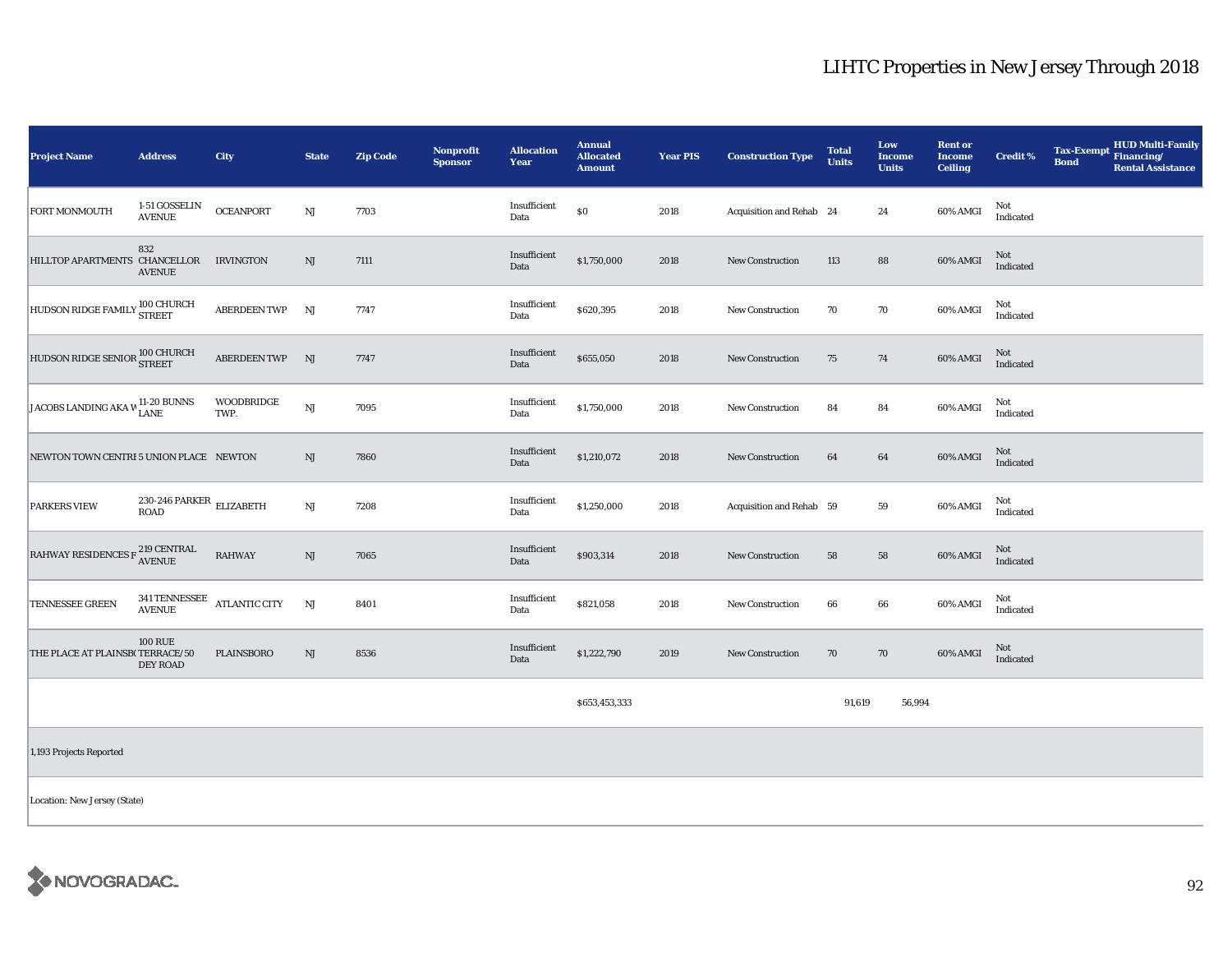# LIHTC Properties in New Jersey Through 2018

| Project Name | Address | City | State | Zip Code | Nonprofit Sponsor | Allocation Year | Annual Allocated Amount | Year PIS | Construction Type | Total Units | Low Income Units | Rent or Income Ceiling | Credit % | Tax-Exempt Bond | HUD Multi-Family Financing/ Rental Assistance |
|---|---|---|---|---|---|---|---|---|---|---|---|---|---|---|---|
| FORT MONMOUTH | 1-51 GOSSELIN AVENUE | OCEANPORT | NJ | 7703 | | Insufficient Data | $0 | 2018 | Acquisition and Rehab | 24 | 24 | 60% AMGI | Not Indicated | | |
| HILLTOP APARTMENTS | 832 CHANCELLOR AVENUE | IRVINGTON | NJ | 7111 | | Insufficient Data | $1,750,000 | 2018 | New Construction | 113 | 88 | 60% AMGI | Not Indicated | | |
| HUDSON RIDGE FAMILY | 100 CHURCH STREET | ABERDEEN TWP | NJ | 7747 | | Insufficient Data | $620,395 | 2018 | New Construction | 70 | 70 | 60% AMGI | Not Indicated | | |
| HUDSON RIDGE SENIOR | 100 CHURCH STREET | ABERDEEN TWP | NJ | 7747 | | Insufficient Data | $655,050 | 2018 | New Construction | 75 | 74 | 60% AMGI | Not Indicated | | |
| JACOBS LANDING AKA W | 11-20 BUNNS LANE | WOODBRIDGE TWP. | NJ | 7095 | | Insufficient Data | $1,750,000 | 2018 | New Construction | 84 | 84 | 60% AMGI | Not Indicated | | |
| NEWTON TOWN CENTRE | 5 UNION PLACE | NEWTON | NJ | 7860 | | Insufficient Data | $1,210,072 | 2018 | New Construction | 64 | 64 | 60% AMGI | Not Indicated | | |
| PARKERS VIEW | 230-246 PARKER ROAD | ELIZABETH | NJ | 7208 | | Insufficient Data | $1,250,000 | 2018 | Acquisition and Rehab | 59 | 59 | 60% AMGI | Not Indicated | | |
| RAHWAY RESIDENCES F | 219 CENTRAL AVENUE | RAHWAY | NJ | 7065 | | Insufficient Data | $903,314 | 2018 | New Construction | 58 | 58 | 60% AMGI | Not Indicated | | |
| TENNESSEE GREEN | 341 TENNESSEE AVENUE | ATLANTIC CITY | NJ | 8401 | | Insufficient Data | $821,058 | 2018 | New Construction | 66 | 66 | 60% AMGI | Not Indicated | | |
| THE PLACE AT PLAINSBO | 100 RUE TERRACE/50 DEY ROAD | PLAINSBORO | NJ | 8536 | | Insufficient Data | $1,222,790 | 2019 | New Construction | 70 | 70 | 60% AMGI | Not Indicated | | |
| | | | | | | | $653,453,333 | | | 91,619 | 56,994 | | | | |
| 1,193 Projects Reported | | | | | | | | | | | | | | | |
| Location: New Jersey (State) | | | | | | | | | | | | | | | |

NOVOGRADAC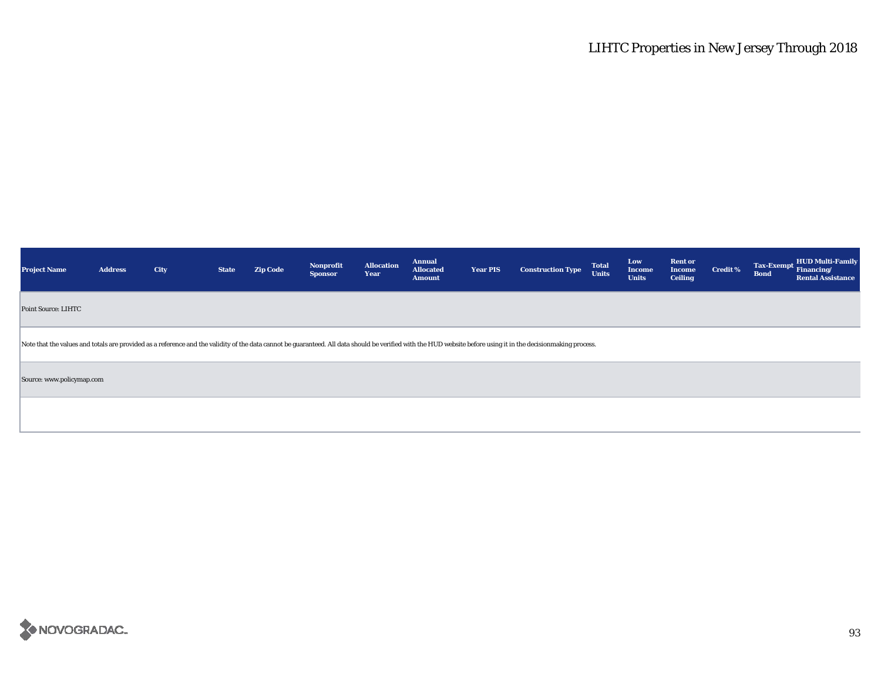# LIHTC Properties in New Jersey Through 2018

| Project Name | Address | City | State | Zip Code | Nonprofit Sponsor | Allocation Year | Annual Allocated Amount | Year PIS | Construction Type | Total Units | Low Income Units | Rent or Income Ceiling | Credit % | Tax-Exempt Bond | HUD Multi-Family Financing/ Rental Assistance |
|---|---|---|---|---|---|---|---|---|---|---|---|---|---|---|---|
| Point Source: LIHTC | | | | | | | | | | | | | | | |
| Note that the values and totals are provided as a reference and the validity of the data cannot be guaranteed. All data should be verified with the HUD website before using it in the decisionmaking process. | | | | | | | | | | | | | | | |
| Source: www.policymap.com | | | | | | | | | | | | | | | |